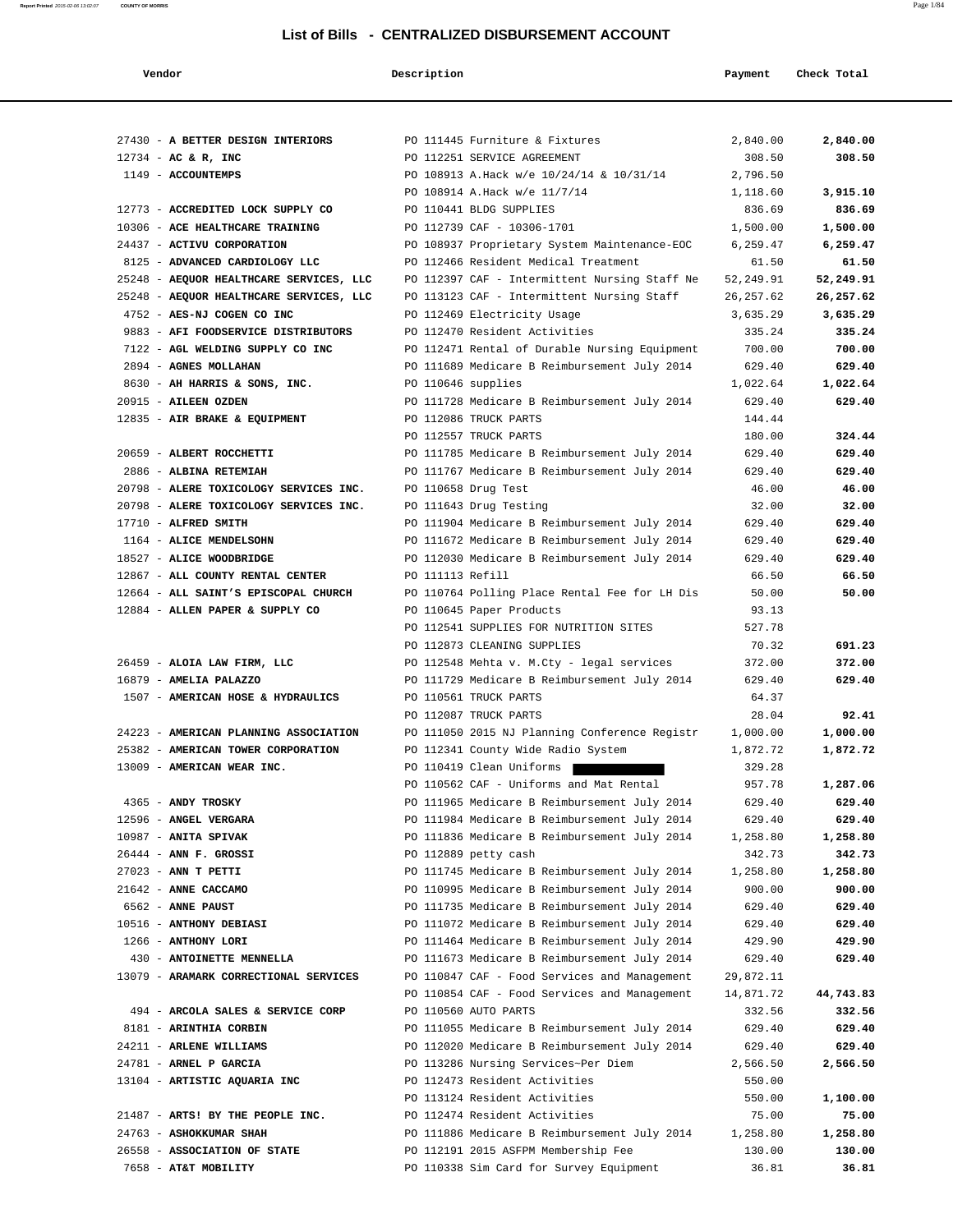# List of Bills - CENTRALIZED DISBURSEMENT ACCOUNT

| Vendor | Description | Payment | Check Total |
|---|---|---|---|
| 27430 - **A BETTER DESIGN INTERIORS** | PO 111445 Furniture & Fixtures | 2,840.00 | **2,840.00** |
| 12734 - **AC & R, INC** | PO 112251 SERVICE AGREEMENT | 308.50 | **308.50** |
| 1149 - **ACCOUNTEMPS** | PO 108913 A.Hack w/e 10/24/14 & 10/31/14 | 2,796.50 | |
| | PO 108914 A.Hack w/e 11/7/14 | 1,118.60 | **3,915.10** |
| 12773 - **ACCREDITED LOCK SUPPLY CO** | PO 110441 BLDG SUPPLIES | 836.69 | **836.69** |
| 10306 - **ACE HEALTHCARE TRAINING** | PO 112739 CAF - 10306-1701 | 1,500.00 | **1,500.00** |
| 24437 - **ACTIVU CORPORATION** | PO 108937 Proprietary System Maintenance-EOC | 6,259.47 | **6,259.47** |
| 8125 - **ADVANCED CARDIOLOGY LLC** | PO 112466 Resident Medical Treatment | 61.50 | **61.50** |
| 25248 - **AEQUOR HEALTHCARE SERVICES, LLC** | PO 112397 CAF - Intermittent Nursing Staff Ne | 52,249.91 | **52,249.91** |
| 25248 - **AEQUOR HEALTHCARE SERVICES, LLC** | PO 113123 CAF - Intermittent Nursing Staff | 26,257.62 | **26,257.62** |
| 4752 - **AES-NJ COGEN CO INC** | PO 112469 Electricity Usage | 3,635.29 | **3,635.29** |
| 9883 - **AFI FOODSERVICE DISTRIBUTORS** | PO 112470 Resident Activities | 335.24 | **335.24** |
| 7122 - **AGL WELDING SUPPLY CO INC** | PO 112471 Rental of Durable Nursing Equipment | 700.00 | **700.00** |
| 2894 - **AGNES MOLLAHAN** | PO 111689 Medicare B Reimbursement July 2014 | 629.40 | **629.40** |
| 8630 - **AH HARRIS & SONS, INC.** | PO 110646 supplies | 1,022.64 | **1,022.64** |
| 20915 - **AILEEN OZDEN** | PO 111728 Medicare B Reimbursement July 2014 | 629.40 | **629.40** |
| 12835 - **AIR BRAKE & EQUIPMENT** | PO 112086 TRUCK PARTS | 144.44 | |
| | PO 112557 TRUCK PARTS | 180.00 | **324.44** |
| 20659 - **ALBERT ROCCHETTI** | PO 111785 Medicare B Reimbursement July 2014 | 629.40 | **629.40** |
| 2886 - **ALBINA RETEMIAH** | PO 111767 Medicare B Reimbursement July 2014 | 629.40 | **629.40** |
| 20798 - **ALERE TOXICOLOGY SERVICES INC.** | PO 110658 Drug Test | 46.00 | **46.00** |
| 20798 - **ALERE TOXICOLOGY SERVICES INC.** | PO 111643 Drug Testing | 32.00 | **32.00** |
| 17710 - **ALFRED SMITH** | PO 111904 Medicare B Reimbursement July 2014 | 629.40 | **629.40** |
| 1164 - **ALICE MENDELSOHN** | PO 111672 Medicare B Reimbursement July 2014 | 629.40 | **629.40** |
| 18527 - **ALICE WOODBRIDGE** | PO 112030 Medicare B Reimbursement July 2014 | 629.40 | **629.40** |
| 12867 - **ALL COUNTY RENTAL CENTER** | PO 111113 Refill | 66.50 | **66.50** |
| 12664 - **ALL SAINT'S EPISCOPAL CHURCH** | PO 110764 Polling Place Rental Fee for LH Dis | 50.00 | **50.00** |
| 12884 - **ALLEN PAPER & SUPPLY CO** | PO 110645 Paper Products | 93.13 | |
| | PO 112541 SUPPLIES FOR NUTRITION SITES | 527.78 | |
| | PO 112873 CLEANING SUPPLIES | 70.32 | **691.23** |
| 26459 - **ALOIA LAW FIRM, LLC** | PO 112548 Mehta v. M.Cty - legal services | 372.00 | **372.00** |
| 16879 - **AMELIA PALAZZO** | PO 111729 Medicare B Reimbursement July 2014 | 629.40 | **629.40** |
| 1507 - **AMERICAN HOSE & HYDRAULICS** | PO 110561 TRUCK PARTS | 64.37 | |
| | PO 112087 TRUCK PARTS | 28.04 | **92.41** |
| 24223 - **AMERICAN PLANNING ASSOCIATION** | PO 111050 2015 NJ Planning Conference Registr | 1,000.00 | **1,000.00** |
| 25382 - **AMERICAN TOWER CORPORATION** | PO 112341 County Wide Radio System | 1,872.72 | **1,872.72** |
| 13009 - **AMERICAN WEAR INC.** | PO 110419 Clean Uniforms | 329.28 | |
| | PO 110562 CAF - Uniforms and Mat Rental | 957.78 | **1,287.06** |
| 4365 - **ANDY TROSKY** | PO 111965 Medicare B Reimbursement July 2014 | 629.40 | **629.40** |
| 12596 - **ANGEL VERGARA** | PO 111984 Medicare B Reimbursement July 2014 | 629.40 | **629.40** |
| 10987 - **ANITA SPIVAK** | PO 111836 Medicare B Reimbursement July 2014 | 1,258.80 | **1,258.80** |
| 26444 - **ANN F. GROSSI** | PO 112889 petty cash | 342.73 | **342.73** |
| 27023 - **ANN T PETTI** | PO 111745 Medicare B Reimbursement July 2014 | 1,258.80 | **1,258.80** |
| 21642 - **ANNE CACCAMO** | PO 110995 Medicare B Reimbursement July 2014 | 900.00 | **900.00** |
| 6562 - **ANNE PAUST** | PO 111735 Medicare B Reimbursement July 2014 | 629.40 | **629.40** |
| 10516 - **ANTHONY DEBIASI** | PO 111072 Medicare B Reimbursement July 2014 | 629.40 | **629.40** |
| 1266 - **ANTHONY LORI** | PO 111464 Medicare B Reimbursement July 2014 | 429.90 | **429.90** |
| 430 - **ANTOINETTE MENNELLA** | PO 111673 Medicare B Reimbursement July 2014 | 629.40 | **629.40** |
| 13079 - **ARAMARK CORRECTIONAL SERVICES** | PO 110847 CAF - Food Services and Management | 29,872.11 | |
| | PO 110854 CAF - Food Services and Management | 14,871.72 | **44,743.83** |
| 494 - **ARCOLA SALES & SERVICE CORP** | PO 110560 AUTO PARTS | 332.56 | **332.56** |
| 8181 - **ARINTHIA CORBIN** | PO 111055 Medicare B Reimbursement July 2014 | 629.40 | **629.40** |
| 24211 - **ARLENE WILLIAMS** | PO 112020 Medicare B Reimbursement July 2014 | 629.40 | **629.40** |
| 24781 - **ARNEL P GARCIA** | PO 113286 Nursing Services~Per Diem | 2,566.50 | **2,566.50** |
| 13104 - **ARTISTIC AQUARIA INC** | PO 112473 Resident Activities | 550.00 | |
| | PO 113124 Resident Activities | 550.00 | **1,100.00** |
| 21487 - **ARTS! BY THE PEOPLE INC.** | PO 112474 Resident Activities | 75.00 | **75.00** |
| 24763 - **ASHOKKUMAR SHAH** | PO 111886 Medicare B Reimbursement July 2014 | 1,258.80 | **1,258.80** |
| 26558 - **ASSOCIATION OF STATE** | PO 112191 2015 ASFPM Membership Fee | 130.00 | **130.00** |
| 7658 - **AT&T MOBILITY** | PO 110338 Sim Card for Survey Equipment | 36.81 | **36.81** |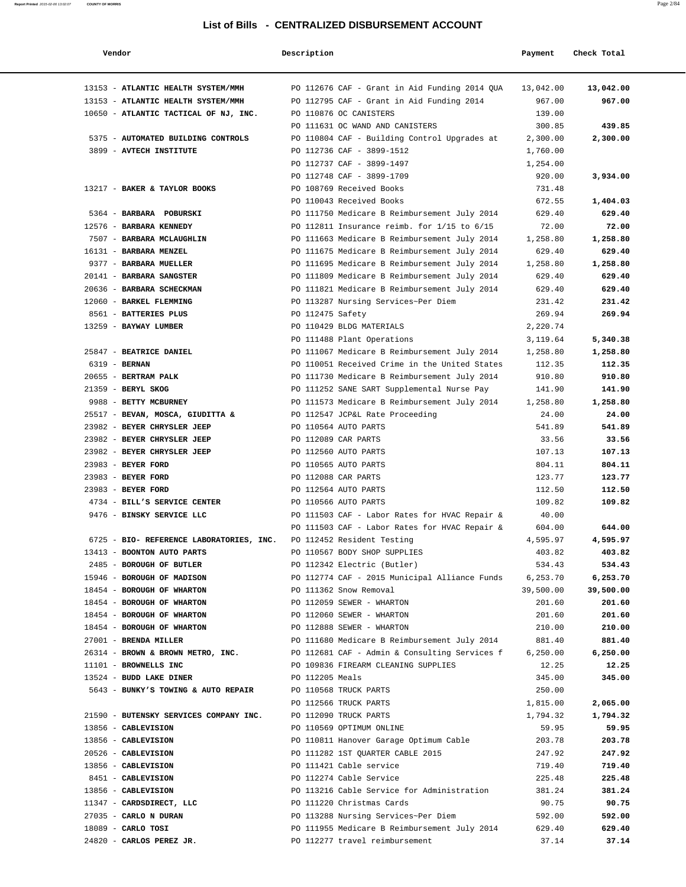## List of Bills - CENTRALIZED DISBURSEMENT ACCOUNT

| Vendor | Description | Payment | Check Total |
|---|---|---|---|
| 13153 - **ATLANTIC HEALTH SYSTEM/MMH** | PO 112676 CAF - Grant in Aid Funding 2014 QUA | 13,042.00 | **13,042.00** |
| 13153 - **ATLANTIC HEALTH SYSTEM/MMH** | PO 112795 CAF - Grant in Aid Funding 2014 | 967.00 | **967.00** |
| 10650 - **ATLANTIC TACTICAL OF NJ, INC.** | PO 110876 OC CANISTERS | 139.00 | |
| | PO 111631 OC WAND AND CANISTERS | 300.85 | **439.85** |
| 5375 - **AUTOMATED BUILDING CONTROLS** | PO 110804 CAF - Building Control Upgrades at | 2,300.00 | **2,300.00** |
| 3899 - **AVTECH INSTITUTE** | PO 112736 CAF - 3899-1512 | 1,760.00 | |
| | PO 112737 CAF - 3899-1497 | 1,254.00 | |
| | PO 112748 CAF - 3899-1709 | 920.00 | **3,934.00** |
| 13217 - **BAKER & TAYLOR BOOKS** | PO 108769 Received Books | 731.48 | |
| | PO 110043 Received Books | 672.55 | **1,404.03** |
| 5364 - **BARBARA POBURSKI** | PO 111750 Medicare B Reimbursement July 2014 | 629.40 | **629.40** |
| 12576 - **BARBARA KENNEDY** | PO 112811 Insurance reimb. for 1/15 to 6/15 | 72.00 | **72.00** |
| 7507 - **BARBARA MCLAUGHLIN** | PO 111663 Medicare B Reimbursement July 2014 | 1,258.80 | **1,258.80** |
| 16131 - **BARBARA MENZEL** | PO 111675 Medicare B Reimbursement July 2014 | 629.40 | **629.40** |
| 9377 - **BARBARA MUELLER** | PO 111695 Medicare B Reimbursement July 2014 | 1,258.80 | **1,258.80** |
| 20141 - **BARBARA SANGSTER** | PO 111809 Medicare B Reimbursement July 2014 | 629.40 | **629.40** |
| 20636 - **BARBARA SCHECKMAN** | PO 111821 Medicare B Reimbursement July 2014 | 629.40 | **629.40** |
| 12060 - **BARKEL FLEMMING** | PO 113287 Nursing Services~Per Diem | 231.42 | **231.42** |
| 8561 - **BATTERIES PLUS** | PO 112475 Safety | 269.94 | **269.94** |
| 13259 - **BAYWAY LUMBER** | PO 110429 BLDG MATERIALS | 2,220.74 | |
| | PO 111488 Plant Operations | 3,119.64 | **5,340.38** |
| 25847 - **BEATRICE DANIEL** | PO 111067 Medicare B Reimbursement July 2014 | 1,258.80 | **1,258.80** |
| 6319 - **BERNAN** | PO 110051 Received Crime in the United States | 112.35 | **112.35** |
| 20655 - **BERTRAM PALK** | PO 111730 Medicare B Reimbursement July 2014 | 910.80 | **910.80** |
| 21359 - **BERYL SKOG** | PO 111252 SANE SART Supplemental Nurse Pay | 141.90 | **141.90** |
| 9988 - **BETTY MCBURNEY** | PO 111573 Medicare B Reimbursement July 2014 | 1,258.80 | **1,258.80** |
| 25517 - **BEVAN, MOSCA, GIUDITTA &** | PO 112547 JCP&L Rate Proceeding | 24.00 | **24.00** |
| 23982 - **BEYER CHRYSLER JEEP** | PO 110564 AUTO PARTS | 541.89 | **541.89** |
| 23982 - **BEYER CHRYSLER JEEP** | PO 112089 CAR PARTS | 33.56 | **33.56** |
| 23982 - **BEYER CHRYSLER JEEP** | PO 112560 AUTO PARTS | 107.13 | **107.13** |
| 23983 - **BEYER FORD** | PO 110565 AUTO PARTS | 804.11 | **804.11** |
| 23983 - **BEYER FORD** | PO 112088 CAR PARTS | 123.77 | **123.77** |
| 23983 - **BEYER FORD** | PO 112564 AUTO PARTS | 112.50 | **112.50** |
| 4734 - **BILL'S SERVICE CENTER** | PO 110566 AUTO PARTS | 109.82 | **109.82** |
| 9476 - **BINSKY SERVICE LLC** | PO 111503 CAF - Labor Rates for HVAC Repair & | 40.00 | |
| | PO 111503 CAF - Labor Rates for HVAC Repair & | 604.00 | **644.00** |
| 6725 - **BIO- REFERENCE LABORATORIES, INC.** | PO 112452 Resident Testing | 4,595.97 | **4,595.97** |
| 13413 - **BOONTON AUTO PARTS** | PO 110567 BODY SHOP SUPPLIES | 403.82 | **403.82** |
| 2485 - **BOROUGH OF BUTLER** | PO 112342 Electric (Butler) | 534.43 | **534.43** |
| 15946 - **BOROUGH OF MADISON** | PO 112774 CAF - 2015 Municipal Alliance Funds | 6,253.70 | **6,253.70** |
| 18454 - **BOROUGH OF WHARTON** | PO 111362 Snow Removal | 39,500.00 | **39,500.00** |
| 18454 - **BOROUGH OF WHARTON** | PO 112059 SEWER - WHARTON | 201.60 | **201.60** |
| 18454 - **BOROUGH OF WHARTON** | PO 112060 SEWER - WHARTON | 201.60 | **201.60** |
| 18454 - **BOROUGH OF WHARTON** | PO 112888 SEWER - WHARTON | 210.00 | **210.00** |
| 27001 - **BRENDA MILLER** | PO 111680 Medicare B Reimbursement July 2014 | 881.40 | **881.40** |
| 26314 - **BROWN & BROWN METRO, INC.** | PO 112681 CAF - Admin & Consulting Services f | 6,250.00 | **6,250.00** |
| 11101 - **BROWNELLS INC** | PO 109836 FIREARM CLEANING SUPPLIES | 12.25 | **12.25** |
| 13524 - **BUDD LAKE DINER** | PO 112205 Meals | 345.00 | **345.00** |
| 5643 - **BUNKY'S TOWING & AUTO REPAIR** | PO 110568 TRUCK PARTS | 250.00 | |
| | PO 112566 TRUCK PARTS | 1,815.00 | **2,065.00** |
| 21590 - **BUTENSKY SERVICES COMPANY INC.** | PO 112090 TRUCK PARTS | 1,794.32 | **1,794.32** |
| 13856 - **CABLEVISION** | PO 110569 OPTIMUM ONLINE | 59.95 | **59.95** |
| 13856 - **CABLEVISION** | PO 110811 Hanover Garage Optimum Cable | 203.78 | **203.78** |
| 20526 - **CABLEVISION** | PO 111282 1ST QUARTER CABLE 2015 | 247.92 | **247.92** |
| 13856 - **CABLEVISION** | PO 111421 Cable service | 719.40 | **719.40** |
| 8451 - **CABLEVISION** | PO 112274 Cable Service | 225.48 | **225.48** |
| 13856 - **CABLEVISION** | PO 113216 Cable Service for Administration | 381.24 | **381.24** |
| 11347 - **CARDSDIRECT, LLC** | PO 111220 Christmas Cards | 90.75 | **90.75** |
| 27035 - **CARLO N DURAN** | PO 113288 Nursing Services~Per Diem | 592.00 | **592.00** |
| 18089 - **CARLO TOSI** | PO 111955 Medicare B Reimbursement July 2014 | 629.40 | **629.40** |
| 24820 - **CARLOS PEREZ JR.** | PO 112277 travel reimbursement | 37.14 | **37.14** |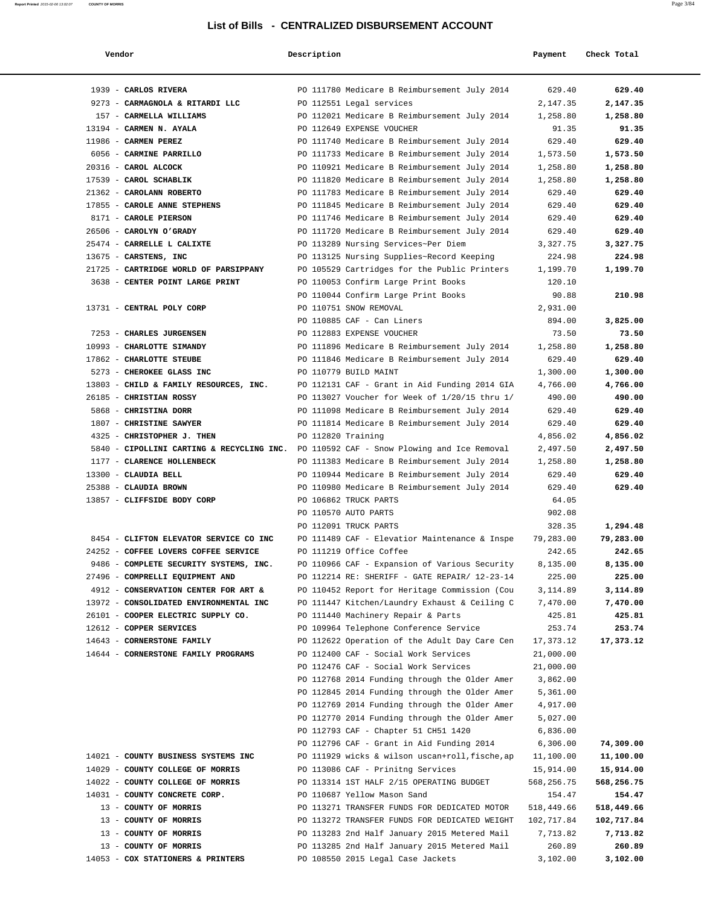# List of Bills - CENTRALIZED DISBURSEMENT ACCOUNT

| Vendor | Description | Payment | Check Total |
|---|---|---|---|
| 1939 - **CARLOS RIVERA** | PO 111780 Medicare B Reimbursement July 2014 | 629.40 | **629.40** |
| 9273 - **CARMAGNOLA & RITARDI LLC** | PO 112551 Legal services | 2,147.35 | **2,147.35** |
| 157 - **CARMELLA WILLIAMS** | PO 112021 Medicare B Reimbursement July 2014 | 1,258.80 | **1,258.80** |
| 13194 - **CARMEN N. AYALA** | PO 112649 EXPENSE VOUCHER | 91.35 | **91.35** |
| 11986 - **CARMEN PEREZ** | PO 111740 Medicare B Reimbursement July 2014 | 629.40 | **629.40** |
| 6056 - **CARMINE PARRILLO** | PO 111733 Medicare B Reimbursement July 2014 | 1,573.50 | **1,573.50** |
| 20316 - **CAROL ALCOCK** | PO 110921 Medicare B Reimbursement July 2014 | 1,258.80 | **1,258.80** |
| 17539 - **CAROL SCHABLIK** | PO 111820 Medicare B Reimbursement July 2014 | 1,258.80 | **1,258.80** |
| 21362 - **CAROLANN ROBERTO** | PO 111783 Medicare B Reimbursement July 2014 | 629.40 | **629.40** |
| 17855 - **CAROLE ANNE STEPHENS** | PO 111845 Medicare B Reimbursement July 2014 | 629.40 | **629.40** |
| 8171 - **CAROLE PIERSON** | PO 111746 Medicare B Reimbursement July 2014 | 629.40 | **629.40** |
| 26506 - **CAROLYN O'GRADY** | PO 111720 Medicare B Reimbursement July 2014 | 629.40 | **629.40** |
| 25474 - **CARRELLE L CALIXTE** | PO 113289 Nursing Services~Per Diem | 3,327.75 | **3,327.75** |
| 13675 - **CARSTENS, INC** | PO 113125 Nursing Supplies~Record Keeping | 224.98 | **224.98** |
| 21725 - **CARTRIDGE WORLD OF PARSIPPANY** | PO 105529 Cartridges for the Public Printers | 1,199.70 | **1,199.70** |
| 3638 - **CENTER POINT LARGE PRINT** | PO 110053 Confirm Large Print Books | 120.10 | |
| | PO 110044 Confirm Large Print Books | 90.88 | **210.98** |
| 13731 - **CENTRAL POLY CORP** | PO 110751 SNOW REMOVAL | 2,931.00 | |
| | PO 110885 CAF - Can Liners | 894.00 | **3,825.00** |
| 7253 - **CHARLES JURGENSEN** | PO 112883 EXPENSE VOUCHER | 73.50 | **73.50** |
| 10993 - **CHARLOTTE SIMANDY** | PO 111896 Medicare B Reimbursement July 2014 | 1,258.80 | **1,258.80** |
| 17862 - **CHARLOTTE STEUBE** | PO 111846 Medicare B Reimbursement July 2014 | 629.40 | **629.40** |
| 5273 - **CHEROKEE GLASS INC** | PO 110779 BUILD MAINT | 1,300.00 | **1,300.00** |
| 13803 - **CHILD & FAMILY RESOURCES, INC.** | PO 112131 CAF - Grant in Aid Funding 2014 GIA | 4,766.00 | **4,766.00** |
| 26185 - **CHRISTIAN ROSSY** | PO 113027 Voucher for Week of 1/20/15 thru 1/ | 490.00 | **490.00** |
| 5868 - **CHRISTINA DORR** | PO 111098 Medicare B Reimbursement July 2014 | 629.40 | **629.40** |
| 1807 - **CHRISTINE SAWYER** | PO 111814 Medicare B Reimbursement July 2014 | 629.40 | **629.40** |
| 4325 - **CHRISTOPHER J. THEN** | PO 112820 Training | 4,856.02 | **4,856.02** |
| 5840 - **CIPOLLINI CARTING & RECYCLING INC.** | PO 110592 CAF - Snow Plowing and Ice Removal | 2,497.50 | **2,497.50** |
| 1177 - **CLARENCE HOLLENBECK** | PO 111383 Medicare B Reimbursement July 2014 | 1,258.80 | **1,258.80** |
| 13300 - **CLAUDIA BELL** | PO 110944 Medicare B Reimbursement July 2014 | 629.40 | **629.40** |
| 25388 - **CLAUDIA BROWN** | PO 110980 Medicare B Reimbursement July 2014 | 629.40 | **629.40** |
| 13857 - **CLIFFSIDE BODY CORP** | PO 106862 TRUCK PARTS | 64.05 | |
| | PO 110570 AUTO PARTS | 902.08 | |
| | PO 112091 TRUCK PARTS | 328.35 | **1,294.48** |
| 8454 - **CLIFTON ELEVATOR SERVICE CO INC** | PO 111489 CAF - Elevatior Maintenance & Inspe | 79,283.00 | **79,283.00** |
| 24252 - **COFFEE LOVERS COFFEE SERVICE** | PO 111219 Office Coffee | 242.65 | **242.65** |
| 9486 - **COMPLETE SECURITY SYSTEMS, INC.** | PO 110966 CAF - Expansion of Various Security | 8,135.00 | **8,135.00** |
| 27496 - **COMPRELLI EQUIPMENT AND** | PO 112214 RE: SHERIFF - GATE REPAIR/ 12-23-14 | 225.00 | **225.00** |
| 4912 - **CONSERVATION CENTER FOR ART &** | PO 110452 Report for Heritage Commission (Cou | 3,114.89 | **3,114.89** |
| 13972 - **CONSOLIDATED ENVIRONMENTAL INC** | PO 111447 Kitchen/Laundry Exhaust & Ceiling C | 7,470.00 | **7,470.00** |
| 26101 - **COOPER ELECTRIC SUPPLY CO.** | PO 111440 Machinery Repair & Parts | 425.81 | **425.81** |
| 12612 - **COPPER SERVICES** | PO 109964 Telephone Conference Service | 253.74 | **253.74** |
| 14643 - **CORNERSTONE FAMILY** | PO 112622 Operation of the Adult Day Care Cen | 17,373.12 | **17,373.12** |
| 14644 - **CORNERSTONE FAMILY PROGRAMS** | PO 112400 CAF - Social Work Services | 21,000.00 | |
| | PO 112476 CAF - Social Work Services | 21,000.00 | |
| | PO 112768 2014 Funding through the Older Amer | 3,862.00 | |
| | PO 112845 2014 Funding through the Older Amer | 5,361.00 | |
| | PO 112769 2014 Funding through the Older Amer | 4,917.00 | |
| | PO 112770 2014 Funding through the Older Amer | 5,027.00 | |
| | PO 112793 CAF - Chapter 51 CH51 1420 | 6,836.00 | |
| | PO 112796 CAF - Grant in Aid Funding 2014 | 6,306.00 | **74,309.00** |
| 14021 - **COUNTY BUSINESS SYSTEMS INC** | PO 111929 wicks & wilson uscan+roll,fische,ap | 11,100.00 | **11,100.00** |
| 14029 - **COUNTY COLLEGE OF MORRIS** | PO 113086 CAF - Prinitng Services | 15,914.00 | **15,914.00** |
| 14022 - **COUNTY COLLEGE OF MORRIS** | PO 113314 1ST HALF 2/15 OPERATING BUDGET | 568,256.75 | **568,256.75** |
| 14031 - **COUNTY CONCRETE CORP.** | PO 110687 Yellow Mason Sand | 154.47 | **154.47** |
| 13 - **COUNTY OF MORRIS** | PO 113271 TRANSFER FUNDS FOR DEDICATED MOTOR | 518,449.66 | **518,449.66** |
| 13 - **COUNTY OF MORRIS** | PO 113272 TRANSFER FUNDS FOR DEDICATED WEIGHT | 102,717.84 | **102,717.84** |
| 13 - **COUNTY OF MORRIS** | PO 113283 2nd Half January 2015 Metered Mail | 7,713.82 | **7,713.82** |
| 13 - **COUNTY OF MORRIS** | PO 113285 2nd Half January 2015 Metered Mail | 260.89 | **260.89** |
| 14053 - **COX STATIONERS & PRINTERS** | PO 108550 2015 Legal Case Jackets | 3,102.00 | **3,102.00** |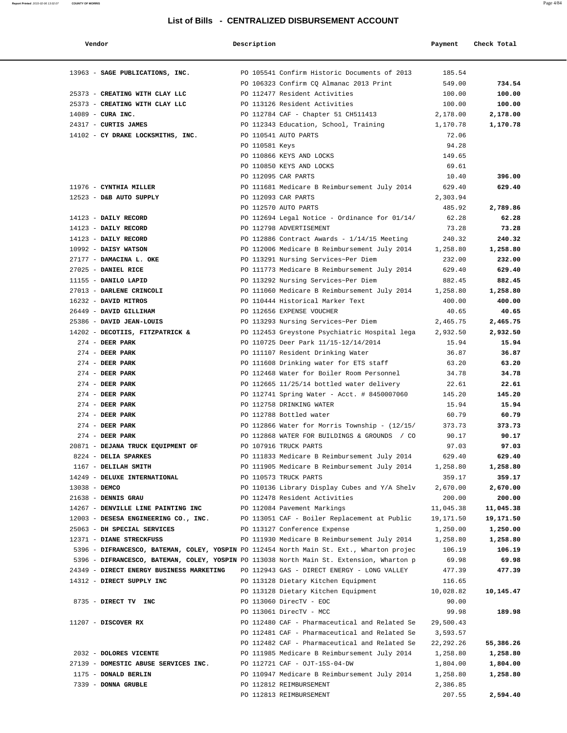## List of Bills - CENTRALIZED DISBURSEMENT ACCOUNT

| Vendor | Description | Payment | Check Total |
|---|---|---|---|
| 13963 - **SAGE PUBLICATIONS, INC.** | PO 105541 Confirm Historic Documents of 2013 | 185.54 | |
| | PO 106323 Confirm CQ Almanac 2013 Print | 549.00 | **734.54** |
| 25373 - **CREATING WITH CLAY LLC** | PO 112477 Resident Activities | 100.00 | **100.00** |
| 25373 - **CREATING WITH CLAY LLC** | PO 113126 Resident Activities | 100.00 | **100.00** |
| 14089 - **CURA INC.** | PO 112784 CAF - Chapter 51 CH511413 | 2,178.00 | **2,178.00** |
| 24317 - **CURTIS JAMES** | PO 112343 Education, School, Training | 1,170.78 | **1,170.78** |
| 14102 - **CY DRAKE LOCKSMITHS, INC.** | PO 110541 AUTO PARTS | 72.06 | |
| | PO 110581 Keys | 94.28 | |
| | PO 110866 KEYS AND LOCKS | 149.65 | |
| | PO 110850 KEYS AND LOCKS | 69.61 | |
| | PO 112095 CAR PARTS | 10.40 | **396.00** |
| 11976 - **CYNTHIA MILLER** | PO 111681 Medicare B Reimbursement July 2014 | 629.40 | **629.40** |
| 12523 - **D&B AUTO SUPPLY** | PO 112093 CAR PARTS | 2,303.94 | |
| | PO 112570 AUTO PARTS | 485.92 | **2,789.86** |
| 14123 - **DAILY RECORD** | PO 112694 Legal Notice - Ordinance for 01/14/ | 62.28 | **62.28** |
| 14123 - **DAILY RECORD** | PO 112798 ADVERTISEMENT | 73.28 | **73.28** |
| 14123 - **DAILY RECORD** | PO 112886 Contract Awards - 1/14/15 Meeting | 240.32 | **240.32** |
| 10992 - **DAISY WATSON** | PO 112006 Medicare B Reimbursement July 2014 | 1,258.80 | **1,258.80** |
| 27177 - **DAMACINA L. OKE** | PO 113291 Nursing Services~Per Diem | 232.00 | **232.00** |
| 27025 - **DANIEL RICE** | PO 111773 Medicare B Reimbursement July 2014 | 629.40 | **629.40** |
| 11155 - **DANILO LAPID** | PO 113292 Nursing Services~Per Diem | 882.45 | **882.45** |
| 27013 - **DARLENE CRINCOLI** | PO 111060 Medicare B Reimbursement July 2014 | 1,258.80 | **1,258.80** |
| 16232 - **DAVID MITROS** | PO 110444 Historical Marker Text | 400.00 | **400.00** |
| 26449 - **DAVID GILLIHAM** | PO 112656 EXPENSE VOUCHER | 40.65 | **40.65** |
| 25386 - **DAVID JEAN-LOUIS** | PO 113293 Nursing Services~Per Diem | 2,465.75 | **2,465.75** |
| 14202 - **DECOTIIS, FITZPATRICK &** | PO 112453 Greystone Psychiatric Hospital lega | 2,932.50 | **2,932.50** |
| 274 - **DEER PARK** | PO 110725 Deer Park 11/15-12/14/2014 | 15.94 | **15.94** |
| 274 - **DEER PARK** | PO 111107 Resident Drinking Water | 36.87 | **36.87** |
| 274 - **DEER PARK** | PO 111608 Drinking water for ETS staff | 63.20 | **63.20** |
| 274 - **DEER PARK** | PO 112468 Water for Boiler Room Personnel | 34.78 | **34.78** |
| 274 - **DEER PARK** | PO 112665 11/25/14 bottled water delivery | 22.61 | **22.61** |
| 274 - **DEER PARK** | PO 112741 Spring Water - Acct. # 8450007060 | 145.20 | **145.20** |
| 274 - **DEER PARK** | PO 112758 DRINKING WATER | 15.94 | **15.94** |
| 274 - **DEER PARK** | PO 112788 Bottled water | 60.79 | **60.79** |
| 274 - **DEER PARK** | PO 112866 Water for Morris Township - (12/15/ | 373.73 | **373.73** |
| 274 - **DEER PARK** | PO 112868 WATER FOR BUILDINGS & GROUNDS / CO | 90.17 | **90.17** |
| 20871 - **DEJANA TRUCK EQUIPMENT OF** | PO 107916 TRUCK PARTS | 97.03 | **97.03** |
| 8224 - **DELIA SPARKES** | PO 111833 Medicare B Reimbursement July 2014 | 629.40 | **629.40** |
| 1167 - **DELILAH SMITH** | PO 111905 Medicare B Reimbursement July 2014 | 1,258.80 | **1,258.80** |
| 14249 - **DELUXE INTERNATIONAL** | PO 110573 TRUCK PARTS | 359.17 | **359.17** |
| 13038 - **DEMCO** | PO 110136 Library Display Cubes and Y/A Shelv | 2,670.00 | **2,670.00** |
| 21638 - **DENNIS GRAU** | PO 112478 Resident Activities | 200.00 | **200.00** |
| 14267 - **DENVILLE LINE PAINTING INC** | PO 112084 Pavement Markings | 11,045.38 | **11,045.38** |
| 12003 - **DESESA ENGINEERING CO., INC.** | PO 113051 CAF - Boiler Replacement at Public | 19,171.50 | **19,171.50** |
| 25063 - **DH SPECIAL SERVICES** | PO 113127 Conference Expense | 1,250.00 | **1,250.00** |
| 12371 - **DIANE STRECKFUSS** | PO 111930 Medicare B Reimbursement July 2014 | 1,258.80 | **1,258.80** |
| 5396 - **DIFRANCESCO, BATEMAN, COLEY, YOSPIN** | PO 112454 North Main St. Ext., Wharton projec | 106.19 | **106.19** |
| 5396 - **DIFRANCESCO, BATEMAN, COLEY, YOSPIN** | PO 113038 North Main St. Extension, Wharton p | 69.98 | **69.98** |
| 24349 - **DIRECT ENERGY BUSINESS MARKETING** | PO 112943 GAS - DIRECT ENERGY - LONG VALLEY | 477.39 | **477.39** |
| 14312 - **DIRECT SUPPLY INC** | PO 113128 Dietary Kitchen Equipment | 116.65 | |
| | PO 113128 Dietary Kitchen Equipment | 10,028.82 | **10,145.47** |
| 8735 - **DIRECT TV INC** | PO 113060 DirecTV - EOC | 90.00 | |
| | PO 113061 DirecTV - MCC | 99.98 | **189.98** |
| 11207 - **DISCOVER RX** | PO 112480 CAF - Pharmaceutical and Related Se | 29,500.43 | |
| | PO 112481 CAF - Pharmaceutical and Related Se | 3,593.57 | |
| | PO 112482 CAF - Pharmaceutical and Related Se | 22,292.26 | **55,386.26** |
| 2032 - **DOLORES VICENTE** | PO 111985 Medicare B Reimbursement July 2014 | 1,258.80 | **1,258.80** |
| 27139 - **DOMESTIC ABUSE SERVICES INC.** | PO 112721 CAF - OJT-15S-04-DW | 1,804.00 | **1,804.00** |
| 1175 - **DONALD BERLIN** | PO 110947 Medicare B Reimbursement July 2014 | 1,258.80 | **1,258.80** |
| 7339 - **DONNA GRUBLE** | PO 112812 REIMBURSEMENT | 2,386.85 | |
| | PO 112813 REIMBURSEMENT | 207.55 | **2,594.40** |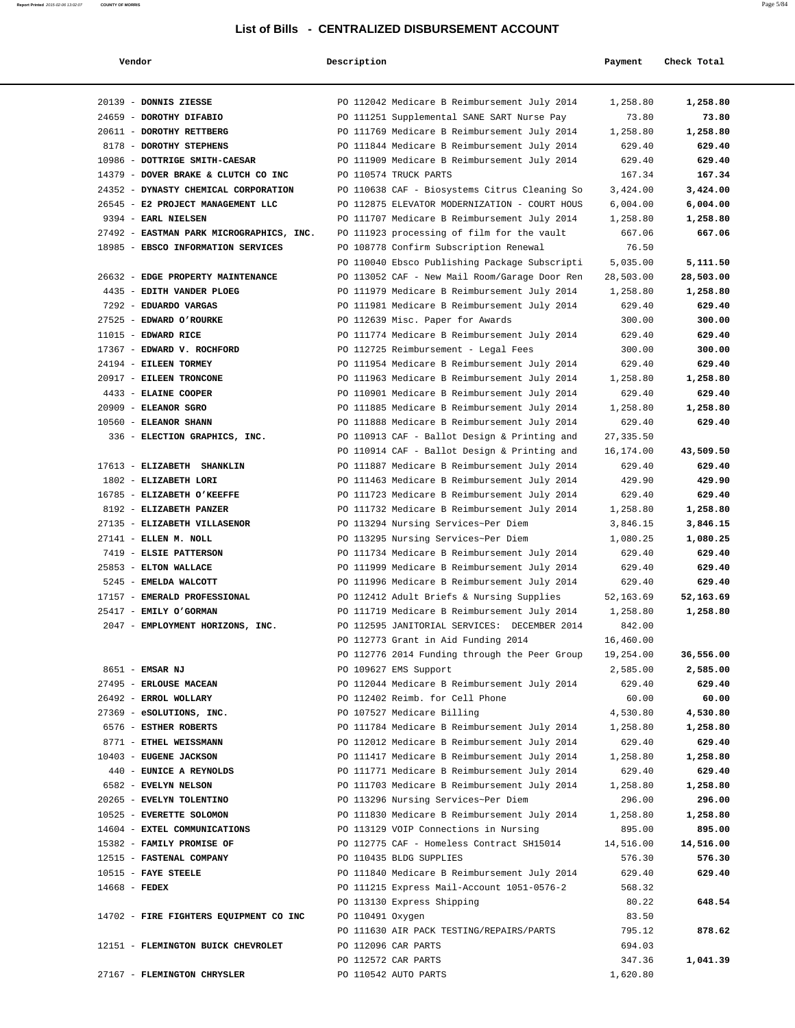# List of Bills - CENTRALIZED DISBURSEMENT ACCOUNT

| Vendor | Description | Payment | Check Total |
|---|---|---|---|
| 20139 - **DONNIS ZIESSE** | PO 112042 Medicare B Reimbursement July 2014 | 1,258.80 | **1,258.80** |
| 24659 - **DOROTHY DIFABIO** | PO 111251 Supplemental SANE SART Nurse Pay | 73.80 | **73.80** |
| 20611 - **DOROTHY RETTBERG** | PO 111769 Medicare B Reimbursement July 2014 | 1,258.80 | **1,258.80** |
| 8178 - **DOROTHY STEPHENS** | PO 111844 Medicare B Reimbursement July 2014 | 629.40 | **629.40** |
| 10986 - **DOTTRIGE SMITH-CAESAR** | PO 111909 Medicare B Reimbursement July 2014 | 629.40 | **629.40** |
| 14379 - **DOVER BRAKE & CLUTCH CO INC** | PO 110574 TRUCK PARTS | 167.34 | **167.34** |
| 24352 - **DYNASTY CHEMICAL CORPORATION** | PO 110638 CAF - Biosystems Citrus Cleaning So | 3,424.00 | **3,424.00** |
| 26545 - **E2 PROJECT MANAGEMENT LLC** | PO 112875 ELEVATOR MODERNIZATION - COURT HOUS | 6,004.00 | **6,004.00** |
| 9394 - **EARL NIELSEN** | PO 111707 Medicare B Reimbursement July 2014 | 1,258.80 | **1,258.80** |
| 27492 - **EASTMAN PARK MICROGRAPHICS, INC.** | PO 111923 processing of film for the vault | 667.06 | **667.06** |
| 18985 - **EBSCO INFORMATION SERVICES** | PO 108778 Confirm Subscription Renewal | 76.50 | |
| | PO 110040 Ebsco Publishing Package Subscripti | 5,035.00 | **5,111.50** |
| 26632 - **EDGE PROPERTY MAINTENANCE** | PO 113052 CAF - New Mail Room/Garage Door Ren | 28,503.00 | **28,503.00** |
| 4435 - **EDITH VANDER PLOEG** | PO 111979 Medicare B Reimbursement July 2014 | 1,258.80 | **1,258.80** |
| 7292 - **EDUARDO VARGAS** | PO 111981 Medicare B Reimbursement July 2014 | 629.40 | **629.40** |
| 27525 - **EDWARD O'ROURKE** | PO 112639 Misc. Paper for Awards | 300.00 | **300.00** |
| 11015 - **EDWARD RICE** | PO 111774 Medicare B Reimbursement July 2014 | 629.40 | **629.40** |
| 17367 - **EDWARD V. ROCHFORD** | PO 112725 Reimbursement - Legal Fees | 300.00 | **300.00** |
| 24194 - **EILEEN TORMEY** | PO 111954 Medicare B Reimbursement July 2014 | 629.40 | **629.40** |
| 20917 - **EILEEN TRONCONE** | PO 111963 Medicare B Reimbursement July 2014 | 1,258.80 | **1,258.80** |
| 4433 - **ELAINE COOPER** | PO 110901 Medicare B Reimbursement July 2014 | 629.40 | **629.40** |
| 20909 - **ELEANOR SGRO** | PO 111885 Medicare B Reimbursement July 2014 | 1,258.80 | **1,258.80** |
| 10560 - **ELEANOR SHANN** | PO 111888 Medicare B Reimbursement July 2014 | 629.40 | **629.40** |
| 336 - **ELECTION GRAPHICS, INC.** | PO 110913 CAF - Ballot Design & Printing and | 27,335.50 | |
| | PO 110914 CAF - Ballot Design & Printing and | 16,174.00 | **43,509.50** |
| 17613 - **ELIZABETH SHANKLIN** | PO 111887 Medicare B Reimbursement July 2014 | 629.40 | **629.40** |
| 1802 - **ELIZABETH LORI** | PO 111463 Medicare B Reimbursement July 2014 | 429.90 | **429.90** |
| 16785 - **ELIZABETH O'KEEFFE** | PO 111723 Medicare B Reimbursement July 2014 | 629.40 | **629.40** |
| 8192 - **ELIZABETH PANZER** | PO 111732 Medicare B Reimbursement July 2014 | 1,258.80 | **1,258.80** |
| 27135 - **ELIZABETH VILLASENOR** | PO 113294 Nursing Services~Per Diem | 3,846.15 | **3,846.15** |
| 27141 - **ELLEN M. NOLL** | PO 113295 Nursing Services~Per Diem | 1,080.25 | **1,080.25** |
| 7419 - **ELSIE PATTERSON** | PO 111734 Medicare B Reimbursement July 2014 | 629.40 | **629.40** |
| 25853 - **ELTON WALLACE** | PO 111999 Medicare B Reimbursement July 2014 | 629.40 | **629.40** |
| 5245 - **EMELDA WALCOTT** | PO 111996 Medicare B Reimbursement July 2014 | 629.40 | **629.40** |
| 17157 - **EMERALD PROFESSIONAL** | PO 112412 Adult Briefs & Nursing Supplies | 52,163.69 | **52,163.69** |
| 25417 - **EMILY O'GORMAN** | PO 111719 Medicare B Reimbursement July 2014 | 1,258.80 | **1,258.80** |
| 2047 - **EMPLOYMENT HORIZONS, INC.** | PO 112595 JANITORIAL SERVICES: DECEMBER 2014 | 842.00 | |
| | PO 112773 Grant in Aid Funding 2014 | 16,460.00 | |
| | PO 112776 2014 Funding through the Peer Group | 19,254.00 | **36,556.00** |
| 8651 - **EMSAR NJ** | PO 109627 EMS Support | 2,585.00 | **2,585.00** |
| 27495 - **ERLOUSE MACEAN** | PO 112044 Medicare B Reimbursement July 2014 | 629.40 | **629.40** |
| 26492 - **ERROL WOLLARY** | PO 112402 Reimb. for Cell Phone | 60.00 | **60.00** |
| 27369 - **eSOLUTIONS, INC.** | PO 107527 Medicare Billing | 4,530.80 | **4,530.80** |
| 6576 - **ESTHER ROBERTS** | PO 111784 Medicare B Reimbursement July 2014 | 1,258.80 | **1,258.80** |
| 8771 - **ETHEL WEISSMANN** | PO 112012 Medicare B Reimbursement July 2014 | 629.40 | **629.40** |
| 10403 - **EUGENE JACKSON** | PO 111417 Medicare B Reimbursement July 2014 | 1,258.80 | **1,258.80** |
| 440 - **EUNICE A REYNOLDS** | PO 111771 Medicare B Reimbursement July 2014 | 629.40 | **629.40** |
| 6582 - **EVELYN NELSON** | PO 111703 Medicare B Reimbursement July 2014 | 1,258.80 | **1,258.80** |
| 20265 - **EVELYN TOLENTINO** | PO 113296 Nursing Services~Per Diem | 296.00 | **296.00** |
| 10525 - **EVERETTE SOLOMON** | PO 111830 Medicare B Reimbursement July 2014 | 1,258.80 | **1,258.80** |
| 14604 - **EXTEL COMMUNICATIONS** | PO 113129 VOIP Connections in Nursing | 895.00 | **895.00** |
| 15382 - **FAMILY PROMISE OF** | PO 112775 CAF - Homeless Contract SH15014 | 14,516.00 | **14,516.00** |
| 12515 - **FASTENAL COMPANY** | PO 110435 BLDG SUPPLIES | 576.30 | **576.30** |
| 10515 - **FAYE STEELE** | PO 111840 Medicare B Reimbursement July 2014 | 629.40 | **629.40** |
| 14668 - **FEDEX** | PO 111215 Express Mail-Account 1051-0576-2 | 568.32 | |
| | PO 113130 Express Shipping | 80.22 | **648.54** |
| 14702 - **FIRE FIGHTERS EQUIPMENT CO INC** | PO 110491 Oxygen | 83.50 | |
| | PO 111630 AIR PACK TESTING/REPAIRS/PARTS | 795.12 | **878.62** |
| 12151 - **FLEMINGTON BUICK CHEVROLET** | PO 112096 CAR PARTS | 694.03 | |
| | PO 112572 CAR PARTS | 347.36 | **1,041.39** |
| 27167 - **FLEMINGTON CHRYSLER** | PO 110542 AUTO PARTS | 1,620.80 | |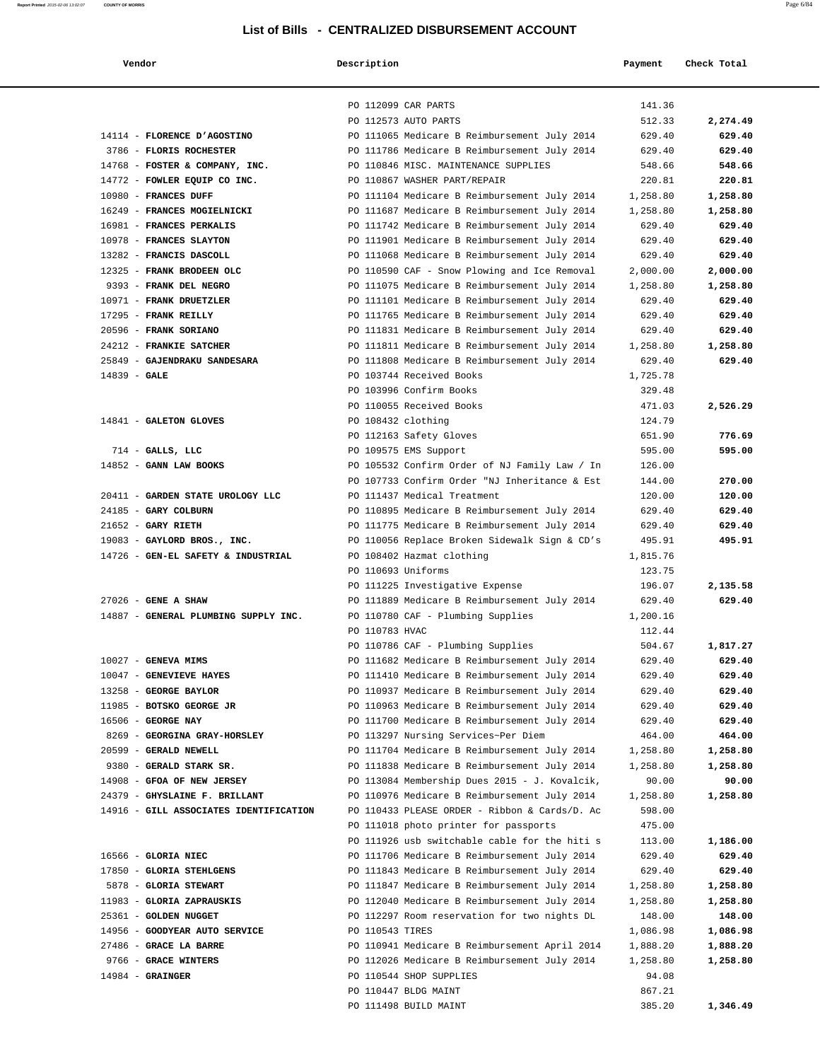# List of Bills - CENTRALIZED DISBURSEMENT ACCOUNT

| Vendor | Description | Payment | Check Total |
|---|---|---|---|
| | PO 112099 CAR PARTS | 141.36 | |
| | PO 112573 AUTO PARTS | 512.33 | **2,274.49** |
| 14114 - **FLORENCE D'AGOSTINO** | PO 111065 Medicare B Reimbursement July 2014 | 629.40 | **629.40** |
| 3786 - **FLORIS ROCHESTER** | PO 111786 Medicare B Reimbursement July 2014 | 629.40 | **629.40** |
| 14768 - **FOSTER & COMPANY, INC.** | PO 110846 MISC. MAINTENANCE SUPPLIES | 548.66 | **548.66** |
| 14772 - **FOWLER EQUIP CO INC.** | PO 110867 WASHER PART/REPAIR | 220.81 | **220.81** |
| 10980 - **FRANCES DUFF** | PO 111104 Medicare B Reimbursement July 2014 | 1,258.80 | **1,258.80** |
| 16249 - **FRANCES MOGIELNICKI** | PO 111687 Medicare B Reimbursement July 2014 | 1,258.80 | **1,258.80** |
| 16981 - **FRANCES PERKALIS** | PO 111742 Medicare B Reimbursement July 2014 | 629.40 | **629.40** |
| 10978 - **FRANCES SLAYTON** | PO 111901 Medicare B Reimbursement July 2014 | 629.40 | **629.40** |
| 13282 - **FRANCIS DASCOLL** | PO 111068 Medicare B Reimbursement July 2014 | 629.40 | **629.40** |
| 12325 - **FRANK BRODEEN OLC** | PO 110590 CAF - Snow Plowing and Ice Removal | 2,000.00 | **2,000.00** |
| 9393 - **FRANK DEL NEGRO** | PO 111075 Medicare B Reimbursement July 2014 | 1,258.80 | **1,258.80** |
| 10971 - **FRANK DRUETZLER** | PO 111101 Medicare B Reimbursement July 2014 | 629.40 | **629.40** |
| 17295 - **FRANK REILLY** | PO 111765 Medicare B Reimbursement July 2014 | 629.40 | **629.40** |
| 20596 - **FRANK SORIANO** | PO 111831 Medicare B Reimbursement July 2014 | 629.40 | **629.40** |
| 24212 - **FRANKIE SATCHER** | PO 111811 Medicare B Reimbursement July 2014 | 1,258.80 | **1,258.80** |
| 25849 - **GAJENDRAKU SANDESARA** | PO 111808 Medicare B Reimbursement July 2014 | 629.40 | **629.40** |
| 14839 - **GALE** | PO 103744 Received Books | 1,725.78 | |
| | PO 103996 Confirm Books | 329.48 | |
| | PO 110055 Received Books | 471.03 | **2,526.29** |
| 14841 - **GALETON GLOVES** | PO 108432 clothing | 124.79 | |
| | PO 112163 Safety Gloves | 651.90 | **776.69** |
| 714 - **GALLS, LLC** | PO 109575 EMS Support | 595.00 | **595.00** |
| 14852 - **GANN LAW BOOKS** | PO 105532 Confirm Order of NJ Family Law / In | 126.00 | |
| | PO 107733 Confirm Order "NJ Inheritance & Est | 144.00 | **270.00** |
| 20411 - **GARDEN STATE UROLOGY LLC** | PO 111437 Medical Treatment | 120.00 | **120.00** |
| 24185 - **GARY COLBURN** | PO 110895 Medicare B Reimbursement July 2014 | 629.40 | **629.40** |
| 21652 - **GARY RIETH** | PO 111775 Medicare B Reimbursement July 2014 | 629.40 | **629.40** |
| 19083 - **GAYLORD BROS., INC.** | PO 110056 Replace Broken Sidewalk Sign & CD's | 495.91 | **495.91** |
| 14726 - **GEN-EL SAFETY & INDUSTRIAL** | PO 108402 Hazmat clothing | 1,815.76 | |
| | PO 110693 Uniforms | 123.75 | |
| | PO 111225 Investigative Expense | 196.07 | **2,135.58** |
| 27026 - **GENE A SHAW** | PO 111889 Medicare B Reimbursement July 2014 | 629.40 | **629.40** |
| 14887 - **GENERAL PLUMBING SUPPLY INC.** | PO 110780 CAF - Plumbing Supplies | 1,200.16 | |
| | PO 110783 HVAC | 112.44 | |
| | PO 110786 CAF - Plumbing Supplies | 504.67 | **1,817.27** |
| 10027 - **GENEVA MIMS** | PO 111682 Medicare B Reimbursement July 2014 | 629.40 | **629.40** |
| 10047 - **GENEVIEVE HAYES** | PO 111410 Medicare B Reimbursement July 2014 | 629.40 | **629.40** |
| 13258 - **GEORGE BAYLOR** | PO 110937 Medicare B Reimbursement July 2014 | 629.40 | **629.40** |
| 11985 - **BOTSKO GEORGE JR** | PO 110963 Medicare B Reimbursement July 2014 | 629.40 | **629.40** |
| 16506 - **GEORGE NAY** | PO 111700 Medicare B Reimbursement July 2014 | 629.40 | **629.40** |
| 8269 - **GEORGINA GRAY-HORSLEY** | PO 113297 Nursing Services~Per Diem | 464.00 | **464.00** |
| 20599 - **GERALD NEWELL** | PO 111704 Medicare B Reimbursement July 2014 | 1,258.80 | **1,258.80** |
| 9380 - **GERALD STARK SR.** | PO 111838 Medicare B Reimbursement July 2014 | 1,258.80 | **1,258.80** |
| 14908 - **GFOA OF NEW JERSEY** | PO 113084 Membership Dues 2015 - J. Kovalcik, | 90.00 | **90.00** |
| 24379 - **GHYSLAINE F. BRILLANT** | PO 110976 Medicare B Reimbursement July 2014 | 1,258.80 | **1,258.80** |
| 14916 - **GILL ASSOCIATES IDENTIFICATION** | PO 110433 PLEASE ORDER - Ribbon & Cards/D. Ac | 598.00 | |
| | PO 111018 photo printer for passports | 475.00 | |
| | PO 111926 usb switchable cable for the hiti s | 113.00 | **1,186.00** |
| 16566 - **GLORIA NIEC** | PO 111706 Medicare B Reimbursement July 2014 | 629.40 | **629.40** |
| 17850 - **GLORIA STEHLGENS** | PO 111843 Medicare B Reimbursement July 2014 | 629.40 | **629.40** |
| 5878 - **GLORIA STEWART** | PO 111847 Medicare B Reimbursement July 2014 | 1,258.80 | **1,258.80** |
| 11983 - **GLORIA ZAPRAUSKIS** | PO 112040 Medicare B Reimbursement July 2014 | 1,258.80 | **1,258.80** |
| 25361 - **GOLDEN NUGGET** | PO 112297 Room reservation for two nights DL | 148.00 | **148.00** |
| 14956 - **GOODYEAR AUTO SERVICE** | PO 110543 TIRES | 1,086.98 | **1,086.98** |
| 27486 - **GRACE LA BARRE** | PO 110941 Medicare B Reimbursement April 2014 | 1,888.20 | **1,888.20** |
| 9766 - **GRACE WINTERS** | PO 112026 Medicare B Reimbursement July 2014 | 1,258.80 | **1,258.80** |
| 14984 - **GRAINGER** | PO 110544 SHOP SUPPLIES | 94.08 | |
| | PO 110447 BLDG MAINT | 867.21 | |
| | PO 111498 BUILD MAINT | 385.20 | **1,346.49** |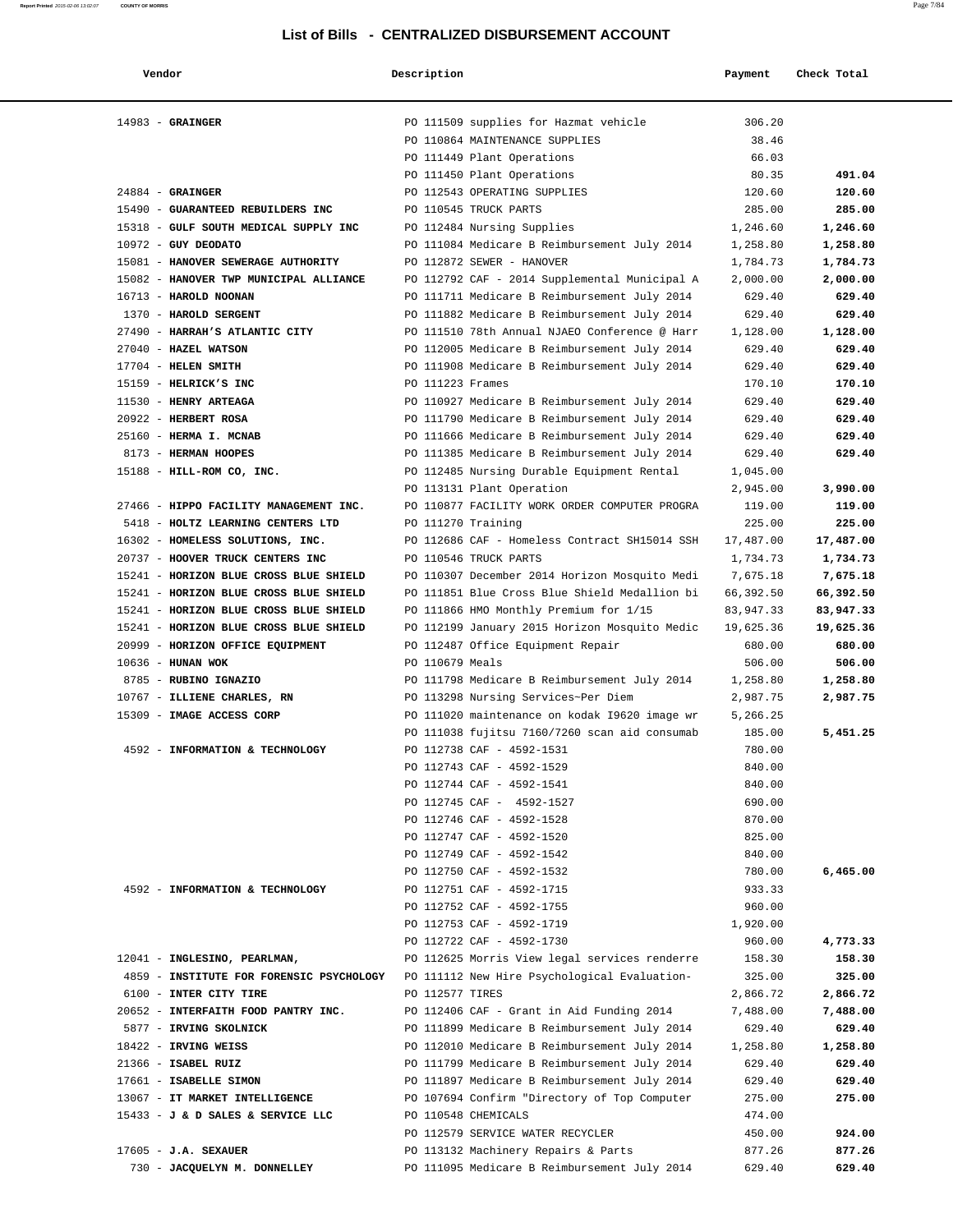# List of Bills - CENTRALIZED DISBURSEMENT ACCOUNT

| Vendor | Description | Payment | Check Total |
|---|---|---|---|
| 14983 - **GRAINGER** | PO 111509 supplies for Hazmat vehicle | 306.20 | |
| | PO 110864 MAINTENANCE SUPPLIES | 38.46 | |
| | PO 111449 Plant Operations | 66.03 | |
| | PO 111450 Plant Operations | 80.35 | **491.04** |
| 24884 - **GRAINGER** | PO 112543 OPERATING SUPPLIES | 120.60 | **120.60** |
| 15490 - **GUARANTEED REBUILDERS INC** | PO 110545 TRUCK PARTS | 285.00 | **285.00** |
| 15318 - **GULF SOUTH MEDICAL SUPPLY INC** | PO 112484 Nursing Supplies | 1,246.60 | **1,246.60** |
| 10972 - **GUY DEODATO** | PO 111084 Medicare B Reimbursement July 2014 | 1,258.80 | **1,258.80** |
| 15081 - **HANOVER SEWERAGE AUTHORITY** | PO 112872 SEWER - HANOVER | 1,784.73 | **1,784.73** |
| 15082 - **HANOVER TWP MUNICIPAL ALLIANCE** | PO 112792 CAF - 2014 Supplemental Municipal A | 2,000.00 | **2,000.00** |
| 16713 - **HAROLD NOONAN** | PO 111711 Medicare B Reimbursement July 2014 | 629.40 | **629.40** |
| 1370 - **HAROLD SERGENT** | PO 111882 Medicare B Reimbursement July 2014 | 629.40 | **629.40** |
| 27490 - **HARRAH'S ATLANTIC CITY** | PO 111510 78th Annual NJAEO Conference @ Harr | 1,128.00 | **1,128.00** |
| 27040 - **HAZEL WATSON** | PO 112005 Medicare B Reimbursement July 2014 | 629.40 | **629.40** |
| 17704 - **HELEN SMITH** | PO 111908 Medicare B Reimbursement July 2014 | 629.40 | **629.40** |
| 15159 - **HELRICK'S INC** | PO 111223 Frames | 170.10 | **170.10** |
| 11530 - **HENRY ARTEAGA** | PO 110927 Medicare B Reimbursement July 2014 | 629.40 | **629.40** |
| 20922 - **HERBERT ROSA** | PO 111790 Medicare B Reimbursement July 2014 | 629.40 | **629.40** |
| 25160 - **HERMA I. MCNAB** | PO 111666 Medicare B Reimbursement July 2014 | 629.40 | **629.40** |
| 8173 - **HERMAN HOOPES** | PO 111385 Medicare B Reimbursement July 2014 | 629.40 | **629.40** |
| 15188 - **HILL-ROM CO, INC.** | PO 112485 Nursing Durable Equipment Rental | 1,045.00 | |
| | PO 113131 Plant Operation | 2,945.00 | **3,990.00** |
| 27466 - **HIPPO FACILITY MANAGEMENT INC.** | PO 110877 FACILITY WORK ORDER COMPUTER PROGRA | 119.00 | **119.00** |
| 5418 - **HOLTZ LEARNING CENTERS LTD** | PO 111270 Training | 225.00 | **225.00** |
| 16302 - **HOMELESS SOLUTIONS, INC.** | PO 112686 CAF - Homeless Contract SH15014 SSH | 17,487.00 | **17,487.00** |
| 20737 - **HOOVER TRUCK CENTERS INC** | PO 110546 TRUCK PARTS | 1,734.73 | **1,734.73** |
| 15241 - **HORIZON BLUE CROSS BLUE SHIELD** | PO 110307 December 2014 Horizon Mosquito Medi | 7,675.18 | **7,675.18** |
| 15241 - **HORIZON BLUE CROSS BLUE SHIELD** | PO 111851 Blue Cross Blue Shield Medallion bi | 66,392.50 | **66,392.50** |
| 15241 - **HORIZON BLUE CROSS BLUE SHIELD** | PO 111866 HMO Monthly Premium for 1/15 | 83,947.33 | **83,947.33** |
| 15241 - **HORIZON BLUE CROSS BLUE SHIELD** | PO 112199 January 2015 Horizon Mosquito Medic | 19,625.36 | **19,625.36** |
| 20999 - **HORIZON OFFICE EQUIPMENT** | PO 112487 Office Equipment Repair | 680.00 | **680.00** |
| 10636 - **HUNAN WOK** | PO 110679 Meals | 506.00 | **506.00** |
| 8785 - **RUBINO IGNAZIO** | PO 111798 Medicare B Reimbursement July 2014 | 1,258.80 | **1,258.80** |
| 10767 - **ILLIENE CHARLES, RN** | PO 113298 Nursing Services~Per Diem | 2,987.75 | **2,987.75** |
| 15309 - **IMAGE ACCESS CORP** | PO 111020 maintenance on kodak I9620 image wr | 5,266.25 | |
| | PO 111038 fujitsu 7160/7260 scan aid consumab | 185.00 | **5,451.25** |
| 4592 - **INFORMATION & TECHNOLOGY** | PO 112738 CAF - 4592-1531 | 780.00 | |
| | PO 112743 CAF - 4592-1529 | 840.00 | |
| | PO 112744 CAF - 4592-1541 | 840.00 | |
| | PO 112745 CAF - 4592-1527 | 690.00 | |
| | PO 112746 CAF - 4592-1528 | 870.00 | |
| | PO 112747 CAF - 4592-1520 | 825.00 | |
| | PO 112749 CAF - 4592-1542 | 840.00 | |
| | PO 112750 CAF - 4592-1532 | 780.00 | **6,465.00** |
| 4592 - **INFORMATION & TECHNOLOGY** | PO 112751 CAF - 4592-1715 | 933.33 | |
| | PO 112752 CAF - 4592-1755 | 960.00 | |
| | PO 112753 CAF - 4592-1719 | 1,920.00 | |
| | PO 112722 CAF - 4592-1730 | 960.00 | **4,773.33** |
| 12041 - **INGLESINO, PEARLMAN,** | PO 112625 Morris View legal services renderre | 158.30 | **158.30** |
| 4859 - **INSTITUTE FOR FORENSIC PSYCHOLOGY** | PO 111112 New Hire Psychological Evaluation- | 325.00 | **325.00** |
| 6100 - **INTER CITY TIRE** | PO 112577 TIRES | 2,866.72 | **2,866.72** |
| 20652 - **INTERFAITH FOOD PANTRY INC.** | PO 112406 CAF - Grant in Aid Funding 2014 | 7,488.00 | **7,488.00** |
| 5877 - **IRVING SKOLNICK** | PO 111899 Medicare B Reimbursement July 2014 | 629.40 | **629.40** |
| 18422 - **IRVING WEISS** | PO 112010 Medicare B Reimbursement July 2014 | 1,258.80 | **1,258.80** |
| 21366 - **ISABEL RUIZ** | PO 111799 Medicare B Reimbursement July 2014 | 629.40 | **629.40** |
| 17661 - **ISABELLE SIMON** | PO 111897 Medicare B Reimbursement July 2014 | 629.40 | **629.40** |
| 13067 - **IT MARKET INTELLIGENCE** | PO 107694 Confirm "Directory of Top Computer | 275.00 | **275.00** |
| 15433 - **J & D SALES & SERVICE LLC** | PO 110548 CHEMICALS | 474.00 | |
| | PO 112579 SERVICE WATER RECYCLER | 450.00 | **924.00** |
| 17605 - **J.A. SEXAUER** | PO 113132 Machinery Repairs & Parts | 877.26 | **877.26** |
| 730 - **JACQUELYN M. DONNELLEY** | PO 111095 Medicare B Reimbursement July 2014 | 629.40 | **629.40** |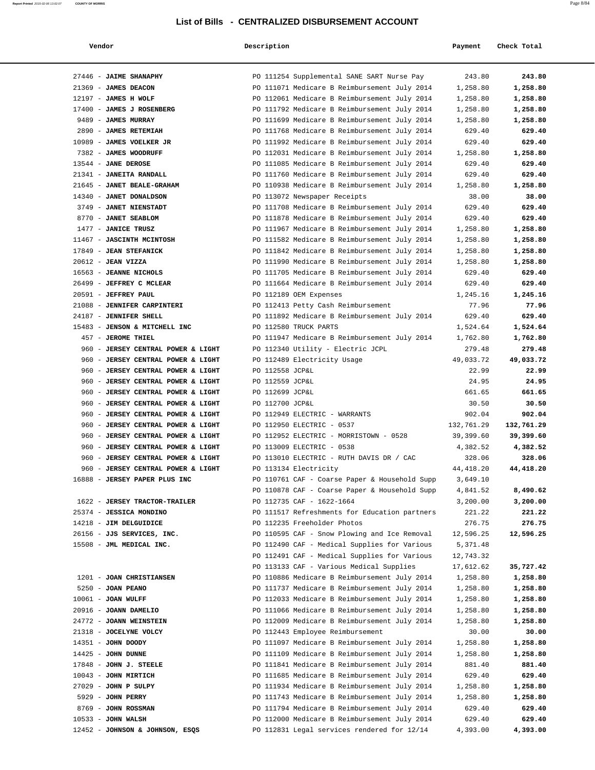# List of Bills - CENTRALIZED DISBURSEMENT ACCOUNT

| Vendor | Description | Payment | Check Total |
|---|---|---|---|
| 27446 - **JAIME SHANAPHY** | PO 111254 Supplemental SANE SART Nurse Pay | 243.80 | **243.80** |
| 21369 - **JAMES DEACON** | PO 111071 Medicare B Reimbursement July 2014 | 1,258.80 | **1,258.80** |
| 12197 - **JAMES H WOLF** | PO 112061 Medicare B Reimbursement July 2014 | 1,258.80 | **1,258.80** |
| 17400 - **JAMES J ROSENBERG** | PO 111792 Medicare B Reimbursement July 2014 | 1,258.80 | **1,258.80** |
| 9489 - **JAMES MURRAY** | PO 111699 Medicare B Reimbursement July 2014 | 1,258.80 | **1,258.80** |
| 2890 - **JAMES RETEMIAH** | PO 111768 Medicare B Reimbursement July 2014 | 629.40 | **629.40** |
| 10989 - **JAMES VOELKER JR** | PO 111992 Medicare B Reimbursement July 2014 | 629.40 | **629.40** |
| 7382 - **JAMES WOODRUFF** | PO 112031 Medicare B Reimbursement July 2014 | 1,258.80 | **1,258.80** |
| 13544 - **JANE DEROSE** | PO 111085 Medicare B Reimbursement July 2014 | 629.40 | **629.40** |
| 21341 - **JANEITA RANDALL** | PO 111760 Medicare B Reimbursement July 2014 | 629.40 | **629.40** |
| 21645 - **JANET BEALE-GRAHAM** | PO 110938 Medicare B Reimbursement July 2014 | 1,258.80 | **1,258.80** |
| 14340 - **JANET DONALDSON** | PO 113072 Newspaper Receipts | 38.00 | **38.00** |
| 3749 - **JANET NIENSTADT** | PO 111708 Medicare B Reimbursement July 2014 | 629.40 | **629.40** |
| 8770 - **JANET SEABLOM** | PO 111878 Medicare B Reimbursement July 2014 | 629.40 | **629.40** |
| 1477 - **JANICE TRUSZ** | PO 111967 Medicare B Reimbursement July 2014 | 1,258.80 | **1,258.80** |
| 11467 - **JASCINTH MCINTOSH** | PO 111582 Medicare B Reimbursement July 2014 | 1,258.80 | **1,258.80** |
| 17849 - **JEAN STEFANICK** | PO 111842 Medicare B Reimbursement July 2014 | 1,258.80 | **1,258.80** |
| 20612 - **JEAN VIZZA** | PO 111990 Medicare B Reimbursement July 2014 | 1,258.80 | **1,258.80** |
| 16563 - **JEANNE NICHOLS** | PO 111705 Medicare B Reimbursement July 2014 | 629.40 | **629.40** |
| 26499 - **JEFFREY C MCLEAR** | PO 111664 Medicare B Reimbursement July 2014 | 629.40 | **629.40** |
| 20591 - **JEFFREY PAUL** | PO 112189 OEM Expenses | 1,245.16 | **1,245.16** |
| 21088 - **JENNIFER CARPINTERI** | PO 112413 Petty Cash Reimbursement | 77.96 | **77.96** |
| 24187 - **JENNIFER SHELL** | PO 111892 Medicare B Reimbursement July 2014 | 629.40 | **629.40** |
| 15483 - **JENSON & MITCHELL INC** | PO 112580 TRUCK PARTS | 1,524.64 | **1,524.64** |
| 457 - **JEROME THIEL** | PO 111947 Medicare B Reimbursement July 2014 | 1,762.80 | **1,762.80** |
| 960 - **JERSEY CENTRAL POWER & LIGHT** | PO 112340 Utility - Electric JCPL | 279.48 | **279.48** |
| 960 - **JERSEY CENTRAL POWER & LIGHT** | PO 112489 Electricity Usage | 49,033.72 | **49,033.72** |
| 960 - **JERSEY CENTRAL POWER & LIGHT** | PO 112558 JCP&L | 22.99 | **22.99** |
| 960 - **JERSEY CENTRAL POWER & LIGHT** | PO 112559 JCP&L | 24.95 | **24.95** |
| 960 - **JERSEY CENTRAL POWER & LIGHT** | PO 112699 JCP&L | 661.65 | **661.65** |
| 960 - **JERSEY CENTRAL POWER & LIGHT** | PO 112700 JCP&L | 30.50 | **30.50** |
| 960 - **JERSEY CENTRAL POWER & LIGHT** | PO 112949 ELECTRIC - WARRANTS | 902.04 | **902.04** |
| 960 - **JERSEY CENTRAL POWER & LIGHT** | PO 112950 ELECTRIC - 0537 | 132,761.29 | **132,761.29** |
| 960 - **JERSEY CENTRAL POWER & LIGHT** | PO 112952 ELECTRIC - MORRISTOWN - 0528 | 39,399.60 | **39,399.60** |
| 960 - **JERSEY CENTRAL POWER & LIGHT** | PO 113009 ELECTRIC - 0538 | 4,382.52 | **4,382.52** |
| 960 - **JERSEY CENTRAL POWER & LIGHT** | PO 113010 ELECTRIC - RUTH DAVIS DR / CAC | 328.06 | **328.06** |
| 960 - **JERSEY CENTRAL POWER & LIGHT** | PO 113134 Electricity | 44,418.20 | **44,418.20** |
| 16888 - **JERSEY PAPER PLUS INC** | PO 110761 CAF - Coarse Paper & Household Supp | 3,649.10 | |
| | PO 110878 CAF - Coarse Paper & Household Supp | 4,841.52 | **8,490.62** |
| 1622 - **JERSEY TRACTOR-TRAILER** | PO 112735 CAF - 1622-1664 | 3,200.00 | **3,200.00** |
| 25374 - **JESSICA MONDINO** | PO 111517 Refreshments for Education partners | 221.22 | **221.22** |
| 14218 - **JIM DELGUIDICE** | PO 112235 Freeholder Photos | 276.75 | **276.75** |
| 26156 - **JJS SERVICES, INC.** | PO 110595 CAF - Snow Plowing and Ice Removal | 12,596.25 | **12,596.25** |
| 15508 - **JML MEDICAL INC.** | PO 112490 CAF - Medical Supplies for Various | 5,371.48 | |
| | PO 112491 CAF - Medical Supplies for Various | 12,743.32 | |
| | PO 113133 CAF - Various Medical Supplies | 17,612.62 | **35,727.42** |
| 1201 - **JOAN CHRISTIANSEN** | PO 110886 Medicare B Reimbursement July 2014 | 1,258.80 | **1,258.80** |
| 5250 - **JOAN PEANO** | PO 111737 Medicare B Reimbursement July 2014 | 1,258.80 | **1,258.80** |
| 10061 - **JOAN WULFF** | PO 112033 Medicare B Reimbursement July 2014 | 1,258.80 | **1,258.80** |
| 20916 - **JOANN DAMELIO** | PO 111066 Medicare B Reimbursement July 2014 | 1,258.80 | **1,258.80** |
| 24772 - **JOANN WEINSTEIN** | PO 112009 Medicare B Reimbursement July 2014 | 1,258.80 | **1,258.80** |
| 21318 - **JOCELYNE VOLCY** | PO 112443 Employee Reimbursement | 30.00 | **30.00** |
| 14351 - **JOHN DOODY** | PO 111097 Medicare B Reimbursement July 2014 | 1,258.80 | **1,258.80** |
| 14425 - **JOHN DUNNE** | PO 111109 Medicare B Reimbursement July 2014 | 1,258.80 | **1,258.80** |
| 17848 - **JOHN J. STEELE** | PO 111841 Medicare B Reimbursement July 2014 | 881.40 | **881.40** |
| 10043 - **JOHN MIRTICH** | PO 111685 Medicare B Reimbursement July 2014 | 629.40 | **629.40** |
| 27029 - **JOHN P SULPY** | PO 111934 Medicare B Reimbursement July 2014 | 1,258.80 | **1,258.80** |
| 5929 - **JOHN PERRY** | PO 111743 Medicare B Reimbursement July 2014 | 1,258.80 | **1,258.80** |
| 8769 - **JOHN ROSSMAN** | PO 111794 Medicare B Reimbursement July 2014 | 629.40 | **629.40** |
| 10533 - **JOHN WALSH** | PO 112000 Medicare B Reimbursement July 2014 | 629.40 | **629.40** |
| 12452 - **JOHNSON & JOHNSON, ESQS** | PO 112831 Legal services rendered for 12/14 | 4,393.00 | **4,393.00** |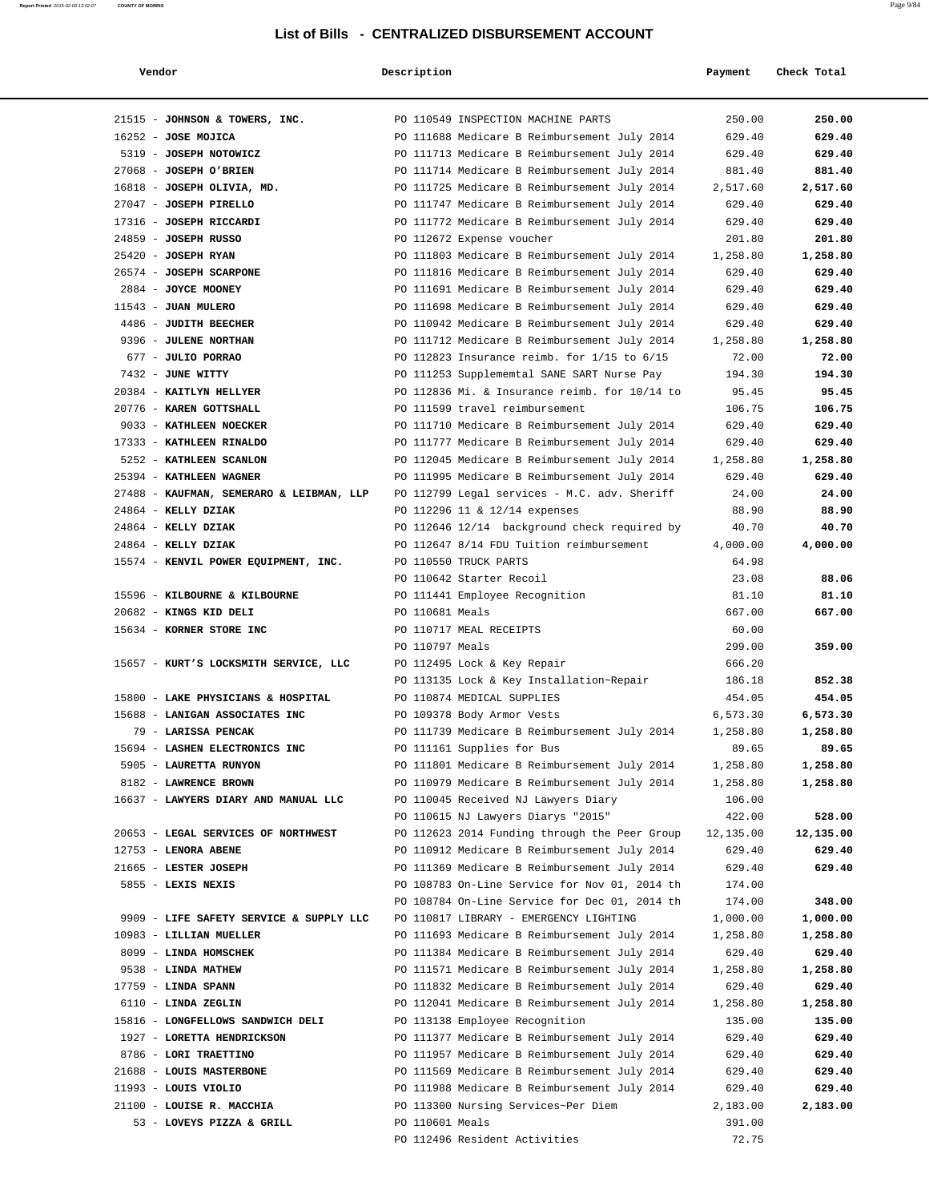# List of Bills - CENTRALIZED DISBURSEMENT ACCOUNT

| Vendor | Description | Payment | Check Total |
|---|---|---|---|
| 21515 - **JOHNSON & TOWERS, INC.** | PO 110549 INSPECTION MACHINE PARTS | 250.00 | **250.00** |
| 16252 - **JOSE MOJICA** | PO 111688 Medicare B Reimbursement July 2014 | 629.40 | **629.40** |
| 5319 - **JOSEPH NOTOWICZ** | PO 111713 Medicare B Reimbursement July 2014 | 629.40 | **629.40** |
| 27068 - **JOSEPH O'BRIEN** | PO 111714 Medicare B Reimbursement July 2014 | 881.40 | **881.40** |
| 16818 - **JOSEPH OLIVIA, MD.** | PO 111725 Medicare B Reimbursement July 2014 | 2,517.60 | **2,517.60** |
| 27047 - **JOSEPH PIRELLO** | PO 111747 Medicare B Reimbursement July 2014 | 629.40 | **629.40** |
| 17316 - **JOSEPH RICCARDI** | PO 111772 Medicare B Reimbursement July 2014 | 629.40 | **629.40** |
| 24859 - **JOSEPH RUSSO** | PO 112672 Expense voucher | 201.80 | **201.80** |
| 25420 - **JOSEPH RYAN** | PO 111803 Medicare B Reimbursement July 2014 | 1,258.80 | **1,258.80** |
| 26574 - **JOSEPH SCARPONE** | PO 111816 Medicare B Reimbursement July 2014 | 629.40 | **629.40** |
| 2884 - **JOYCE MOONEY** | PO 111691 Medicare B Reimbursement July 2014 | 629.40 | **629.40** |
| 11543 - **JUAN MULERO** | PO 111698 Medicare B Reimbursement July 2014 | 629.40 | **629.40** |
| 4486 - **JUDITH BEECHER** | PO 110942 Medicare B Reimbursement July 2014 | 629.40 | **629.40** |
| 9396 - **JULENE NORTHAN** | PO 111712 Medicare B Reimbursement July 2014 | 1,258.80 | **1,258.80** |
| 677 - **JULIO PORRAO** | PO 112823 Insurance reimb. for 1/15 to 6/15 | 72.00 | **72.00** |
| 7432 - **JUNE WITTY** | PO 111253 Supplemental SANE SART Nurse Pay | 194.30 | **194.30** |
| 20384 - **KAITLYN HELLYER** | PO 112836 Mi. & Insurance reimb. for 10/14 to | 95.45 | **95.45** |
| 20776 - **KAREN GOTTSHALL** | PO 111599 travel reimbursement | 106.75 | **106.75** |
| 9033 - **KATHLEEN NOECKER** | PO 111710 Medicare B Reimbursement July 2014 | 629.40 | **629.40** |
| 17333 - **KATHLEEN RINALDO** | PO 111777 Medicare B Reimbursement July 2014 | 629.40 | **629.40** |
| 5252 - **KATHLEEN SCANLON** | PO 112045 Medicare B Reimbursement July 2014 | 1,258.80 | **1,258.80** |
| 25394 - **KATHLEEN WAGNER** | PO 111995 Medicare B Reimbursement July 2014 | 629.40 | **629.40** |
| 27488 - **KAUFMAN, SEMERARO & LEIBMAN, LLP** | PO 112799 Legal services - M.C. adv. Sheriff | 24.00 | **24.00** |
| 24864 - **KELLY DZIAK** | PO 112296 11 & 12/14 expenses | 88.90 | **88.90** |
| 24864 - **KELLY DZIAK** | PO 112646 12/14 background check required by | 40.70 | **40.70** |
| 24864 - **KELLY DZIAK** | PO 112647 8/14 FDU Tuition reimbursement | 4,000.00 | **4,000.00** |
| 15574 - **KENVIL POWER EQUIPMENT, INC.** | PO 110550 TRUCK PARTS | 64.98 | |
| | PO 110642 Starter Recoil | 23.08 | **88.06** |
| 15596 - **KILBOURNE & KILBOURNE** | PO 111441 Employee Recognition | 81.10 | **81.10** |
| 20682 - **KINGS KID DELI** | PO 110681 Meals | 667.00 | **667.00** |
| 15634 - **KORNER STORE INC** | PO 110717 MEAL RECEIPTS | 60.00 | |
| | PO 110797 Meals | 299.00 | **359.00** |
| 15657 - **KURT'S LOCKSMITH SERVICE, LLC** | PO 112495 Lock & Key Repair | 666.20 | |
| | PO 113135 Lock & Key Installation~Repair | 186.18 | **852.38** |
| 15800 - **LAKE PHYSICIANS & HOSPITAL** | PO 110874 MEDICAL SUPPLIES | 454.05 | **454.05** |
| 15688 - **LANIGAN ASSOCIATES INC** | PO 109378 Body Armor Vests | 6,573.30 | **6,573.30** |
| 79 - **LARISSA PENCAK** | PO 111739 Medicare B Reimbursement July 2014 | 1,258.80 | **1,258.80** |
| 15694 - **LASHEN ELECTRONICS INC** | PO 111161 Supplies for Bus | 89.65 | **89.65** |
| 5905 - **LAURETTA RUNYON** | PO 111801 Medicare B Reimbursement July 2014 | 1,258.80 | **1,258.80** |
| 8182 - **LAWRENCE BROWN** | PO 110979 Medicare B Reimbursement July 2014 | 1,258.80 | **1,258.80** |
| 16637 - **LAWYERS DIARY AND MANUAL LLC** | PO 110045 Received NJ Lawyers Diary | 106.00 | |
| | PO 110615 NJ Lawyers Diarys "2015" | 422.00 | **528.00** |
| 20653 - **LEGAL SERVICES OF NORTHWEST** | PO 112623 2014 Funding through the Peer Group | 12,135.00 | **12,135.00** |
| 12753 - **LENORA ABENE** | PO 110912 Medicare B Reimbursement July 2014 | 629.40 | **629.40** |
| 21665 - **LESTER JOSEPH** | PO 111369 Medicare B Reimbursement July 2014 | 629.40 | **629.40** |
| 5855 - **LEXIS NEXIS** | PO 108783 On-Line Service for Nov 01, 2014 th | 174.00 | |
| | PO 108784 On-Line Service for Dec 01, 2014 th | 174.00 | **348.00** |
| 9909 - **LIFE SAFETY SERVICE & SUPPLY LLC** | PO 110817 LIBRARY - EMERGENCY LIGHTING | 1,000.00 | **1,000.00** |
| 10983 - **LILLIAN MUELLER** | PO 111693 Medicare B Reimbursement July 2014 | 1,258.80 | **1,258.80** |
| 8099 - **LINDA HOMSCHEK** | PO 111384 Medicare B Reimbursement July 2014 | 629.40 | **629.40** |
| 9538 - **LINDA MATHEW** | PO 111571 Medicare B Reimbursement July 2014 | 1,258.80 | **1,258.80** |
| 17759 - **LINDA SPANN** | PO 111832 Medicare B Reimbursement July 2014 | 629.40 | **629.40** |
| 6110 - **LINDA ZEGLIN** | PO 112041 Medicare B Reimbursement July 2014 | 1,258.80 | **1,258.80** |
| 15816 - **LONGFELLOWS SANDWICH DELI** | PO 113138 Employee Recognition | 135.00 | **135.00** |
| 1927 - **LORETTA HENDRICKSON** | PO 111377 Medicare B Reimbursement July 2014 | 629.40 | **629.40** |
| 8786 - **LORI TRAETTINO** | PO 111957 Medicare B Reimbursement July 2014 | 629.40 | **629.40** |
| 21688 - **LOUIS MASTERBONE** | PO 111569 Medicare B Reimbursement July 2014 | 629.40 | **629.40** |
| 11993 - **LOUIS VIOLIO** | PO 111988 Medicare B Reimbursement July 2014 | 629.40 | **629.40** |
| 21100 - **LOUISE R. MACCHIA** | PO 113300 Nursing Services~Per Diem | 2,183.00 | **2,183.00** |
| 53 - **LOVEYS PIZZA & GRILL** | PO 110601 Meals | 391.00 | |
| | PO 112496 Resident Activities | 72.75 | |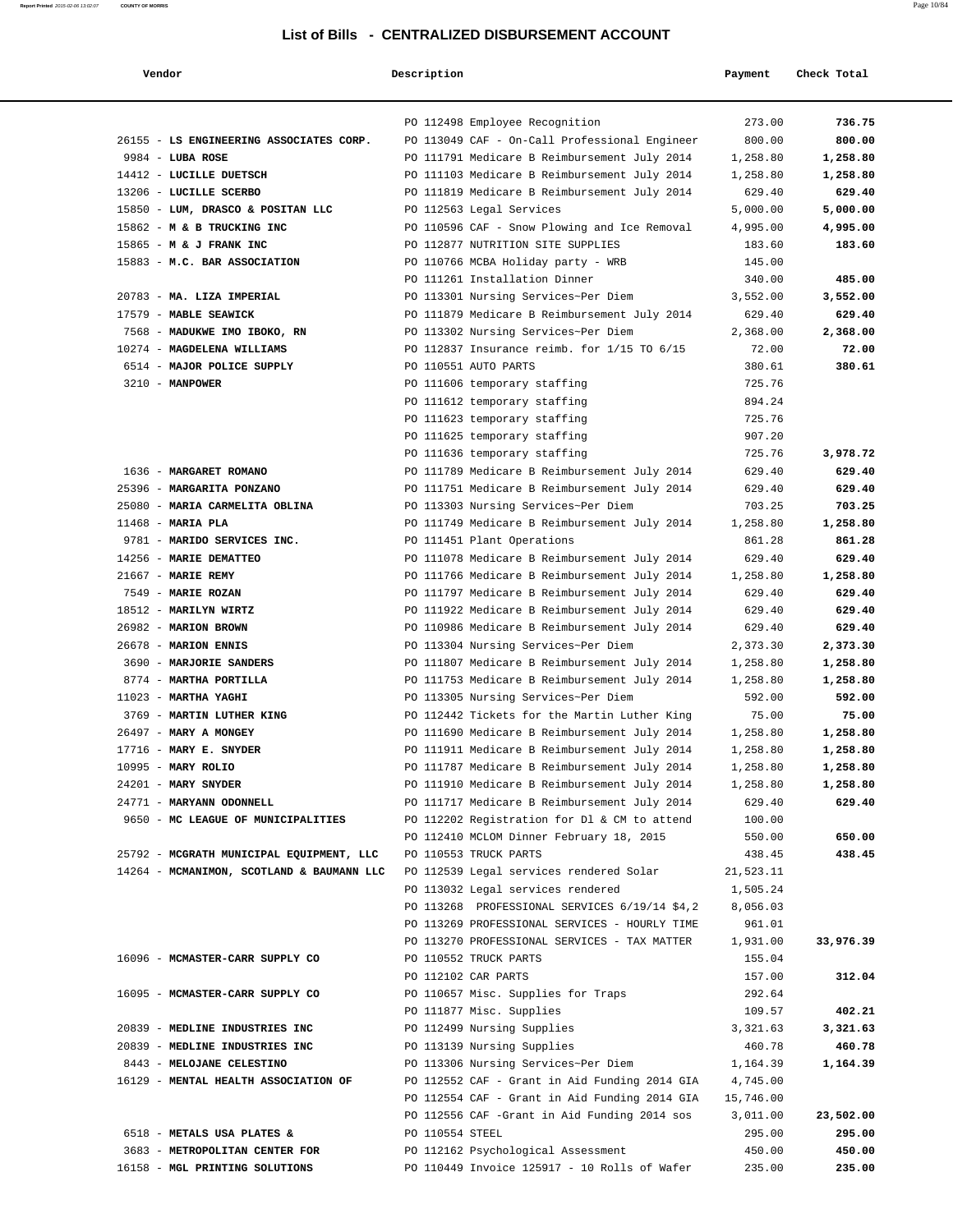# List of Bills - CENTRALIZED DISBURSEMENT ACCOUNT

| Vendor | Description | Payment | Check Total |
|---|---|---|---|
| | PO 112498 Employee Recognition | 273.00 | 736.75 |
| 26155 - **LS ENGINEERING ASSOCIATES CORP.** | PO 113049 CAF - On-Call Professional Engineer | 800.00 | 800.00 |
| 9984 - **LUBA ROSE** | PO 111791 Medicare B Reimbursement July 2014 | 1,258.80 | 1,258.80 |
| 14412 - **LUCILLE DUETSCH** | PO 111103 Medicare B Reimbursement July 2014 | 1,258.80 | 1,258.80 |
| 13206 - **LUCILLE SCERBO** | PO 111819 Medicare B Reimbursement July 2014 | 629.40 | 629.40 |
| 15850 - **LUM, DRASCO & POSITAN LLC** | PO 112563 Legal Services | 5,000.00 | 5,000.00 |
| 15862 - **M & B TRUCKING INC** | PO 110596 CAF - Snow Plowing and Ice Removal | 4,995.00 | 4,995.00 |
| 15865 - **M & J FRANK INC** | PO 112877 NUTRITION SITE SUPPLIES | 183.60 | 183.60 |
| 15883 - **M.C. BAR ASSOCIATION** | PO 110766 MCBA Holiday party - WRB | 145.00 | |
| | PO 111261 Installation Dinner | 340.00 | 485.00 |
| 20783 - **MA. LIZA IMPERIAL** | PO 113301 Nursing Services~Per Diem | 3,552.00 | 3,552.00 |
| 17579 - **MABLE SEAWICK** | PO 111879 Medicare B Reimbursement July 2014 | 629.40 | 629.40 |
| 7568 - **MADUKWE IMO IBOKO, RN** | PO 113302 Nursing Services~Per Diem | 2,368.00 | 2,368.00 |
| 10274 - **MAGDELENA WILLIAMS** | PO 112837 Insurance reimb. for 1/15 TO 6/15 | 72.00 | 72.00 |
| 6514 - **MAJOR POLICE SUPPLY** | PO 110551 AUTO PARTS | 380.61 | 380.61 |
| 3210 - **MANPOWER** | PO 111606 temporary staffing | 725.76 | |
| | PO 111612 temporary staffing | 894.24 | |
| | PO 111623 temporary staffing | 725.76 | |
| | PO 111625 temporary staffing | 907.20 | |
| | PO 111636 temporary staffing | 725.76 | 3,978.72 |
| 1636 - **MARGARET ROMANO** | PO 111789 Medicare B Reimbursement July 2014 | 629.40 | 629.40 |
| 25396 - **MARGARITA PONZANO** | PO 111751 Medicare B Reimbursement July 2014 | 629.40 | 629.40 |
| 25080 - **MARIA CARMELITA OBLINA** | PO 113303 Nursing Services~Per Diem | 703.25 | 703.25 |
| 11468 - **MARIA PLA** | PO 111749 Medicare B Reimbursement July 2014 | 1,258.80 | 1,258.80 |
| 9781 - **MARIDO SERVICES INC.** | PO 111451 Plant Operations | 861.28 | 861.28 |
| 14256 - **MARIE DEMATTEO** | PO 111078 Medicare B Reimbursement July 2014 | 629.40 | 629.40 |
| 21667 - **MARIE REMY** | PO 111766 Medicare B Reimbursement July 2014 | 1,258.80 | 1,258.80 |
| 7549 - **MARIE ROZAN** | PO 111797 Medicare B Reimbursement July 2014 | 629.40 | 629.40 |
| 18512 - **MARILYN WIRTZ** | PO 111922 Medicare B Reimbursement July 2014 | 629.40 | 629.40 |
| 26982 - **MARION BROWN** | PO 110986 Medicare B Reimbursement July 2014 | 629.40 | 629.40 |
| 26678 - **MARION ENNIS** | PO 113304 Nursing Services~Per Diem | 2,373.30 | 2,373.30 |
| 3690 - **MARJORIE SANDERS** | PO 111807 Medicare B Reimbursement July 2014 | 1,258.80 | 1,258.80 |
| 8774 - **MARTHA PORTILLA** | PO 111753 Medicare B Reimbursement July 2014 | 1,258.80 | 1,258.80 |
| 11023 - **MARTHA YAGHI** | PO 113305 Nursing Services~Per Diem | 592.00 | 592.00 |
| 3769 - **MARTIN LUTHER KING** | PO 112442 Tickets for the Martin Luther King | 75.00 | 75.00 |
| 26497 - **MARY A MONGEY** | PO 111690 Medicare B Reimbursement July 2014 | 1,258.80 | 1,258.80 |
| 17716 - **MARY E. SNYDER** | PO 111911 Medicare B Reimbursement July 2014 | 1,258.80 | 1,258.80 |
| 10995 - **MARY ROLIO** | PO 111787 Medicare B Reimbursement July 2014 | 1,258.80 | 1,258.80 |
| 24201 - **MARY SNYDER** | PO 111910 Medicare B Reimbursement July 2014 | 1,258.80 | 1,258.80 |
| 24771 - **MARYANN ODONNELL** | PO 111717 Medicare B Reimbursement July 2014 | 629.40 | 629.40 |
| 9650 - **MC LEAGUE OF MUNICIPALITIES** | PO 112202 Registration for Dl & CM to attend | 100.00 | |
| | PO 112410 MCLOM Dinner February 18, 2015 | 550.00 | 650.00 |
| 25792 - **MCGRATH MUNICIPAL EQUIPMENT, LLC** | PO 110553 TRUCK PARTS | 438.45 | 438.45 |
| 14264 - **MCMANIMON, SCOTLAND & BAUMANN LLC** | PO 112539 Legal services rendered Solar | 21,523.11 | |
| | PO 113032 Legal services rendered | 1,505.24 | |
| | PO 113268 PROFESSIONAL SERVICES 6/19/14 $4,2 | 8,056.03 | |
| | PO 113269 PROFESSIONAL SERVICES - HOURLY TIME | 961.01 | |
| | PO 113270 PROFESSIONAL SERVICES - TAX MATTER | 1,931.00 | 33,976.39 |
| 16096 - **MCMASTER-CARR SUPPLY CO** | PO 110552 TRUCK PARTS | 155.04 | |
| | PO 112102 CAR PARTS | 157.00 | 312.04 |
| 16095 - **MCMASTER-CARR SUPPLY CO** | PO 110657 Misc. Supplies for Traps | 292.64 | |
| | PO 111877 Misc. Supplies | 109.57 | 402.21 |
| 20839 - **MEDLINE INDUSTRIES INC** | PO 112499 Nursing Supplies | 3,321.63 | 3,321.63 |
| 20839 - **MEDLINE INDUSTRIES INC** | PO 113139 Nursing Supplies | 460.78 | 460.78 |
| 8443 - **MELOJANE CELESTINO** | PO 113306 Nursing Services~Per Diem | 1,164.39 | 1,164.39 |
| 16129 - **MENTAL HEALTH ASSOCIATION OF** | PO 112552 CAF - Grant in Aid Funding 2014 GIA | 4,745.00 | |
| | PO 112554 CAF - Grant in Aid Funding 2014 GIA | 15,746.00 | |
| | PO 112556 CAF -Grant in Aid Funding 2014 sos | 3,011.00 | 23,502.00 |
| 6518 - **METALS USA PLATES &** | PO 110554 STEEL | 295.00 | 295.00 |
| 3683 - **METROPOLITAN CENTER FOR** | PO 112162 Psychological Assessment | 450.00 | 450.00 |
| 16158 - **MGL PRINTING SOLUTIONS** | PO 110449 Invoice 125917 - 10 Rolls of Wafer | 235.00 | 235.00 |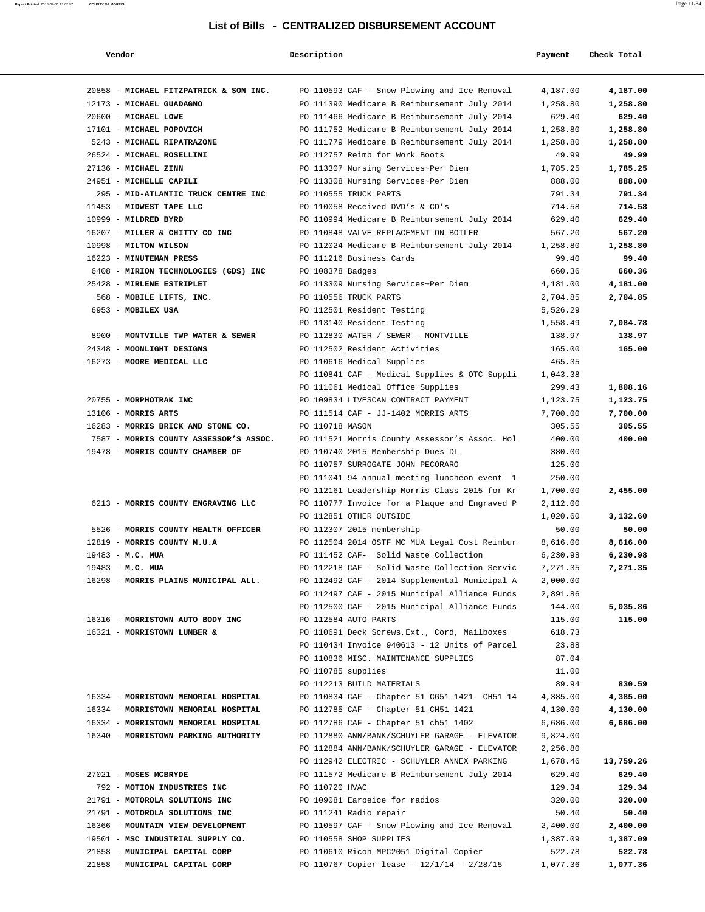## List of Bills - CENTRALIZED DISBURSEMENT ACCOUNT

| Vendor | Description | Payment | Check Total |
|---|---|---|---|
| 20858 - **MICHAEL FITZPATRICK & SON INC.** | PO 110593 CAF - Snow Plowing and Ice Removal | 4,187.00 | **4,187.00** |
| 12173 - **MICHAEL GUADAGNO** | PO 111390 Medicare B Reimbursement July 2014 | 1,258.80 | **1,258.80** |
| 20600 - **MICHAEL LOWE** | PO 111466 Medicare B Reimbursement July 2014 | 629.40 | **629.40** |
| 17101 - **MICHAEL POPOVICH** | PO 111752 Medicare B Reimbursement July 2014 | 1,258.80 | **1,258.80** |
| 5243 - **MICHAEL RIPATRAZONE** | PO 111779 Medicare B Reimbursement July 2014 | 1,258.80 | **1,258.80** |
| 26524 - **MICHAEL ROSELLINI** | PO 112757 Reimb for Work Boots | 49.99 | **49.99** |
| 27136 - **MICHAEL ZINN** | PO 113307 Nursing Services~Per Diem | 1,785.25 | **1,785.25** |
| 24951 - **MICHELLE CAPILI** | PO 113308 Nursing Services~Per Diem | 888.00 | **888.00** |
| 295 - **MID-ATLANTIC TRUCK CENTRE INC** | PO 110555 TRUCK PARTS | 791.34 | **791.34** |
| 11453 - **MIDWEST TAPE LLC** | PO 110058 Received DVD's & CD's | 714.58 | **714.58** |
| 10999 - **MILDRED BYRD** | PO 110994 Medicare B Reimbursement July 2014 | 629.40 | **629.40** |
| 16207 - **MILLER & CHITTY CO INC** | PO 110848 VALVE REPLACEMENT ON BOILER | 567.20 | **567.20** |
| 10998 - **MILTON WILSON** | PO 112024 Medicare B Reimbursement July 2014 | 1,258.80 | **1,258.80** |
| 16223 - **MINUTEMAN PRESS** | PO 111216 Business Cards | 99.40 | **99.40** |
| 6408 - **MIRION TECHNOLOGIES (GDS) INC** | PO 108378 Badges | 660.36 | **660.36** |
| 25428 - **MIRLENE ESTRIPLET** | PO 113309 Nursing Services~Per Diem | 4,181.00 | **4,181.00** |
| 568 - **MOBILE LIFTS, INC.** | PO 110556 TRUCK PARTS | 2,704.85 | **2,704.85** |
| 6953 - **MOBILEX USA** | PO 112501 Resident Testing | 5,526.29 | |
| | PO 113140 Resident Testing | 1,558.49 | **7,084.78** |
| 8900 - **MONTVILLE TWP WATER & SEWER** | PO 112830 WATER / SEWER - MONTVILLE | 138.97 | **138.97** |
| 24348 - **MOONLIGHT DESIGNS** | PO 112502 Resident Activities | 165.00 | **165.00** |
| 16273 - **MOORE MEDICAL LLC** | PO 110616 Medical Supplies | 465.35 | |
| | PO 110841 CAF - Medical Supplies & OTC Suppli | 1,043.38 | |
| | PO 111061 Medical Office Supplies | 299.43 | **1,808.16** |
| 20755 - **MORPHOTRAK INC** | PO 109834 LIVESCAN CONTRACT PAYMENT | 1,123.75 | **1,123.75** |
| 13106 - **MORRIS ARTS** | PO 111514 CAF - JJ-1402 MORRIS ARTS | 7,700.00 | **7,700.00** |
| 16283 - **MORRIS BRICK AND STONE CO.** | PO 110718 MASON | 305.55 | **305.55** |
| 7587 - **MORRIS COUNTY ASSESSOR'S ASSOC.** | PO 111521 Morris County Assessor's Assoc. Hol | 400.00 | **400.00** |
| 19478 - **MORRIS COUNTY CHAMBER OF** | PO 110740 2015 Membership Dues DL | 380.00 | |
| | PO 110757 SURROGATE JOHN PECORARO | 125.00 | |
| | PO 111041 94 annual meeting luncheon event 1 | 250.00 | |
| | PO 112161 Leadership Morris Class 2015 for Kr | 1,700.00 | **2,455.00** |
| 6213 - **MORRIS COUNTY ENGRAVING LLC** | PO 110777 Invoice for a Plaque and Engraved P | 2,112.00 | |
| | PO 112851 OTHER OUTSIDE | 1,020.60 | **3,132.60** |
| 5526 - **MORRIS COUNTY HEALTH OFFICER** | PO 112307 2015 membership | 50.00 | **50.00** |
| 12819 - **MORRIS COUNTY M.U.A** | PO 112504 2014 OSTF MC MUA Legal Cost Reimbur | 8,616.00 | **8,616.00** |
| 19483 - **M.C. MUA** | PO 111452 CAF- Solid Waste Collection | 6,230.98 | **6,230.98** |
| 19483 - **M.C. MUA** | PO 112218 CAF - Solid Waste Collection Servic | 7,271.35 | **7,271.35** |
| 16298 - **MORRIS PLAINS MUNICIPAL ALL.** | PO 112492 CAF - 2014 Supplemental Municipal A | 2,000.00 | |
| | PO 112497 CAF - 2015 Municipal Alliance Funds | 2,891.86 | |
| | PO 112500 CAF - 2015 Municipal Alliance Funds | 144.00 | **5,035.86** |
| 16316 - **MORRISTOWN AUTO BODY INC** | PO 112584 AUTO PARTS | 115.00 | **115.00** |
| 16321 - **MORRISTOWN LUMBER &** | PO 110691 Deck Screws,Ext., Cord, Mailboxes | 618.73 | |
| | PO 110434 Invoice 940613 - 12 Units of Parcel | 23.88 | |
| | PO 110836 MISC. MAINTENANCE SUPPLIES | 87.04 | |
| | PO 110785 supplies | 11.00 | |
| | PO 112213 BUILD MATERIALS | 89.94 | **830.59** |
| 16334 - **MORRISTOWN MEMORIAL HOSPITAL** | PO 110834 CAF - Chapter 51 CG51 1421 CH51 14 | 4,385.00 | **4,385.00** |
| 16334 - **MORRISTOWN MEMORIAL HOSPITAL** | PO 112785 CAF - Chapter 51 CH51 1421 | 4,130.00 | **4,130.00** |
| 16334 - **MORRISTOWN MEMORIAL HOSPITAL** | PO 112786 CAF - Chapter 51 ch51 1402 | 6,686.00 | **6,686.00** |
| 16340 - **MORRISTOWN PARKING AUTHORITY** | PO 112880 ANN/BANK/SCHUYLER GARAGE - ELEVATOR | 9,824.00 | |
| | PO 112884 ANN/BANK/SCHUYLER GARAGE - ELEVATOR | 2,256.80 | |
| | PO 112942 ELECTRIC - SCHUYLER ANNEX PARKING | 1,678.46 | **13,759.26** |
| 27021 - **MOSES MCBRYDE** | PO 111572 Medicare B Reimbursement July 2014 | 629.40 | **629.40** |
| 792 - **MOTION INDUSTRIES INC** | PO 110720 HVAC | 129.34 | **129.34** |
| 21791 - **MOTOROLA SOLUTIONS INC** | PO 109081 Earpeice for radios | 320.00 | **320.00** |
| 21791 - **MOTOROLA SOLUTIONS INC** | PO 111241 Radio repair | 50.40 | **50.40** |
| 16366 - **MOUNTAIN VIEW DEVELOPMENT** | PO 110597 CAF - Snow Plowing and Ice Removal | 2,400.00 | **2,400.00** |
| 19501 - **MSC INDUSTRIAL SUPPLY CO.** | PO 110558 SHOP SUPPLIES | 1,387.09 | **1,387.09** |
| 21858 - **MUNICIPAL CAPITAL CORP** | PO 110610 Ricoh MPC2051 Digital Copier | 522.78 | **522.78** |
| 21858 - **MUNICIPAL CAPITAL CORP** | PO 110767 Copier lease - 12/1/14 - 2/28/15 | 1,077.36 | **1,077.36** |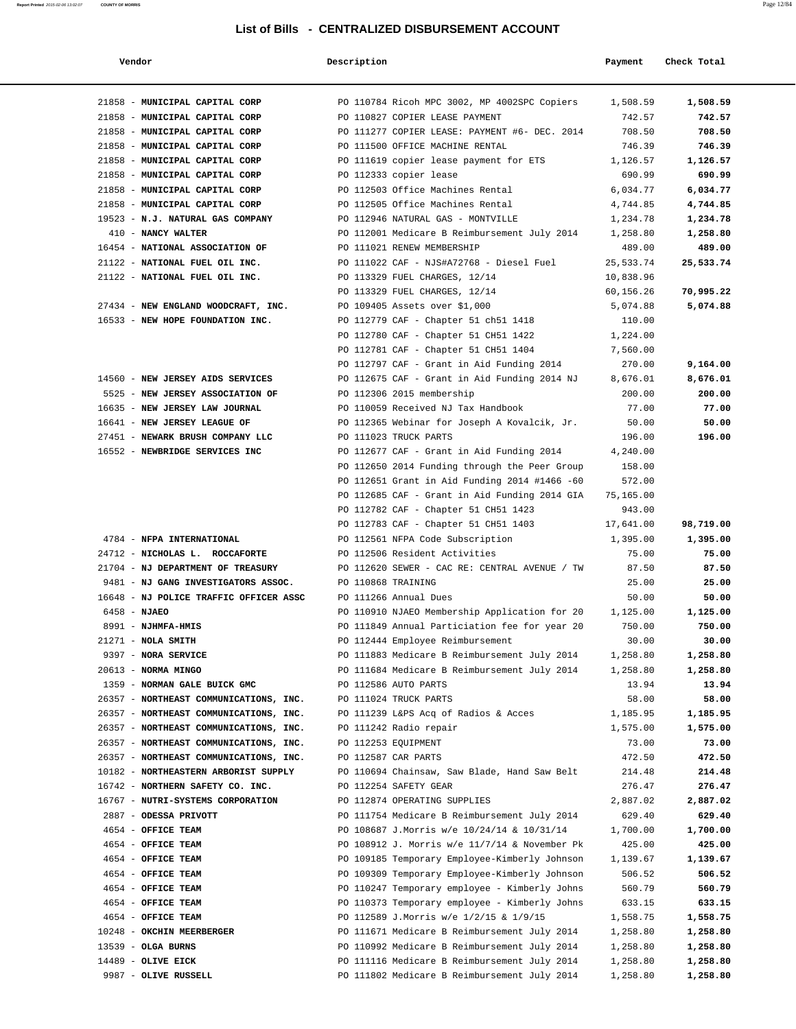# List of Bills - CENTRALIZED DISBURSEMENT ACCOUNT

| Vendor | Description | Payment | Check Total |
|---|---|---|---|
| 21858 - **MUNICIPAL CAPITAL CORP** | PO 110784 Ricoh MPC 3002, MP 4002SPC Copiers | 1,508.59 | **1,508.59** |
| 21858 - **MUNICIPAL CAPITAL CORP** | PO 110827 COPIER LEASE PAYMENT | 742.57 | **742.57** |
| 21858 - **MUNICIPAL CAPITAL CORP** | PO 111277 COPIER LEASE: PAYMENT #6- DEC. 2014 | 708.50 | **708.50** |
| 21858 - **MUNICIPAL CAPITAL CORP** | PO 111500 OFFICE MACHINE RENTAL | 746.39 | **746.39** |
| 21858 - **MUNICIPAL CAPITAL CORP** | PO 111619 copier lease payment for ETS | 1,126.57 | **1,126.57** |
| 21858 - **MUNICIPAL CAPITAL CORP** | PO 112333 copier lease | 690.99 | **690.99** |
| 21858 - **MUNICIPAL CAPITAL CORP** | PO 112503 Office Machines Rental | 6,034.77 | **6,034.77** |
| 21858 - **MUNICIPAL CAPITAL CORP** | PO 112505 Office Machines Rental | 4,744.85 | **4,744.85** |
| 19523 - **N.J. NATURAL GAS COMPANY** | PO 112946 NATURAL GAS - MONTVILLE | 1,234.78 | **1,234.78** |
| 410 - **NANCY WALTER** | PO 112001 Medicare B Reimbursement July 2014 | 1,258.80 | **1,258.80** |
| 16454 - **NATIONAL ASSOCIATION OF** | PO 111021 RENEW MEMBERSHIP | 489.00 | **489.00** |
| 21122 - **NATIONAL FUEL OIL INC.** | PO 111022 CAF - NJS#A72768 - Diesel Fuel | 25,533.74 | **25,533.74** |
| 21122 - **NATIONAL FUEL OIL INC.** | PO 113329 FUEL CHARGES, 12/14 | 10,838.96 | |
| | PO 113329 FUEL CHARGES, 12/14 | 60,156.26 | **70,995.22** |
| 27434 - **NEW ENGLAND WOODCRAFT, INC.** | PO 109405 Assets over $1,000 | 5,074.88 | **5,074.88** |
| 16533 - **NEW HOPE FOUNDATION INC.** | PO 112779 CAF - Chapter 51 ch51 1418 | 110.00 | |
| | PO 112780 CAF - Chapter 51 CH51 1422 | 1,224.00 | |
| | PO 112781 CAF - Chapter 51 CH51 1404 | 7,560.00 | |
| | PO 112797 CAF - Grant in Aid Funding 2014 | 270.00 | **9,164.00** |
| 14560 - **NEW JERSEY AIDS SERVICES** | PO 112675 CAF - Grant in Aid Funding 2014 NJ | 8,676.01 | **8,676.01** |
| 5525 - **NEW JERSEY ASSOCIATION OF** | PO 112306 2015 membership | 200.00 | **200.00** |
| 16635 - **NEW JERSEY LAW JOURNAL** | PO 110059 Received NJ Tax Handbook | 77.00 | **77.00** |
| 16641 - **NEW JERSEY LEAGUE OF** | PO 112365 Webinar for Joseph A Kovalcik, Jr. | 50.00 | **50.00** |
| 27451 - **NEWARK BRUSH COMPANY LLC** | PO 111023 TRUCK PARTS | 196.00 | **196.00** |
| 16552 - **NEWBRIDGE SERVICES INC** | PO 112677 CAF - Grant in Aid Funding 2014 | 4,240.00 | |
| | PO 112650 2014 Funding through the Peer Group | 158.00 | |
| | PO 112651 Grant in Aid Funding 2014 #1466 -60 | 572.00 | |
| | PO 112685 CAF - Grant in Aid Funding 2014 GIA | 75,165.00 | |
| | PO 112782 CAF - Chapter 51 CH51 1423 | 943.00 | |
| | PO 112783 CAF - Chapter 51 CH51 1403 | 17,641.00 | **98,719.00** |
| 4784 - **NFPA INTERNATIONAL** | PO 112561 NFPA Code Subscription | 1,395.00 | **1,395.00** |
| 24712 - **NICHOLAS L. ROCCAFORTE** | PO 112506 Resident Activities | 75.00 | **75.00** |
| 21704 - **NJ DEPARTMENT OF TREASURY** | PO 112620 SEWER - CAC RE: CENTRAL AVENUE / TW | 87.50 | **87.50** |
| 9481 - **NJ GANG INVESTIGATORS ASSOC.** | PO 110868 TRAINING | 25.00 | **25.00** |
| 16648 - **NJ POLICE TRAFFIC OFFICER ASSC** | PO 111266 Annual Dues | 50.00 | **50.00** |
| 6458 - **NJAEO** | PO 110910 NJAEO Membership Application for 20 | 1,125.00 | **1,125.00** |
| 8991 - **NJHMFA-HMIS** | PO 111849 Annual Particiation fee for year 20 | 750.00 | **750.00** |
| 21271 - **NOLA SMITH** | PO 112444 Employee Reimbursement | 30.00 | **30.00** |
| 9397 - **NORA SERVICE** | PO 111883 Medicare B Reimbursement July 2014 | 1,258.80 | **1,258.80** |
| 20613 - **NORMA MINGO** | PO 111684 Medicare B Reimbursement July 2014 | 1,258.80 | **1,258.80** |
| 1359 - **NORMAN GALE BUICK GMC** | PO 112586 AUTO PARTS | 13.94 | **13.94** |
| 26357 - **NORTHEAST COMMUNICATIONS, INC.** | PO 111024 TRUCK PARTS | 58.00 | **58.00** |
| 26357 - **NORTHEAST COMMUNICATIONS, INC.** | PO 111239 L&PS Acq of Radios & Acces | 1,185.95 | **1,185.95** |
| 26357 - **NORTHEAST COMMUNICATIONS, INC.** | PO 111242 Radio repair | 1,575.00 | **1,575.00** |
| 26357 - **NORTHEAST COMMUNICATIONS, INC.** | PO 112253 EQUIPMENT | 73.00 | **73.00** |
| 26357 - **NORTHEAST COMMUNICATIONS, INC.** | PO 112587 CAR PARTS | 472.50 | **472.50** |
| 10182 - **NORTHEASTERN ARBORIST SUPPLY** | PO 110694 Chainsaw, Saw Blade, Hand Saw Belt | 214.48 | **214.48** |
| 16742 - **NORTHERN SAFETY CO. INC.** | PO 112254 SAFETY GEAR | 276.47 | **276.47** |
| 16767 - **NUTRI-SYSTEMS CORPORATION** | PO 112874 OPERATING SUPPLIES | 2,887.02 | **2,887.02** |
| 2887 - **ODESSA PRIVOTT** | PO 111754 Medicare B Reimbursement July 2014 | 629.40 | **629.40** |
| 4654 - **OFFICE TEAM** | PO 108687 J.Morris w/e 10/24/14 & 10/31/14 | 1,700.00 | **1,700.00** |
| 4654 - **OFFICE TEAM** | PO 108912 J. Morris w/e 11/7/14 & November Pk | 425.00 | **425.00** |
| 4654 - **OFFICE TEAM** | PO 109185 Temporary Employee-Kimberly Johnson | 1,139.67 | **1,139.67** |
| 4654 - **OFFICE TEAM** | PO 109309 Temporary Employee-Kimberly Johnson | 506.52 | **506.52** |
| 4654 - **OFFICE TEAM** | PO 110247 Temporary employee - Kimberly Johns | 560.79 | **560.79** |
| 4654 - **OFFICE TEAM** | PO 110373 Temporary employee - Kimberly Johns | 633.15 | **633.15** |
| 4654 - **OFFICE TEAM** | PO 112589 J.Morris w/e 1/2/15 & 1/9/15 | 1,558.75 | **1,558.75** |
| 10248 - **OKCHIN MEERBERGER** | PO 111671 Medicare B Reimbursement July 2014 | 1,258.80 | **1,258.80** |
| 13539 - **OLGA BURNS** | PO 110992 Medicare B Reimbursement July 2014 | 1,258.80 | **1,258.80** |
| 14489 - **OLIVE EICK** | PO 111116 Medicare B Reimbursement July 2014 | 1,258.80 | **1,258.80** |
| 9987 - **OLIVE RUSSELL** | PO 111802 Medicare B Reimbursement July 2014 | 1,258.80 | **1,258.80** |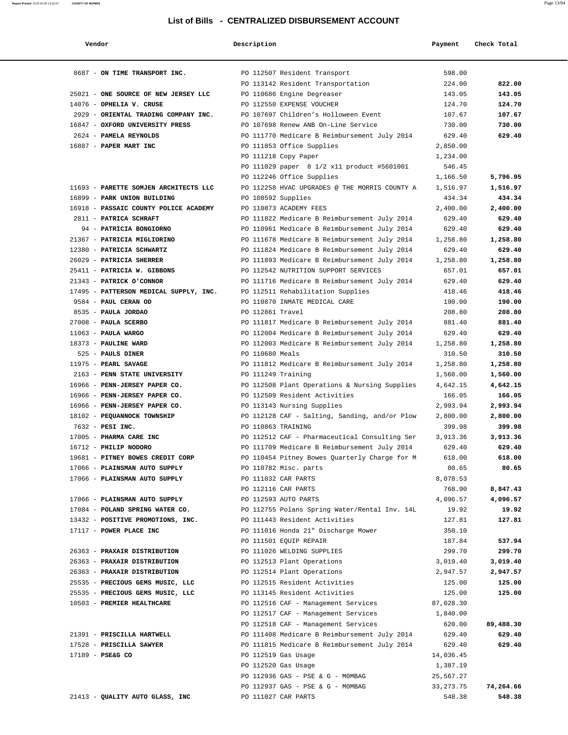# List of Bills - CENTRALIZED DISBURSEMENT ACCOUNT

| Vendor | Description | Payment | Check Total |
|---|---|---|---|
| 8687 - **ON TIME TRANSPORT INC.** | PO 112507 Resident Transport | 598.00 | |
| | PO 113142 Resident Transportation | 224.00 | **822.00** |
| 25021 - **ONE SOURCE OF NEW JERSEY LLC** | PO 110686 Engine Degreaser | 143.05 | **143.05** |
| 14076 - **OPHELIA V. CRUSE** | PO 112550 EXPENSE VOUCHER | 124.70 | **124.70** |
| 2929 - **ORIENTAL TRADING COMPANY INC.** | PO 107697 Children's Holloween Event | 107.67 | **107.67** |
| 16847 - **OXFORD UNIVERSITY PRESS** | PO 107698 Renew ANB On-Line Service | 730.00 | **730.00** |
| 2624 - **PAMELA REYNOLDS** | PO 111770 Medicare B Reimbursement July 2014 | 629.40 | **629.40** |
| 16887 - **PAPER MART INC** | PO 111853 Office Supplies | 2,850.00 | |
| | PO 111218 Copy Paper | 1,234.00 | |
| | PO 111029 paper 8 1/2 x11 product #5601001 | 546.45 | |
| | PO 112246 Office Supplies | 1,166.50 | **5,796.95** |
| 11693 - **PARETTE SOMJEN ARCHITECTS LLC** | PO 112258 HVAC UPGRADES @ THE MORRIS COUNTY A | 1,516.97 | **1,516.97** |
| 16899 - **PARK UNION BUILDING** | PO 108592 Supplies | 434.34 | **434.34** |
| 16918 - **PASSAIC COUNTY POLICE ACADEMY** | PO 110873 ACADEMY FEES | 2,400.00 | **2,400.00** |
| 2811 - **PATRICA SCHRAFT** | PO 111822 Medicare B Reimbursement July 2014 | 629.40 | **629.40** |
| 94 - **PATRICIA BONGIORNO** | PO 110961 Medicare B Reimbursement July 2014 | 629.40 | **629.40** |
| 21367 - **PATRICIA MIGLIORINO** | PO 111678 Medicare B Reimbursement July 2014 | 1,258.80 | **1,258.80** |
| 12380 - **PATRICIA SCHWARTZ** | PO 111824 Medicare B Reimbursement July 2014 | 629.40 | **629.40** |
| 26029 - **PATRICIA SHERRER** | PO 111893 Medicare B Reimbursement July 2014 | 1,258.80 | **1,258.80** |
| 25411 - **PATRICIA W. GIBBONS** | PO 112542 NUTRITION SUPPORT SERVICES | 657.01 | **657.01** |
| 21343 - **PATRICK O'CONNOR** | PO 111716 Medicare B Reimbursement July 2014 | 629.40 | **629.40** |
| 17495 - **PATTERSON MEDICAL SUPPLY, INC.** | PO 112511 Rehabilitation Supplies | 418.46 | **418.46** |
| 9584 - **PAUL CERAN OD** | PO 110870 INMATE MEDICAL CARE | 190.00 | **190.00** |
| 8535 - **PAULA JORDAO** | PO 112861 Travel | 208.80 | **208.80** |
| 27008 - **PAULA SCERBO** | PO 111817 Medicare B Reimbursement July 2014 | 881.40 | **881.40** |
| 11063 - **PAULA WARGO** | PO 112004 Medicare B Reimbursement July 2014 | 629.40 | **629.40** |
| 18373 - **PAULINE WARD** | PO 112003 Medicare B Reimbursement July 2014 | 1,258.80 | **1,258.80** |
| 525 - **PAULS DINER** | PO 110680 Meals | 310.50 | **310.50** |
| 11975 - **PEARL SAVAGE** | PO 111812 Medicare B Reimbursement July 2014 | 1,258.80 | **1,258.80** |
| 2163 - **PENN STATE UNIVERSITY** | PO 111249 Training | 1,560.00 | **1,560.00** |
| 16966 - **PENN-JERSEY PAPER CO.** | PO 112508 Plant Operations & Nursing Supplies | 4,642.15 | **4,642.15** |
| 16966 - **PENN-JERSEY PAPER CO.** | PO 112509 Resident Activities | 166.05 | **166.05** |
| 16966 - **PENN-JERSEY PAPER CO.** | PO 113143 Nursing Supplies | 2,993.94 | **2,993.94** |
| 18102 - **PEQUANNOCK TOWNSHIP** | PO 112128 CAF - Salting, Sanding, and/or Plow | 2,800.00 | **2,800.00** |
| 7632 - **PESI INC.** | PO 110863 TRAINING | 399.98 | **399.98** |
| 17005 - **PHARMA CARE INC** | PO 112512 CAF - Pharmaceutical Consulting Ser | 3,913.36 | **3,913.36** |
| 16712 - **PHILIP NODORO** | PO 111709 Medicare B Reimbursement July 2014 | 629.40 | **629.40** |
| 19681 - **PITNEY BOWES CREDIT CORP** | PO 110454 Pitney Bowes Quarterly Charge for M | 618.00 | **618.00** |
| 17066 - **PLAINSMAN AUTO SUPPLY** | PO 110782 Misc. parts | 80.65 | **80.65** |
| 17066 - **PLAINSMAN AUTO SUPPLY** | PO 111032 CAR PARTS | 8,078.53 | |
| | PO 112116 CAR PARTS | 768.90 | **8,847.43** |
| 17066 - **PLAINSMAN AUTO SUPPLY** | PO 112593 AUTO PARTS | 4,096.57 | **4,096.57** |
| 17084 - **POLAND SPRING WATER CO.** | PO 112755 Polans Spring Water/Rental Inv. 14L | 19.92 | **19.92** |
| 13432 - **POSITIVE PROMOTIONS, INC.** | PO 111443 Resident Activities | 127.81 | **127.81** |
| 17117 - **POWER PLACE INC** | PO 111016 Honda 21" Discharge Mower | 350.10 | |
| | PO 111501 EQUIP REPAIR | 187.84 | **537.94** |
| 26363 - **PRAXAIR DISTRIBUTION** | PO 111026 WELDING SUPPLIES | 299.70 | **299.70** |
| 26363 - **PRAXAIR DISTRIBUTION** | PO 112513 Plant Operations | 3,019.40 | **3,019.40** |
| 26363 - **PRAXAIR DISTRIBUTION** | PO 112514 Plant Operations | 2,947.57 | **2,947.57** |
| 25535 - **PRECIOUS GEMS MUSIC, LLC** | PO 112515 Resident Activities | 125.00 | **125.00** |
| 25535 - **PRECIOUS GEMS MUSIC, LLC** | PO 113145 Resident Activities | 125.00 | **125.00** |
| 10503 - **PREMIER HEALTHCARE** | PO 112516 CAF - Management Services | 87,028.30 | |
| | PO 112517 CAF - Management Services | 1,840.00 | |
| | PO 112518 CAF - Management Services | 620.00 | **89,488.30** |
| 21391 - **PRISCILLA HARTWELL** | PO 111408 Medicare B Reimbursement July 2014 | 629.40 | **629.40** |
| 17528 - **PRISCILLA SAWYER** | PO 111815 Medicare B Reimbursement July 2014 | 629.40 | **629.40** |
| 17189 - **PSE&G CO** | PO 112519 Gas Usage | 14,036.45 | |
| | PO 112520 Gas Usage | 1,387.19 | |
| | PO 112936 GAS - PSE & G - M0MBAG | 25,567.27 | |
| | PO 112937 GAS - PSE & G - M0MBAG | 33,273.75 | **74,264.66** |
| 21413 - **QUALITY AUTO GLASS, INC** | PO 111027 CAR PARTS | 548.38 | **548.38** |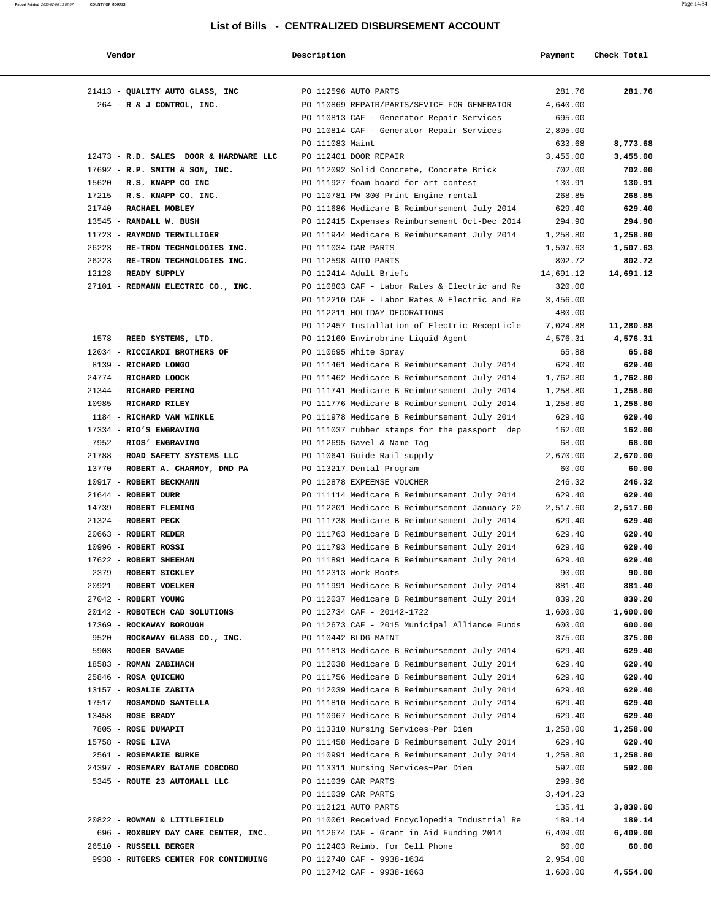## List of Bills - CENTRALIZED DISBURSEMENT ACCOUNT

| Vendor | Description | Payment | Check Total |
|---|---|---|---|
| 21413 - **QUALITY AUTO GLASS, INC** | PO 112596 AUTO PARTS | 281.76 | **281.76** |
| 264 - **R & J CONTROL, INC.** | PO 110869 REPAIR/PARTS/SEVICE FOR GENERATOR | 4,640.00 | |
| | PO 110813 CAF - Generator Repair Services | 695.00 | |
| | PO 110814 CAF - Generator Repair Services | 2,805.00 | |
| | PO 111083 Maint | 633.68 | **8,773.68** |
| 12473 - **R.D. SALES DOOR & HARDWARE LLC** | PO 112401 DOOR REPAIR | 3,455.00 | **3,455.00** |
| 17692 - **R.P. SMITH & SON, INC.** | PO 112092 Solid Concrete, Concrete Brick | 702.00 | **702.00** |
| 15620 - **R.S. KNAPP CO INC** | PO 111927 foam board for art contest | 130.91 | **130.91** |
| 17215 - **R.S. KNAPP CO. INC.** | PO 110781 PW 300 Print Engine rental | 268.85 | **268.85** |
| 21740 - **RACHAEL MOBLEY** | PO 111686 Medicare B Reimbursement July 2014 | 629.40 | **629.40** |
| 13545 - **RANDALL W. BUSH** | PO 112415 Expenses Reimbursement Oct-Dec 2014 | 294.90 | **294.90** |
| 11723 - **RAYMOND TERWILLIGER** | PO 111944 Medicare B Reimbursement July 2014 | 1,258.80 | **1,258.80** |
| 26223 - **RE-TRON TECHNOLOGIES INC.** | PO 111034 CAR PARTS | 1,507.63 | **1,507.63** |
| 26223 - **RE-TRON TECHNOLOGIES INC.** | PO 112598 AUTO PARTS | 802.72 | **802.72** |
| 12128 - **READY SUPPLY** | PO 112414 Adult Briefs | 14,691.12 | **14,691.12** |
| 27101 - **REDMANN ELECTRIC CO., INC.** | PO 110803 CAF - Labor Rates & Electric and Re | 320.00 | |
| | PO 112210 CAF - Labor Rates & Electric and Re | 3,456.00 | |
| | PO 112211 HOLIDAY DECORATIONS | 480.00 | |
| | PO 112457 Installation of Electric Recepticle | 7,024.88 | **11,280.88** |
| 1578 - **REED SYSTEMS, LTD.** | PO 112160 Envirobrine Liquid Agent | 4,576.31 | **4,576.31** |
| 12034 - **RICCIARDI BROTHERS OF** | PO 110695 White Spray | 65.88 | **65.88** |
| 8139 - **RICHARD LONGO** | PO 111461 Medicare B Reimbursement July 2014 | 629.40 | **629.40** |
| 24774 - **RICHARD LOOCK** | PO 111462 Medicare B Reimbursement July 2014 | 1,762.80 | **1,762.80** |
| 21344 - **RICHARD PERINO** | PO 111741 Medicare B Reimbursement July 2014 | 1,258.80 | **1,258.80** |
| 10985 - **RICHARD RILEY** | PO 111776 Medicare B Reimbursement July 2014 | 1,258.80 | **1,258.80** |
| 1184 - **RICHARD VAN WINKLE** | PO 111978 Medicare B Reimbursement July 2014 | 629.40 | **629.40** |
| 17334 - **RIO'S ENGRAVING** | PO 111037 rubber stamps for the passport dep | 162.00 | **162.00** |
| 7952 - **RIOS' ENGRAVING** | PO 112695 Gavel & Name Tag | 68.00 | **68.00** |
| 21788 - **ROAD SAFETY SYSTEMS LLC** | PO 110641 Guide Rail supply | 2,670.00 | **2,670.00** |
| 13770 - **ROBERT A. CHARMOY, DMD PA** | PO 113217 Dental Program | 60.00 | **60.00** |
| 10917 - **ROBERT BECKMANN** | PO 112878 EXPEENSE VOUCHER | 246.32 | **246.32** |
| 21644 - **ROBERT DURR** | PO 111114 Medicare B Reimbursement July 2014 | 629.40 | **629.40** |
| 14739 - **ROBERT FLEMING** | PO 112201 Medicare B Reimbursement January 20 | 2,517.60 | **2,517.60** |
| 21324 - **ROBERT PECK** | PO 111738 Medicare B Reimbursement July 2014 | 629.40 | **629.40** |
| 20663 - **ROBERT REDER** | PO 111763 Medicare B Reimbursement July 2014 | 629.40 | **629.40** |
| 10996 - **ROBERT ROSSI** | PO 111793 Medicare B Reimbursement July 2014 | 629.40 | **629.40** |
| 17622 - **ROBERT SHEEHAN** | PO 111891 Medicare B Reimbursement July 2014 | 629.40 | **629.40** |
| 2379 - **ROBERT SICKLEY** | PO 112313 Work Boots | 90.00 | **90.00** |
| 20921 - **ROBERT VOELKER** | PO 111991 Medicare B Reimbursement July 2014 | 881.40 | **881.40** |
| 27042 - **ROBERT YOUNG** | PO 112037 Medicare B Reimbursement July 2014 | 839.20 | **839.20** |
| 20142 - **ROBOTECH CAD SOLUTIONS** | PO 112734 CAF - 20142-1722 | 1,600.00 | **1,600.00** |
| 17369 - **ROCKAWAY BOROUGH** | PO 112673 CAF - 2015 Municipal Alliance Funds | 600.00 | **600.00** |
| 9520 - **ROCKAWAY GLASS CO., INC.** | PO 110442 BLDG MAINT | 375.00 | **375.00** |
| 5903 - **ROGER SAVAGE** | PO 111813 Medicare B Reimbursement July 2014 | 629.40 | **629.40** |
| 18583 - **ROMAN ZABIHACH** | PO 112038 Medicare B Reimbursement July 2014 | 629.40 | **629.40** |
| 25846 - **ROSA QUICENO** | PO 111756 Medicare B Reimbursement July 2014 | 629.40 | **629.40** |
| 13157 - **ROSALIE ZABITA** | PO 112039 Medicare B Reimbursement July 2014 | 629.40 | **629.40** |
| 17517 - **ROSAMOND SANTELLA** | PO 111810 Medicare B Reimbursement July 2014 | 629.40 | **629.40** |
| 13458 - **ROSE BRADY** | PO 110967 Medicare B Reimbursement July 2014 | 629.40 | **629.40** |
| 7805 - **ROSE DUMAPIT** | PO 113310 Nursing Services~Per Diem | 1,258.00 | **1,258.00** |
| 15758 - **ROSE LIVA** | PO 111458 Medicare B Reimbursement July 2014 | 629.40 | **629.40** |
| 2561 - **ROSEMARIE BURKE** | PO 110991 Medicare B Reimbursement July 2014 | 1,258.80 | **1,258.80** |
| 24397 - **ROSEMARY BATANE COBCOBO** | PO 113311 Nursing Services~Per Diem | 592.00 | **592.00** |
| 5345 - **ROUTE 23 AUTOMALL LLC** | PO 111039 CAR PARTS | 299.96 | |
| | PO 111039 CAR PARTS | 3,404.23 | |
| | PO 112121 AUTO PARTS | 135.41 | **3,839.60** |
| 20822 - **ROWMAN & LITTLEFIELD** | PO 110061 Received Encyclopedia Industrial Re | 189.14 | **189.14** |
| 696 - **ROXBURY DAY CARE CENTER, INC.** | PO 112674 CAF - Grant in Aid Funding 2014 | 6,409.00 | **6,409.00** |
| 26510 - **RUSSELL BERGER** | PO 112403 Reimb. for Cell Phone | 60.00 | **60.00** |
| 9938 - **RUTGERS CENTER FOR CONTINUING** | PO 112740 CAF - 9938-1634 | 2,954.00 | |
| | PO 112742 CAF - 9938-1663 | 1,600.00 | **4,554.00** |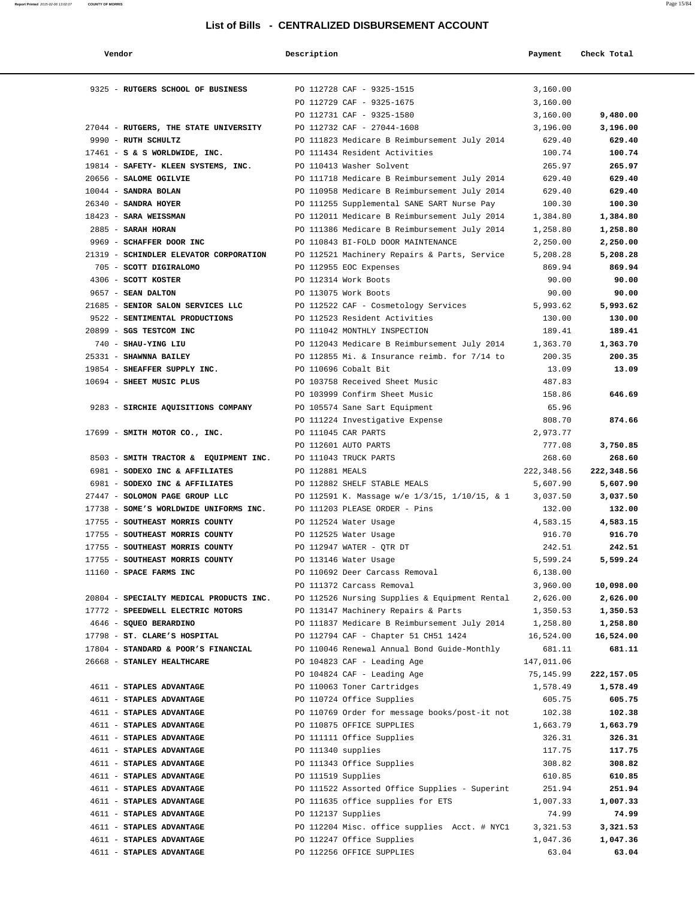# List of Bills - CENTRALIZED DISBURSEMENT ACCOUNT

| Vendor | Description | Payment | Check Total |
|---|---|---|---|
| 9325 - **RUTGERS SCHOOL OF BUSINESS** | PO 112728 CAF - 9325-1515 | 3,160.00 | |
| | PO 112729 CAF - 9325-1675 | 3,160.00 | |
| | PO 112731 CAF - 9325-1580 | 3,160.00 | **9,480.00** |
| 27044 - **RUTGERS, THE STATE UNIVERSITY** | PO 112732 CAF - 27044-1608 | 3,196.00 | **3,196.00** |
| 9990 - **RUTH SCHULTZ** | PO 111823 Medicare B Reimbursement July 2014 | 629.40 | **629.40** |
| 17461 - **S & S WORLDWIDE, INC.** | PO 111434 Resident Activities | 100.74 | **100.74** |
| 19814 - **SAFETY- KLEEN SYSTEMS, INC.** | PO 110413 Washer Solvent | 265.97 | **265.97** |
| 20656 - **SALOME OGILVIE** | PO 111718 Medicare B Reimbursement July 2014 | 629.40 | **629.40** |
| 10044 - **SANDRA BOLAN** | PO 110958 Medicare B Reimbursement July 2014 | 629.40 | **629.40** |
| 26340 - **SANDRA HOYER** | PO 111255 Supplemental SANE SART Nurse Pay | 100.30 | **100.30** |
| 18423 - **SARA WEISSMAN** | PO 112011 Medicare B Reimbursement July 2014 | 1,384.80 | **1,384.80** |
| 2885 - **SARAH HORAN** | PO 111386 Medicare B Reimbursement July 2014 | 1,258.80 | **1,258.80** |
| 9969 - **SCHAFFER DOOR INC** | PO 110843 BI-FOLD DOOR MAINTENANCE | 2,250.00 | **2,250.00** |
| 21319 - **SCHINDLER ELEVATOR CORPORATION** | PO 112521 Machinery Repairs & Parts, Service | 5,208.28 | **5,208.28** |
| 705 - **SCOTT DIGIRALOMO** | PO 112955 EOC Expenses | 869.94 | **869.94** |
| 4306 - **SCOTT KOSTER** | PO 112314 Work Boots | 90.00 | **90.00** |
| 9657 - **SEAN DALTON** | PO 113075 Work Boots | 90.00 | **90.00** |
| 21685 - **SENIOR SALON SERVICES LLC** | PO 112522 CAF - Cosmetology Services | 5,993.62 | **5,993.62** |
| 9522 - **SENTIMENTAL PRODUCTIONS** | PO 112523 Resident Activities | 130.00 | **130.00** |
| 20899 - **SGS TESTCOM INC** | PO 111042 MONTHLY INSPECTION | 189.41 | **189.41** |
| 740 - **SHAU-YING LIU** | PO 112043 Medicare B Reimbursement July 2014 | 1,363.70 | **1,363.70** |
| 25331 - **SHAWNNA BAILEY** | PO 112855 Mi. & Insurance reimb. for 7/14 to | 200.35 | **200.35** |
| 19854 - **SHEAFFER SUPPLY INC.** | PO 110696 Cobalt Bit | 13.09 | **13.09** |
| 10694 - **SHEET MUSIC PLUS** | PO 103758 Received Sheet Music | 487.83 | |
| | PO 103999 Confirm Sheet Music | 158.86 | **646.69** |
| 9283 - **SIRCHIE AQUISITIONS COMPANY** | PO 105574 Sane Sart Equipment | 65.96 | |
| | PO 111224 Investigative Expense | 808.70 | **874.66** |
| 17699 - **SMITH MOTOR CO., INC.** | PO 111045 CAR PARTS | 2,973.77 | |
| | PO 112601 AUTO PARTS | 777.08 | **3,750.85** |
| 8503 - **SMITH TRACTOR & EQUIPMENT INC.** | PO 111043 TRUCK PARTS | 268.60 | **268.60** |
| 6981 - **SODEXO INC & AFFILIATES** | PO 112881 MEALS | 222,348.56 | **222,348.56** |
| 6981 - **SODEXO INC & AFFILIATES** | PO 112882 SHELF STABLE MEALS | 5,607.90 | **5,607.90** |
| 27447 - **SOLOMON PAGE GROUP LLC** | PO 112591 K. Massage w/e 1/3/15, 1/10/15, & 1 | 3,037.50 | **3,037.50** |
| 17738 - **SOME'S WORLDWIDE UNIFORMS INC.** | PO 111203 PLEASE ORDER - Pins | 132.00 | **132.00** |
| 17755 - **SOUTHEAST MORRIS COUNTY** | PO 112524 Water Usage | 4,583.15 | **4,583.15** |
| 17755 - **SOUTHEAST MORRIS COUNTY** | PO 112525 Water Usage | 916.70 | **916.70** |
| 17755 - **SOUTHEAST MORRIS COUNTY** | PO 112947 WATER - QTR DT | 242.51 | **242.51** |
| 17755 - **SOUTHEAST MORRIS COUNTY** | PO 113146 Water Usage | 5,599.24 | **5,599.24** |
| 11160 - **SPACE FARMS INC** | PO 110692 Deer Carcass Removal | 6,138.00 | |
| | PO 111372 Carcass Removal | 3,960.00 | **10,098.00** |
| 20804 - **SPECIALTY MEDICAL PRODUCTS INC.** | PO 112526 Nursing Supplies & Equipment Rental | 2,626.00 | **2,626.00** |
| 17772 - **SPEEDWELL ELECTRIC MOTORS** | PO 113147 Machinery Repairs & Parts | 1,350.53 | **1,350.53** |
| 4646 - **SQUEO BERARDINO** | PO 111837 Medicare B Reimbursement July 2014 | 1,258.80 | **1,258.80** |
| 17798 - **ST. CLARE'S HOSPITAL** | PO 112794 CAF - Chapter 51 CH51 1424 | 16,524.00 | **16,524.00** |
| 17804 - **STANDARD & POOR'S FINANCIAL** | PO 110046 Renewal Annual Bond Guide-Monthly | 681.11 | **681.11** |
| 26668 - **STANLEY HEALTHCARE** | PO 104823 CAF - Leading Age | 147,011.06 | |
| | PO 104824 CAF - Leading Age | 75,145.99 | **222,157.05** |
| 4611 - **STAPLES ADVANTAGE** | PO 110063 Toner Cartridges | 1,578.49 | **1,578.49** |
| 4611 - **STAPLES ADVANTAGE** | PO 110724 Office Supplies | 605.75 | **605.75** |
| 4611 - **STAPLES ADVANTAGE** | PO 110769 Order for message books/post-it not | 102.38 | **102.38** |
| 4611 - **STAPLES ADVANTAGE** | PO 110875 OFFICE SUPPLIES | 1,663.79 | **1,663.79** |
| 4611 - **STAPLES ADVANTAGE** | PO 111111 Office Supplies | 326.31 | **326.31** |
| 4611 - **STAPLES ADVANTAGE** | PO 111340 supplies | 117.75 | **117.75** |
| 4611 - **STAPLES ADVANTAGE** | PO 111343 Office Supplies | 308.82 | **308.82** |
| 4611 - **STAPLES ADVANTAGE** | PO 111519 Supplies | 610.85 | **610.85** |
| 4611 - **STAPLES ADVANTAGE** | PO 111522 Assorted Office Supplies - Superint | 251.94 | **251.94** |
| 4611 - **STAPLES ADVANTAGE** | PO 111635 office supplies for ETS | 1,007.33 | **1,007.33** |
| 4611 - **STAPLES ADVANTAGE** | PO 112137 Supplies | 74.99 | **74.99** |
| 4611 - **STAPLES ADVANTAGE** | PO 112204 Misc. office supplies Acct. # NYC1 | 3,321.53 | **3,321.53** |
| 4611 - **STAPLES ADVANTAGE** | PO 112247 Office Supplies | 1,047.36 | **1,047.36** |
| 4611 - **STAPLES ADVANTAGE** | PO 112256 OFFICE SUPPLIES | 63.04 | **63.04** |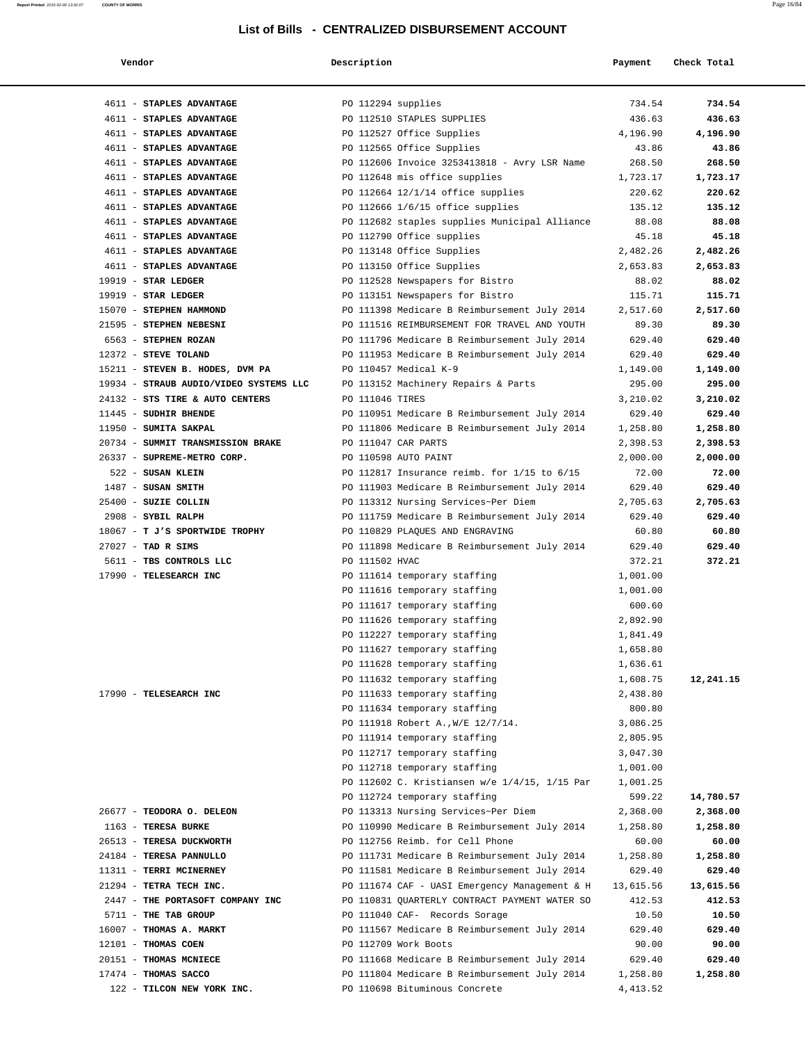# List of Bills - CENTRALIZED DISBURSEMENT ACCOUNT

| Vendor | Description | Payment | Check Total |
|---|---|---|---|
| 4611 - **STAPLES ADVANTAGE** | PO 112294 supplies | 734.54 | **734.54** |
| 4611 - **STAPLES ADVANTAGE** | PO 112510 STAPLES SUPPLIES | 436.63 | **436.63** |
| 4611 - **STAPLES ADVANTAGE** | PO 112527 Office Supplies | 4,196.90 | **4,196.90** |
| 4611 - **STAPLES ADVANTAGE** | PO 112565 Office Supplies | 43.86 | **43.86** |
| 4611 - **STAPLES ADVANTAGE** | PO 112606 Invoice 3253413818 - Avry LSR Name | 268.50 | **268.50** |
| 4611 - **STAPLES ADVANTAGE** | PO 112648 mis office supplies | 1,723.17 | **1,723.17** |
| 4611 - **STAPLES ADVANTAGE** | PO 112664 12/1/14 office supplies | 220.62 | **220.62** |
| 4611 - **STAPLES ADVANTAGE** | PO 112666 1/6/15 office supplies | 135.12 | **135.12** |
| 4611 - **STAPLES ADVANTAGE** | PO 112682 staples supplies Municipal Alliance | 88.08 | **88.08** |
| 4611 - **STAPLES ADVANTAGE** | PO 112790 Office supplies | 45.18 | **45.18** |
| 4611 - **STAPLES ADVANTAGE** | PO 113148 Office Supplies | 2,482.26 | **2,482.26** |
| 4611 - **STAPLES ADVANTAGE** | PO 113150 Office Supplies | 2,653.83 | **2,653.83** |
| 19919 - **STAR LEDGER** | PO 112528 Newspapers for Bistro | 88.02 | **88.02** |
| 19919 - **STAR LEDGER** | PO 113151 Newspapers for Bistro | 115.71 | **115.71** |
| 15070 - **STEPHEN HAMMOND** | PO 111398 Medicare B Reimbursement July 2014 | 2,517.60 | **2,517.60** |
| 21595 - **STEPHEN NEBESNI** | PO 111516 REIMBURSEMENT FOR TRAVEL AND YOUTH | 89.30 | **89.30** |
| 6563 - **STEPHEN ROZAN** | PO 111796 Medicare B Reimbursement July 2014 | 629.40 | **629.40** |
| 12372 - **STEVE TOLAND** | PO 111953 Medicare B Reimbursement July 2014 | 629.40 | **629.40** |
| 15211 - **STEVEN B. HODES, DVM PA** | PO 110457 Medical K-9 | 1,149.00 | **1,149.00** |
| 19934 - **STRAUB AUDIO/VIDEO SYSTEMS LLC** | PO 113152 Machinery Repairs & Parts | 295.00 | **295.00** |
| 24132 - **STS TIRE & AUTO CENTERS** | PO 111046 TIRES | 3,210.02 | **3,210.02** |
| 11445 - **SUDHIR BHENDE** | PO 110951 Medicare B Reimbursement July 2014 | 629.40 | **629.40** |
| 11950 - **SUMITA SAKPAL** | PO 111806 Medicare B Reimbursement July 2014 | 1,258.80 | **1,258.80** |
| 20734 - **SUMMIT TRANSMISSION BRAKE** | PO 111047 CAR PARTS | 2,398.53 | **2,398.53** |
| 26337 - **SUPREME-METRO CORP.** | PO 110598 AUTO PAINT | 2,000.00 | **2,000.00** |
| 522 - **SUSAN KLEIN** | PO 112817 Insurance reimb. for 1/15 to 6/15 | 72.00 | **72.00** |
| 1487 - **SUSAN SMITH** | PO 111903 Medicare B Reimbursement July 2014 | 629.40 | **629.40** |
| 25400 - **SUZIE COLLIN** | PO 113312 Nursing Services~Per Diem | 2,705.63 | **2,705.63** |
| 2908 - **SYBIL RALPH** | PO 111759 Medicare B Reimbursement July 2014 | 629.40 | **629.40** |
| 18067 - **T J'S SPORTWIDE TROPHY** | PO 110829 PLAQUES AND ENGRAVING | 60.80 | **60.80** |
| 27027 - **TAD R SIMS** | PO 111898 Medicare B Reimbursement July 2014 | 629.40 | **629.40** |
| 5611 - **TBS CONTROLS LLC** | PO 111502 HVAC | 372.21 | **372.21** |
| 17990 - **TELESEARCH INC** | PO 111614 temporary staffing | 1,001.00 | |
| | PO 111616 temporary staffing | 1,001.00 | |
| | PO 111617 temporary staffing | 600.60 | |
| | PO 111626 temporary staffing | 2,892.90 | |
| | PO 112227 temporary staffing | 1,841.49 | |
| | PO 111627 temporary staffing | 1,658.80 | |
| | PO 111628 temporary staffing | 1,636.61 | |
| | PO 111632 temporary staffing | 1,608.75 | **12,241.15** |
| 17990 - **TELESEARCH INC** | PO 111633 temporary staffing | 2,438.80 | |
| | PO 111634 temporary staffing | 800.80 | |
| | PO 111918 Robert A.,W/E 12/7/14. | 3,086.25 | |
| | PO 111914 temporary staffing | 2,805.95 | |
| | PO 112717 temporary staffing | 3,047.30 | |
| | PO 112718 temporary staffing | 1,001.00 | |
| | PO 112602 C. Kristiansen w/e 1/4/15, 1/15 Par | 1,001.25 | |
| | PO 112724 temporary staffing | 599.22 | **14,780.57** |
| 26677 - **TEODORA O. DELEON** | PO 113313 Nursing Services~Per Diem | 2,368.00 | **2,368.00** |
| 1163 - **TERESA BURKE** | PO 110990 Medicare B Reimbursement July 2014 | 1,258.80 | **1,258.80** |
| 26513 - **TERESA DUCKWORTH** | PO 112756 Reimb. for Cell Phone | 60.00 | **60.00** |
| 24184 - **TERESA PANNULLO** | PO 111731 Medicare B Reimbursement July 2014 | 1,258.80 | **1,258.80** |
| 11311 - **TERRI MCINERNEY** | PO 111581 Medicare B Reimbursement July 2014 | 629.40 | **629.40** |
| 21294 - **TETRA TECH INC.** | PO 111674 CAF - UASI Emergency Management & H | 13,615.56 | **13,615.56** |
| 2447 - **THE PORTASOFT COMPANY INC** | PO 110831 QUARTERLY CONTRACT PAYMENT WATER SO | 412.53 | **412.53** |
| 5711 - **THE TAB GROUP** | PO 111040 CAF- Records Sorage | 10.50 | **10.50** |
| 16007 - **THOMAS A. MARKT** | PO 111567 Medicare B Reimbursement July 2014 | 629.40 | **629.40** |
| 12101 - **THOMAS COEN** | PO 112709 Work Boots | 90.00 | **90.00** |
| 20151 - **THOMAS MCNIECE** | PO 111668 Medicare B Reimbursement July 2014 | 629.40 | **629.40** |
| 17474 - **THOMAS SACCO** | PO 111804 Medicare B Reimbursement July 2014 | 1,258.80 | **1,258.80** |
| 122 - **TILCON NEW YORK INC.** | PO 110698 Bituminous Concrete | 4,413.52 | |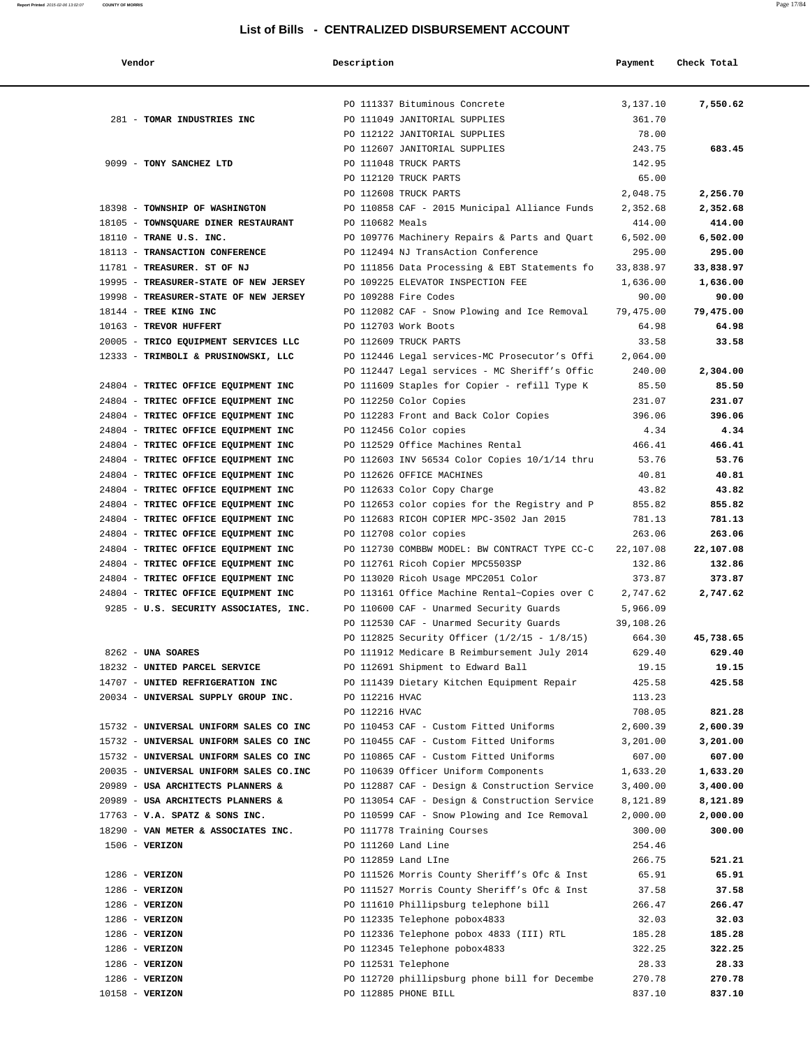# List of Bills - CENTRALIZED DISBURSEMENT ACCOUNT

| Vendor | Description | Payment | Check Total |
|---|---|---|---|
| | PO 111337 Bituminous Concrete | 3,137.10 | **7,550.62** |
| 281 - **TOMAR INDUSTRIES INC** | PO 111049 JANITORIAL SUPPLIES | 361.70 | |
| | PO 112122 JANITORIAL SUPPLIES | 78.00 | |
| | PO 112607 JANITORIAL SUPPLIES | 243.75 | **683.45** |
| 9099 - **TONY SANCHEZ LTD** | PO 111048 TRUCK PARTS | 142.95 | |
| | PO 112120 TRUCK PARTS | 65.00 | |
| | PO 112608 TRUCK PARTS | 2,048.75 | **2,256.70** |
| 18398 - **TOWNSHIP OF WASHINGTON** | PO 110858 CAF - 2015 Municipal Alliance Funds | 2,352.68 | **2,352.68** |
| 18105 - **TOWNSQUARE DINER RESTAURANT** | PO 110682 Meals | 414.00 | **414.00** |
| 18110 - **TRANE U.S. INC.** | PO 109776 Machinery Repairs & Parts and Quart | 6,502.00 | **6,502.00** |
| 18113 - **TRANSACTION CONFERENCE** | PO 112494 NJ TransAction Conference | 295.00 | **295.00** |
| 11781 - **TREASURER. ST OF NJ** | PO 111856 Data Processing & EBT Statements fo | 33,838.97 | **33,838.97** |
| 19995 - **TREASURER-STATE OF NEW JERSEY** | PO 109225 ELEVATOR INSPECTION FEE | 1,636.00 | **1,636.00** |
| 19998 - **TREASURER-STATE OF NEW JERSEY** | PO 109288 Fire Codes | 90.00 | **90.00** |
| 18144 - **TREE KING INC** | PO 112082 CAF - Snow Plowing and Ice Removal | 79,475.00 | **79,475.00** |
| 10163 - **TREVOR HUFFERT** | PO 112703 Work Boots | 64.98 | **64.98** |
| 20005 - **TRICO EQUIPMENT SERVICES LLC** | PO 112609 TRUCK PARTS | 33.58 | **33.58** |
| 12333 - **TRIMBOLI & PRUSINOWSKI, LLC** | PO 112446 Legal services-MC Prosecutor's Offi | 2,064.00 | |
| | PO 112447 Legal services - MC Sheriff's Offic | 240.00 | **2,304.00** |
| 24804 - **TRITEC OFFICE EQUIPMENT INC** | PO 111609 Staples for Copier - refill Type K | 85.50 | **85.50** |
| 24804 - **TRITEC OFFICE EQUIPMENT INC** | PO 112250 Color Copies | 231.07 | **231.07** |
| 24804 - **TRITEC OFFICE EQUIPMENT INC** | PO 112283 Front and Back Color Copies | 396.06 | **396.06** |
| 24804 - **TRITEC OFFICE EQUIPMENT INC** | PO 112456 Color copies | 4.34 | **4.34** |
| 24804 - **TRITEC OFFICE EQUIPMENT INC** | PO 112529 Office Machines Rental | 466.41 | **466.41** |
| 24804 - **TRITEC OFFICE EQUIPMENT INC** | PO 112603 INV 56534 Color Copies 10/1/14 thru | 53.76 | **53.76** |
| 24804 - **TRITEC OFFICE EQUIPMENT INC** | PO 112626 OFFICE MACHINES | 40.81 | **40.81** |
| 24804 - **TRITEC OFFICE EQUIPMENT INC** | PO 112633 Color Copy Charge | 43.82 | **43.82** |
| 24804 - **TRITEC OFFICE EQUIPMENT INC** | PO 112653 color copies for the Registry and P | 855.82 | **855.82** |
| 24804 - **TRITEC OFFICE EQUIPMENT INC** | PO 112683 RICOH COPIER MPC-3502 Jan 2015 | 781.13 | **781.13** |
| 24804 - **TRITEC OFFICE EQUIPMENT INC** | PO 112708 color copies | 263.06 | **263.06** |
| 24804 - **TRITEC OFFICE EQUIPMENT INC** | PO 112730 COMBBW MODEL: BW CONTRACT TYPE CC-C | 22,107.08 | **22,107.08** |
| 24804 - **TRITEC OFFICE EQUIPMENT INC** | PO 112761 Ricoh Copier MPC5503SP | 132.86 | **132.86** |
| 24804 - **TRITEC OFFICE EQUIPMENT INC** | PO 113020 Ricoh Usage MPC2051 Color | 373.87 | **373.87** |
| 24804 - **TRITEC OFFICE EQUIPMENT INC** | PO 113161 Office Machine Rental~Copies over C | 2,747.62 | **2,747.62** |
| 9285 - **U.S. SECURITY ASSOCIATES, INC.** | PO 110600 CAF - Unarmed Security Guards | 5,966.09 | |
| | PO 112530 CAF - Unarmed Security Guards | 39,108.26 | |
| | PO 112825 Security Officer (1/2/15 - 1/8/15) | 664.30 | **45,738.65** |
| 8262 - **UNA SOARES** | PO 111912 Medicare B Reimbursement July 2014 | 629.40 | **629.40** |
| 18232 - **UNITED PARCEL SERVICE** | PO 112691 Shipment to Edward Ball | 19.15 | **19.15** |
| 14707 - **UNITED REFRIGERATION INC** | PO 111439 Dietary Kitchen Equipment Repair | 425.58 | **425.58** |
| 20034 - **UNIVERSAL SUPPLY GROUP INC.** | PO 112216 HVAC | 113.23 | |
| | PO 112216 HVAC | 708.05 | **821.28** |
| 15732 - **UNIVERSAL UNIFORM SALES CO INC** | PO 110453 CAF - Custom Fitted Uniforms | 2,600.39 | **2,600.39** |
| 15732 - **UNIVERSAL UNIFORM SALES CO INC** | PO 110455 CAF - Custom Fitted Uniforms | 3,201.00 | **3,201.00** |
| 15732 - **UNIVERSAL UNIFORM SALES CO INC** | PO 110865 CAF - Custom Fitted Uniforms | 607.00 | **607.00** |
| 20035 - **UNIVERSAL UNIFORM SALES CO.INC** | PO 110639 Officer Uniform Components | 1,633.20 | **1,633.20** |
| 20989 - **USA ARCHITECTS PLANNERS &** | PO 112887 CAF - Design & Construction Service | 3,400.00 | **3,400.00** |
| 20989 - **USA ARCHITECTS PLANNERS &** | PO 113054 CAF - Design & Construction Service | 8,121.89 | **8,121.89** |
| 17763 - **V.A. SPATZ & SONS INC.** | PO 110599 CAF - Snow Plowing and Ice Removal | 2,000.00 | **2,000.00** |
| 18290 - **VAN METER & ASSOCIATES INC.** | PO 111778 Training Courses | 300.00 | **300.00** |
| 1506 - **VERIZON** | PO 111260 Land Line | 254.46 | |
| | PO 112859 Land LIne | 266.75 | **521.21** |
| 1286 - **VERIZON** | PO 111526 Morris County Sheriff's Ofc & Inst | 65.91 | **65.91** |
| 1286 - **VERIZON** | PO 111527 Morris County Sheriff's Ofc & Inst | 37.58 | **37.58** |
| 1286 - **VERIZON** | PO 111610 Phillipsburg telephone bill | 266.47 | **266.47** |
| 1286 - **VERIZON** | PO 112335 Telephone pobox4833 | 32.03 | **32.03** |
| 1286 - **VERIZON** | PO 112336 Telephone pobox 4833 (III) RTL | 185.28 | **185.28** |
| 1286 - **VERIZON** | PO 112345 Telephone pobox4833 | 322.25 | **322.25** |
| 1286 - **VERIZON** | PO 112531 Telephone | 28.33 | **28.33** |
| 1286 - **VERIZON** | PO 112720 phillipsburg phone bill for Decembe | 270.78 | **270.78** |
| 10158 - **VERIZON** | PO 112885 PHONE BILL | 837.10 | **837.10** |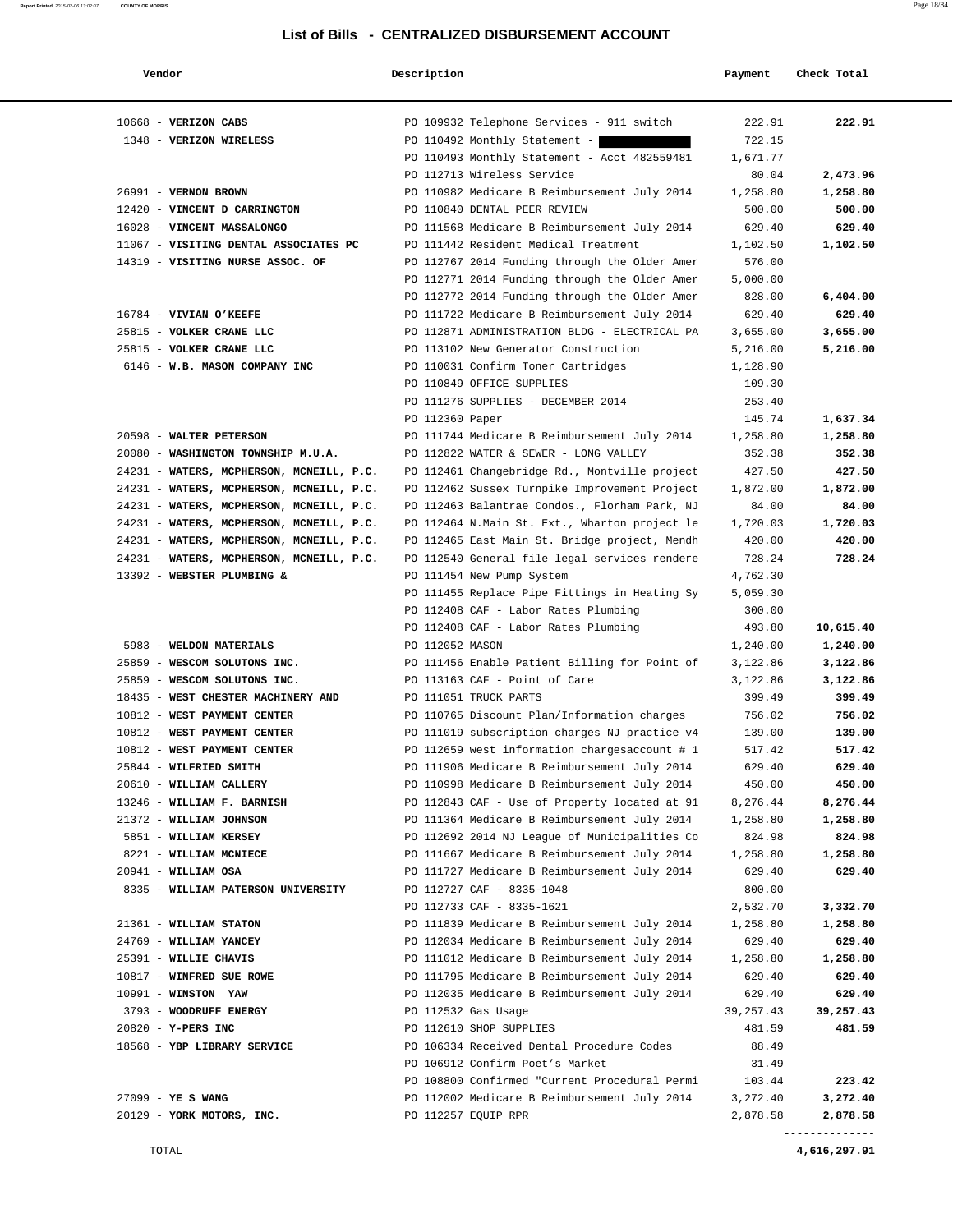# List of Bills - CENTRALIZED DISBURSEMENT ACCOUNT

| Vendor | Description | Payment | Check Total |
|---|---|---|---|
| 10668 - **VERIZON CABS** | PO 109932 Telephone Services - 911 switch | 222.91 | **222.91** |
| 1348 - **VERIZON WIRELESS** | PO 110492 Monthly Statement - | 722.15 | |
| | PO 110493 Monthly Statement - Acct 482559481 | 1,671.77 | |
| | PO 112713 Wireless Service | 80.04 | **2,473.96** |
| 26991 - **VERNON BROWN** | PO 110982 Medicare B Reimbursement July 2014 | 1,258.80 | **1,258.80** |
| 12420 - **VINCENT D CARRINGTON** | PO 110840 DENTAL PEER REVIEW | 500.00 | **500.00** |
| 16028 - **VINCENT MASSALONGO** | PO 111568 Medicare B Reimbursement July 2014 | 629.40 | **629.40** |
| 11067 - **VISITING DENTAL ASSOCIATES PC** | PO 111442 Resident Medical Treatment | 1,102.50 | **1,102.50** |
| 14319 - **VISITING NURSE ASSOC. OF** | PO 112767 2014 Funding through the Older Amer | 576.00 | |
| | PO 112771 2014 Funding through the Older Amer | 5,000.00 | |
| | PO 112772 2014 Funding through the Older Amer | 828.00 | **6,404.00** |
| 16784 - **VIVIAN O'KEEFE** | PO 111722 Medicare B Reimbursement July 2014 | 629.40 | **629.40** |
| 25815 - **VOLKER CRANE LLC** | PO 112871 ADMINISTRATION BLDG - ELECTRICAL PA | 3,655.00 | **3,655.00** |
| 25815 - **VOLKER CRANE LLC** | PO 113102 New Generator Construction | 5,216.00 | **5,216.00** |
| 6146 - **W.B. MASON COMPANY INC** | PO 110031 Confirm Toner Cartridges | 1,128.90 | |
| | PO 110849 OFFICE SUPPLIES | 109.30 | |
| | PO 111276 SUPPLIES - DECEMBER 2014 | 253.40 | |
| | PO 112360 Paper | 145.74 | **1,637.34** |
| 20598 - **WALTER PETERSON** | PO 111744 Medicare B Reimbursement July 2014 | 1,258.80 | **1,258.80** |
| 20080 - **WASHINGTON TOWNSHIP M.U.A.** | PO 112822 WATER & SEWER - LONG VALLEY | 352.38 | **352.38** |
| 24231 - **WATERS, MCPHERSON, MCNEILL, P.C.** | PO 112461 Changebridge Rd., Montville project | 427.50 | **427.50** |
| 24231 - **WATERS, MCPHERSON, MCNEILL, P.C.** | PO 112462 Sussex Turnpike Improvement Project | 1,872.00 | **1,872.00** |
| 24231 - **WATERS, MCPHERSON, MCNEILL, P.C.** | PO 112463 Balantrae Condos., Florham Park, NJ | 84.00 | **84.00** |
| 24231 - **WATERS, MCPHERSON, MCNEILL, P.C.** | PO 112464 N.Main St. Ext., Wharton project le | 1,720.03 | **1,720.03** |
| 24231 - **WATERS, MCPHERSON, MCNEILL, P.C.** | PO 112465 East Main St. Bridge project, Mendh | 420.00 | **420.00** |
| 24231 - **WATERS, MCPHERSON, MCNEILL, P.C.** | PO 112540 General file legal services rendere | 728.24 | **728.24** |
| 13392 - **WEBSTER PLUMBING &** | PO 111454 New Pump System | 4,762.30 | |
| | PO 111455 Replace Pipe Fittings in Heating Sy | 5,059.30 | |
| | PO 112408 CAF - Labor Rates Plumbing | 300.00 | |
| | PO 112408 CAF - Labor Rates Plumbing | 493.80 | **10,615.40** |
| 5983 - **WELDON MATERIALS** | PO 112052 MASON | 1,240.00 | **1,240.00** |
| 25859 - **WESCOM SOLUTONS INC.** | PO 111456 Enable Patient Billing for Point of | 3,122.86 | **3,122.86** |
| 25859 - **WESCOM SOLUTONS INC.** | PO 113163 CAF - Point of Care | 3,122.86 | **3,122.86** |
| 18435 - **WEST CHESTER MACHINERY AND** | PO 111051 TRUCK PARTS | 399.49 | **399.49** |
| 10812 - **WEST PAYMENT CENTER** | PO 110765 Discount Plan/Information charges | 756.02 | **756.02** |
| 10812 - **WEST PAYMENT CENTER** | PO 111019 subscription charges NJ practice v4 | 139.00 | **139.00** |
| 10812 - **WEST PAYMENT CENTER** | PO 112659 west information chargesaccount # 1 | 517.42 | **517.42** |
| 25844 - **WILFRIED SMITH** | PO 111906 Medicare B Reimbursement July 2014 | 629.40 | **629.40** |
| 20610 - **WILLIAM CALLERY** | PO 110998 Medicare B Reimbursement July 2014 | 450.00 | **450.00** |
| 13246 - **WILLIAM F. BARNISH** | PO 112843 CAF - Use of Property located at 91 | 8,276.44 | **8,276.44** |
| 21372 - **WILLIAM JOHNSON** | PO 111364 Medicare B Reimbursement July 2014 | 1,258.80 | **1,258.80** |
| 5851 - **WILLIAM KERSEY** | PO 112692 2014 NJ League of Municipalities Co | 824.98 | **824.98** |
| 8221 - **WILLIAM MCNIECE** | PO 111667 Medicare B Reimbursement July 2014 | 1,258.80 | **1,258.80** |
| 20941 - **WILLIAM OSA** | PO 111727 Medicare B Reimbursement July 2014 | 629.40 | **629.40** |
| 8335 - **WILLIAM PATERSON UNIVERSITY** | PO 112727 CAF - 8335-1048 | 800.00 | |
| | PO 112733 CAF - 8335-1621 | 2,532.70 | **3,332.70** |
| 21361 - **WILLIAM STATON** | PO 111839 Medicare B Reimbursement July 2014 | 1,258.80 | **1,258.80** |
| 24769 - **WILLIAM YANCEY** | PO 112034 Medicare B Reimbursement July 2014 | 629.40 | **629.40** |
| 25391 - **WILLIE CHAVIS** | PO 111012 Medicare B Reimbursement July 2014 | 1,258.80 | **1,258.80** |
| 10817 - **WINFRED SUE ROWE** | PO 111795 Medicare B Reimbursement July 2014 | 629.40 | **629.40** |
| 10991 - **WINSTON YAW** | PO 112035 Medicare B Reimbursement July 2014 | 629.40 | **629.40** |
| 3793 - **WOODRUFF ENERGY** | PO 112532 Gas Usage | 39,257.43 | **39,257.43** |
| 20820 - **Y-PERS INC** | PO 112610 SHOP SUPPLIES | 481.59 | **481.59** |
| 18568 - **YBP LIBRARY SERVICE** | PO 106334 Received Dental Procedure Codes | 88.49 | |
| | PO 106912 Confirm Poet's Market | 31.49 | |
| | PO 108800 Confirmed "Current Procedural Permi | 103.44 | **223.42** |
| 27099 - **YE S WANG** | PO 112002 Medicare B Reimbursement July 2014 | 3,272.40 | **3,272.40** |
| 20129 - **YORK MOTORS, INC.** | PO 112257 EQUIP RPR | 2,878.58 | **2,878.58** |
| TOTAL | | | **4,616,297.91** |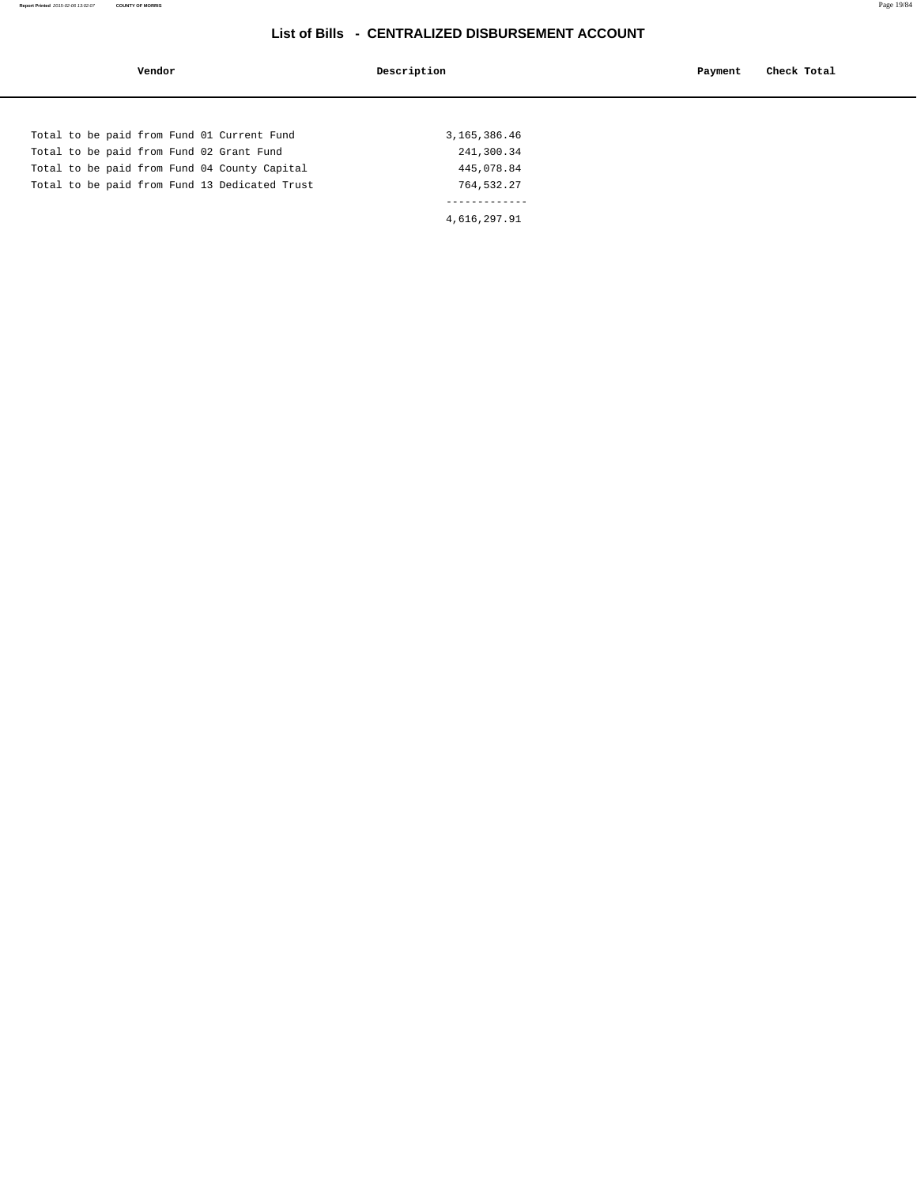# List of Bills - CENTRALIZED DISBURSEMENT ACCOUNT

| Vendor | Description | Payment | Check Total |
| --- | --- | --- | --- |

| | |
| --- | ---: |
| Total to be paid from Fund 01 Current Fund | 3,165,386.46 |
| Total to be paid from Fund 02 Grant Fund | 241,300.34 |
| Total to be paid from Fund 04 County Capital | 445,078.84 |
| Total to be paid from Fund 13 Dedicated Trust | 764,532.27 |
| | ------------- |
| | 4,616,297.91 |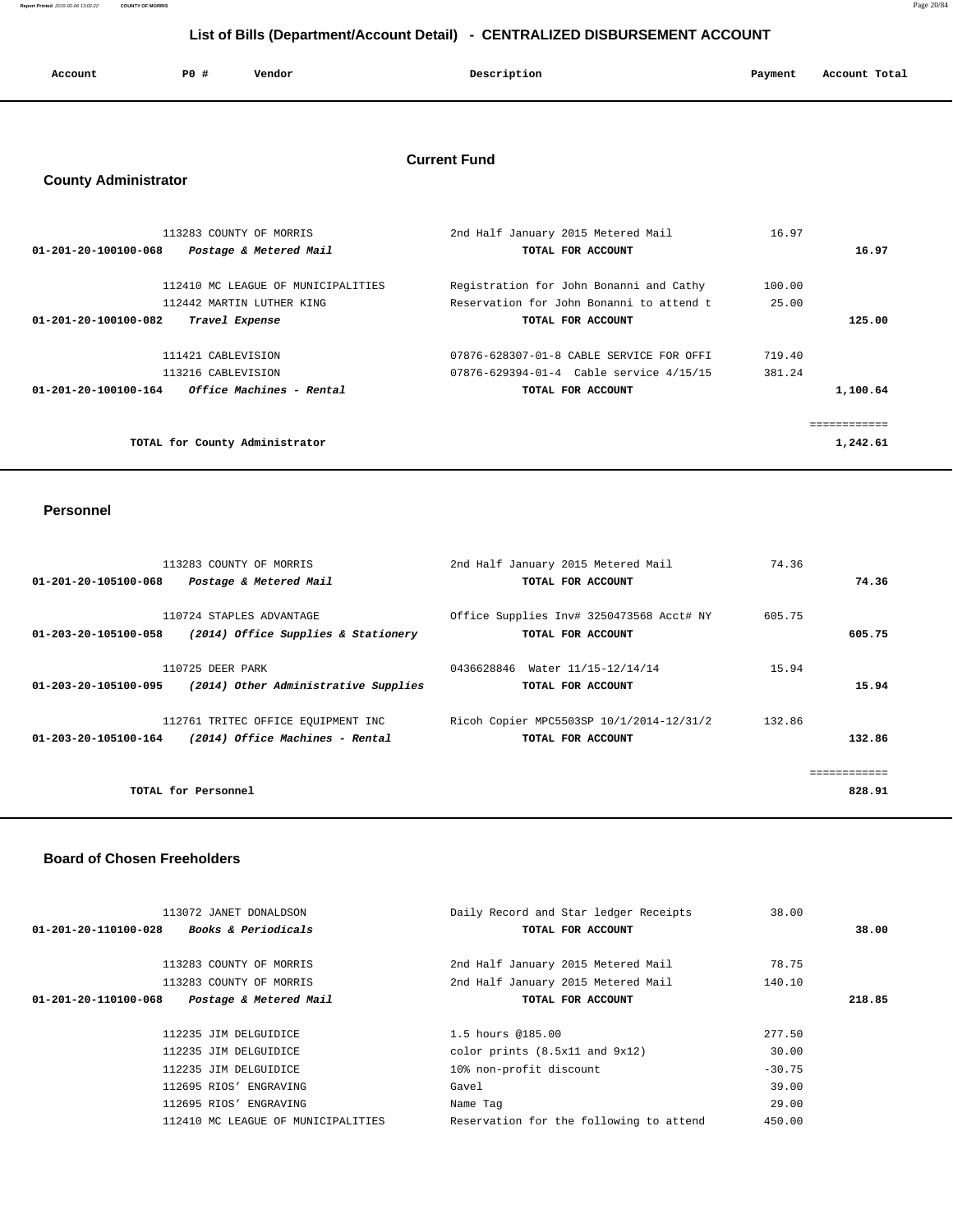# List of Bills (Department/Account Detail) - CENTRALIZED DISBURSEMENT ACCOUNT

| Account | PO # | Vendor | Description | Payment | Account Total |
|---|---|---|---|---|---|

## Current Fund

### County Administrator

| Account | PO # | Vendor | Description | Payment | Account Total |
|---|---|---|---|---|---|
| | 113283 | COUNTY OF MORRIS | 2nd Half January 2015 Metered Mail | 16.97 | |
| 01-201-20-100100-068 | | *Postage & Metered Mail* | TOTAL FOR ACCOUNT | | 16.97 |
| | 112410 | MC LEAGUE OF MUNICIPALITIES | Registration for John Bonanni and Cathy | 100.00 | |
| | 112442 | MARTIN LUTHER KING | Reservation for John Bonanni to attend t | 25.00 | |
| 01-201-20-100100-082 | | *Travel Expense* | TOTAL FOR ACCOUNT | | 125.00 |
| | 111421 | CABLEVISION | 07876-628307-01-8 CABLE SERVICE FOR OFFI | 719.40 | |
| | 113216 | CABLEVISION | 07876-629394-01-4 Cable service 4/15/15 | 381.24 | |
| 01-201-20-100100-164 | | *Office Machines - Rental* | TOTAL FOR ACCOUNT | | 1,100.64 |
| | | | | | ============ |
| | | TOTAL for County Administrator | | | 1,242.61 |

### Personnel

| Account | PO # | Vendor | Description | Payment | Account Total |
|---|---|---|---|---|---|
| | 113283 | COUNTY OF MORRIS | 2nd Half January 2015 Metered Mail | 74.36 | |
| 01-201-20-105100-068 | | *Postage & Metered Mail* | TOTAL FOR ACCOUNT | | 74.36 |
| | 110724 | STAPLES ADVANTAGE | Office Supplies Inv# 3250473568 Acct# NY | 605.75 | |
| 01-203-20-105100-058 | | *(2014) Office Supplies & Stationery* | TOTAL FOR ACCOUNT | | 605.75 |
| | 110725 | DEER PARK | 0436628846 Water 11/15-12/14/14 | 15.94 | |
| 01-203-20-105100-095 | | *(2014) Other Administrative Supplies* | TOTAL FOR ACCOUNT | | 15.94 |
| | 112761 | TRITEC OFFICE EQUIPMENT INC | Ricoh Copier MPC5503SP 10/1/2014-12/31/2 | 132.86 | |
| 01-203-20-105100-164 | | *(2014) Office Machines - Rental* | TOTAL FOR ACCOUNT | | 132.86 |
| | | | | | ============ |
| | | TOTAL for Personnel | | | 828.91 |

### Board of Chosen Freeholders

| Account | PO # | Vendor | Description | Payment | Account Total |
|---|---|---|---|---|---|
| | 113072 | JANET DONALDSON | Daily Record and Star ledger Receipts | 38.00 | |
| 01-201-20-110100-028 | | *Books & Periodicals* | TOTAL FOR ACCOUNT | | 38.00 |
| | 113283 | COUNTY OF MORRIS | 2nd Half January 2015 Metered Mail | 78.75 | |
| | 113283 | COUNTY OF MORRIS | 2nd Half January 2015 Metered Mail | 140.10 | |
| 01-201-20-110100-068 | | *Postage & Metered Mail* | TOTAL FOR ACCOUNT | | 218.85 |
| | 112235 | JIM DELGUIDICE | 1.5 hours @185.00 | 277.50 | |
| | 112235 | JIM DELGUIDICE | color prints (8.5x11 and 9x12) | 30.00 | |
| | 112235 | JIM DELGUIDICE | 10% non-profit discount | -30.75 | |
| | 112695 | RIOS' ENGRAVING | Gavel | 39.00 | |
| | 112695 | RIOS' ENGRAVING | Name Tag | 29.00 | |
| | 112410 | MC LEAGUE OF MUNICIPALITIES | Reservation for the following to attend | 450.00 | |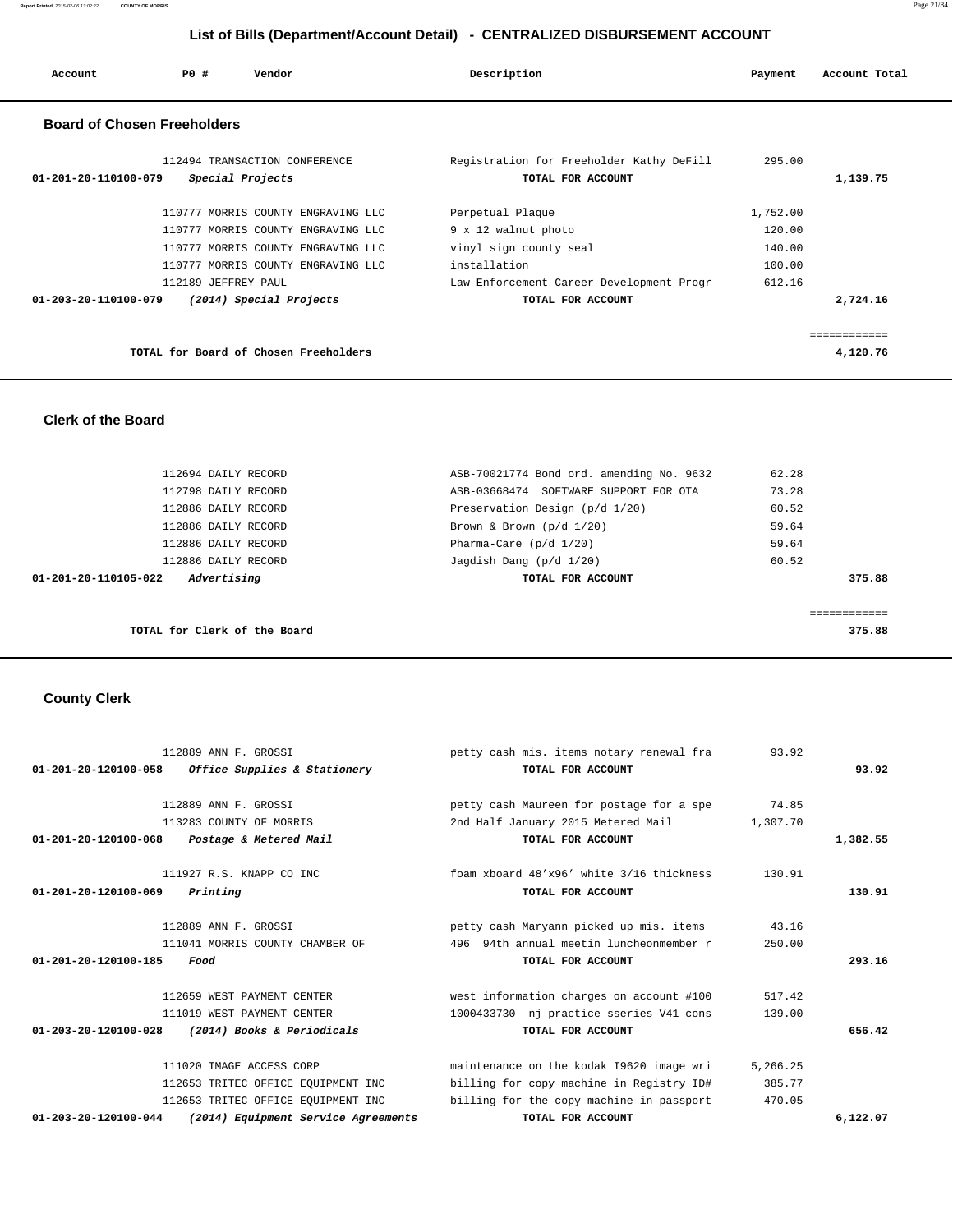# List of Bills (Department/Account Detail) - CENTRALIZED DISBURSEMENT ACCOUNT

| Account | PO # | Vendor | Description | Payment | Account Total |
|---|---|---|---|---|---|

## Board of Chosen Freeholders

| Account | PO # | Vendor | Description | Payment | Account Total |
|---|---|---|---|---|---|
| | 112494 | TRANSACTION CONFERENCE | Registration for Freeholder Kathy DeFill | 295.00 | |
| **01-201-20-110100-079** | | ***Special Projects*** | **TOTAL FOR ACCOUNT** | | **1,139.75** |
| | 110777 | MORRIS COUNTY ENGRAVING LLC | Perpetual Plaque | 1,752.00 | |
| | 110777 | MORRIS COUNTY ENGRAVING LLC | 9 x 12 walnut photo | 120.00 | |
| | 110777 | MORRIS COUNTY ENGRAVING LLC | vinyl sign county seal | 140.00 | |
| | 110777 | MORRIS COUNTY ENGRAVING LLC | installation | 100.00 | |
| | 112189 | JEFFREY PAUL | Law Enforcement Career Development Progr | 612.16 | |
| **01-203-20-110100-079** | | ***(2014) Special Projects*** | **TOTAL FOR ACCOUNT** | | **2,724.16** |
| | | | | | ============ |
| | | **TOTAL for Board of Chosen Freeholders** | | | **4,120.76** |

## Clerk of the Board

| Account | PO # | Vendor | Description | Payment | Account Total |
|---|---|---|---|---|---|
| | 112694 | DAILY RECORD | ASB-70021774 Bond ord. amending No. 9632 | 62.28 | |
| | 112798 | DAILY RECORD | ASB-03668474 SOFTWARE SUPPORT FOR OTA | 73.28 | |
| | 112886 | DAILY RECORD | Preservation Design (p/d 1/20) | 60.52 | |
| | 112886 | DAILY RECORD | Brown & Brown (p/d 1/20) | 59.64 | |
| | 112886 | DAILY RECORD | Pharma-Care (p/d 1/20) | 59.64 | |
| | 112886 | DAILY RECORD | Jagdish Dang (p/d 1/20) | 60.52 | |
| **01-201-20-110105-022** | | ***Advertising*** | **TOTAL FOR ACCOUNT** | | **375.88** |
| | | | | | ============ |
| | | **TOTAL for Clerk of the Board** | | | **375.88** |

## County Clerk

| Account | PO # | Vendor | Description | Payment | Account Total |
|---|---|---|---|---|---|
| | 112889 | ANN F. GROSSI | petty cash mis. items notary renewal fra | 93.92 | |
| **01-201-20-120100-058** | | ***Office Supplies & Stationery*** | **TOTAL FOR ACCOUNT** | | **93.92** |
| | 112889 | ANN F. GROSSI | petty cash Maureen for postage for a spe | 74.85 | |
| | 113283 | COUNTY OF MORRIS | 2nd Half January 2015 Metered Mail | 1,307.70 | |
| **01-201-20-120100-068** | | ***Postage & Metered Mail*** | **TOTAL FOR ACCOUNT** | | **1,382.55** |
| | 111927 | R.S. KNAPP CO INC | foam xboard 48'x96' white 3/16 thickness | 130.91 | |
| **01-201-20-120100-069** | | ***Printing*** | **TOTAL FOR ACCOUNT** | | **130.91** |
| | 112889 | ANN F. GROSSI | petty cash Maryann picked up mis. items | 43.16 | |
| | 111041 | MORRIS COUNTY CHAMBER OF | 496 94th annual meetin luncheonmember r | 250.00 | |
| **01-201-20-120100-185** | | ***Food*** | **TOTAL FOR ACCOUNT** | | **293.16** |
| | 112659 | WEST PAYMENT CENTER | west information charges on account #100 | 517.42 | |
| | 111019 | WEST PAYMENT CENTER | 1000433730 nj practice sseries V41 cons | 139.00 | |
| **01-203-20-120100-028** | | ***(2014) Books & Periodicals*** | **TOTAL FOR ACCOUNT** | | **656.42** |
| | 111020 | IMAGE ACCESS CORP | maintenance on the kodak I9620 image wri | 5,266.25 | |
| | 112653 | TRITEC OFFICE EQUIPMENT INC | billing for copy machine in Registry ID# | 385.77 | |
| | 112653 | TRITEC OFFICE EQUIPMENT INC | billing for the copy machine in passport | 470.05 | |
| **01-203-20-120100-044** | | ***(2014) Equipment Service Agreements*** | **TOTAL FOR ACCOUNT** | | **6,122.07** |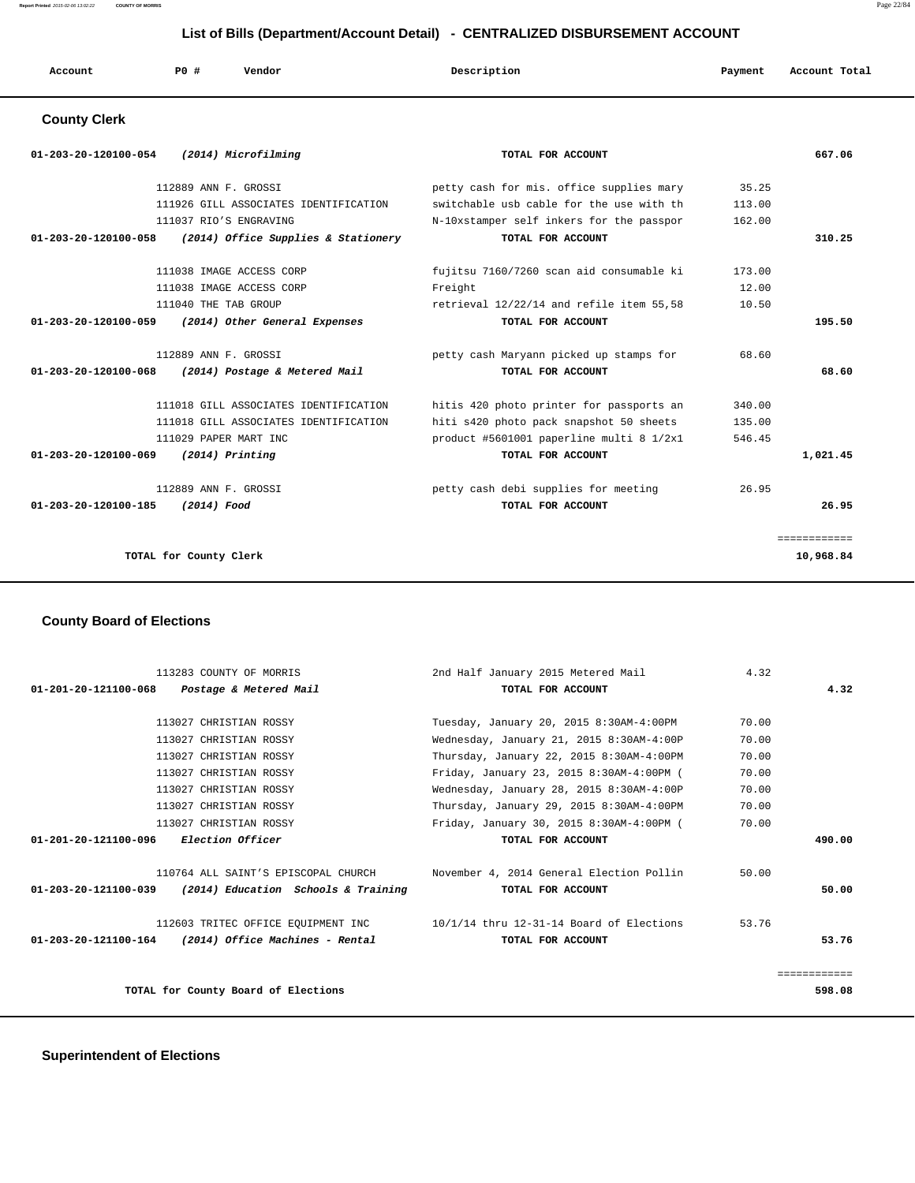## List of Bills (Department/Account Detail) - CENTRALIZED DISBURSEMENT ACCOUNT

| Account | PO # | Vendor | Description | Payment | Account Total |
|---|---|---|---|---|---|

### County Clerk

| Account | PO # | Vendor | Description | Payment | Account Total |
|---|---|---|---|---|---|
| 01-203-20-120100-054 | | *(2014) Microfilming* | TOTAL FOR ACCOUNT | | 667.06 |
| | 112889 | ANN F. GROSSI | petty cash for mis. office supplies mary | 35.25 | |
| | 111926 | GILL ASSOCIATES IDENTIFICATION | switchable usb cable for the use with th | 113.00 | |
| | 111037 | RIO'S ENGRAVING | N-10xstamper self inkers for the passpor | 162.00 | |
| 01-203-20-120100-058 | | *(2014) Office Supplies & Stationery* | TOTAL FOR ACCOUNT | | 310.25 |
| | 111038 | IMAGE ACCESS CORP | fujitsu 7160/7260 scan aid consumable ki | 173.00 | |
| | 111038 | IMAGE ACCESS CORP | Freight | 12.00 | |
| | 111040 | THE TAB GROUP | retrieval 12/22/14 and refile item 55,58 | 10.50 | |
| 01-203-20-120100-059 | | *(2014) Other General Expenses* | TOTAL FOR ACCOUNT | | 195.50 |
| | 112889 | ANN F. GROSSI | petty cash Maryann picked up stamps for | 68.60 | |
| 01-203-20-120100-068 | | *(2014) Postage & Metered Mail* | TOTAL FOR ACCOUNT | | 68.60 |
| | 111018 | GILL ASSOCIATES IDENTIFICATION | hitis 420 photo printer for passports an | 340.00 | |
| | 111018 | GILL ASSOCIATES IDENTIFICATION | hiti s420 photo pack snapshot 50 sheets | 135.00 | |
| | 111029 | PAPER MART INC | product #5601001 paperline multi 8 1/2x1 | 546.45 | |
| 01-203-20-120100-069 | | *(2014) Printing* | TOTAL FOR ACCOUNT | | 1,021.45 |
| | 112889 | ANN F. GROSSI | petty cash debi supplies for meeting | 26.95 | |
| 01-203-20-120100-185 | | *(2014) Food* | TOTAL FOR ACCOUNT | | 26.95 |
| | | | | | ============ |
| | | TOTAL for County Clerk | | | 10,968.84 |

### County Board of Elections

| Account | PO # | Vendor | Description | Payment | Account Total |
|---|---|---|---|---|---|
| | 113283 | COUNTY OF MORRIS | 2nd Half January 2015 Metered Mail | 4.32 | |
| 01-201-20-121100-068 | | *Postage & Metered Mail* | TOTAL FOR ACCOUNT | | 4.32 |
| | 113027 | CHRISTIAN ROSSY | Tuesday, January 20, 2015 8:30AM-4:00PM | 70.00 | |
| | 113027 | CHRISTIAN ROSSY | Wednesday, January 21, 2015 8:30AM-4:00P | 70.00 | |
| | 113027 | CHRISTIAN ROSSY | Thursday, January 22, 2015 8:30AM-4:00PM | 70.00 | |
| | 113027 | CHRISTIAN ROSSY | Friday, January 23, 2015 8:30AM-4:00PM ( | 70.00 | |
| | 113027 | CHRISTIAN ROSSY | Wednesday, January 28, 2015 8:30AM-4:00P | 70.00 | |
| | 113027 | CHRISTIAN ROSSY | Thursday, January 29, 2015 8:30AM-4:00PM | 70.00 | |
| | 113027 | CHRISTIAN ROSSY | Friday, January 30, 2015 8:30AM-4:00PM ( | 70.00 | |
| 01-201-20-121100-096 | | *Election Officer* | TOTAL FOR ACCOUNT | | 490.00 |
| | 110764 | ALL SAINT'S EPISCOPAL CHURCH | November 4, 2014 General Election Pollin | 50.00 | |
| 01-203-20-121100-039 | | *(2014) Education Schools & Training* | TOTAL FOR ACCOUNT | | 50.00 |
| | 112603 | TRITEC OFFICE EQUIPMENT INC | 10/1/14 thru 12-31-14 Board of Elections | 53.76 | |
| 01-203-20-121100-164 | | *(2014) Office Machines - Rental* | TOTAL FOR ACCOUNT | | 53.76 |
| | | | | | ============ |
| | | TOTAL for County Board of Elections | | | 598.08 |

### Superintendent of Elections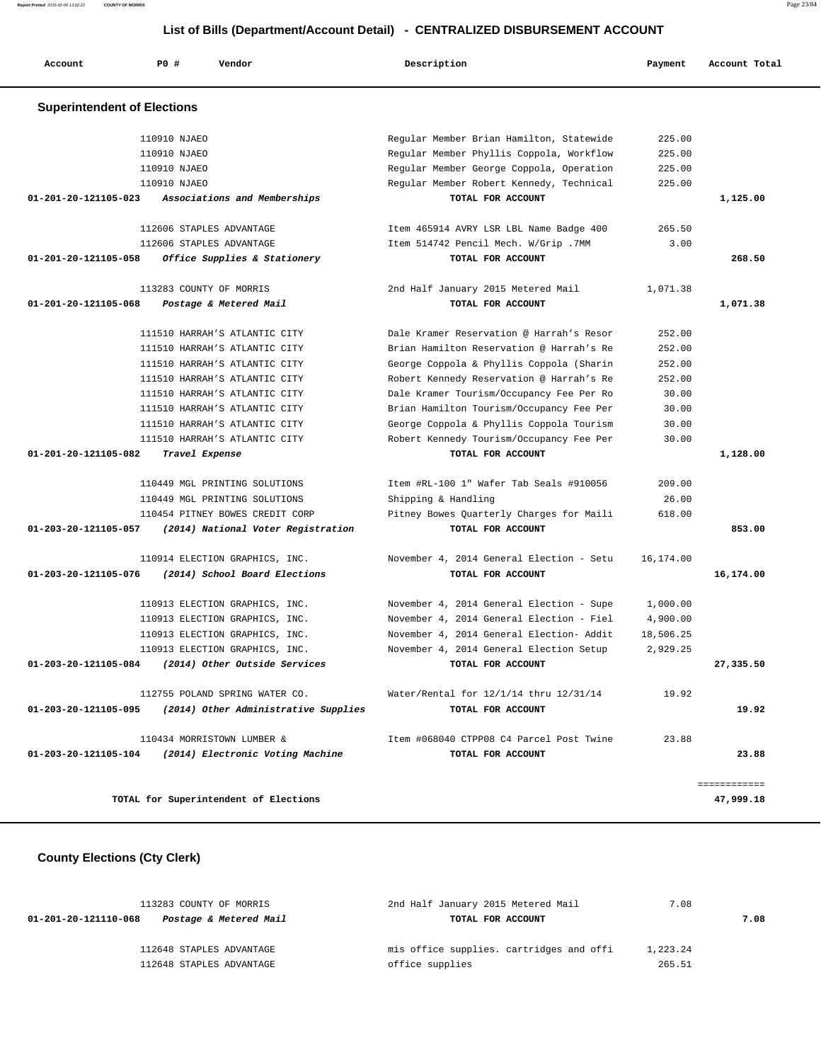## List of Bills (Department/Account Detail) - CENTRALIZED DISBURSEMENT ACCOUNT

| Account | PO # | Vendor | Description | Payment | Account Total |
|---|---|---|---|---|---|

### Superintendent of Elections

| Account | PO # | Vendor | Description | Payment | Account Total |
|---|---|---|---|---|---|
| | 110910 | NJAEO | Regular Member Brian Hamilton, Statewide | 225.00 | |
| | 110910 | NJAEO | Regular Member Phyllis Coppola, Workflow | 225.00 | |
| | 110910 | NJAEO | Regular Member George Coppola, Operation | 225.00 | |
| | 110910 | NJAEO | Regular Member Robert Kennedy, Technical | 225.00 | |
| **01-201-20-121105-023** | | ***Associations and Memberships*** | **TOTAL FOR ACCOUNT** | | **1,125.00** |
| | 112606 | STAPLES ADVANTAGE | Item 465914 AVRY LSR LBL Name Badge 400 | 265.50 | |
| | 112606 | STAPLES ADVANTAGE | Item 514742 Pencil Mech. W/Grip .7MM | 3.00 | |
| **01-201-20-121105-058** | | ***Office Supplies & Stationery*** | **TOTAL FOR ACCOUNT** | | **268.50** |
| | 113283 | COUNTY OF MORRIS | 2nd Half January 2015 Metered Mail | 1,071.38 | |
| **01-201-20-121105-068** | | ***Postage & Metered Mail*** | **TOTAL FOR ACCOUNT** | | **1,071.38** |
| | 111510 | HARRAH'S ATLANTIC CITY | Dale Kramer Reservation @ Harrah's Resor | 252.00 | |
| | 111510 | HARRAH'S ATLANTIC CITY | Brian Hamilton Reservation @ Harrah's Re | 252.00 | |
| | 111510 | HARRAH'S ATLANTIC CITY | George Coppola & Phyllis Coppola (Sharin | 252.00 | |
| | 111510 | HARRAH'S ATLANTIC CITY | Robert Kennedy Reservation @ Harrah's Re | 252.00 | |
| | 111510 | HARRAH'S ATLANTIC CITY | Dale Kramer Tourism/Occupancy Fee Per Ro | 30.00 | |
| | 111510 | HARRAH'S ATLANTIC CITY | Brian Hamilton Tourism/Occupancy Fee Per | 30.00 | |
| | 111510 | HARRAH'S ATLANTIC CITY | George Coppola & Phyllis Coppola Tourism | 30.00 | |
| | 111510 | HARRAH'S ATLANTIC CITY | Robert Kennedy Tourism/Occupancy Fee Per | 30.00 | |
| **01-201-20-121105-082** | | ***Travel Expense*** | **TOTAL FOR ACCOUNT** | | **1,128.00** |
| | 110449 | MGL PRINTING SOLUTIONS | Item #RL-100 1" Wafer Tab Seals #910056 | 209.00 | |
| | 110449 | MGL PRINTING SOLUTIONS | Shipping & Handling | 26.00 | |
| | 110454 | PITNEY BOWES CREDIT CORP | Pitney Bowes Quarterly Charges for Maili | 618.00 | |
| **01-203-20-121105-057** | | ***(2014) National Voter Registration*** | **TOTAL FOR ACCOUNT** | | **853.00** |
| | 110914 | ELECTION GRAPHICS, INC. | November 4, 2014 General Election - Setu | 16,174.00 | |
| **01-203-20-121105-076** | | ***(2014) School Board Elections*** | **TOTAL FOR ACCOUNT** | | **16,174.00** |
| | 110913 | ELECTION GRAPHICS, INC. | November 4, 2014 General Election - Supe | 1,000.00 | |
| | 110913 | ELECTION GRAPHICS, INC. | November 4, 2014 General Election - Fiel | 4,900.00 | |
| | 110913 | ELECTION GRAPHICS, INC. | November 4, 2014 General Election- Addit | 18,506.25 | |
| | 110913 | ELECTION GRAPHICS, INC. | November 4, 2014 General Election Setup | 2,929.25 | |
| **01-203-20-121105-084** | | ***(2014) Other Outside Services*** | **TOTAL FOR ACCOUNT** | | **27,335.50** |
| | 112755 | POLAND SPRING WATER CO. | Water/Rental for 12/1/14 thru 12/31/14 | 19.92 | |
| **01-203-20-121105-095** | | ***(2014) Other Administrative Supplies*** | **TOTAL FOR ACCOUNT** | | **19.92** |
| | 110434 | MORRISTOWN LUMBER & | Item #068040 CTPP08 C4 Parcel Post Twine | 23.88 | |
| **01-203-20-121105-104** | | ***(2014) Electronic Voting Machine*** | **TOTAL FOR ACCOUNT** | | **23.88** |
| | | | | | ============ |
| | | **TOTAL for Superintendent of Elections** | | | **47,999.18** |

### County Elections (Cty Clerk)

| Account | PO # | Vendor | Description | Payment | Account Total |
|---|---|---|---|---|---|
| | 113283 | COUNTY OF MORRIS | 2nd Half January 2015 Metered Mail | 7.08 | |
| **01-201-20-121110-068** | | ***Postage & Metered Mail*** | **TOTAL FOR ACCOUNT** | | **7.08** |
| | 112648 | STAPLES ADVANTAGE | mis office supplies. cartridges and offi | 1,223.24 | |
| | 112648 | STAPLES ADVANTAGE | office supplies | 265.51 | |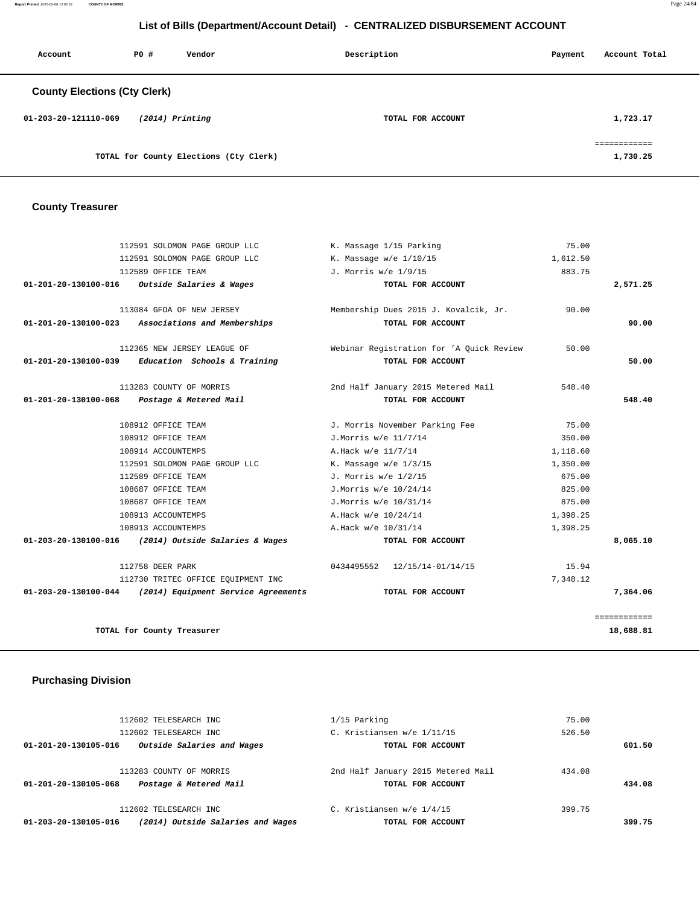## List of Bills (Department/Account Detail) - CENTRALIZED DISBURSEMENT ACCOUNT

| Account | PO # | Vendor | Description | Payment | Account Total |
|---|---|---|---|---|---|

### County Elections (Cty Clerk)

| Account | PO # | Vendor | Description | Payment | Account Total |
|---|---|---|---|---|---|
| 01-203-20-121110-069 | | *(2014) Printing* | **TOTAL FOR ACCOUNT** | | **1,723.17** |
| | | | | | ============ |
| | | **TOTAL for County Elections (Cty Clerk)** | | | **1,730.25** |

### County Treasurer

| Account | PO # | Vendor | Description | Payment | Account Total |
|---|---|---|---|---|---|
| | 112591 | SOLOMON PAGE GROUP LLC | K. Massage 1/15 Parking | 75.00 | |
| | 112591 | SOLOMON PAGE GROUP LLC | K. Massage w/e 1/10/15 | 1,612.50 | |
| | 112589 | OFFICE TEAM | J. Morris w/e 1/9/15 | 883.75 | |
| **01-201-20-130100-016** | | *Outside Salaries & Wages* | **TOTAL FOR ACCOUNT** | | **2,571.25** |
| | 113084 | GFOA OF NEW JERSEY | Membership Dues 2015 J. Kovalcik, Jr. | 90.00 | |
| **01-201-20-130100-023** | | *Associations and Memberships* | **TOTAL FOR ACCOUNT** | | **90.00** |
| | 112365 | NEW JERSEY LEAGUE OF | Webinar Registration for 'A Quick Review | 50.00 | |
| **01-201-20-130100-039** | | *Education Schools & Training* | **TOTAL FOR ACCOUNT** | | **50.00** |
| | 113283 | COUNTY OF MORRIS | 2nd Half January 2015 Metered Mail | 548.40 | |
| **01-201-20-130100-068** | | *Postage & Metered Mail* | **TOTAL FOR ACCOUNT** | | **548.40** |
| | 108912 | OFFICE TEAM | J. Morris November Parking Fee | 75.00 | |
| | 108912 | OFFICE TEAM | J.Morris w/e 11/7/14 | 350.00 | |
| | 108914 | ACCOUNTEMPS | A.Hack w/e 11/7/14 | 1,118.60 | |
| | 112591 | SOLOMON PAGE GROUP LLC | K. Massage w/e 1/3/15 | 1,350.00 | |
| | 112589 | OFFICE TEAM | J. Morris w/e 1/2/15 | 675.00 | |
| | 108687 | OFFICE TEAM | J.Morris w/e 10/24/14 | 825.00 | |
| | 108687 | OFFICE TEAM | J.Morris w/e 10/31/14 | 875.00 | |
| | 108913 | ACCOUNTEMPS | A.Hack w/e 10/24/14 | 1,398.25 | |
| | 108913 | ACCOUNTEMPS | A.Hack w/e 10/31/14 | 1,398.25 | |
| **01-203-20-130100-016** | | *(2014) Outside Salaries & Wages* | **TOTAL FOR ACCOUNT** | | **8,065.10** |
| | 112758 | DEER PARK | 0434495552 12/15/14-01/14/15 | 15.94 | |
| | 112730 | TRITEC OFFICE EQUIPMENT INC | | 7,348.12 | |
| **01-203-20-130100-044** | | *(2014) Equipment Service Agreements* | **TOTAL FOR ACCOUNT** | | **7,364.06** |
| | | | | | ============ |
| | | **TOTAL for County Treasurer** | | | **18,688.81** |

### Purchasing Division

| Account | PO # | Vendor | Description | Payment | Account Total |
|---|---|---|---|---|---|
| | 112602 | TELESEARCH INC | 1/15 Parking | 75.00 | |
| | 112602 | TELESEARCH INC | C. Kristiansen w/e 1/11/15 | 526.50 | |
| **01-201-20-130105-016** | | *Outside Salaries and Wages* | **TOTAL FOR ACCOUNT** | | **601.50** |
| | 113283 | COUNTY OF MORRIS | 2nd Half January 2015 Metered Mail | 434.08 | |
| **01-201-20-130105-068** | | *Postage & Metered Mail* | **TOTAL FOR ACCOUNT** | | **434.08** |
| | 112602 | TELESEARCH INC | C. Kristiansen w/e 1/4/15 | 399.75 | |
| **01-203-20-130105-016** | | *(2014) Outside Salaries and Wages* | **TOTAL FOR ACCOUNT** | | **399.75** |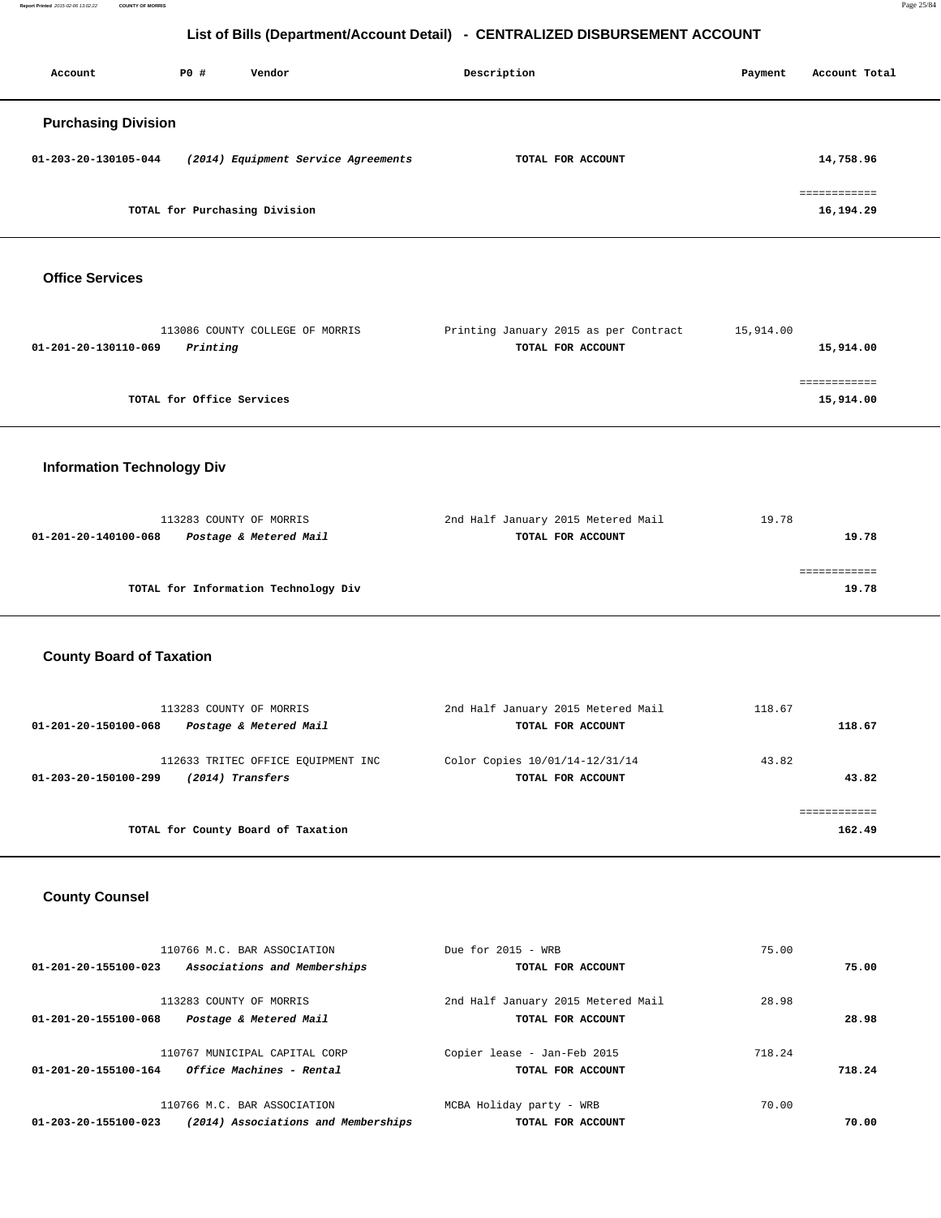# List of Bills (Department/Account Detail) - CENTRALIZED DISBURSEMENT ACCOUNT

| Account | PO # | Vendor | Description | Payment | Account Total |
|---|---|---|---|---|---|

## Purchasing Division

| Account | PO # | Vendor | Description | Payment | Account Total |
|---|---|---|---|---|---|
| 01-203-20-130105-044 | | *(2014) Equipment Service Agreements* | TOTAL FOR ACCOUNT | | 14,758.96 |
| | | | | | ============ |
| | | TOTAL for Purchasing Division | | | 16,194.29 |

## Office Services

| Account | PO # | Vendor | Description | Payment | Account Total |
|---|---|---|---|---|---|
| | 113086 | COUNTY COLLEGE OF MORRIS | Printing January 2015 as per Contract | 15,914.00 | |
| 01-201-20-130110-069 | | *Printing* | TOTAL FOR ACCOUNT | | 15,914.00 |
| | | | | | ============ |
| | | TOTAL for Office Services | | | 15,914.00 |

## Information Technology Div

| Account | PO # | Vendor | Description | Payment | Account Total |
|---|---|---|---|---|---|
| | 113283 | COUNTY OF MORRIS | 2nd Half January 2015 Metered Mail | 19.78 | |
| 01-201-20-140100-068 | | *Postage & Metered Mail* | TOTAL FOR ACCOUNT | | 19.78 |
| | | | | | ============ |
| | | TOTAL for Information Technology Div | | | 19.78 |

## County Board of Taxation

| Account | PO # | Vendor | Description | Payment | Account Total |
|---|---|---|---|---|---|
| | 113283 | COUNTY OF MORRIS | 2nd Half January 2015 Metered Mail | 118.67 | |
| 01-201-20-150100-068 | | *Postage & Metered Mail* | TOTAL FOR ACCOUNT | | 118.67 |
| | 112633 | TRITEC OFFICE EQUIPMENT INC | Color Copies 10/01/14-12/31/14 | 43.82 | |
| 01-203-20-150100-299 | | *(2014) Transfers* | TOTAL FOR ACCOUNT | | 43.82 |
| | | | | | ============ |
| | | TOTAL for County Board of Taxation | | | 162.49 |

## County Counsel

| Account | PO # | Vendor | Description | Payment | Account Total |
|---|---|---|---|---|---|
| | 110766 | M.C. BAR ASSOCIATION | Due for 2015 - WRB | 75.00 | |
| 01-201-20-155100-023 | | *Associations and Memberships* | TOTAL FOR ACCOUNT | | 75.00 |
| | 113283 | COUNTY OF MORRIS | 2nd Half January 2015 Metered Mail | 28.98 | |
| 01-201-20-155100-068 | | *Postage & Metered Mail* | TOTAL FOR ACCOUNT | | 28.98 |
| | 110767 | MUNICIPAL CAPITAL CORP | Copier lease - Jan-Feb 2015 | 718.24 | |
| 01-201-20-155100-164 | | *Office Machines - Rental* | TOTAL FOR ACCOUNT | | 718.24 |
| | 110766 | M.C. BAR ASSOCIATION | MCBA Holiday party - WRB | 70.00 | |
| 01-203-20-155100-023 | | *(2014) Associations and Memberships* | TOTAL FOR ACCOUNT | | 70.00 |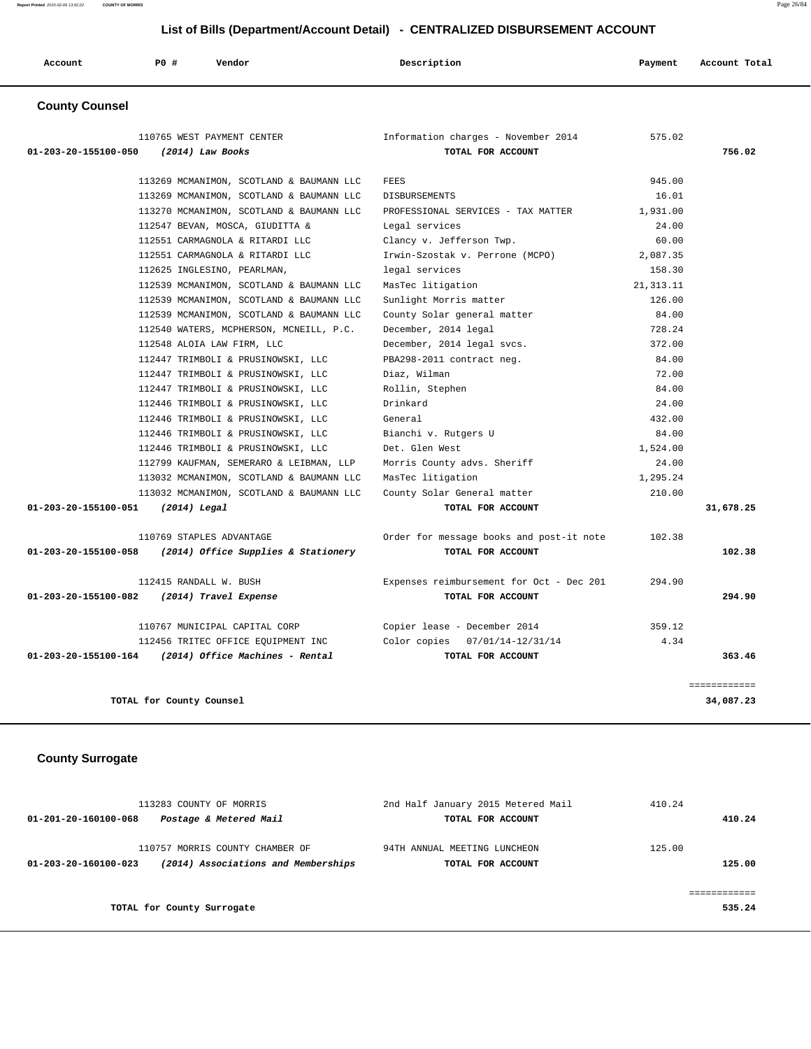# List of Bills (Department/Account Detail) - CENTRALIZED DISBURSEMENT ACCOUNT

| Account | PO # | Vendor | Description | Payment | Account Total |
|---|---|---|---|---|---|

## County Counsel

| Account | PO # | Vendor | Description | Payment | Account Total |
|---|---|---|---|---|---|
| | 110765 | WEST PAYMENT CENTER | Information charges - November 2014 | 575.02 | |
| **01-203-20-155100-050** | | ***(2014) Law Books*** | **TOTAL FOR ACCOUNT** | | **756.02** |
| | 113269 | MCMANIMON, SCOTLAND & BAUMANN LLC | FEES | 945.00 | |
| | 113269 | MCMANIMON, SCOTLAND & BAUMANN LLC | DISBURSEMENTS | 16.01 | |
| | 113270 | MCMANIMON, SCOTLAND & BAUMANN LLC | PROFESSIONAL SERVICES - TAX MATTER | 1,931.00 | |
| | 112547 | BEVAN, MOSCA, GIUDITTA & | Legal services | 24.00 | |
| | 112551 | CARMAGNOLA & RITARDI LLC | Clancy v. Jefferson Twp. | 60.00 | |
| | 112551 | CARMAGNOLA & RITARDI LLC | Irwin-Szostak v. Perrone (MCPO) | 2,087.35 | |
| | 112625 | INGLESINO, PEARLMAN, | legal services | 158.30 | |
| | 112539 | MCMANIMON, SCOTLAND & BAUMANN LLC | MasTec litigation | 21,313.11 | |
| | 112539 | MCMANIMON, SCOTLAND & BAUMANN LLC | Sunlight Morris matter | 126.00 | |
| | 112539 | MCMANIMON, SCOTLAND & BAUMANN LLC | County Solar general matter | 84.00 | |
| | 112540 | WATERS, MCPHERSON, MCNEILL, P.C. | December, 2014 legal | 728.24 | |
| | 112548 | ALOIA LAW FIRM, LLC | December, 2014 legal svcs. | 372.00 | |
| | 112447 | TRIMBOLI & PRUSINOWSKI, LLC | PBA298-2011 contract neg. | 84.00 | |
| | 112447 | TRIMBOLI & PRUSINOWSKI, LLC | Diaz, Wilman | 72.00 | |
| | 112447 | TRIMBOLI & PRUSINOWSKI, LLC | Rollin, Stephen | 84.00 | |
| | 112446 | TRIMBOLI & PRUSINOWSKI, LLC | Drinkard | 24.00 | |
| | 112446 | TRIMBOLI & PRUSINOWSKI, LLC | General | 432.00 | |
| | 112446 | TRIMBOLI & PRUSINOWSKI, LLC | Bianchi v. Rutgers U | 84.00 | |
| | 112446 | TRIMBOLI & PRUSINOWSKI, LLC | Det. Glen West | 1,524.00 | |
| | 112799 | KAUFMAN, SEMERARO & LEIBMAN, LLP | Morris County advs. Sheriff | 24.00 | |
| | 113032 | MCMANIMON, SCOTLAND & BAUMANN LLC | MasTec litigation | 1,295.24 | |
| | 113032 | MCMANIMON, SCOTLAND & BAUMANN LLC | County Solar General matter | 210.00 | |
| **01-203-20-155100-051** | | ***(2014) Legal*** | **TOTAL FOR ACCOUNT** | | **31,678.25** |
| | 110769 | STAPLES ADVANTAGE | Order for message books and post-it note | 102.38 | |
| **01-203-20-155100-058** | | ***(2014) Office Supplies & Stationery*** | **TOTAL FOR ACCOUNT** | | **102.38** |
| | 112415 | RANDALL W. BUSH | Expenses reimbursement for Oct - Dec 201 | 294.90 | |
| **01-203-20-155100-082** | | ***(2014) Travel Expense*** | **TOTAL FOR ACCOUNT** | | **294.90** |
| | 110767 | MUNICIPAL CAPITAL CORP | Copier lease - December 2014 | 359.12 | |
| | 112456 | TRITEC OFFICE EQUIPMENT INC | Color copies 07/01/14-12/31/14 | 4.34 | |
| **01-203-20-155100-164** | | ***(2014) Office Machines - Rental*** | **TOTAL FOR ACCOUNT** | | **363.46** |
| | | | | | ============ |
| | | **TOTAL for County Counsel** | | | **34,087.23** |

## County Surrogate

| Account | PO # | Vendor | Description | Payment | Account Total |
|---|---|---|---|---|---|
| | 113283 | COUNTY OF MORRIS | 2nd Half January 2015 Metered Mail | 410.24 | |
| **01-201-20-160100-068** | | ***Postage & Metered Mail*** | **TOTAL FOR ACCOUNT** | | **410.24** |
| | 110757 | MORRIS COUNTY CHAMBER OF | 94TH ANNUAL MEETING LUNCHEON | 125.00 | |
| **01-203-20-160100-023** | | ***(2014) Associations and Memberships*** | **TOTAL FOR ACCOUNT** | | **125.00** |
| | | | | | ============ |
| | | **TOTAL for County Surrogate** | | | **535.24** |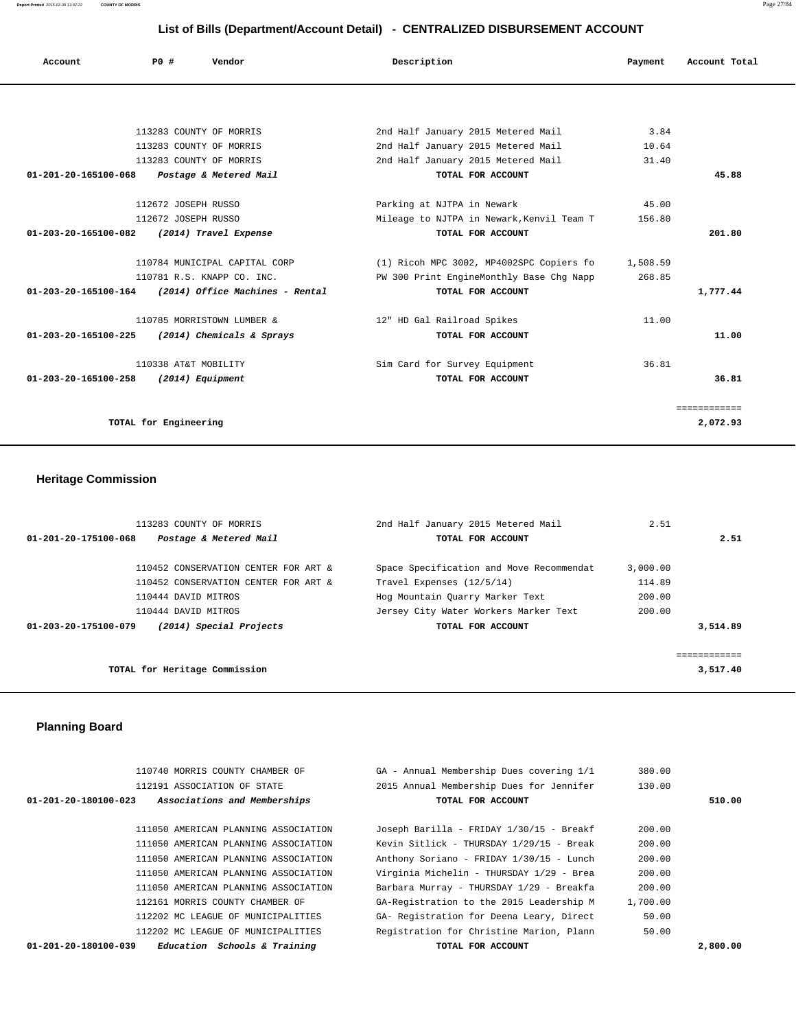# List of Bills (Department/Account Detail) - CENTRALIZED DISBURSEMENT ACCOUNT

| Account | PO # | Vendor | Description | Payment | Account Total |
|---|---|---|---|---|---|
| | 113283 | COUNTY OF MORRIS | 2nd Half January 2015 Metered Mail | 3.84 | |
| | 113283 | COUNTY OF MORRIS | 2nd Half January 2015 Metered Mail | 10.64 | |
| | 113283 | COUNTY OF MORRIS | 2nd Half January 2015 Metered Mail | 31.40 | |
| **01-201-20-165100-068** | | ***Postage & Metered Mail*** | **TOTAL FOR ACCOUNT** | | **45.88** |
| | 112672 | JOSEPH RUSSO | Parking at NJTPA in Newark | 45.00 | |
| | 112672 | JOSEPH RUSSO | Mileage to NJTPA in Newark,Kenvil Team T | 156.80 | |
| **01-203-20-165100-082** | | ***(2014) Travel Expense*** | **TOTAL FOR ACCOUNT** | | **201.80** |
| | 110784 | MUNICIPAL CAPITAL CORP | (1) Ricoh MPC 3002, MP4002SPC Copiers fo | 1,508.59 | |
| | 110781 | R.S. KNAPP CO. INC. | PW 300 Print EngineMonthly Base Chg Napp | 268.85 | |
| **01-203-20-165100-164** | | ***(2014) Office Machines - Rental*** | **TOTAL FOR ACCOUNT** | | **1,777.44** |
| | 110785 | MORRISTOWN LUMBER & | 12" HD Gal Railroad Spikes | 11.00 | |
| **01-203-20-165100-225** | | ***(2014) Chemicals & Sprays*** | **TOTAL FOR ACCOUNT** | | **11.00** |
| | 110338 | AT&T MOBILITY | Sim Card for Survey Equipment | 36.81 | |
| **01-203-20-165100-258** | | ***(2014) Equipment*** | **TOTAL FOR ACCOUNT** | | **36.81** |
| | | | | | ============ |
| **TOTAL for Engineering** | | | | | **2,072.93** |

## Heritage Commission

| Account | PO # | Vendor | Description | Payment | Account Total |
|---|---|---|---|---|---|
| | 113283 | COUNTY OF MORRIS | 2nd Half January 2015 Metered Mail | 2.51 | |
| **01-201-20-175100-068** | | ***Postage & Metered Mail*** | **TOTAL FOR ACCOUNT** | | **2.51** |
| | 110452 | CONSERVATION CENTER FOR ART & | Space Specification and Move Recommendat | 3,000.00 | |
| | 110452 | CONSERVATION CENTER FOR ART & | Travel Expenses (12/5/14) | 114.89 | |
| | 110444 | DAVID MITROS | Hog Mountain Quarry Marker Text | 200.00 | |
| | 110444 | DAVID MITROS | Jersey City Water Workers Marker Text | 200.00 | |
| **01-203-20-175100-079** | | ***(2014) Special Projects*** | **TOTAL FOR ACCOUNT** | | **3,514.89** |
| | | | | | ============ |
| **TOTAL for Heritage Commission** | | | | | **3,517.40** |

## Planning Board

| Account | PO # | Vendor | Description | Payment | Account Total |
|---|---|---|---|---|---|
| | 110740 | MORRIS COUNTY CHAMBER OF | GA - Annual Membership Dues covering 1/1 | 380.00 | |
| | 112191 | ASSOCIATION OF STATE | 2015 Annual Membership Dues for Jennifer | 130.00 | |
| **01-201-20-180100-023** | | ***Associations and Memberships*** | **TOTAL FOR ACCOUNT** | | **510.00** |
| | 111050 | AMERICAN PLANNING ASSOCIATION | Joseph Barilla - FRIDAY 1/30/15 - Breakf | 200.00 | |
| | 111050 | AMERICAN PLANNING ASSOCIATION | Kevin Sitlick - THURSDAY 1/29/15 - Break | 200.00 | |
| | 111050 | AMERICAN PLANNING ASSOCIATION | Anthony Soriano - FRIDAY 1/30/15 - Lunch | 200.00 | |
| | 111050 | AMERICAN PLANNING ASSOCIATION | Virginia Michelin - THURSDAY 1/29 - Brea | 200.00 | |
| | 111050 | AMERICAN PLANNING ASSOCIATION | Barbara Murray - THURSDAY 1/29 - Breakfa | 200.00 | |
| | 112161 | MORRIS COUNTY CHAMBER OF | GA-Registration to the 2015 Leadership M | 1,700.00 | |
| | 112202 | MC LEAGUE OF MUNICIPALITIES | GA- Registration for Deena Leary, Direct | 50.00 | |
| | 112202 | MC LEAGUE OF MUNICIPALITIES | Registration for Christine Marion, Plann | 50.00 | |
| **01-201-20-180100-039** | | ***Education Schools & Training*** | **TOTAL FOR ACCOUNT** | | **2,800.00** |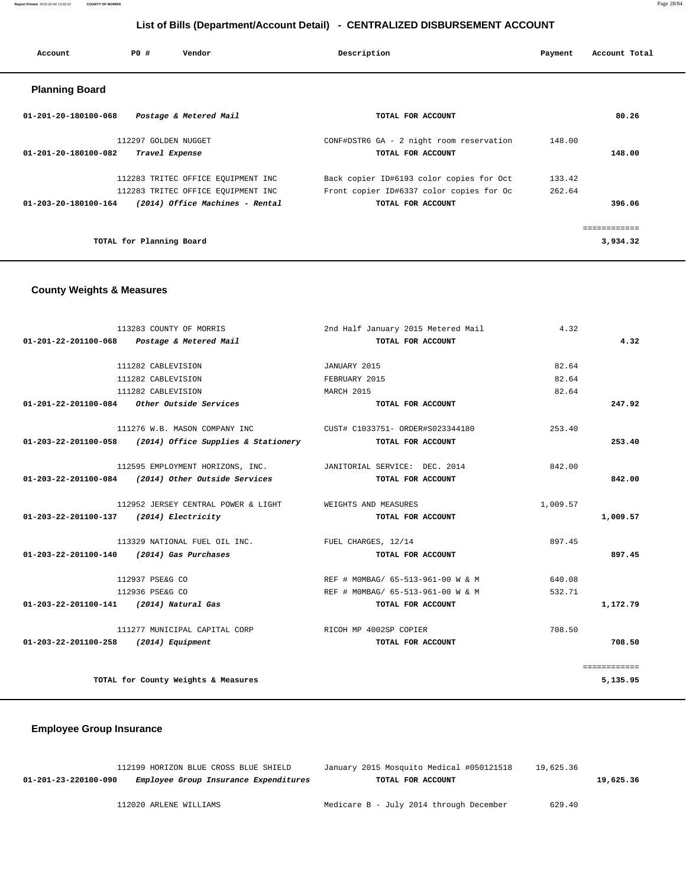## List of Bills (Department/Account Detail) - CENTRALIZED DISBURSEMENT ACCOUNT

| Account | PO # | Vendor | Description | Payment | Account Total |
|---|---|---|---|---|---|

### Planning Board

| Account | PO # | Vendor | Description | Payment | Account Total |
|---|---|---|---|---|---|
| 01-201-20-180100-068 | | *Postage & Metered Mail* | TOTAL FOR ACCOUNT | | 80.26 |
| | 112297 | GOLDEN NUGGET | CONF#DSTR6 GA - 2 night room reservation | 148.00 | |
| 01-201-20-180100-082 | | *Travel Expense* | TOTAL FOR ACCOUNT | | 148.00 |
| | 112283 | TRITEC OFFICE EQUIPMENT INC | Back copier ID#6193 color copies for Oct | 133.42 | |
| | 112283 | TRITEC OFFICE EQUIPMENT INC | Front copier ID#6337 color copies for Oc | 262.64 | |
| 01-203-20-180100-164 | | *(2014) Office Machines - Rental* | TOTAL FOR ACCOUNT | | 396.06 |
| | | | | | ============ |
| | | TOTAL for Planning Board | | | 3,934.32 |

### County Weights & Measures

| Account | PO # | Vendor | Description | Payment | Account Total |
|---|---|---|---|---|---|
| | 113283 | COUNTY OF MORRIS | 2nd Half January 2015 Metered Mail | 4.32 | |
| 01-201-22-201100-068 | | *Postage & Metered Mail* | TOTAL FOR ACCOUNT | | 4.32 |
| | 111282 | CABLEVISION | JANUARY 2015 | 82.64 | |
| | 111282 | CABLEVISION | FEBRUARY 2015 | 82.64 | |
| | 111282 | CABLEVISION | MARCH 2015 | 82.64 | |
| 01-201-22-201100-084 | | *Other Outside Services* | TOTAL FOR ACCOUNT | | 247.92 |
| | 111276 | W.B. MASON COMPANY INC | CUST# C1033751- ORDER#S023344180 | 253.40 | |
| 01-203-22-201100-058 | | *(2014) Office Supplies & Stationery* | TOTAL FOR ACCOUNT | | 253.40 |
| | 112595 | EMPLOYMENT HORIZONS, INC. | JANITORIAL SERVICE: DEC. 2014 | 842.00 | |
| 01-203-22-201100-084 | | *(2014) Other Outside Services* | TOTAL FOR ACCOUNT | | 842.00 |
| | 112952 | JERSEY CENTRAL POWER & LIGHT | WEIGHTS AND MEASURES | 1,009.57 | |
| 01-203-22-201100-137 | | *(2014) Electricity* | TOTAL FOR ACCOUNT | | 1,009.57 |
| | 113329 | NATIONAL FUEL OIL INC. | FUEL CHARGES, 12/14 | 897.45 | |
| 01-203-22-201100-140 | | *(2014) Gas Purchases* | TOTAL FOR ACCOUNT | | 897.45 |
| | 112937 | PSE&G CO | REF # M0MBAG/ 65-513-961-00 W & M | 640.08 | |
| | 112936 | PSE&G CO | REF # M0MBAG/ 65-513-961-00 W & M | 532.71 | |
| 01-203-22-201100-141 | | *(2014) Natural Gas* | TOTAL FOR ACCOUNT | | 1,172.79 |
| | 111277 | MUNICIPAL CAPITAL CORP | RICOH MP 4002SP COPIER | 708.50 | |
| 01-203-22-201100-258 | | *(2014) Equipment* | TOTAL FOR ACCOUNT | | 708.50 |
| | | | | | ============ |
| | | TOTAL for County Weights & Measures | | | 5,135.95 |

### Employee Group Insurance

| Account | PO # | Vendor | Description | Payment | Account Total |
|---|---|---|---|---|---|
| | 112199 | HORIZON BLUE CROSS BLUE SHIELD | January 2015 Mosquito Medical #050121518 | 19,625.36 | |
| 01-201-23-220100-090 | | *Employee Group Insurance Expenditures* | TOTAL FOR ACCOUNT | | 19,625.36 |
| | 112020 | ARLENE WILLIAMS | Medicare B - July 2014 through December | 629.40 | |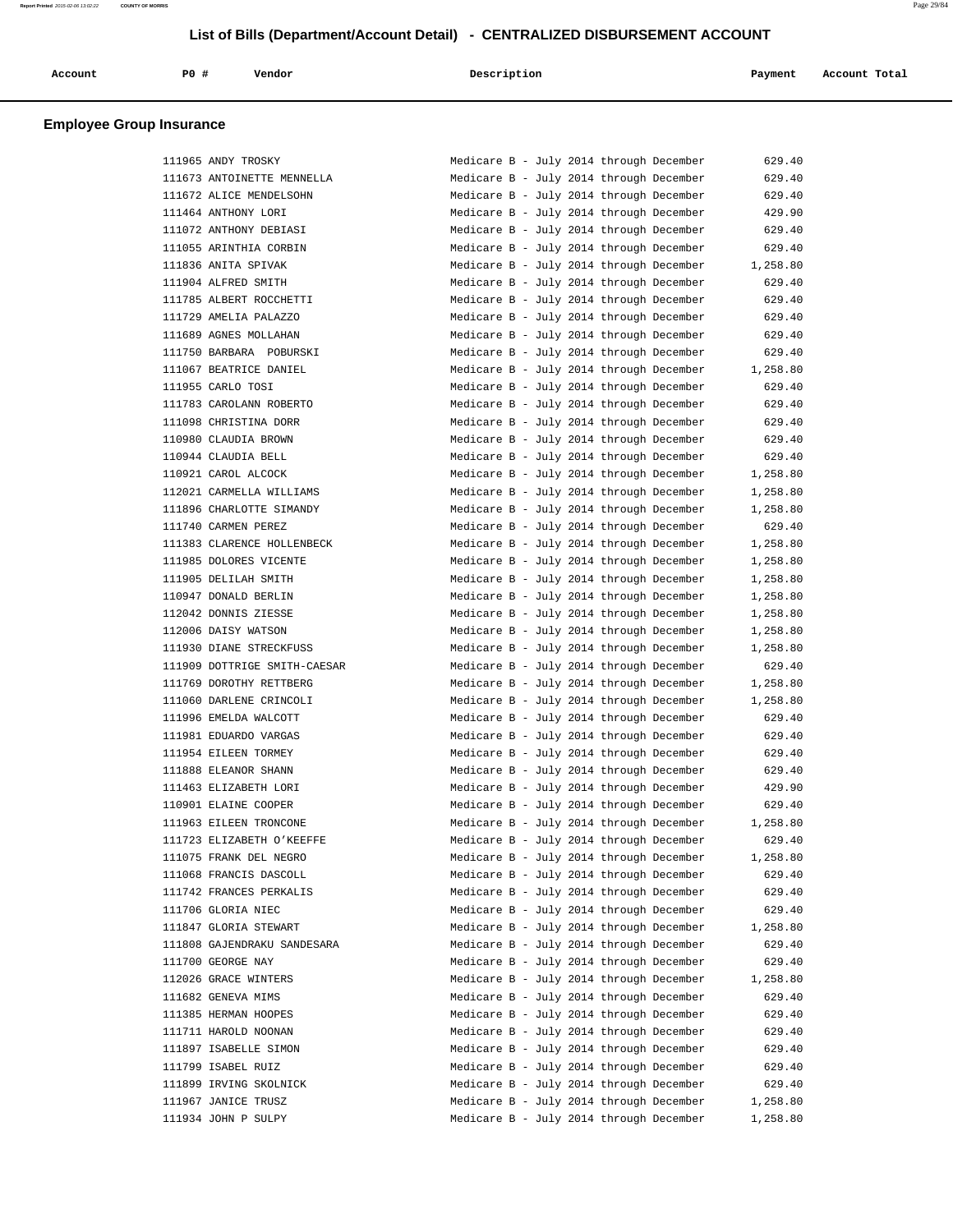# List of Bills (Department/Account Detail) - CENTRALIZED DISBURSEMENT ACCOUNT

## Employee Group Insurance

| Account | PO # | Vendor | Description | Payment | Account Total |
|---|---|---|---|---|---|
| | 111965 | ANDY TROSKY | Medicare B - July 2014 through December | 629.40 | |
| | 111673 | ANTOINETTE MENNELLA | Medicare B - July 2014 through December | 629.40 | |
| | 111672 | ALICE MENDELSOHN | Medicare B - July 2014 through December | 629.40 | |
| | 111464 | ANTHONY LORI | Medicare B - July 2014 through December | 429.90 | |
| | 111072 | ANTHONY DEBIASI | Medicare B - July 2014 through December | 629.40 | |
| | 111055 | ARINTHIA CORBIN | Medicare B - July 2014 through December | 629.40 | |
| | 111836 | ANITA SPIVAK | Medicare B - July 2014 through December | 1,258.80 | |
| | 111904 | ALFRED SMITH | Medicare B - July 2014 through December | 629.40 | |
| | 111785 | ALBERT ROCCHETTI | Medicare B - July 2014 through December | 629.40 | |
| | 111729 | AMELIA PALAZZO | Medicare B - July 2014 through December | 629.40 | |
| | 111689 | AGNES MOLLAHAN | Medicare B - July 2014 through December | 629.40 | |
| | 111750 | BARBARA POBURSKI | Medicare B - July 2014 through December | 629.40 | |
| | 111067 | BEATRICE DANIEL | Medicare B - July 2014 through December | 1,258.80 | |
| | 111955 | CARLO TOSI | Medicare B - July 2014 through December | 629.40 | |
| | 111783 | CAROLANN ROBERTO | Medicare B - July 2014 through December | 629.40 | |
| | 111098 | CHRISTINA DORR | Medicare B - July 2014 through December | 629.40 | |
| | 110980 | CLAUDIA BROWN | Medicare B - July 2014 through December | 629.40 | |
| | 110944 | CLAUDIA BELL | Medicare B - July 2014 through December | 629.40 | |
| | 110921 | CAROL ALCOCK | Medicare B - July 2014 through December | 1,258.80 | |
| | 112021 | CARMELLA WILLIAMS | Medicare B - July 2014 through December | 1,258.80 | |
| | 111896 | CHARLOTTE SIMANDY | Medicare B - July 2014 through December | 1,258.80 | |
| | 111740 | CARMEN PEREZ | Medicare B - July 2014 through December | 629.40 | |
| | 111383 | CLARENCE HOLLENBECK | Medicare B - July 2014 through December | 1,258.80 | |
| | 111985 | DOLORES VICENTE | Medicare B - July 2014 through December | 1,258.80 | |
| | 111905 | DELILAH SMITH | Medicare B - July 2014 through December | 1,258.80 | |
| | 110947 | DONALD BERLIN | Medicare B - July 2014 through December | 1,258.80 | |
| | 112042 | DONNIS ZIESSE | Medicare B - July 2014 through December | 1,258.80 | |
| | 112006 | DAISY WATSON | Medicare B - July 2014 through December | 1,258.80 | |
| | 111930 | DIANE STRECKFUSS | Medicare B - July 2014 through December | 1,258.80 | |
| | 111909 | DOTTRIGE SMITH-CAESAR | Medicare B - July 2014 through December | 629.40 | |
| | 111769 | DOROTHY RETTBERG | Medicare B - July 2014 through December | 1,258.80 | |
| | 111060 | DARLENE CRINCOLI | Medicare B - July 2014 through December | 1,258.80 | |
| | 111996 | EMELDA WALCOTT | Medicare B - July 2014 through December | 629.40 | |
| | 111981 | EDUARDO VARGAS | Medicare B - July 2014 through December | 629.40 | |
| | 111954 | EILEEN TORMEY | Medicare B - July 2014 through December | 629.40 | |
| | 111888 | ELEANOR SHANN | Medicare B - July 2014 through December | 629.40 | |
| | 111463 | ELIZABETH LORI | Medicare B - July 2014 through December | 429.90 | |
| | 110901 | ELAINE COOPER | Medicare B - July 2014 through December | 629.40 | |
| | 111963 | EILEEN TRONCONE | Medicare B - July 2014 through December | 1,258.80 | |
| | 111723 | ELIZABETH O'KEEFFE | Medicare B - July 2014 through December | 629.40 | |
| | 111075 | FRANK DEL NEGRO | Medicare B - July 2014 through December | 1,258.80 | |
| | 111068 | FRANCIS DASCOLL | Medicare B - July 2014 through December | 629.40 | |
| | 111742 | FRANCES PERKALIS | Medicare B - July 2014 through December | 629.40 | |
| | 111706 | GLORIA NIEC | Medicare B - July 2014 through December | 629.40 | |
| | 111847 | GLORIA STEWART | Medicare B - July 2014 through December | 1,258.80 | |
| | 111808 | GAJENDRAKU SANDESARA | Medicare B - July 2014 through December | 629.40 | |
| | 111700 | GEORGE NAY | Medicare B - July 2014 through December | 629.40 | |
| | 112026 | GRACE WINTERS | Medicare B - July 2014 through December | 1,258.80 | |
| | 111682 | GENEVA MIMS | Medicare B - July 2014 through December | 629.40 | |
| | 111385 | HERMAN HOOPES | Medicare B - July 2014 through December | 629.40 | |
| | 111711 | HAROLD NOONAN | Medicare B - July 2014 through December | 629.40 | |
| | 111897 | ISABELLE SIMON | Medicare B - July 2014 through December | 629.40 | |
| | 111799 | ISABEL RUIZ | Medicare B - July 2014 through December | 629.40 | |
| | 111899 | IRVING SKOLNICK | Medicare B - July 2014 through December | 629.40 | |
| | 111967 | JANICE TRUSZ | Medicare B - July 2014 through December | 1,258.80 | |
| | 111934 | JOHN P SULPY | Medicare B - July 2014 through December | 1,258.80 | |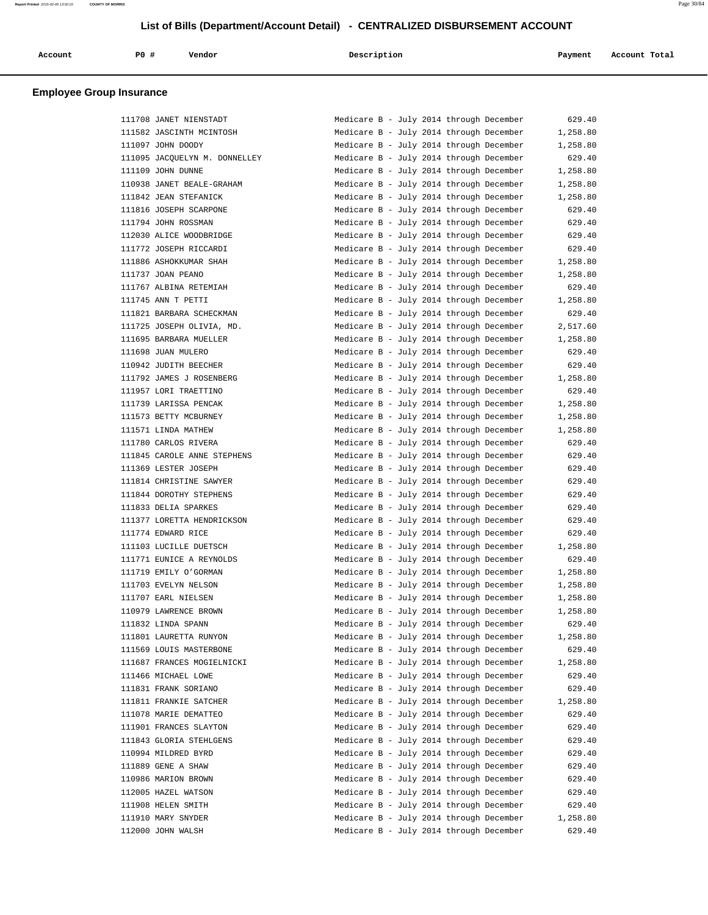## List of Bills (Department/Account Detail) - CENTRALIZED DISBURSEMENT ACCOUNT

| Account | PO # | Vendor | Description | Payment | Account Total |
|---|---|---|---|---|---|

### Employee Group Insurance

| Account | PO # | Vendor | Description | Payment | Account Total |
|---|---|---|---|---|---|
| | 111708 | JANET NIENSTADT | Medicare B - July 2014 through December | 629.40 | |
| | 111582 | JASCINTH MCINTOSH | Medicare B - July 2014 through December | 1,258.80 | |
| | 111097 | JOHN DOODY | Medicare B - July 2014 through December | 1,258.80 | |
| | 111095 | JACQUELYN M. DONNELLEY | Medicare B - July 2014 through December | 629.40 | |
| | 111109 | JOHN DUNNE | Medicare B - July 2014 through December | 1,258.80 | |
| | 110938 | JANET BEALE-GRAHAM | Medicare B - July 2014 through December | 1,258.80 | |
| | 111842 | JEAN STEFANICK | Medicare B - July 2014 through December | 1,258.80 | |
| | 111816 | JOSEPH SCARPONE | Medicare B - July 2014 through December | 629.40 | |
| | 111794 | JOHN ROSSMAN | Medicare B - July 2014 through December | 629.40 | |
| | 112030 | ALICE WOODBRIDGE | Medicare B - July 2014 through December | 629.40 | |
| | 111772 | JOSEPH RICCARDI | Medicare B - July 2014 through December | 629.40 | |
| | 111886 | ASHOKKUMAR SHAH | Medicare B - July 2014 through December | 1,258.80 | |
| | 111737 | JOAN PEANO | Medicare B - July 2014 through December | 1,258.80 | |
| | 111767 | ALBINA RETEMIAH | Medicare B - July 2014 through December | 629.40 | |
| | 111745 | ANN T PETTI | Medicare B - July 2014 through December | 1,258.80 | |
| | 111821 | BARBARA SCHECKMAN | Medicare B - July 2014 through December | 629.40 | |
| | 111725 | JOSEPH OLIVIA, MD. | Medicare B - July 2014 through December | 2,517.60 | |
| | 111695 | BARBARA MUELLER | Medicare B - July 2014 through December | 1,258.80 | |
| | 111698 | JUAN MULERO | Medicare B - July 2014 through December | 629.40 | |
| | 110942 | JUDITH BEECHER | Medicare B - July 2014 through December | 629.40 | |
| | 111792 | JAMES J ROSENBERG | Medicare B - July 2014 through December | 1,258.80 | |
| | 111957 | LORI TRAETTINO | Medicare B - July 2014 through December | 629.40 | |
| | 111739 | LARISSA PENCAK | Medicare B - July 2014 through December | 1,258.80 | |
| | 111573 | BETTY MCBURNEY | Medicare B - July 2014 through December | 1,258.80 | |
| | 111571 | LINDA MATHEW | Medicare B - July 2014 through December | 1,258.80 | |
| | 111780 | CARLOS RIVERA | Medicare B - July 2014 through December | 629.40 | |
| | 111845 | CAROLE ANNE STEPHENS | Medicare B - July 2014 through December | 629.40 | |
| | 111369 | LESTER JOSEPH | Medicare B - July 2014 through December | 629.40 | |
| | 111814 | CHRISTINE SAWYER | Medicare B - July 2014 through December | 629.40 | |
| | 111844 | DOROTHY STEPHENS | Medicare B - July 2014 through December | 629.40 | |
| | 111833 | DELIA SPARKES | Medicare B - July 2014 through December | 629.40 | |
| | 111377 | LORETTA HENDRICKSON | Medicare B - July 2014 through December | 629.40 | |
| | 111774 | EDWARD RICE | Medicare B - July 2014 through December | 629.40 | |
| | 111103 | LUCILLE DUETSCH | Medicare B - July 2014 through December | 1,258.80 | |
| | 111771 | EUNICE A REYNOLDS | Medicare B - July 2014 through December | 629.40 | |
| | 111719 | EMILY O'GORMAN | Medicare B - July 2014 through December | 1,258.80 | |
| | 111703 | EVELYN NELSON | Medicare B - July 2014 through December | 1,258.80 | |
| | 111707 | EARL NIELSEN | Medicare B - July 2014 through December | 1,258.80 | |
| | 110979 | LAWRENCE BROWN | Medicare B - July 2014 through December | 1,258.80 | |
| | 111832 | LINDA SPANN | Medicare B - July 2014 through December | 629.40 | |
| | 111801 | LAURETTA RUNYON | Medicare B - July 2014 through December | 1,258.80 | |
| | 111569 | LOUIS MASTERBONE | Medicare B - July 2014 through December | 629.40 | |
| | 111687 | FRANCES MOGIELNICKI | Medicare B - July 2014 through December | 1,258.80 | |
| | 111466 | MICHAEL LOWE | Medicare B - July 2014 through December | 629.40 | |
| | 111831 | FRANK SORIANO | Medicare B - July 2014 through December | 629.40 | |
| | 111811 | FRANKIE SATCHER | Medicare B - July 2014 through December | 1,258.80 | |
| | 111078 | MARIE DEMATTEO | Medicare B - July 2014 through December | 629.40 | |
| | 111901 | FRANCES SLAYTON | Medicare B - July 2014 through December | 629.40 | |
| | 111843 | GLORIA STEHLGENS | Medicare B - July 2014 through December | 629.40 | |
| | 110994 | MILDRED BYRD | Medicare B - July 2014 through December | 629.40 | |
| | 111889 | GENE A SHAW | Medicare B - July 2014 through December | 629.40 | |
| | 110986 | MARION BROWN | Medicare B - July 2014 through December | 629.40 | |
| | 112005 | HAZEL WATSON | Medicare B - July 2014 through December | 629.40 | |
| | 111908 | HELEN SMITH | Medicare B - July 2014 through December | 629.40 | |
| | 111910 | MARY SNYDER | Medicare B - July 2014 through December | 1,258.80 | |
| | 112000 | JOHN WALSH | Medicare B - July 2014 through December | 629.40 | |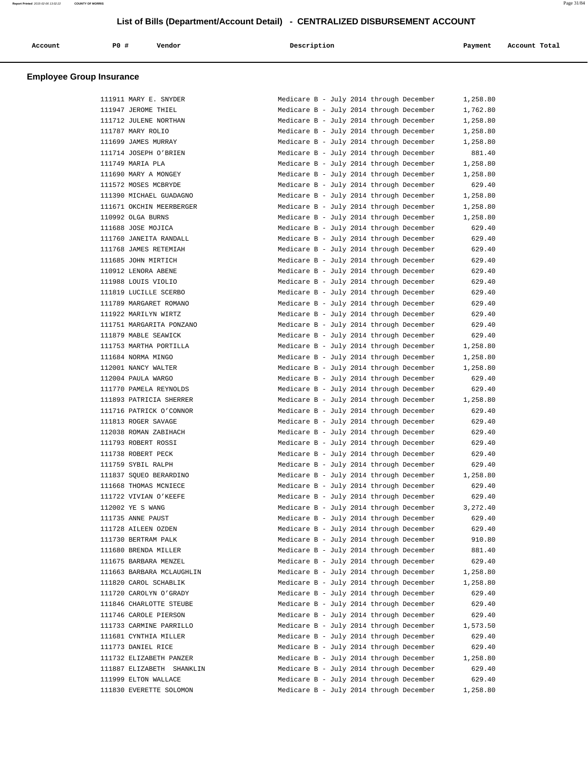# List of Bills (Department/Account Detail) - CENTRALIZED DISBURSEMENT ACCOUNT

| Account | PO # | Vendor | Description | Payment | Account Total |
|---|---|---|---|---|---|

## Employee Group Insurance

| Account | PO # | Vendor | Description | Payment | Account Total |
|---|---|---|---|---|---|
| | 111911 | MARY E. SNYDER | Medicare B - July 2014 through December | 1,258.80 | |
| | 111947 | JEROME THIEL | Medicare B - July 2014 through December | 1,762.80 | |
| | 111712 | JULENE NORTHAN | Medicare B - July 2014 through December | 1,258.80 | |
| | 111787 | MARY ROLIO | Medicare B - July 2014 through December | 1,258.80 | |
| | 111699 | JAMES MURRAY | Medicare B - July 2014 through December | 1,258.80 | |
| | 111714 | JOSEPH O'BRIEN | Medicare B - July 2014 through December | 881.40 | |
| | 111749 | MARIA PLA | Medicare B - July 2014 through December | 1,258.80 | |
| | 111690 | MARY A MONGEY | Medicare B - July 2014 through December | 1,258.80 | |
| | 111572 | MOSES MCBRYDE | Medicare B - July 2014 through December | 629.40 | |
| | 111390 | MICHAEL GUADAGNO | Medicare B - July 2014 through December | 1,258.80 | |
| | 111671 | OKCHIN MEERBERGER | Medicare B - July 2014 through December | 1,258.80 | |
| | 110992 | OLGA BURNS | Medicare B - July 2014 through December | 1,258.80 | |
| | 111688 | JOSE MOJICA | Medicare B - July 2014 through December | 629.40 | |
| | 111760 | JANEITA RANDALL | Medicare B - July 2014 through December | 629.40 | |
| | 111768 | JAMES RETEMIAH | Medicare B - July 2014 through December | 629.40 | |
| | 111685 | JOHN MIRTICH | Medicare B - July 2014 through December | 629.40 | |
| | 110912 | LENORA ABENE | Medicare B - July 2014 through December | 629.40 | |
| | 111988 | LOUIS VIOLIO | Medicare B - July 2014 through December | 629.40 | |
| | 111819 | LUCILLE SCERBO | Medicare B - July 2014 through December | 629.40 | |
| | 111789 | MARGARET ROMANO | Medicare B - July 2014 through December | 629.40 | |
| | 111922 | MARILYN WIRTZ | Medicare B - July 2014 through December | 629.40 | |
| | 111751 | MARGARITA PONZANO | Medicare B - July 2014 through December | 629.40 | |
| | 111879 | MABLE SEAWICK | Medicare B - July 2014 through December | 629.40 | |
| | 111753 | MARTHA PORTILLA | Medicare B - July 2014 through December | 1,258.80 | |
| | 111684 | NORMA MINGO | Medicare B - July 2014 through December | 1,258.80 | |
| | 112001 | NANCY WALTER | Medicare B - July 2014 through December | 1,258.80 | |
| | 112004 | PAULA WARGO | Medicare B - July 2014 through December | 629.40 | |
| | 111770 | PAMELA REYNOLDS | Medicare B - July 2014 through December | 629.40 | |
| | 111893 | PATRICIA SHERRER | Medicare B - July 2014 through December | 1,258.80 | |
| | 111716 | PATRICK O'CONNOR | Medicare B - July 2014 through December | 629.40 | |
| | 111813 | ROGER SAVAGE | Medicare B - July 2014 through December | 629.40 | |
| | 112038 | ROMAN ZABIHACH | Medicare B - July 2014 through December | 629.40 | |
| | 111793 | ROBERT ROSSI | Medicare B - July 2014 through December | 629.40 | |
| | 111738 | ROBERT PECK | Medicare B - July 2014 through December | 629.40 | |
| | 111759 | SYBIL RALPH | Medicare B - July 2014 through December | 629.40 | |
| | 111837 | SQUEO BERARDINO | Medicare B - July 2014 through December | 1,258.80 | |
| | 111668 | THOMAS MCNIECE | Medicare B - July 2014 through December | 629.40 | |
| | 111722 | VIVIAN O'KEEFE | Medicare B - July 2014 through December | 629.40 | |
| | 112002 | YE S WANG | Medicare B - July 2014 through December | 3,272.40 | |
| | 111735 | ANNE PAUST | Medicare B - July 2014 through December | 629.40 | |
| | 111728 | AILEEN OZDEN | Medicare B - July 2014 through December | 629.40 | |
| | 111730 | BERTRAM PALK | Medicare B - July 2014 through December | 910.80 | |
| | 111680 | BRENDA MILLER | Medicare B - July 2014 through December | 881.40 | |
| | 111675 | BARBARA MENZEL | Medicare B - July 2014 through December | 629.40 | |
| | 111663 | BARBARA MCLAUGHLIN | Medicare B - July 2014 through December | 1,258.80 | |
| | 111820 | CAROL SCHABLIK | Medicare B - July 2014 through December | 1,258.80 | |
| | 111720 | CAROLYN O'GRADY | Medicare B - July 2014 through December | 629.40 | |
| | 111846 | CHARLOTTE STEUBE | Medicare B - July 2014 through December | 629.40 | |
| | 111746 | CAROLE PIERSON | Medicare B - July 2014 through December | 629.40 | |
| | 111733 | CARMINE PARRILLO | Medicare B - July 2014 through December | 1,573.50 | |
| | 111681 | CYNTHIA MILLER | Medicare B - July 2014 through December | 629.40 | |
| | 111773 | DANIEL RICE | Medicare B - July 2014 through December | 629.40 | |
| | 111732 | ELIZABETH PANZER | Medicare B - July 2014 through December | 1,258.80 | |
| | 111887 | ELIZABETH SHANKLIN | Medicare B - July 2014 through December | 629.40 | |
| | 111999 | ELTON WALLACE | Medicare B - July 2014 through December | 629.40 | |
| | 111830 | EVERETTE SOLOMON | Medicare B - July 2014 through December | 1,258.80 | |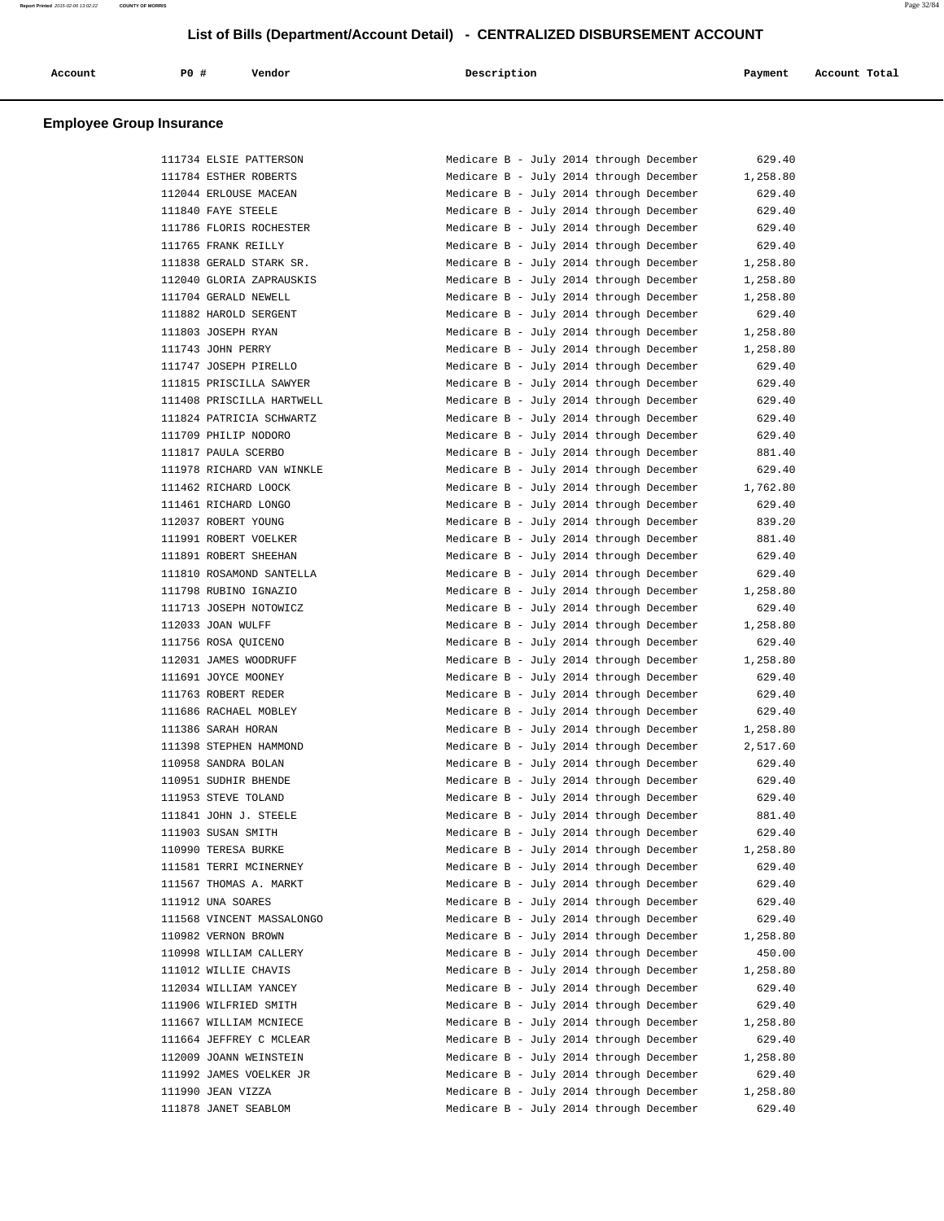# List of Bills (Department/Account Detail) - CENTRALIZED DISBURSEMENT ACCOUNT

## Employee Group Insurance

| Account | PO # | Vendor | Description | Payment | Account Total |
|---|---|---|---|---|---|
| | 111734 | ELSIE PATTERSON | Medicare B - July 2014 through December | 629.40 | |
| | 111784 | ESTHER ROBERTS | Medicare B - July 2014 through December | 1,258.80 | |
| | 112044 | ERLOUSE MACEAN | Medicare B - July 2014 through December | 629.40 | |
| | 111840 | FAYE STEELE | Medicare B - July 2014 through December | 629.40 | |
| | 111786 | FLORIS ROCHESTER | Medicare B - July 2014 through December | 629.40 | |
| | 111765 | FRANK REILLY | Medicare B - July 2014 through December | 629.40 | |
| | 111838 | GERALD STARK SR. | Medicare B - July 2014 through December | 1,258.80 | |
| | 112040 | GLORIA ZAPRAUSKIS | Medicare B - July 2014 through December | 1,258.80 | |
| | 111704 | GERALD NEWELL | Medicare B - July 2014 through December | 1,258.80 | |
| | 111882 | HAROLD SERGENT | Medicare B - July 2014 through December | 629.40 | |
| | 111803 | JOSEPH RYAN | Medicare B - July 2014 through December | 1,258.80 | |
| | 111743 | JOHN PERRY | Medicare B - July 2014 through December | 1,258.80 | |
| | 111747 | JOSEPH PIRELLO | Medicare B - July 2014 through December | 629.40 | |
| | 111815 | PRISCILLA SAWYER | Medicare B - July 2014 through December | 629.40 | |
| | 111408 | PRISCILLA HARTWELL | Medicare B - July 2014 through December | 629.40 | |
| | 111824 | PATRICIA SCHWARTZ | Medicare B - July 2014 through December | 629.40 | |
| | 111709 | PHILIP NODORO | Medicare B - July 2014 through December | 629.40 | |
| | 111817 | PAULA SCERBO | Medicare B - July 2014 through December | 881.40 | |
| | 111978 | RICHARD VAN WINKLE | Medicare B - July 2014 through December | 629.40 | |
| | 111462 | RICHARD LOOCK | Medicare B - July 2014 through December | 1,762.80 | |
| | 111461 | RICHARD LONGO | Medicare B - July 2014 through December | 629.40 | |
| | 112037 | ROBERT YOUNG | Medicare B - July 2014 through December | 839.20 | |
| | 111991 | ROBERT VOELKER | Medicare B - July 2014 through December | 881.40 | |
| | 111891 | ROBERT SHEEHAN | Medicare B - July 2014 through December | 629.40 | |
| | 111810 | ROSAMOND SANTELLA | Medicare B - July 2014 through December | 629.40 | |
| | 111798 | RUBINO IGNAZIO | Medicare B - July 2014 through December | 1,258.80 | |
| | 111713 | JOSEPH NOTOWICZ | Medicare B - July 2014 through December | 629.40 | |
| | 112033 | JOAN WULFF | Medicare B - July 2014 through December | 1,258.80 | |
| | 111756 | ROSA QUICENO | Medicare B - July 2014 through December | 629.40 | |
| | 112031 | JAMES WOODRUFF | Medicare B - July 2014 through December | 1,258.80 | |
| | 111691 | JOYCE MOONEY | Medicare B - July 2014 through December | 629.40 | |
| | 111763 | ROBERT REDER | Medicare B - July 2014 through December | 629.40 | |
| | 111686 | RACHAEL MOBLEY | Medicare B - July 2014 through December | 629.40 | |
| | 111386 | SARAH HORAN | Medicare B - July 2014 through December | 1,258.80 | |
| | 111398 | STEPHEN HAMMOND | Medicare B - July 2014 through December | 2,517.60 | |
| | 110958 | SANDRA BOLAN | Medicare B - July 2014 through December | 629.40 | |
| | 110951 | SUDHIR BHENDE | Medicare B - July 2014 through December | 629.40 | |
| | 111953 | STEVE TOLAND | Medicare B - July 2014 through December | 629.40 | |
| | 111841 | JOHN J. STEELE | Medicare B - July 2014 through December | 881.40 | |
| | 111903 | SUSAN SMITH | Medicare B - July 2014 through December | 629.40 | |
| | 110990 | TERESA BURKE | Medicare B - July 2014 through December | 1,258.80 | |
| | 111581 | TERRI MCINERNEY | Medicare B - July 2014 through December | 629.40 | |
| | 111567 | THOMAS A. MARKT | Medicare B - July 2014 through December | 629.40 | |
| | 111912 | UNA SOARES | Medicare B - July 2014 through December | 629.40 | |
| | 111568 | VINCENT MASSALONGO | Medicare B - July 2014 through December | 629.40 | |
| | 110982 | VERNON BROWN | Medicare B - July 2014 through December | 1,258.80 | |
| | 110998 | WILLIAM CALLERY | Medicare B - July 2014 through December | 450.00 | |
| | 111012 | WILLIE CHAVIS | Medicare B - July 2014 through December | 1,258.80 | |
| | 112034 | WILLIAM YANCEY | Medicare B - July 2014 through December | 629.40 | |
| | 111906 | WILFRIED SMITH | Medicare B - July 2014 through December | 629.40 | |
| | 111667 | WILLIAM MCNIECE | Medicare B - July 2014 through December | 1,258.80 | |
| | 111664 | JEFFREY C MCLEAR | Medicare B - July 2014 through December | 629.40 | |
| | 112009 | JOANN WEINSTEIN | Medicare B - July 2014 through December | 1,258.80 | |
| | 111992 | JAMES VOELKER JR | Medicare B - July 2014 through December | 629.40 | |
| | 111990 | JEAN VIZZA | Medicare B - July 2014 through December | 1,258.80 | |
| | 111878 | JANET SEABLOM | Medicare B - July 2014 through December | 629.40 | |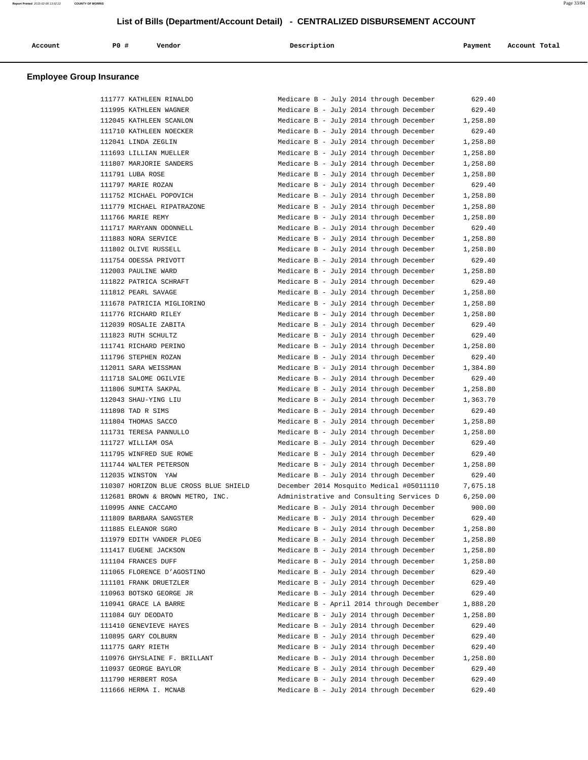# List of Bills (Department/Account Detail) - CENTRALIZED DISBURSEMENT ACCOUNT

## Employee Group Insurance

| Account | PO # | Vendor | Description | Payment | Account Total |
|---|---|---|---|---|---|
| | 111777 | KATHLEEN RINALDO | Medicare B - July 2014 through December | 629.40 | |
| | 111995 | KATHLEEN WAGNER | Medicare B - July 2014 through December | 629.40 | |
| | 112045 | KATHLEEN SCANLON | Medicare B - July 2014 through December | 1,258.80 | |
| | 111710 | KATHLEEN NOECKER | Medicare B - July 2014 through December | 629.40 | |
| | 112041 | LINDA ZEGLIN | Medicare B - July 2014 through December | 1,258.80 | |
| | 111693 | LILLIAN MUELLER | Medicare B - July 2014 through December | 1,258.80 | |
| | 111807 | MARJORIE SANDERS | Medicare B - July 2014 through December | 1,258.80 | |
| | 111791 | LUBA ROSE | Medicare B - July 2014 through December | 1,258.80 | |
| | 111797 | MARIE ROZAN | Medicare B - July 2014 through December | 629.40 | |
| | 111752 | MICHAEL POPOVICH | Medicare B - July 2014 through December | 1,258.80 | |
| | 111779 | MICHAEL RIPATRAZONE | Medicare B - July 2014 through December | 1,258.80 | |
| | 111766 | MARIE REMY | Medicare B - July 2014 through December | 1,258.80 | |
| | 111717 | MARYANN ODONNELL | Medicare B - July 2014 through December | 629.40 | |
| | 111883 | NORA SERVICE | Medicare B - July 2014 through December | 1,258.80 | |
| | 111802 | OLIVE RUSSELL | Medicare B - July 2014 through December | 1,258.80 | |
| | 111754 | ODESSA PRIVOTT | Medicare B - July 2014 through December | 629.40 | |
| | 112003 | PAULINE WARD | Medicare B - July 2014 through December | 1,258.80 | |
| | 111822 | PATRICA SCHRAFT | Medicare B - July 2014 through December | 629.40 | |
| | 111812 | PEARL SAVAGE | Medicare B - July 2014 through December | 1,258.80 | |
| | 111678 | PATRICIA MIGLIORINO | Medicare B - July 2014 through December | 1,258.80 | |
| | 111776 | RICHARD RILEY | Medicare B - July 2014 through December | 1,258.80 | |
| | 112039 | ROSALIE ZABITA | Medicare B - July 2014 through December | 629.40 | |
| | 111823 | RUTH SCHULTZ | Medicare B - July 2014 through December | 629.40 | |
| | 111741 | RICHARD PERINO | Medicare B - July 2014 through December | 1,258.80 | |
| | 111796 | STEPHEN ROZAN | Medicare B - July 2014 through December | 629.40 | |
| | 112011 | SARA WEISSMAN | Medicare B - July 2014 through December | 1,384.80 | |
| | 111718 | SALOME OGILVIE | Medicare B - July 2014 through December | 629.40 | |
| | 111806 | SUMITA SAKPAL | Medicare B - July 2014 through December | 1,258.80 | |
| | 112043 | SHAU-YING LIU | Medicare B - July 2014 through December | 1,363.70 | |
| | 111898 | TAD R SIMS | Medicare B - July 2014 through December | 629.40 | |
| | 111804 | THOMAS SACCO | Medicare B - July 2014 through December | 1,258.80 | |
| | 111731 | TERESA PANNULLO | Medicare B - July 2014 through December | 1,258.80 | |
| | 111727 | WILLIAM OSA | Medicare B - July 2014 through December | 629.40 | |
| | 111795 | WINFRED SUE ROWE | Medicare B - July 2014 through December | 629.40 | |
| | 111744 | WALTER PETERSON | Medicare B - July 2014 through December | 1,258.80 | |
| | 112035 | WINSTON YAW | Medicare B - July 2014 through December | 629.40 | |
| | 110307 | HORIZON BLUE CROSS BLUE SHIELD | December 2014 Mosquito Medical #05011110 | 7,675.18 | |
| | 112681 | BROWN & BROWN METRO, INC. | Administrative and Consulting Services D | 6,250.00 | |
| | 110995 | ANNE CACCAMO | Medicare B - July 2014 through December | 900.00 | |
| | 111809 | BARBARA SANGSTER | Medicare B - July 2014 through December | 629.40 | |
| | 111885 | ELEANOR SGRO | Medicare B - July 2014 through December | 1,258.80 | |
| | 111979 | EDITH VANDER PLOEG | Medicare B - July 2014 through December | 1,258.80 | |
| | 111417 | EUGENE JACKSON | Medicare B - July 2014 through December | 1,258.80 | |
| | 111104 | FRANCES DUFF | Medicare B - July 2014 through December | 1,258.80 | |
| | 111065 | FLORENCE D'AGOSTINO | Medicare B - July 2014 through December | 629.40 | |
| | 111101 | FRANK DRUETZLER | Medicare B - July 2014 through December | 629.40 | |
| | 110963 | BOTSKO GEORGE JR | Medicare B - July 2014 through December | 629.40 | |
| | 110941 | GRACE LA BARRE | Medicare B - April 2014 through December | 1,888.20 | |
| | 111084 | GUY DEODATO | Medicare B - July 2014 through December | 1,258.80 | |
| | 111410 | GENEVIEVE HAYES | Medicare B - July 2014 through December | 629.40 | |
| | 110895 | GARY COLBURN | Medicare B - July 2014 through December | 629.40 | |
| | 111775 | GARY RIETH | Medicare B - July 2014 through December | 629.40 | |
| | 110976 | GHYSLAINE F. BRILLANT | Medicare B - July 2014 through December | 1,258.80 | |
| | 110937 | GEORGE BAYLOR | Medicare B - July 2014 through December | 629.40 | |
| | 111790 | HERBERT ROSA | Medicare B - July 2014 through December | 629.40 | |
| | 111666 | HERMA I. MCNAB | Medicare B - July 2014 through December | 629.40 | |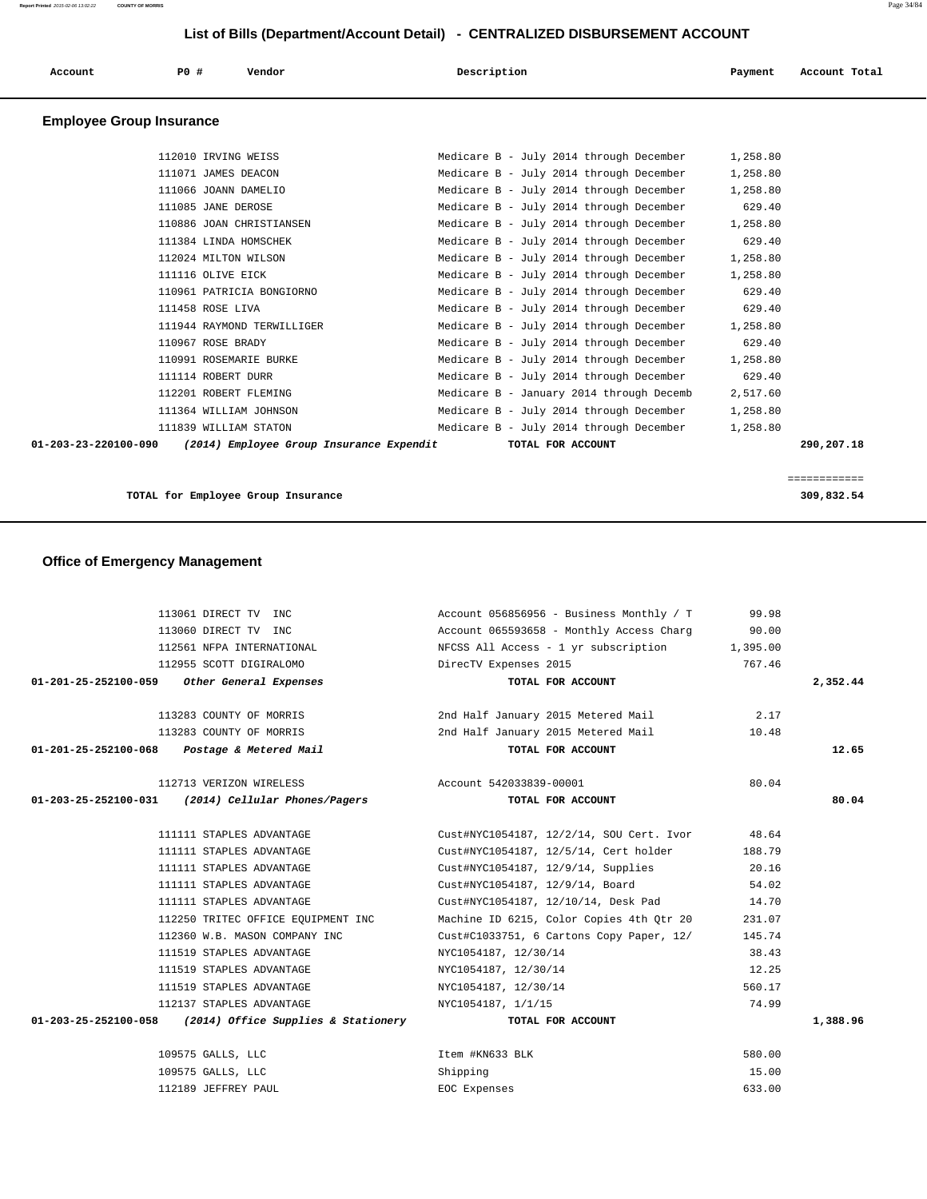## List of Bills (Department/Account Detail) - CENTRALIZED DISBURSEMENT ACCOUNT

| Account | PO # | Vendor | Description | Payment | Account Total |
|---|---|---|---|---|---|

### Employee Group Insurance

| Account | PO # | Vendor | Description | Payment | Account Total |
|---|---|---|---|---|---|
| | 112010 | IRVING WEISS | Medicare B - July 2014 through December | 1,258.80 | |
| | 111071 | JAMES DEACON | Medicare B - July 2014 through December | 1,258.80 | |
| | 111066 | JOANN DAMELIO | Medicare B - July 2014 through December | 1,258.80 | |
| | 111085 | JANE DEROSE | Medicare B - July 2014 through December | 629.40 | |
| | 110886 | JOAN CHRISTIANSEN | Medicare B - July 2014 through December | 1,258.80 | |
| | 111384 | LINDA HOMSCHEK | Medicare B - July 2014 through December | 629.40 | |
| | 112024 | MILTON WILSON | Medicare B - July 2014 through December | 1,258.80 | |
| | 111116 | OLIVE EICK | Medicare B - July 2014 through December | 1,258.80 | |
| | 110961 | PATRICIA BONGIORNO | Medicare B - July 2014 through December | 629.40 | |
| | 111458 | ROSE LIVA | Medicare B - July 2014 through December | 629.40 | |
| | 111944 | RAYMOND TERWILLIGER | Medicare B - July 2014 through December | 1,258.80 | |
| | 110967 | ROSE BRADY | Medicare B - July 2014 through December | 629.40 | |
| | 110991 | ROSEMARIE BURKE | Medicare B - July 2014 through December | 1,258.80 | |
| | 111114 | ROBERT DURR | Medicare B - July 2014 through December | 629.40 | |
| | 112201 | ROBERT FLEMING | Medicare B - January 2014 through Decemb | 2,517.60 | |
| | 111364 | WILLIAM JOHNSON | Medicare B - July 2014 through December | 1,258.80 | |
| | 111839 | WILLIAM STATON | Medicare B - July 2014 through December | 1,258.80 | |
| **01-203-23-220100-090** | | ***(2014) Employee Group Insurance Expendit*** | **TOTAL FOR ACCOUNT** | | **290,207.18** |

| | |
|---|---|
| **TOTAL for Employee Group Insurance** | ============ **309,832.54** |

### Office of Emergency Management

| Account | PO # | Vendor | Description | Payment | Account Total |
|---|---|---|---|---|---|
| | 113061 | DIRECT TV INC | Account 056856956 - Business Monthly / T | 99.98 | |
| | 113060 | DIRECT TV INC | Account 065593658 - Monthly Access Charg | 90.00 | |
| | 112561 | NFPA INTERNATIONAL | NFCSS All Access - 1 yr subscription | 1,395.00 | |
| | 112955 | SCOTT DIGIRALOMO | DirecTV Expenses 2015 | 767.46 | |
| **01-201-25-252100-059** | | ***Other General Expenses*** | **TOTAL FOR ACCOUNT** | | **2,352.44** |
| | 113283 | COUNTY OF MORRIS | 2nd Half January 2015 Metered Mail | 2.17 | |
| | 113283 | COUNTY OF MORRIS | 2nd Half January 2015 Metered Mail | 10.48 | |
| **01-201-25-252100-068** | | ***Postage & Metered Mail*** | **TOTAL FOR ACCOUNT** | | **12.65** |
| | 112713 | VERIZON WIRELESS | Account 542033839-00001 | 80.04 | |
| **01-203-25-252100-031** | | ***(2014) Cellular Phones/Pagers*** | **TOTAL FOR ACCOUNT** | | **80.04** |
| | 111111 | STAPLES ADVANTAGE | Cust#NYC1054187, 12/2/14, SOU Cert. Ivor | 48.64 | |
| | 111111 | STAPLES ADVANTAGE | Cust#NYC1054187, 12/5/14, Cert holder | 188.79 | |
| | 111111 | STAPLES ADVANTAGE | Cust#NYC1054187, 12/9/14, Supplies | 20.16 | |
| | 111111 | STAPLES ADVANTAGE | Cust#NYC1054187, 12/9/14, Board | 54.02 | |
| | 111111 | STAPLES ADVANTAGE | Cust#NYC1054187, 12/10/14, Desk Pad | 14.70 | |
| | 112250 | TRITEC OFFICE EQUIPMENT INC | Machine ID 6215, Color Copies 4th Qtr 20 | 231.07 | |
| | 112360 | W.B. MASON COMPANY INC | Cust#C1033751, 6 Cartons Copy Paper, 12/ | 145.74 | |
| | 111519 | STAPLES ADVANTAGE | NYC1054187, 12/30/14 | 38.43 | |
| | 111519 | STAPLES ADVANTAGE | NYC1054187, 12/30/14 | 12.25 | |
| | 111519 | STAPLES ADVANTAGE | NYC1054187, 12/30/14 | 560.17 | |
| | 112137 | STAPLES ADVANTAGE | NYC1054187, 1/1/15 | 74.99 | |
| **01-203-25-252100-058** | | ***(2014) Office Supplies & Stationery*** | **TOTAL FOR ACCOUNT** | | **1,388.96** |
| | 109575 | GALLS, LLC | Item #KN633 BLK | 580.00 | |
| | 109575 | GALLS, LLC | Shipping | 15.00 | |
| | 112189 | JEFFREY PAUL | EOC Expenses | 633.00 | |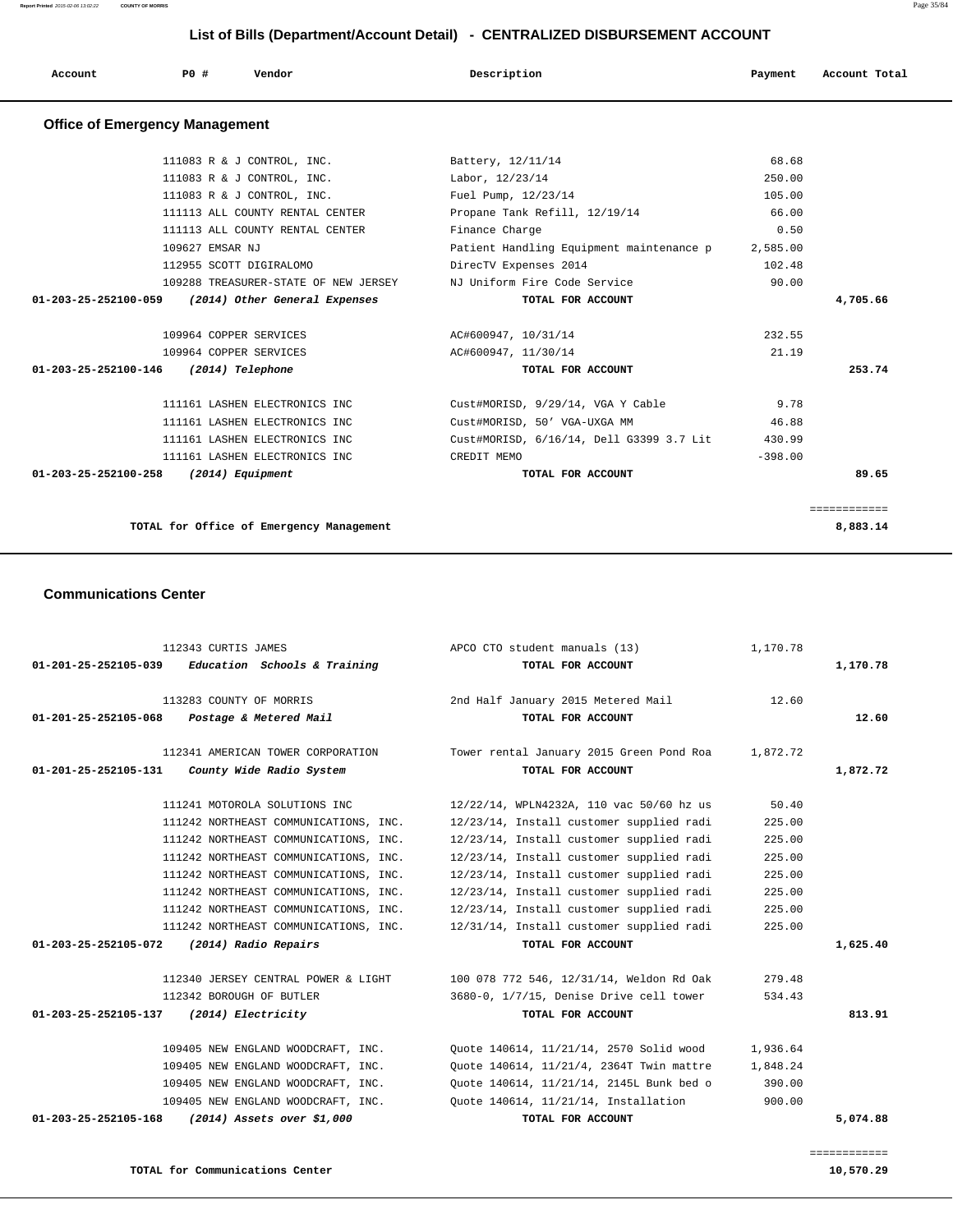## List of Bills (Department/Account Detail) - CENTRALIZED DISBURSEMENT ACCOUNT

| Account | PO # | Vendor | Description | Payment | Account Total |
|---|---|---|---|---|---|

### Office of Emergency Management

| Account | PO # | Vendor | Description | Payment | Account Total |
|---|---|---|---|---|---|
| | 111083 | R & J CONTROL, INC. | Battery, 12/11/14 | 68.68 | |
| | 111083 | R & J CONTROL, INC. | Labor, 12/23/14 | 250.00 | |
| | 111083 | R & J CONTROL, INC. | Fuel Pump, 12/23/14 | 105.00 | |
| | 111113 | ALL COUNTY RENTAL CENTER | Propane Tank Refill, 12/19/14 | 66.00 | |
| | 111113 | ALL COUNTY RENTAL CENTER | Finance Charge | 0.50 | |
| | 109627 | EMSAR NJ | Patient Handling Equipment maintenance p | 2,585.00 | |
| | 112955 | SCOTT DIGIRALOMO | DirecTV Expenses 2014 | 102.48 | |
| | 109288 | TREASURER-STATE OF NEW JERSEY | NJ Uniform Fire Code Service | 90.00 | |
| **01-203-25-252100-059** | | ***(2014) Other General Expenses*** | **TOTAL FOR ACCOUNT** | | **4,705.66** |
| | 109964 | COPPER SERVICES | AC#600947, 10/31/14 | 232.55 | |
| | 109964 | COPPER SERVICES | AC#600947, 11/30/14 | 21.19 | |
| **01-203-25-252100-146** | | ***(2014) Telephone*** | **TOTAL FOR ACCOUNT** | | **253.74** |
| | 111161 | LASHEN ELECTRONICS INC | Cust#MORISD, 9/29/14, VGA Y Cable | 9.78 | |
| | 111161 | LASHEN ELECTRONICS INC | Cust#MORISD, 50' VGA-UXGA MM | 46.88 | |
| | 111161 | LASHEN ELECTRONICS INC | Cust#MORISD, 6/16/14, Dell G3399 3.7 Lit | 430.99 | |
| | 111161 | LASHEN ELECTRONICS INC | CREDIT MEMO | -398.00 | |
| **01-203-25-252100-258** | | ***(2014) Equipment*** | **TOTAL FOR ACCOUNT** | | **89.65** |
| | | | | | ============ |
| | | **TOTAL for Office of Emergency Management** | | | **8,883.14** |

### Communications Center

| Account | PO # | Vendor | Description | Payment | Account Total |
|---|---|---|---|---|---|
| | 112343 | CURTIS JAMES | APCO CTO student manuals (13) | 1,170.78 | |
| **01-201-25-252105-039** | | ***Education Schools & Training*** | **TOTAL FOR ACCOUNT** | | **1,170.78** |
| | 113283 | COUNTY OF MORRIS | 2nd Half January 2015 Metered Mail | 12.60 | |
| **01-201-25-252105-068** | | ***Postage & Metered Mail*** | **TOTAL FOR ACCOUNT** | | **12.60** |
| | 112341 | AMERICAN TOWER CORPORATION | Tower rental January 2015 Green Pond Roa | 1,872.72 | |
| **01-201-25-252105-131** | | ***County Wide Radio System*** | **TOTAL FOR ACCOUNT** | | **1,872.72** |
| | 111241 | MOTOROLA SOLUTIONS INC | 12/22/14, WPLN4232A, 110 vac 50/60 hz us | 50.40 | |
| | 111242 | NORTHEAST COMMUNICATIONS, INC. | 12/23/14, Install customer supplied radi | 225.00 | |
| | 111242 | NORTHEAST COMMUNICATIONS, INC. | 12/23/14, Install customer supplied radi | 225.00 | |
| | 111242 | NORTHEAST COMMUNICATIONS, INC. | 12/23/14, Install customer supplied radi | 225.00 | |
| | 111242 | NORTHEAST COMMUNICATIONS, INC. | 12/23/14, Install customer supplied radi | 225.00 | |
| | 111242 | NORTHEAST COMMUNICATIONS, INC. | 12/23/14, Install customer supplied radi | 225.00 | |
| | 111242 | NORTHEAST COMMUNICATIONS, INC. | 12/23/14, Install customer supplied radi | 225.00 | |
| | 111242 | NORTHEAST COMMUNICATIONS, INC. | 12/31/14, Install customer supplied radi | 225.00 | |
| **01-203-25-252105-072** | | ***(2014) Radio Repairs*** | **TOTAL FOR ACCOUNT** | | **1,625.40** |
| | 112340 | JERSEY CENTRAL POWER & LIGHT | 100 078 772 546, 12/31/14, Weldon Rd Oak | 279.48 | |
| | 112342 | BOROUGH OF BUTLER | 3680-0, 1/7/15, Denise Drive cell tower | 534.43 | |
| **01-203-25-252105-137** | | ***(2014) Electricity*** | **TOTAL FOR ACCOUNT** | | **813.91** |
| | 109405 | NEW ENGLAND WOODCRAFT, INC. | Quote 140614, 11/21/14, 2570 Solid wood | 1,936.64 | |
| | 109405 | NEW ENGLAND WOODCRAFT, INC. | Quote 140614, 11/21/4, 2364T Twin mattre | 1,848.24 | |
| | 109405 | NEW ENGLAND WOODCRAFT, INC. | Quote 140614, 11/21/14, 2145L Bunk bed o | 390.00 | |
| | 109405 | NEW ENGLAND WOODCRAFT, INC. | Quote 140614, 11/21/14, Installation | 900.00 | |
| **01-203-25-252105-168** | | ***(2014) Assets over $1,000*** | **TOTAL FOR ACCOUNT** | | **5,074.88** |
| | | | | | ============ |
| | | **TOTAL for Communications Center** | | | **10,570.29** |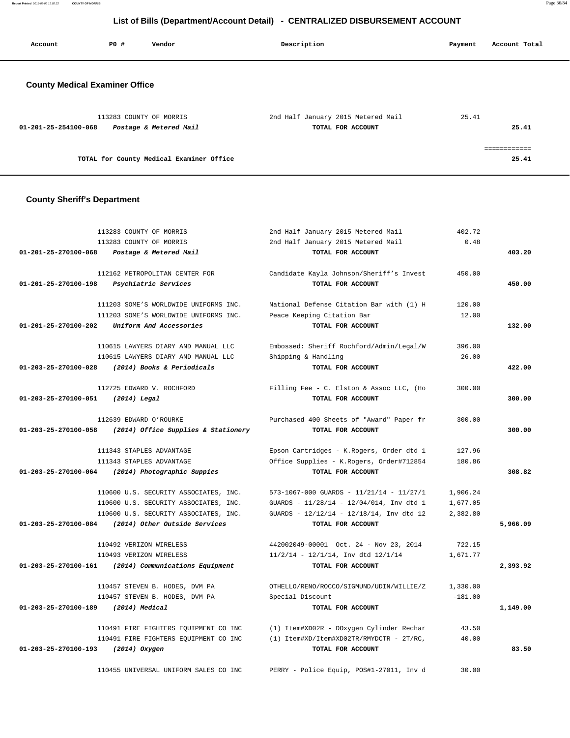# List of Bills (Department/Account Detail) - CENTRALIZED DISBURSEMENT ACCOUNT

| Account | PO # | Vendor | Description | Payment | Account Total |
|---|---|---|---|---|---|

## County Medical Examiner Office

| Account | PO # | Vendor | Description | Payment | Account Total |
|---|---|---|---|---|---|
| | 113283 | COUNTY OF MORRIS | 2nd Half January 2015 Metered Mail | 25.41 | |
| 01-201-25-254100-068 | | *Postage & Metered Mail* | TOTAL FOR ACCOUNT | | 25.41 |
| | | | | | ============ |
| | | TOTAL for County Medical Examiner Office | | | 25.41 |

## County Sheriff's Department

| Account | PO # | Vendor | Description | Payment | Account Total |
|---|---|---|---|---|---|
| | 113283 | COUNTY OF MORRIS | 2nd Half January 2015 Metered Mail | 402.72 | |
| | 113283 | COUNTY OF MORRIS | 2nd Half January 2015 Metered Mail | 0.48 | |
| 01-201-25-270100-068 | | *Postage & Metered Mail* | TOTAL FOR ACCOUNT | | 403.20 |
| | 112162 | METROPOLITAN CENTER FOR | Candidate Kayla Johnson/Sheriff's Invest | 450.00 | |
| 01-201-25-270100-198 | | *Psychiatric Services* | TOTAL FOR ACCOUNT | | 450.00 |
| | 111203 | SOME'S WORLDWIDE UNIFORMS INC. | National Defense Citation Bar with (1) H | 120.00 | |
| | 111203 | SOME'S WORLDWIDE UNIFORMS INC. | Peace Keeping Citation Bar | 12.00 | |
| 01-201-25-270100-202 | | *Uniform And Accessories* | TOTAL FOR ACCOUNT | | 132.00 |
| | 110615 | LAWYERS DIARY AND MANUAL LLC | Embossed: Sheriff Rochford/Admin/Legal/W | 396.00 | |
| | 110615 | LAWYERS DIARY AND MANUAL LLC | Shipping & Handling | 26.00 | |
| 01-203-25-270100-028 | | *(2014) Books & Periodicals* | TOTAL FOR ACCOUNT | | 422.00 |
| | 112725 | EDWARD V. ROCHFORD | Filling Fee - C. Elston & Assoc LLC, (Ho | 300.00 | |
| 01-203-25-270100-051 | | *(2014) Legal* | TOTAL FOR ACCOUNT | | 300.00 |
| | 112639 | EDWARD O'ROURKE | Purchased 400 Sheets of "Award" Paper fr | 300.00 | |
| 01-203-25-270100-058 | | *(2014) Office Supplies & Stationery* | TOTAL FOR ACCOUNT | | 300.00 |
| | 111343 | STAPLES ADVANTAGE | Epson Cartridges - K.Rogers, Order dtd 1 | 127.96 | |
| | 111343 | STAPLES ADVANTAGE | Office Supplies - K.Rogers, Order#712854 | 180.86 | |
| 01-203-25-270100-064 | | *(2014) Photographic Suppies* | TOTAL FOR ACCOUNT | | 308.82 |
| | 110600 | U.S. SECURITY ASSOCIATES, INC. | 573-1067-000 GUARDS - 11/21/14 - 11/27/1 | 1,906.24 | |
| | 110600 | U.S. SECURITY ASSOCIATES, INC. | GUARDS - 11/28/14 - 12/04/014, Inv dtd 1 | 1,677.05 | |
| | 110600 | U.S. SECURITY ASSOCIATES, INC. | GUARDS - 12/12/14 - 12/18/14, Inv dtd 12 | 2,382.80 | |
| 01-203-25-270100-084 | | *(2014) Other Outside Services* | TOTAL FOR ACCOUNT | | 5,966.09 |
| | 110492 | VERIZON WIRELESS | 442002049-00001 Oct. 24 - Nov 23, 2014 | 722.15 | |
| | 110493 | VERIZON WIRELESS | 11/2/14 - 12/1/14, Inv dtd 12/1/14 | 1,671.77 | |
| 01-203-25-270100-161 | | *(2014) Communications Equipment* | TOTAL FOR ACCOUNT | | 2,393.92 |
| | 110457 | STEVEN B. HODES, DVM PA | OTHELLO/RENO/ROCCO/SIGMUND/UDIN/WILLIE/Z | 1,330.00 | |
| | 110457 | STEVEN B. HODES, DVM PA | Special Discount | -181.00 | |
| 01-203-25-270100-189 | | *(2014) Medical* | TOTAL FOR ACCOUNT | | 1,149.00 |
| | 110491 | FIRE FIGHTERS EQUIPMENT CO INC | (1) Item#XD02R - DOxygen Cylinder Rechar | 43.50 | |
| | 110491 | FIRE FIGHTERS EQUIPMENT CO INC | (1) Item#XD/Item#XD02TR/RMYDCTR - 2T/RC, | 40.00 | |
| 01-203-25-270100-193 | | *(2014) Oxygen* | TOTAL FOR ACCOUNT | | 83.50 |
| | 110455 | UNIVERSAL UNIFORM SALES CO INC | PERRY - Police Equip, POS#1-27011, Inv d | 30.00 | |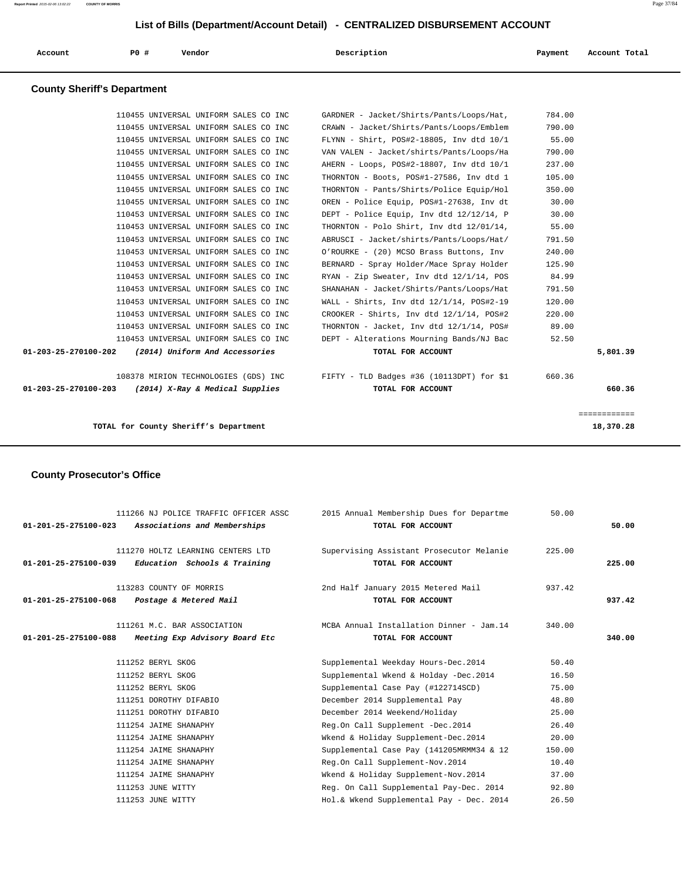## List of Bills (Department/Account Detail) - CENTRALIZED DISBURSEMENT ACCOUNT

| Account | PO # | Vendor | Description | Payment | Account Total |
|---|---|---|---|---|---|

### County Sheriff's Department

| Account | PO # | Vendor | Description | Payment | Account Total |
|---|---|---|---|---|---|
| | 110455 | UNIVERSAL UNIFORM SALES CO INC | GARDNER - Jacket/Shirts/Pants/Loops/Hat, | 784.00 | |
| | 110455 | UNIVERSAL UNIFORM SALES CO INC | CRAWN - Jacket/Shirts/Pants/Loops/Emblem | 790.00 | |
| | 110455 | UNIVERSAL UNIFORM SALES CO INC | FLYNN - Shirt, POS#2-18805, Inv dtd 10/1 | 55.00 | |
| | 110455 | UNIVERSAL UNIFORM SALES CO INC | VAN VALEN - Jacket/shirts/Pants/Loops/Ha | 790.00 | |
| | 110455 | UNIVERSAL UNIFORM SALES CO INC | AHERN - Loops, POS#2-18807, Inv dtd 10/1 | 237.00 | |
| | 110455 | UNIVERSAL UNIFORM SALES CO INC | THORNTON - Boots, POS#1-27586, Inv dtd 1 | 105.00 | |
| | 110455 | UNIVERSAL UNIFORM SALES CO INC | THORNTON - Pants/Shirts/Police Equip/Hol | 350.00 | |
| | 110455 | UNIVERSAL UNIFORM SALES CO INC | OREN - Police Equip, POS#1-27638, Inv dt | 30.00 | |
| | 110453 | UNIVERSAL UNIFORM SALES CO INC | DEPT - Police Equip, Inv dtd 12/12/14, P | 30.00 | |
| | 110453 | UNIVERSAL UNIFORM SALES CO INC | THORNTON - Polo Shirt, Inv dtd 12/01/14, | 55.00 | |
| | 110453 | UNIVERSAL UNIFORM SALES CO INC | ABRUSCI - Jacket/shirts/Pants/Loops/Hat/ | 791.50 | |
| | 110453 | UNIVERSAL UNIFORM SALES CO INC | O'ROURKE - (20) MCSO Brass Buttons, Inv | 240.00 | |
| | 110453 | UNIVERSAL UNIFORM SALES CO INC | BERNARD - Spray Holder/Mace Spray Holder | 125.90 | |
| | 110453 | UNIVERSAL UNIFORM SALES CO INC | RYAN - Zip Sweater, Inv dtd 12/1/14, POS | 84.99 | |
| | 110453 | UNIVERSAL UNIFORM SALES CO INC | SHANAHAN - Jacket/Shirts/Pants/Loops/Hat | 791.50 | |
| | 110453 | UNIVERSAL UNIFORM SALES CO INC | WALL - Shirts, Inv dtd 12/1/14, POS#2-19 | 120.00 | |
| | 110453 | UNIVERSAL UNIFORM SALES CO INC | CROOKER - Shirts, Inv dtd 12/1/14, POS#2 | 220.00 | |
| | 110453 | UNIVERSAL UNIFORM SALES CO INC | THORNTON - Jacket, Inv dtd 12/1/14, POS# | 89.00 | |
| | 110453 | UNIVERSAL UNIFORM SALES CO INC | DEPT - Alterations Mourning Bands/NJ Bac | 52.50 | |
| **01-203-25-270100-202** | | *(2014) Uniform And Accessories* | **TOTAL FOR ACCOUNT** | | **5,801.39** |
| | 108378 | MIRION TECHNOLOGIES (GDS) INC | FIFTY - TLD Badges #36 (10113DPT) for $1 | 660.36 | |
| **01-203-25-270100-203** | | *(2014) X-Ray & Medical Supplies* | **TOTAL FOR ACCOUNT** | | **660.36** |
| | | **TOTAL for County Sheriff's Department** | | | **18,370.28** |

### County Prosecutor's Office

| Account | PO # | Vendor | Description | Payment | Account Total |
|---|---|---|---|---|---|
| | 111266 | NJ POLICE TRAFFIC OFFICER ASSC | 2015 Annual Membership Dues for Departme | 50.00 | |
| **01-201-25-275100-023** | | *Associations and Memberships* | **TOTAL FOR ACCOUNT** | | **50.00** |
| | 111270 | HOLTZ LEARNING CENTERS LTD | Supervising Assistant Prosecutor Melanie | 225.00 | |
| **01-201-25-275100-039** | | *Education Schools & Training* | **TOTAL FOR ACCOUNT** | | **225.00** |
| | 113283 | COUNTY OF MORRIS | 2nd Half January 2015 Metered Mail | 937.42 | |
| **01-201-25-275100-068** | | *Postage & Metered Mail* | **TOTAL FOR ACCOUNT** | | **937.42** |
| | 111261 | M.C. BAR ASSOCIATION | MCBA Annual Installation Dinner - Jam.14 | 340.00 | |
| **01-201-25-275100-088** | | *Meeting Exp Advisory Board Etc* | **TOTAL FOR ACCOUNT** | | **340.00** |
| | 111252 | BERYL SKOG | Supplemental Weekday Hours-Dec.2014 | 50.40 | |
| | 111252 | BERYL SKOG | Supplemental Wkend & Holday -Dec.2014 | 16.50 | |
| | 111252 | BERYL SKOG | Supplemental Case Pay (#122714SCD) | 75.00 | |
| | 111251 | DOROTHY DIFABIO | December 2014 Supplemental Pay | 48.80 | |
| | 111251 | DOROTHY DIFABIO | December 2014 Weekend/Holiday | 25.00 | |
| | 111254 | JAIME SHANAPHY | Reg.On Call Supplement -Dec.2014 | 26.40 | |
| | 111254 | JAIME SHANAPHY | Wkend & Holiday Supplement-Dec.2014 | 20.00 | |
| | 111254 | JAIME SHANAPHY | Supplemental Case Pay (141205MRMM34 & 12 | 150.00 | |
| | 111254 | JAIME SHANAPHY | Reg.On Call Supplement-Nov.2014 | 10.40 | |
| | 111254 | JAIME SHANAPHY | Wkend & Holiday Supplement-Nov.2014 | 37.00 | |
| | 111253 | JUNE WITTY | Reg. On Call Supplemental Pay-Dec. 2014 | 92.80 | |
| | 111253 | JUNE WITTY | Hol.& Wkend Supplemental Pay - Dec. 2014 | 26.50 | |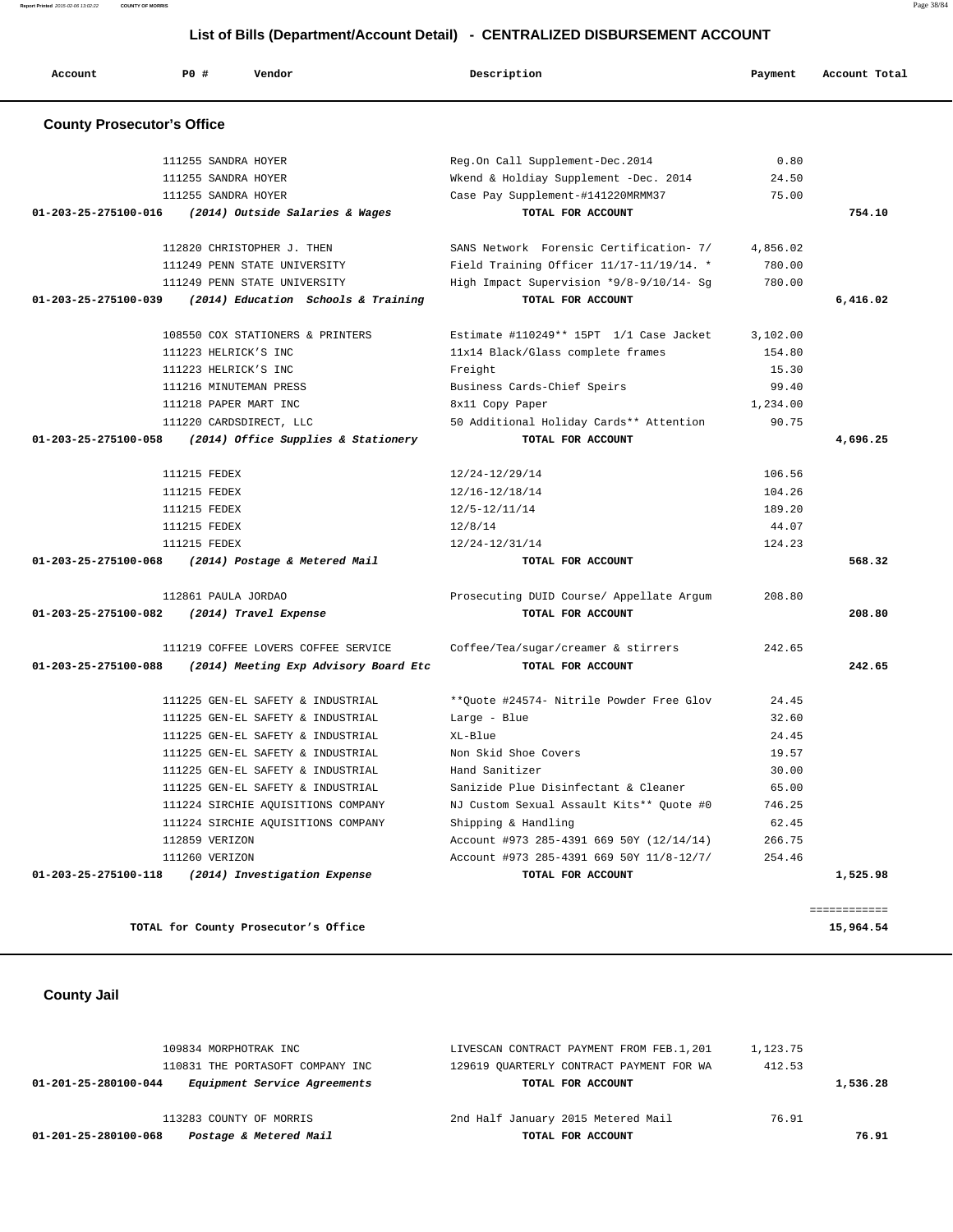## List of Bills (Department/Account Detail) - CENTRALIZED DISBURSEMENT ACCOUNT

| Account | PO # | Vendor | Description | Payment | Account Total |
|---|---|---|---|---|---|

### County Prosecutor's Office

| Account | PO # | Vendor | Description | Payment | Account Total |
|---|---|---|---|---|---|
| | 111255 | SANDRA HOYER | Reg.On Call Supplement-Dec.2014 | 0.80 | |
| | 111255 | SANDRA HOYER | Wkend & Holdiay Supplement -Dec. 2014 | 24.50 | |
| | 111255 | SANDRA HOYER | Case Pay Supplement-#141220MRMM37 | 75.00 | |
| **01-203-25-275100-016** | | ***(2014) Outside Salaries & Wages*** | **TOTAL FOR ACCOUNT** | | **754.10** |
| | 112820 | CHRISTOPHER J. THEN | SANS Network Forensic Certification- 7/ | 4,856.02 | |
| | 111249 | PENN STATE UNIVERSITY | Field Training Officer 11/17-11/19/14. * | 780.00 | |
| | 111249 | PENN STATE UNIVERSITY | High Impact Supervision *9/8-9/10/14- Sg | 780.00 | |
| **01-203-25-275100-039** | | ***(2014) Education Schools & Training*** | **TOTAL FOR ACCOUNT** | | **6,416.02** |
| | 108550 | COX STATIONERS & PRINTERS | Estimate #110249** 15PT 1/1 Case Jacket | 3,102.00 | |
| | 111223 | HELRICK'S INC | 11x14 Black/Glass complete frames | 154.80 | |
| | 111223 | HELRICK'S INC | Freight | 15.30 | |
| | 111216 | MINUTEMAN PRESS | Business Cards-Chief Speirs | 99.40 | |
| | 111218 | PAPER MART INC | 8x11 Copy Paper | 1,234.00 | |
| | 111220 | CARDSDIRECT, LLC | 50 Additional Holiday Cards** Attention | 90.75 | |
| **01-203-25-275100-058** | | ***(2014) Office Supplies & Stationery*** | **TOTAL FOR ACCOUNT** | | **4,696.25** |
| | 111215 | FEDEX | 12/24-12/29/14 | 106.56 | |
| | 111215 | FEDEX | 12/16-12/18/14 | 104.26 | |
| | 111215 | FEDEX | 12/5-12/11/14 | 189.20 | |
| | 111215 | FEDEX | 12/8/14 | 44.07 | |
| | 111215 | FEDEX | 12/24-12/31/14 | 124.23 | |
| **01-203-25-275100-068** | | ***(2014) Postage & Metered Mail*** | **TOTAL FOR ACCOUNT** | | **568.32** |
| | 112861 | PAULA JORDAO | Prosecuting DUID Course/ Appellate Argum | 208.80 | |
| **01-203-25-275100-082** | | ***(2014) Travel Expense*** | **TOTAL FOR ACCOUNT** | | **208.80** |
| | 111219 | COFFEE LOVERS COFFEE SERVICE | Coffee/Tea/sugar/creamer & stirrers | 242.65 | |
| **01-203-25-275100-088** | | ***(2014) Meeting Exp Advisory Board Etc*** | **TOTAL FOR ACCOUNT** | | **242.65** |
| | 111225 | GEN-EL SAFETY & INDUSTRIAL | **Quote #24574- Nitrile Powder Free Glov | 24.45 | |
| | 111225 | GEN-EL SAFETY & INDUSTRIAL | Large - Blue | 32.60 | |
| | 111225 | GEN-EL SAFETY & INDUSTRIAL | XL-Blue | 24.45 | |
| | 111225 | GEN-EL SAFETY & INDUSTRIAL | Non Skid Shoe Covers | 19.57 | |
| | 111225 | GEN-EL SAFETY & INDUSTRIAL | Hand Sanitizer | 30.00 | |
| | 111225 | GEN-EL SAFETY & INDUSTRIAL | Sanizide Plue Disinfectant & Cleaner | 65.00 | |
| | 111224 | SIRCHIE AQUISITIONS COMPANY | NJ Custom Sexual Assault Kits** Quote #0 | 746.25 | |
| | 111224 | SIRCHIE AQUISITIONS COMPANY | Shipping & Handling | 62.45 | |
| | 112859 | VERIZON | Account #973 285-4391 669 50Y (12/14/14) | 266.75 | |
| | 111260 | VERIZON | Account #973 285-4391 669 50Y 11/8-12/7/ | 254.46 | |
| **01-203-25-275100-118** | | ***(2014) Investigation Expense*** | **TOTAL FOR ACCOUNT** | | **1,525.98** |
| | | | | | ============ |
| | | **TOTAL for County Prosecutor's Office** | | | **15,964.54** |

### County Jail

| Account | PO # | Vendor | Description | Payment | Account Total |
|---|---|---|---|---|---|
| | 109834 | MORPHOTRAK INC | LIVESCAN CONTRACT PAYMENT FROM FEB.1,201 | 1,123.75 | |
| | 110831 | THE PORTASOFT COMPANY INC | 129619 QUARTERLY CONTRACT PAYMENT FOR WA | 412.53 | |
| **01-201-25-280100-044** | | ***Equipment Service Agreements*** | **TOTAL FOR ACCOUNT** | | **1,536.28** |
| | 113283 | COUNTY OF MORRIS | 2nd Half January 2015 Metered Mail | 76.91 | |
| **01-201-25-280100-068** | | ***Postage & Metered Mail*** | **TOTAL FOR ACCOUNT** | | **76.91** |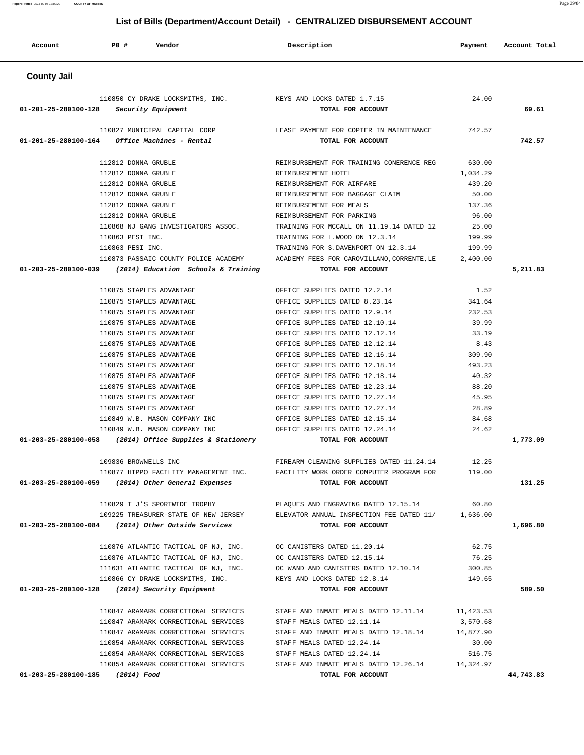## List of Bills (Department/Account Detail) - CENTRALIZED DISBURSEMENT ACCOUNT

| Account | PO # | Vendor | Description | Payment | Account Total |
|---|---|---|---|---|---|

### County Jail

| Account | PO # | Vendor | Description | Payment | Account Total |
|---|---|---|---|---|---|
| | 110850 | CY DRAKE LOCKSMITHS, INC. | KEYS AND LOCKS DATED 1.7.15 | 24.00 | |
| 01-201-25-280100-128 | | *Security Equipment* | **TOTAL FOR ACCOUNT** | | **69.61** |
| | 110827 | MUNICIPAL CAPITAL CORP | LEASE PAYMENT FOR COPIER IN MAINTENANCE | 742.57 | |
| 01-201-25-280100-164 | | *Office Machines - Rental* | **TOTAL FOR ACCOUNT** | | **742.57** |
| | 112812 | DONNA GRUBLE | REIMBURSEMENT FOR TRAINING CONERENCE REG | 630.00 | |
| | 112812 | DONNA GRUBLE | REIMBURSEMENT HOTEL | 1,034.29 | |
| | 112812 | DONNA GRUBLE | REIMBURSEMENT FOR AIRFARE | 439.20 | |
| | 112812 | DONNA GRUBLE | REIMBURSEMENT FOR BAGGAGE CLAIM | 50.00 | |
| | 112812 | DONNA GRUBLE | REIMBURSEMENT FOR MEALS | 137.36 | |
| | 112812 | DONNA GRUBLE | REIMBURSEMENT FOR PARKING | 96.00 | |
| | 110868 | NJ GANG INVESTIGATORS ASSOC. | TRAINING FOR MCCALL ON 11.19.14 DATED 12 | 25.00 | |
| | 110863 | PESI INC. | TRAINING FOR L.WOOD ON 12.3.14 | 199.99 | |
| | 110863 | PESI INC. | TRAINING FOR S.DAVENPORT ON 12.3.14 | 199.99 | |
| | 110873 | PASSAIC COUNTY POLICE ACADEMY | ACADEMY FEES FOR CAROVILLANO,CORRENTE,LE | 2,400.00 | |
| 01-203-25-280100-039 | | *(2014) Education Schools & Training* | **TOTAL FOR ACCOUNT** | | **5,211.83** |
| | 110875 | STAPLES ADVANTAGE | OFFICE SUPPLIES DATED 12.2.14 | 1.52 | |
| | 110875 | STAPLES ADVANTAGE | OFFICE SUPPLIES DATED 8.23.14 | 341.64 | |
| | 110875 | STAPLES ADVANTAGE | OFFICE SUPPLIES DATED 12.9.14 | 232.53 | |
| | 110875 | STAPLES ADVANTAGE | OFFICE SUPPLIES DATED 12.10.14 | 39.99 | |
| | 110875 | STAPLES ADVANTAGE | OFFICE SUPPLIES DATED 12.12.14 | 33.19 | |
| | 110875 | STAPLES ADVANTAGE | OFFICE SUPPLIES DATED 12.12.14 | 8.43 | |
| | 110875 | STAPLES ADVANTAGE | OFFICE SUPPLIES DATED 12.16.14 | 309.90 | |
| | 110875 | STAPLES ADVANTAGE | OFFICE SUPPLIES DATED 12.18.14 | 493.23 | |
| | 110875 | STAPLES ADVANTAGE | OFFICE SUPPLIES DATED 12.18.14 | 40.32 | |
| | 110875 | STAPLES ADVANTAGE | OFFICE SUPPLIES DATED 12.23.14 | 88.20 | |
| | 110875 | STAPLES ADVANTAGE | OFFICE SUPPLIES DATED 12.27.14 | 45.95 | |
| | 110875 | STAPLES ADVANTAGE | OFFICE SUPPLIES DATED 12.27.14 | 28.89 | |
| | 110849 | W.B. MASON COMPANY INC | OFFICE SUPPLIES DATED 12.15.14 | 84.68 | |
| | 110849 | W.B. MASON COMPANY INC | OFFICE SUPPLIES DATED 12.24.14 | 24.62 | |
| 01-203-25-280100-058 | | *(2014) Office Supplies & Stationery* | **TOTAL FOR ACCOUNT** | | **1,773.09** |
| | 109836 | BROWNELLS INC | FIREARM CLEANING SUPPLIES DATED 11.24.14 | 12.25 | |
| | 110877 | HIPPO FACILITY MANAGEMENT INC. | FACILITY WORK ORDER COMPUTER PROGRAM FOR | 119.00 | |
| 01-203-25-280100-059 | | *(2014) Other General Expenses* | **TOTAL FOR ACCOUNT** | | **131.25** |
| | 110829 | T J'S SPORTWIDE TROPHY | PLAQUES AND ENGRAVING DATED 12.15.14 | 60.80 | |
| | 109225 | TREASURER-STATE OF NEW JERSEY | ELEVATOR ANNUAL INSPECTION FEE DATED 11/ | 1,636.00 | |
| 01-203-25-280100-084 | | *(2014) Other Outside Services* | **TOTAL FOR ACCOUNT** | | **1,696.80** |
| | 110876 | ATLANTIC TACTICAL OF NJ, INC. | OC CANISTERS DATED 11.20.14 | 62.75 | |
| | 110876 | ATLANTIC TACTICAL OF NJ, INC. | OC CANISTERS DATED 12.15.14 | 76.25 | |
| | 111631 | ATLANTIC TACTICAL OF NJ, INC. | OC WAND AND CANISTERS DATED 12.10.14 | 300.85 | |
| | 110866 | CY DRAKE LOCKSMITHS, INC. | KEYS AND LOCKS DATED 12.8.14 | 149.65 | |
| 01-203-25-280100-128 | | *(2014) Security Equipment* | **TOTAL FOR ACCOUNT** | | **589.50** |
| | 110847 | ARAMARK CORRECTIONAL SERVICES | STAFF AND INMATE MEALS DATED 12.11.14 | 11,423.53 | |
| | 110847 | ARAMARK CORRECTIONAL SERVICES | STAFF MEALS DATED 12.11.14 | 3,570.68 | |
| | 110847 | ARAMARK CORRECTIONAL SERVICES | STAFF AND INMATE MEALS DATED 12.18.14 | 14,877.90 | |
| | 110854 | ARAMARK CORRECTIONAL SERVICES | STAFF MEALS DATED 12.24.14 | 30.00 | |
| | 110854 | ARAMARK CORRECTIONAL SERVICES | STAFF MEALS DATED 12.24.14 | 516.75 | |
| | 110854 | ARAMARK CORRECTIONAL SERVICES | STAFF AND INMATE MEALS DATED 12.26.14 | 14,324.97 | |
| 01-203-25-280100-185 | | *(2014) Food* | **TOTAL FOR ACCOUNT** | | **44,743.83** |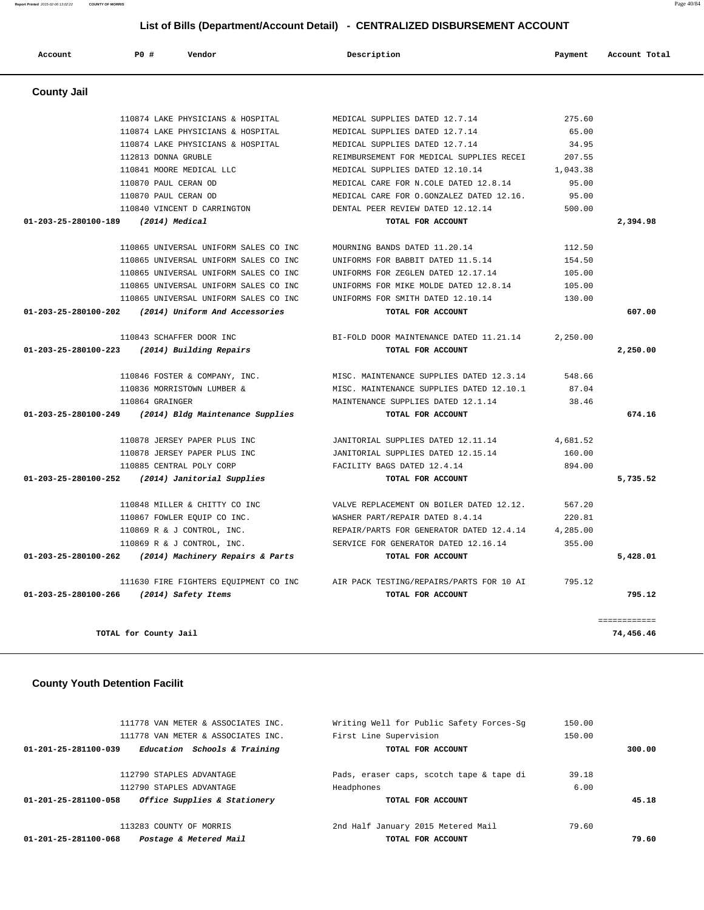## List of Bills (Department/Account Detail) - CENTRALIZED DISBURSEMENT ACCOUNT

| Account | PO # | Vendor | Description | Payment | Account Total |
|---|---|---|---|---|---|

### County Jail

| Account | PO # | Vendor | Description | Payment | Account Total |
|---|---|---|---|---|---|
| | 110874 | LAKE PHYSICIANS & HOSPITAL | MEDICAL SUPPLIES DATED 12.7.14 | 275.60 | |
| | 110874 | LAKE PHYSICIANS & HOSPITAL | MEDICAL SUPPLIES DATED 12.7.14 | 65.00 | |
| | 110874 | LAKE PHYSICIANS & HOSPITAL | MEDICAL SUPPLIES DATED 12.7.14 | 34.95 | |
| | 112813 | DONNA GRUBLE | REIMBURSEMENT FOR MEDICAL SUPPLIES RECEI | 207.55 | |
| | 110841 | MOORE MEDICAL LLC | MEDICAL SUPPLIES DATED 12.10.14 | 1,043.38 | |
| | 110870 | PAUL CERAN OD | MEDICAL CARE FOR N.COLE DATED 12.8.14 | 95.00 | |
| | 110870 | PAUL CERAN OD | MEDICAL CARE FOR O.GONZALEZ DATED 12.16. | 95.00 | |
| | 110840 | VINCENT D CARRINGTON | DENTAL PEER REVIEW DATED 12.12.14 | 500.00 | |
| **01-203-25-280100-189** | | *(2014) Medical* | **TOTAL FOR ACCOUNT** | | **2,394.98** |
| | 110865 | UNIVERSAL UNIFORM SALES CO INC | MOURNING BANDS DATED 11.20.14 | 112.50 | |
| | 110865 | UNIVERSAL UNIFORM SALES CO INC | UNIFORMS FOR BABBIT DATED 11.5.14 | 154.50 | |
| | 110865 | UNIVERSAL UNIFORM SALES CO INC | UNIFORMS FOR ZEGLEN DATED 12.17.14 | 105.00 | |
| | 110865 | UNIVERSAL UNIFORM SALES CO INC | UNIFORMS FOR MIKE MOLDE DATED 12.8.14 | 105.00 | |
| | 110865 | UNIVERSAL UNIFORM SALES CO INC | UNIFORMS FOR SMITH DATED 12.10.14 | 130.00 | |
| **01-203-25-280100-202** | | *(2014) Uniform And Accessories* | **TOTAL FOR ACCOUNT** | | **607.00** |
| | 110843 | SCHAFFER DOOR INC | BI-FOLD DOOR MAINTENANCE DATED 11.21.14 | 2,250.00 | |
| **01-203-25-280100-223** | | *(2014) Building Repairs* | **TOTAL FOR ACCOUNT** | | **2,250.00** |
| | 110846 | FOSTER & COMPANY, INC. | MISC. MAINTENANCE SUPPLIES DATED 12.3.14 | 548.66 | |
| | 110836 | MORRISTOWN LUMBER & | MISC. MAINTENANCE SUPPLIES DATED 12.10.1 | 87.04 | |
| | 110864 | GRAINGER | MAINTENANCE SUPPLIES DATED 12.1.14 | 38.46 | |
| **01-203-25-280100-249** | | *(2014) Bldg Maintenance Supplies* | **TOTAL FOR ACCOUNT** | | **674.16** |
| | 110878 | JERSEY PAPER PLUS INC | JANITORIAL SUPPLIES DATED 12.11.14 | 4,681.52 | |
| | 110878 | JERSEY PAPER PLUS INC | JANITORIAL SUPPLIES DATED 12.15.14 | 160.00 | |
| | 110885 | CENTRAL POLY CORP | FACILITY BAGS DATED 12.4.14 | 894.00 | |
| **01-203-25-280100-252** | | *(2014) Janitorial Supplies* | **TOTAL FOR ACCOUNT** | | **5,735.52** |
| | 110848 | MILLER & CHITTY CO INC | VALVE REPLACEMENT ON BOILER DATED 12.12. | 567.20 | |
| | 110867 | FOWLER EQUIP CO INC. | WASHER PART/REPAIR DATED 8.4.14 | 220.81 | |
| | 110869 | R & J CONTROL, INC. | REPAIR/PARTS FOR GENERATOR DATED 12.4.14 | 4,285.00 | |
| | 110869 | R & J CONTROL, INC. | SERVICE FOR GENERATOR DATED 12.16.14 | 355.00 | |
| **01-203-25-280100-262** | | *(2014) Machinery Repairs & Parts* | **TOTAL FOR ACCOUNT** | | **5,428.01** |
| | 111630 | FIRE FIGHTERS EQUIPMENT CO INC | AIR PACK TESTING/REPAIRS/PARTS FOR 10 AI | 795.12 | |
| **01-203-25-280100-266** | | *(2014) Safety Items* | **TOTAL FOR ACCOUNT** | | **795.12** |
| | | | | | ============ |
| **TOTAL for County Jail** | | | | | **74,456.46** |

### County Youth Detention Facilit

| Account | PO # | Vendor | Description | Payment | Account Total |
|---|---|---|---|---|---|
| | 111778 | VAN METER & ASSOCIATES INC. | Writing Well for Public Safety Forces-Sg | 150.00 | |
| | 111778 | VAN METER & ASSOCIATES INC. | First Line Supervision | 150.00 | |
| **01-201-25-281100-039** | | *Education Schools & Training* | **TOTAL FOR ACCOUNT** | | **300.00** |
| | 112790 | STAPLES ADVANTAGE | Pads, eraser caps, scotch tape & tape di | 39.18 | |
| | 112790 | STAPLES ADVANTAGE | Headphones | 6.00 | |
| **01-201-25-281100-058** | | *Office Supplies & Stationery* | **TOTAL FOR ACCOUNT** | | **45.18** |
| | 113283 | COUNTY OF MORRIS | 2nd Half January 2015 Metered Mail | 79.60 | |
| **01-201-25-281100-068** | | *Postage & Metered Mail* | **TOTAL FOR ACCOUNT** | | **79.60** |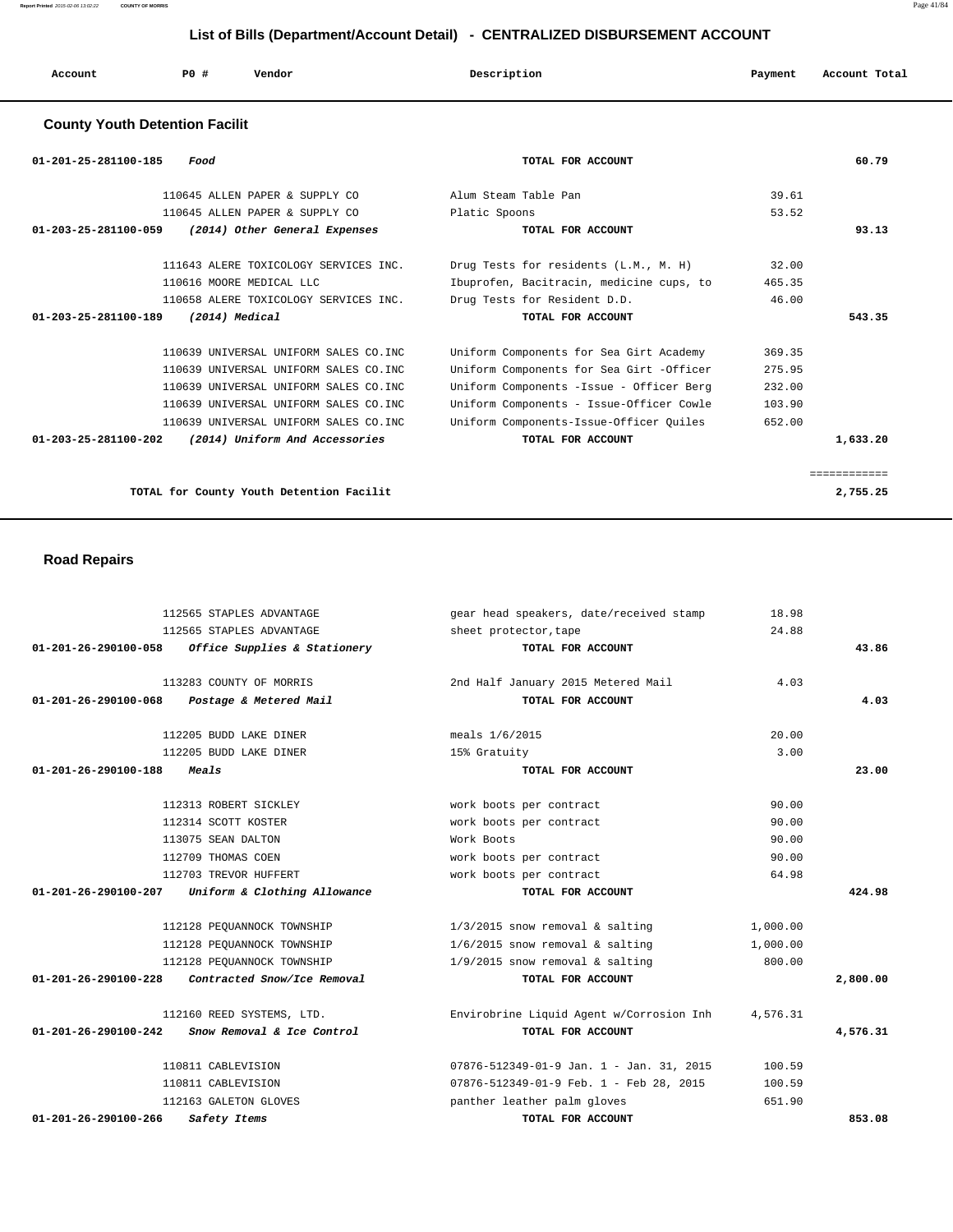## List of Bills (Department/Account Detail) - CENTRALIZED DISBURSEMENT ACCOUNT

| Account | PO # | Vendor | Description | Payment | Account Total |
|---|---|---|---|---|---|

### County Youth Detention Facilit

| Account | PO # | Vendor | Description | Payment | Account Total |
|---|---|---|---|---|---|
| 01-201-25-281100-185 | | *Food* | TOTAL FOR ACCOUNT | | 60.79 |
| | 110645 | ALLEN PAPER & SUPPLY CO | Alum Steam Table Pan | 39.61 | |
| | 110645 | ALLEN PAPER & SUPPLY CO | Platic Spoons | 53.52 | |
| 01-203-25-281100-059 | | *(2014) Other General Expenses* | TOTAL FOR ACCOUNT | | 93.13 |
| | 111643 | ALERE TOXICOLOGY SERVICES INC. | Drug Tests for residents (L.M., M. H) | 32.00 | |
| | 110616 | MOORE MEDICAL LLC | Ibuprofen, Bacitracin, medicine cups, to | 465.35 | |
| | 110658 | ALERE TOXICOLOGY SERVICES INC. | Drug Tests for Resident D.D. | 46.00 | |
| 01-203-25-281100-189 | | *(2014) Medical* | TOTAL FOR ACCOUNT | | 543.35 |
| | 110639 | UNIVERSAL UNIFORM SALES CO.INC | Uniform Components for Sea Girt Academy | 369.35 | |
| | 110639 | UNIVERSAL UNIFORM SALES CO.INC | Uniform Components for Sea Girt -Officer | 275.95 | |
| | 110639 | UNIVERSAL UNIFORM SALES CO.INC | Uniform Components -Issue - Officer Berg | 232.00 | |
| | 110639 | UNIVERSAL UNIFORM SALES CO.INC | Uniform Components - Issue-Officer Cowle | 103.90 | |
| | 110639 | UNIVERSAL UNIFORM SALES CO.INC | Uniform Components-Issue-Officer Quiles | 652.00 | |
| 01-203-25-281100-202 | | *(2014) Uniform And Accessories* | TOTAL FOR ACCOUNT | | 1,633.20 |
| | | TOTAL for County Youth Detention Facilit | | | 2,755.25 |

### Road Repairs

| Account | PO # | Vendor | Description | Payment | Account Total |
|---|---|---|---|---|---|
| | 112565 | STAPLES ADVANTAGE | gear head speakers, date/received stamp | 18.98 | |
| | 112565 | STAPLES ADVANTAGE | sheet protector,tape | 24.88 | |
| 01-201-26-290100-058 | | *Office Supplies & Stationery* | TOTAL FOR ACCOUNT | | 43.86 |
| | 113283 | COUNTY OF MORRIS | 2nd Half January 2015 Metered Mail | 4.03 | |
| 01-201-26-290100-068 | | *Postage & Metered Mail* | TOTAL FOR ACCOUNT | | 4.03 |
| | 112205 | BUDD LAKE DINER | meals 1/6/2015 | 20.00 | |
| | 112205 | BUDD LAKE DINER | 15% Gratuity | 3.00 | |
| 01-201-26-290100-188 | | *Meals* | TOTAL FOR ACCOUNT | | 23.00 |
| | 112313 | ROBERT SICKLEY | work boots per contract | 90.00 | |
| | 112314 | SCOTT KOSTER | work boots per contract | 90.00 | |
| | 113075 | SEAN DALTON | Work Boots | 90.00 | |
| | 112709 | THOMAS COEN | work boots per contract | 90.00 | |
| | 112703 | TREVOR HUFFERT | work boots per contract | 64.98 | |
| 01-201-26-290100-207 | | *Uniform & Clothing Allowance* | TOTAL FOR ACCOUNT | | 424.98 |
| | 112128 | PEQUANNOCK TOWNSHIP | 1/3/2015 snow removal & salting | 1,000.00 | |
| | 112128 | PEQUANNOCK TOWNSHIP | 1/6/2015 snow removal & salting | 1,000.00 | |
| | 112128 | PEQUANNOCK TOWNSHIP | 1/9/2015 snow removal & salting | 800.00 | |
| 01-201-26-290100-228 | | *Contracted Snow/Ice Removal* | TOTAL FOR ACCOUNT | | 2,800.00 |
| | 112160 | REED SYSTEMS, LTD. | Envirobrine Liquid Agent w/Corrosion Inh | 4,576.31 | |
| 01-201-26-290100-242 | | *Snow Removal & Ice Control* | TOTAL FOR ACCOUNT | | 4,576.31 |
| | 110811 | CABLEVISION | 07876-512349-01-9 Jan. 1 - Jan. 31, 2015 | 100.59 | |
| | 110811 | CABLEVISION | 07876-512349-01-9 Feb. 1 - Feb 28, 2015 | 100.59 | |
| | 112163 | GALETON GLOVES | panther leather palm gloves | 651.90 | |
| 01-201-26-290100-266 | | *Safety Items* | TOTAL FOR ACCOUNT | | 853.08 |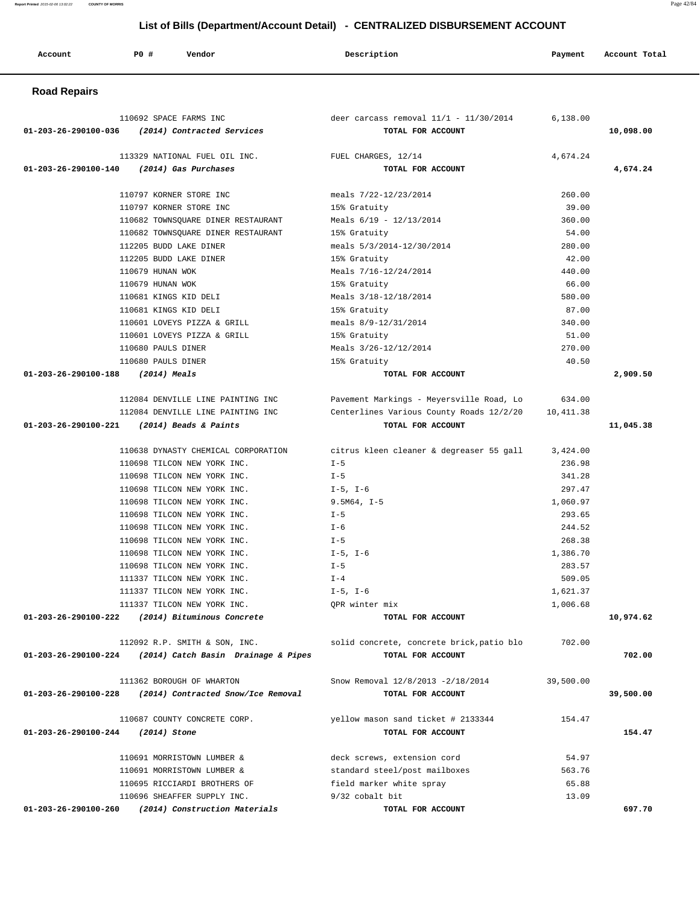## List of Bills (Department/Account Detail) - CENTRALIZED DISBURSEMENT ACCOUNT

| Account | PO # | Vendor | Description | Payment | Account Total |
|---|---|---|---|---|---|

### Road Repairs

| Account | PO # | Vendor | Description | Payment | Account Total |
|---|---|---|---|---|---|
| | 110692 | SPACE FARMS INC | deer carcass removal 11/1 - 11/30/2014 | 6,138.00 | |
| **01-203-26-290100-036** | | ***(2014) Contracted Services*** | **TOTAL FOR ACCOUNT** | | **10,098.00** |
| | 113329 | NATIONAL FUEL OIL INC. | FUEL CHARGES, 12/14 | 4,674.24 | |
| **01-203-26-290100-140** | | ***(2014) Gas Purchases*** | **TOTAL FOR ACCOUNT** | | **4,674.24** |
| | 110797 | KORNER STORE INC | meals 7/22-12/23/2014 | 260.00 | |
| | 110797 | KORNER STORE INC | 15% Gratuity | 39.00 | |
| | 110682 | TOWNSQUARE DINER RESTAURANT | Meals 6/19 - 12/13/2014 | 360.00 | |
| | 110682 | TOWNSQUARE DINER RESTAURANT | 15% Gratuity | 54.00 | |
| | 112205 | BUDD LAKE DINER | meals 5/3/2014-12/30/2014 | 280.00 | |
| | 112205 | BUDD LAKE DINER | 15% Gratuity | 42.00 | |
| | 110679 | HUNAN WOK | Meals 7/16-12/24/2014 | 440.00 | |
| | 110679 | HUNAN WOK | 15% Gratuity | 66.00 | |
| | 110681 | KINGS KID DELI | Meals 3/18-12/18/2014 | 580.00 | |
| | 110681 | KINGS KID DELI | 15% Gratuity | 87.00 | |
| | 110601 | LOVEYS PIZZA & GRILL | meals 8/9-12/31/2014 | 340.00 | |
| | 110601 | LOVEYS PIZZA & GRILL | 15% Gratuity | 51.00 | |
| | 110680 | PAULS DINER | Meals 3/26-12/12/2014 | 270.00 | |
| | 110680 | PAULS DINER | 15% Gratuity | 40.50 | |
| **01-203-26-290100-188** | | ***(2014) Meals*** | **TOTAL FOR ACCOUNT** | | **2,909.50** |
| | 112084 | DENVILLE LINE PAINTING INC | Pavement Markings - Meyersville Road, Lo | 634.00 | |
| | 112084 | DENVILLE LINE PAINTING INC | Centerlines Various County Roads 12/2/20 | 10,411.38 | |
| **01-203-26-290100-221** | | ***(2014) Beads & Paints*** | **TOTAL FOR ACCOUNT** | | **11,045.38** |
| | 110638 | DYNASTY CHEMICAL CORPORATION | citrus kleen cleaner & degreaser 55 gall | 3,424.00 | |
| | 110698 | TILCON NEW YORK INC. | I-5 | 236.98 | |
| | 110698 | TILCON NEW YORK INC. | I-5 | 341.28 | |
| | 110698 | TILCON NEW YORK INC. | I-5, I-6 | 297.47 | |
| | 110698 | TILCON NEW YORK INC. | 9.5M64, I-5 | 1,060.97 | |
| | 110698 | TILCON NEW YORK INC. | I-5 | 293.65 | |
| | 110698 | TILCON NEW YORK INC. | I-6 | 244.52 | |
| | 110698 | TILCON NEW YORK INC. | I-5 | 268.38 | |
| | 110698 | TILCON NEW YORK INC. | I-5, I-6 | 1,386.70 | |
| | 110698 | TILCON NEW YORK INC. | I-5 | 283.57 | |
| | 111337 | TILCON NEW YORK INC. | I-4 | 509.05 | |
| | 111337 | TILCON NEW YORK INC. | I-5, I-6 | 1,621.37 | |
| | 111337 | TILCON NEW YORK INC. | QPR winter mix | 1,006.68 | |
| **01-203-26-290100-222** | | ***(2014) Bituminous Concrete*** | **TOTAL FOR ACCOUNT** | | **10,974.62** |
| | 112092 | R.P. SMITH & SON, INC. | solid concrete, concrete brick,patio blo | 702.00 | |
| **01-203-26-290100-224** | | ***(2014) Catch Basin Drainage & Pipes*** | **TOTAL FOR ACCOUNT** | | **702.00** |
| | 111362 | BOROUGH OF WHARTON | Snow Removal 12/8/2013 -2/18/2014 | 39,500.00 | |
| **01-203-26-290100-228** | | ***(2014) Contracted Snow/Ice Removal*** | **TOTAL FOR ACCOUNT** | | **39,500.00** |
| | 110687 | COUNTY CONCRETE CORP. | yellow mason sand ticket # 2133344 | 154.47 | |
| **01-203-26-290100-244** | | ***(2014) Stone*** | **TOTAL FOR ACCOUNT** | | **154.47** |
| | 110691 | MORRISTOWN LUMBER & | deck screws, extension cord | 54.97 | |
| | 110691 | MORRISTOWN LUMBER & | standard steel/post mailboxes | 563.76 | |
| | 110695 | RICCIARDI BROTHERS OF | field marker white spray | 65.88 | |
| | 110696 | SHEAFFER SUPPLY INC. | 9/32 cobalt bit | 13.09 | |
| **01-203-26-290100-260** | | ***(2014) Construction Materials*** | **TOTAL FOR ACCOUNT** | | **697.70** |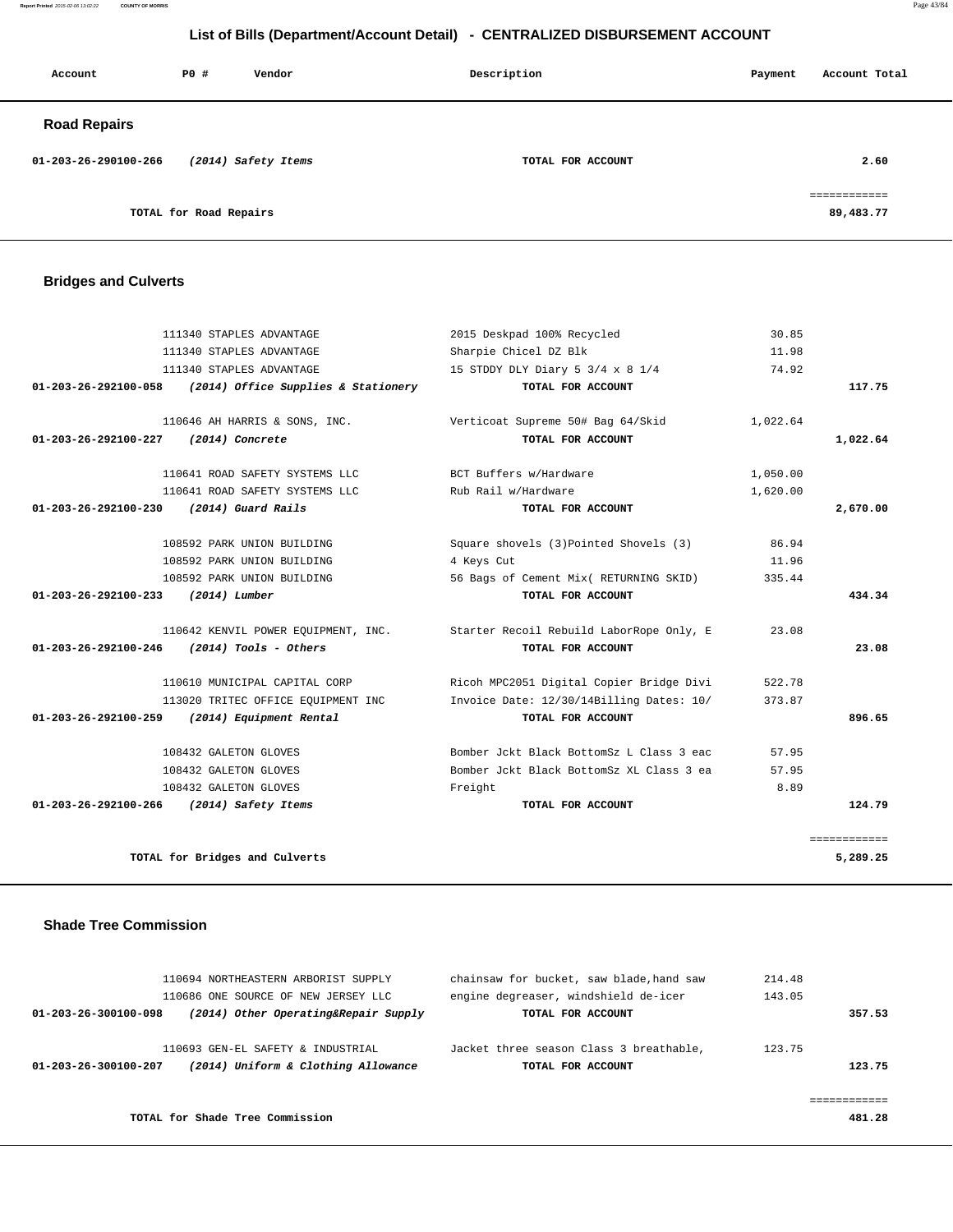# List of Bills (Department/Account Detail) - CENTRALIZED DISBURSEMENT ACCOUNT

| Account | PO # | Vendor | Description | Payment | Account Total |
|---|---|---|---|---|---|

## Road Repairs

| Account | PO # | Vendor | Description | Payment | Account Total |
|---|---|---|---|---|---|
| 01-203-26-290100-266 | | *(2014) Safety Items* | TOTAL FOR ACCOUNT | | 2.60 |
| | | | | | ============ |
| | | TOTAL for Road Repairs | | | 89,483.77 |

## Bridges and Culverts

| Account | PO # | Vendor | Description | Payment | Account Total |
|---|---|---|---|---|---|
| | 111340 | STAPLES ADVANTAGE | 2015 Deskpad 100% Recycled | 30.85 | |
| | 111340 | STAPLES ADVANTAGE | Sharpie Chicel DZ Blk | 11.98 | |
| | 111340 | STAPLES ADVANTAGE | 15 STDDY DLY Diary 5 3/4 x 8 1/4 | 74.92 | |
| 01-203-26-292100-058 | | *(2014) Office Supplies & Stationery* | TOTAL FOR ACCOUNT | | 117.75 |
| | 110646 | AH HARRIS & SONS, INC. | Verticoat Supreme 50# Bag 64/Skid | 1,022.64 | |
| 01-203-26-292100-227 | | *(2014) Concrete* | TOTAL FOR ACCOUNT | | 1,022.64 |
| | 110641 | ROAD SAFETY SYSTEMS LLC | BCT Buffers w/Hardware | 1,050.00 | |
| | 110641 | ROAD SAFETY SYSTEMS LLC | Rub Rail w/Hardware | 1,620.00 | |
| 01-203-26-292100-230 | | *(2014) Guard Rails* | TOTAL FOR ACCOUNT | | 2,670.00 |
| | 108592 | PARK UNION BUILDING | Square shovels (3)Pointed Shovels (3) | 86.94 | |
| | 108592 | PARK UNION BUILDING | 4 Keys Cut | 11.96 | |
| | 108592 | PARK UNION BUILDING | 56 Bags of Cement Mix( RETURNING SKID) | 335.44 | |
| 01-203-26-292100-233 | | *(2014) Lumber* | TOTAL FOR ACCOUNT | | 434.34 |
| | 110642 | KENVIL POWER EQUIPMENT, INC. | Starter Recoil Rebuild LaborRope Only, E | 23.08 | |
| 01-203-26-292100-246 | | *(2014) Tools - Others* | TOTAL FOR ACCOUNT | | 23.08 |
| | 110610 | MUNICIPAL CAPITAL CORP | Ricoh MPC2051 Digital Copier Bridge Divi | 522.78 | |
| | 113020 | TRITEC OFFICE EQUIPMENT INC | Invoice Date: 12/30/14Billing Dates: 10/ | 373.87 | |
| 01-203-26-292100-259 | | *(2014) Equipment Rental* | TOTAL FOR ACCOUNT | | 896.65 |
| | 108432 | GALETON GLOVES | Bomber Jckt Black BottomSz L Class 3 eac | 57.95 | |
| | 108432 | GALETON GLOVES | Bomber Jckt Black BottomSz XL Class 3 ea | 57.95 | |
| | 108432 | GALETON GLOVES | Freight | 8.89 | |
| 01-203-26-292100-266 | | *(2014) Safety Items* | TOTAL FOR ACCOUNT | | 124.79 |
| | | | | | ============ |
| | | TOTAL for Bridges and Culverts | | | 5,289.25 |

## Shade Tree Commission

| Account | PO # | Vendor | Description | Payment | Account Total |
|---|---|---|---|---|---|
| | 110694 | NORTHEASTERN ARBORIST SUPPLY | chainsaw for bucket, saw blade,hand saw | 214.48 | |
| | 110686 | ONE SOURCE OF NEW JERSEY LLC | engine degreaser, windshield de-icer | 143.05 | |
| 01-203-26-300100-098 | | *(2014) Other Operating&Repair Supply* | TOTAL FOR ACCOUNT | | 357.53 |
| | 110693 | GEN-EL SAFETY & INDUSTRIAL | Jacket three season Class 3 breathable, | 123.75 | |
| 01-203-26-300100-207 | | *(2014) Uniform & Clothing Allowance* | TOTAL FOR ACCOUNT | | 123.75 |
| | | | | | ============ |
| | | TOTAL for Shade Tree Commission | | | 481.28 |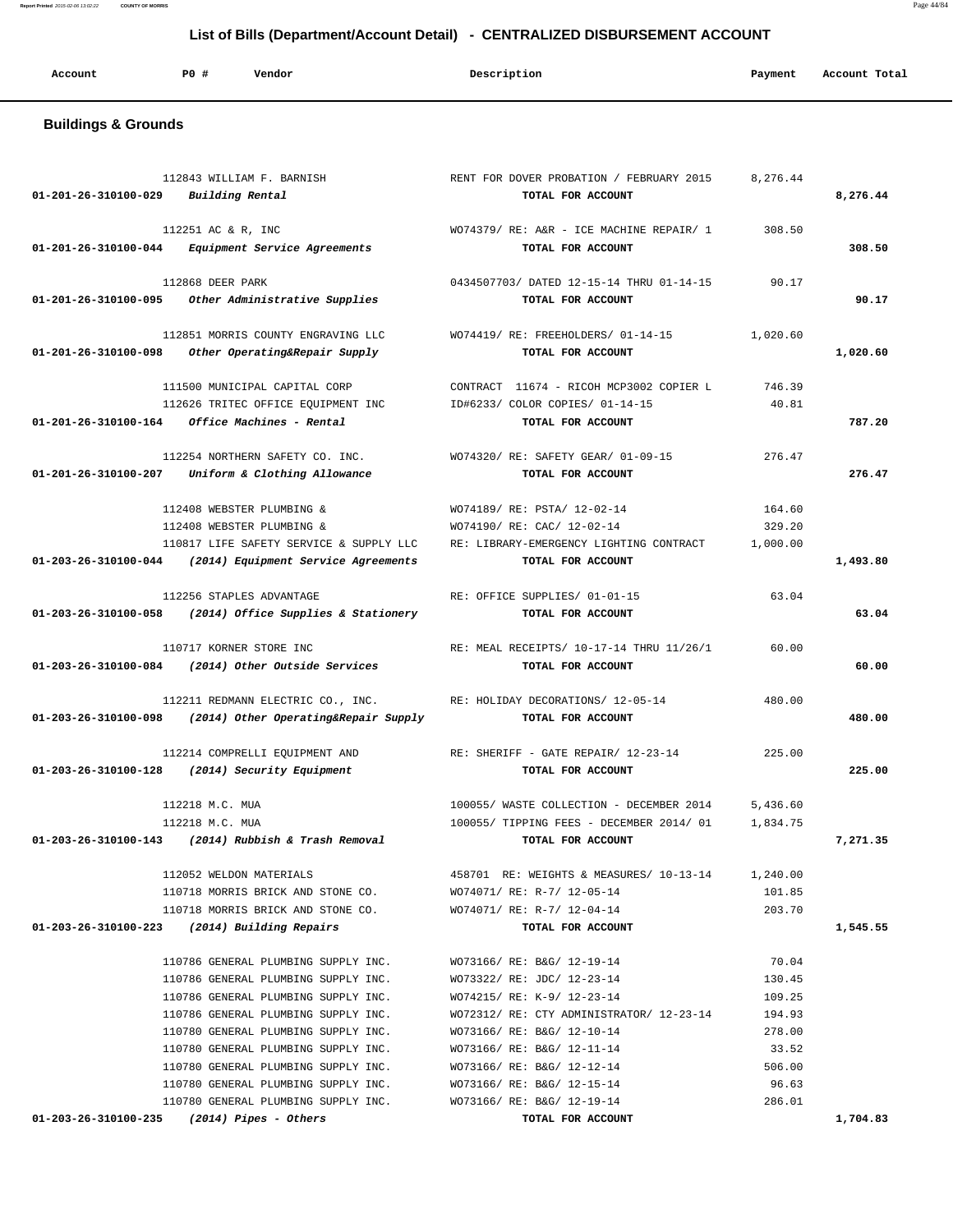# List of Bills (Department/Account Detail) - CENTRALIZED DISBURSEMENT ACCOUNT

| Account | PO # | Vendor | Description | Payment | Account Total |
|---|---|---|---|---|---|

## Buildings & Grounds

| Account | PO # | Vendor | Description | Payment | Account Total |
|---|---|---|---|---|---|
| | 112843 | WILLIAM F. BARNISH | RENT FOR DOVER PROBATION / FEBRUARY 2015 | 8,276.44 | |
| **01-201-26-310100-029** | | ***Building Rental*** | **TOTAL FOR ACCOUNT** | | **8,276.44** |
| | 112251 | AC & R, INC | WO74379/ RE: A&R - ICE MACHINE REPAIR/ 1 | 308.50 | |
| **01-201-26-310100-044** | | ***Equipment Service Agreements*** | **TOTAL FOR ACCOUNT** | | **308.50** |
| | 112868 | DEER PARK | 0434507703/ DATED 12-15-14 THRU 01-14-15 | 90.17 | |
| **01-201-26-310100-095** | | ***Other Administrative Supplies*** | **TOTAL FOR ACCOUNT** | | **90.17** |
| | 112851 | MORRIS COUNTY ENGRAVING LLC | WO74419/ RE: FREEHOLDERS/ 01-14-15 | 1,020.60 | |
| **01-201-26-310100-098** | | ***Other Operating&Repair Supply*** | **TOTAL FOR ACCOUNT** | | **1,020.60** |
| | 111500 | MUNICIPAL CAPITAL CORP | CONTRACT 11674 - RICOH MCP3002 COPIER L | 746.39 | |
| | 112626 | TRITEC OFFICE EQUIPMENT INC | ID#6233/ COLOR COPIES/ 01-14-15 | 40.81 | |
| **01-201-26-310100-164** | | ***Office Machines - Rental*** | **TOTAL FOR ACCOUNT** | | **787.20** |
| | 112254 | NORTHERN SAFETY CO. INC. | WO74320/ RE: SAFETY GEAR/ 01-09-15 | 276.47 | |
| **01-201-26-310100-207** | | ***Uniform & Clothing Allowance*** | **TOTAL FOR ACCOUNT** | | **276.47** |
| | 112408 | WEBSTER PLUMBING & | WO74189/ RE: PSTA/ 12-02-14 | 164.60 | |
| | 112408 | WEBSTER PLUMBING & | WO74190/ RE: CAC/ 12-02-14 | 329.20 | |
| | 110817 | LIFE SAFETY SERVICE & SUPPLY LLC | RE: LIBRARY-EMERGENCY LIGHTING CONTRACT | 1,000.00 | |
| **01-203-26-310100-044** | | ***(2014) Equipment Service Agreements*** | **TOTAL FOR ACCOUNT** | | **1,493.80** |
| | 112256 | STAPLES ADVANTAGE | RE: OFFICE SUPPLIES/ 01-01-15 | 63.04 | |
| **01-203-26-310100-058** | | ***(2014) Office Supplies & Stationery*** | **TOTAL FOR ACCOUNT** | | **63.04** |
| | 110717 | KORNER STORE INC | RE: MEAL RECEIPTS/ 10-17-14 THRU 11/26/1 | 60.00 | |
| **01-203-26-310100-084** | | ***(2014) Other Outside Services*** | **TOTAL FOR ACCOUNT** | | **60.00** |
| | 112211 | REDMANN ELECTRIC CO., INC. | RE: HOLIDAY DECORATIONS/ 12-05-14 | 480.00 | |
| **01-203-26-310100-098** | | ***(2014) Other Operating&Repair Supply*** | **TOTAL FOR ACCOUNT** | | **480.00** |
| | 112214 | COMPRELLI EQUIPMENT AND | RE: SHERIFF - GATE REPAIR/ 12-23-14 | 225.00 | |
| **01-203-26-310100-128** | | ***(2014) Security Equipment*** | **TOTAL FOR ACCOUNT** | | **225.00** |
| | 112218 | M.C. MUA | 100055/ WASTE COLLECTION - DECEMBER 2014 | 5,436.60 | |
| | 112218 | M.C. MUA | 100055/ TIPPING FEES - DECEMBER 2014/ 01 | 1,834.75 | |
| **01-203-26-310100-143** | | ***(2014) Rubbish & Trash Removal*** | **TOTAL FOR ACCOUNT** | | **7,271.35** |
| | 112052 | WELDON MATERIALS | 458701 RE: WEIGHTS & MEASURES/ 10-13-14 | 1,240.00 | |
| | 110718 | MORRIS BRICK AND STONE CO. | WO74071/ RE: R-7/ 12-05-14 | 101.85 | |
| | 110718 | MORRIS BRICK AND STONE CO. | WO74071/ RE: R-7/ 12-04-14 | 203.70 | |
| **01-203-26-310100-223** | | ***(2014) Building Repairs*** | **TOTAL FOR ACCOUNT** | | **1,545.55** |
| | 110786 | GENERAL PLUMBING SUPPLY INC. | WO73166/ RE: B&G/ 12-19-14 | 70.04 | |
| | 110786 | GENERAL PLUMBING SUPPLY INC. | WO73322/ RE: JDC/ 12-23-14 | 130.45 | |
| | 110786 | GENERAL PLUMBING SUPPLY INC. | WO74215/ RE: K-9/ 12-23-14 | 109.25 | |
| | 110786 | GENERAL PLUMBING SUPPLY INC. | WO72312/ RE: CTY ADMINISTRATOR/ 12-23-14 | 194.93 | |
| | 110780 | GENERAL PLUMBING SUPPLY INC. | WO73166/ RE: B&G/ 12-10-14 | 278.00 | |
| | 110780 | GENERAL PLUMBING SUPPLY INC. | WO73166/ RE: B&G/ 12-11-14 | 33.52 | |
| | 110780 | GENERAL PLUMBING SUPPLY INC. | WO73166/ RE: B&G/ 12-12-14 | 506.00 | |
| | 110780 | GENERAL PLUMBING SUPPLY INC. | WO73166/ RE: B&G/ 12-15-14 | 96.63 | |
| | 110780 | GENERAL PLUMBING SUPPLY INC. | WO73166/ RE: B&G/ 12-19-14 | 286.01 | |
| **01-203-26-310100-235** | | ***(2014) Pipes - Others*** | **TOTAL FOR ACCOUNT** | | **1,704.83** |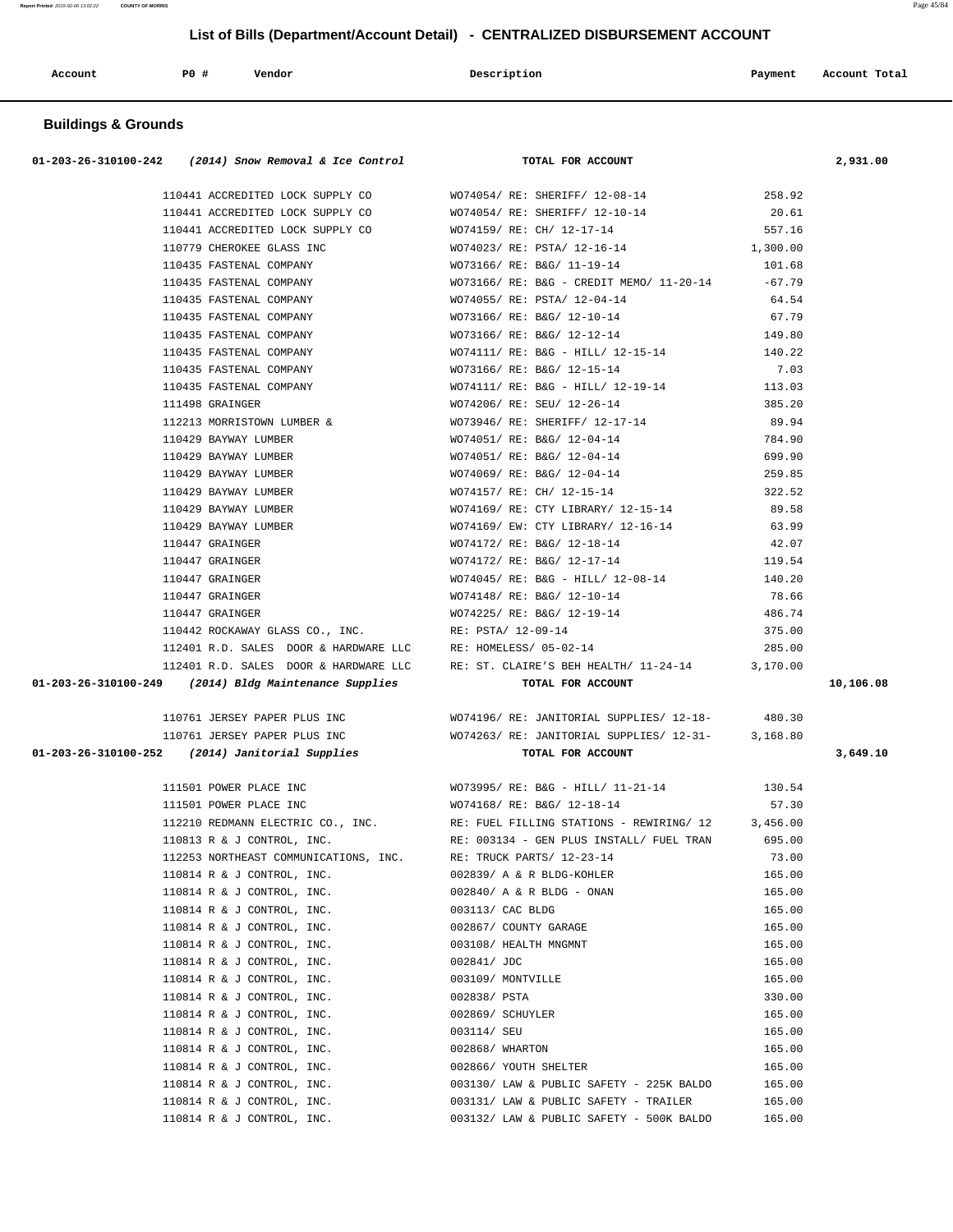## List of Bills (Department/Account Detail) - CENTRALIZED DISBURSEMENT ACCOUNT

| Account | PO # | Vendor | Description | Payment | Account Total |
|---|---|---|---|---|---|

### Buildings & Grounds

| Account | PO # | Vendor | Description | Payment | Account Total |
|---|---|---|---|---|---|
| 01-203-26-310100-242 | | (2014) Snow Removal & Ice Control | TOTAL FOR ACCOUNT | | 2,931.00 |
| | 110441 | ACCREDITED LOCK SUPPLY CO | WO74054/ RE: SHERIFF/ 12-08-14 | 258.92 | |
| | 110441 | ACCREDITED LOCK SUPPLY CO | WO74054/ RE: SHERIFF/ 12-10-14 | 20.61 | |
| | 110441 | ACCREDITED LOCK SUPPLY CO | WO74159/ RE: CH/ 12-17-14 | 557.16 | |
| | 110779 | CHEROKEE GLASS INC | WO74023/ RE: PSTA/ 12-16-14 | 1,300.00 | |
| | 110435 | FASTENAL COMPANY | WO73166/ RE: B&G/ 11-19-14 | 101.68 | |
| | 110435 | FASTENAL COMPANY | WO73166/ RE: B&G - CREDIT MEMO/ 11-20-14 | -67.79 | |
| | 110435 | FASTENAL COMPANY | WO74055/ RE: PSTA/ 12-04-14 | 64.54 | |
| | 110435 | FASTENAL COMPANY | WO73166/ RE: B&G/ 12-10-14 | 67.79 | |
| | 110435 | FASTENAL COMPANY | WO73166/ RE: B&G/ 12-12-14 | 149.80 | |
| | 110435 | FASTENAL COMPANY | WO74111/ RE: B&G - HILL/ 12-15-14 | 140.22 | |
| | 110435 | FASTENAL COMPANY | WO73166/ RE: B&G/ 12-15-14 | 7.03 | |
| | 110435 | FASTENAL COMPANY | WO74111/ RE: B&G - HILL/ 12-19-14 | 113.03 | |
| | 111498 | GRAINGER | WO74206/ RE: SEU/ 12-26-14 | 385.20 | |
| | 112213 | MORRISTOWN LUMBER & | WO73946/ RE: SHERIFF/ 12-17-14 | 89.94 | |
| | 110429 | BAYWAY LUMBER | WO74051/ RE: B&G/ 12-04-14 | 784.90 | |
| | 110429 | BAYWAY LUMBER | WO74051/ RE: B&G/ 12-04-14 | 699.90 | |
| | 110429 | BAYWAY LUMBER | WO74069/ RE: B&G/ 12-04-14 | 259.85 | |
| | 110429 | BAYWAY LUMBER | WO74157/ RE: CH/ 12-15-14 | 322.52 | |
| | 110429 | BAYWAY LUMBER | WO74169/ RE: CTY LIBRARY/ 12-15-14 | 89.58 | |
| | 110429 | BAYWAY LUMBER | WO74169/ EW: CTY LIBRARY/ 12-16-14 | 63.99 | |
| | 110447 | GRAINGER | WO74172/ RE: B&G/ 12-18-14 | 42.07 | |
| | 110447 | GRAINGER | WO74172/ RE: B&G/ 12-17-14 | 119.54 | |
| | 110447 | GRAINGER | WO74045/ RE: B&G - HILL/ 12-08-14 | 140.20 | |
| | 110447 | GRAINGER | WO74148/ RE: B&G/ 12-10-14 | 78.66 | |
| | 110447 | GRAINGER | WO74225/ RE: B&G/ 12-19-14 | 486.74 | |
| | 110442 | ROCKAWAY GLASS CO., INC. | RE: PSTA/ 12-09-14 | 375.00 | |
| | 112401 | R.D. SALES DOOR & HARDWARE LLC | RE: HOMELESS/ 05-02-14 | 285.00 | |
| | 112401 | R.D. SALES DOOR & HARDWARE LLC | RE: ST. CLAIRE'S BEH HEALTH/ 11-24-14 | 3,170.00 | |
| 01-203-26-310100-249 | | (2014) Bldg Maintenance Supplies | TOTAL FOR ACCOUNT | | 10,106.08 |
| | 110761 | JERSEY PAPER PLUS INC | WO74196/ RE: JANITORIAL SUPPLIES/ 12-18- | 480.30 | |
| | 110761 | JERSEY PAPER PLUS INC | WO74263/ RE: JANITORIAL SUPPLIES/ 12-31- | 3,168.80 | |
| 01-203-26-310100-252 | | (2014) Janitorial Supplies | TOTAL FOR ACCOUNT | | 3,649.10 |
| | 111501 | POWER PLACE INC | WO73995/ RE: B&G - HILL/ 11-21-14 | 130.54 | |
| | 111501 | POWER PLACE INC | WO74168/ RE: B&G/ 12-18-14 | 57.30 | |
| | 112210 | REDMANN ELECTRIC CO., INC. | RE: FUEL FILLING STATIONS - REWIRING/ 12 | 3,456.00 | |
| | 110813 | R & J CONTROL, INC. | RE: 003134 - GEN PLUS INSTALL/ FUEL TRAN | 695.00 | |
| | 112253 | NORTHEAST COMMUNICATIONS, INC. | RE: TRUCK PARTS/ 12-23-14 | 73.00 | |
| | 110814 | R & J CONTROL, INC. | 002839/ A & R BLDG-KOHLER | 165.00 | |
| | 110814 | R & J CONTROL, INC. | 002840/ A & R BLDG - ONAN | 165.00 | |
| | 110814 | R & J CONTROL, INC. | 003113/ CAC BLDG | 165.00 | |
| | 110814 | R & J CONTROL, INC. | 002867/ COUNTY GARAGE | 165.00 | |
| | 110814 | R & J CONTROL, INC. | 003108/ HEALTH MNGMNT | 165.00 | |
| | 110814 | R & J CONTROL, INC. | 002841/ JDC | 165.00 | |
| | 110814 | R & J CONTROL, INC. | 003109/ MONTVILLE | 165.00 | |
| | 110814 | R & J CONTROL, INC. | 002838/ PSTA | 330.00 | |
| | 110814 | R & J CONTROL, INC. | 002869/ SCHUYLER | 165.00 | |
| | 110814 | R & J CONTROL, INC. | 003114/ SEU | 165.00 | |
| | 110814 | R & J CONTROL, INC. | 002868/ WHARTON | 165.00 | |
| | 110814 | R & J CONTROL, INC. | 002866/ YOUTH SHELTER | 165.00 | |
| | 110814 | R & J CONTROL, INC. | 003130/ LAW & PUBLIC SAFETY - 225K BALDO | 165.00 | |
| | 110814 | R & J CONTROL, INC. | 003131/ LAW & PUBLIC SAFETY - TRAILER | 165.00 | |
| | 110814 | R & J CONTROL, INC. | 003132/ LAW & PUBLIC SAFETY - 500K BALDO | 165.00 | |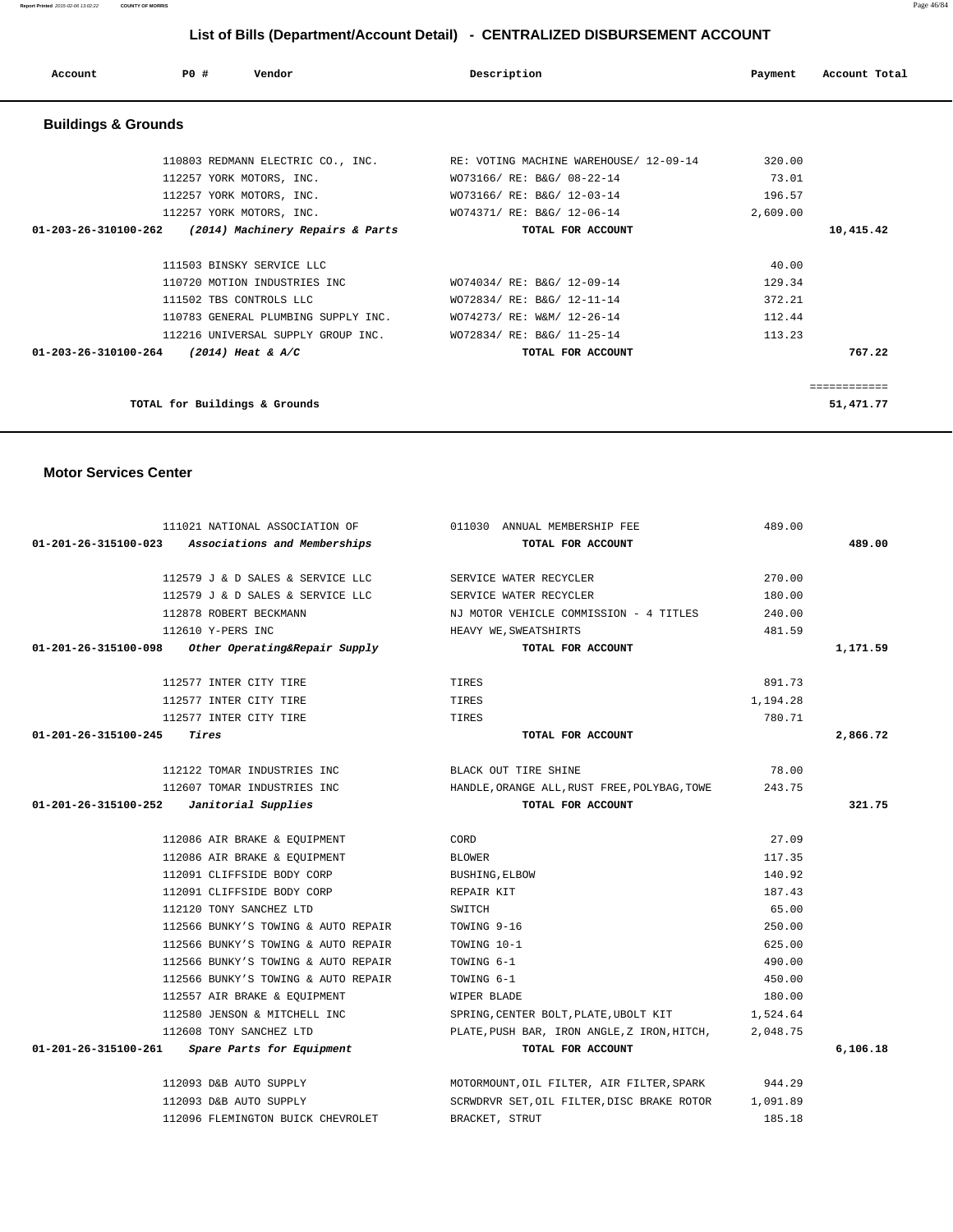# List of Bills (Department/Account Detail) - CENTRALIZED DISBURSEMENT ACCOUNT

| Account | PO # | Vendor | Description | Payment | Account Total |
|---|---|---|---|---|---|

## Buildings & Grounds

| Account | PO # | Vendor | Description | Payment | Account Total |
|---|---|---|---|---|---|
| | 110803 | REDMANN ELECTRIC CO., INC. | RE: VOTING MACHINE WAREHOUSE/ 12-09-14 | 320.00 | |
| | 112257 | YORK MOTORS, INC. | WO73166/ RE: B&G/ 08-22-14 | 73.01 | |
| | 112257 | YORK MOTORS, INC. | WO73166/ RE: B&G/ 12-03-14 | 196.57 | |
| | 112257 | YORK MOTORS, INC. | WO74371/ RE: B&G/ 12-06-14 | 2,609.00 | |
| **01-203-26-310100-262** | | ***(2014) Machinery Repairs & Parts*** | **TOTAL FOR ACCOUNT** | | **10,415.42** |
| | 111503 | BINSKY SERVICE LLC | | 40.00 | |
| | 110720 | MOTION INDUSTRIES INC | WO74034/ RE: B&G/ 12-09-14 | 129.34 | |
| | 111502 | TBS CONTROLS LLC | WO72834/ RE: B&G/ 12-11-14 | 372.21 | |
| | 110783 | GENERAL PLUMBING SUPPLY INC. | WO74273/ RE: W&M/ 12-26-14 | 112.44 | |
| | 112216 | UNIVERSAL SUPPLY GROUP INC. | WO72834/ RE: B&G/ 11-25-14 | 113.23 | |
| **01-203-26-310100-264** | | ***(2014) Heat & A/C*** | **TOTAL FOR ACCOUNT** | | **767.22** |
| | | | | | ============ |
| | | **TOTAL for Buildings & Grounds** | | | **51,471.77** |

## Motor Services Center

| Account | PO # | Vendor | Description | Payment | Account Total |
|---|---|---|---|---|---|
| | 111021 | NATIONAL ASSOCIATION OF | 011030 ANNUAL MEMBERSHIP FEE | 489.00 | |
| **01-201-26-315100-023** | | ***Associations and Memberships*** | **TOTAL FOR ACCOUNT** | | **489.00** |
| | 112579 | J & D SALES & SERVICE LLC | SERVICE WATER RECYCLER | 270.00 | |
| | 112579 | J & D SALES & SERVICE LLC | SERVICE WATER RECYCLER | 180.00 | |
| | 112878 | ROBERT BECKMANN | NJ MOTOR VEHICLE COMMISSION - 4 TITLES | 240.00 | |
| | 112610 | Y-PERS INC | HEAVY WE,SWEATSHIRTS | 481.59 | |
| **01-201-26-315100-098** | | ***Other Operating&Repair Supply*** | **TOTAL FOR ACCOUNT** | | **1,171.59** |
| | 112577 | INTER CITY TIRE | TIRES | 891.73 | |
| | 112577 | INTER CITY TIRE | TIRES | 1,194.28 | |
| | 112577 | INTER CITY TIRE | TIRES | 780.71 | |
| **01-201-26-315100-245** | | ***Tires*** | **TOTAL FOR ACCOUNT** | | **2,866.72** |
| | 112122 | TOMAR INDUSTRIES INC | BLACK OUT TIRE SHINE | 78.00 | |
| | 112607 | TOMAR INDUSTRIES INC | HANDLE,ORANGE ALL,RUST FREE,POLYBAG,TOWE | 243.75 | |
| **01-201-26-315100-252** | | ***Janitorial Supplies*** | **TOTAL FOR ACCOUNT** | | **321.75** |
| | 112086 | AIR BRAKE & EQUIPMENT | CORD | 27.09 | |
| | 112086 | AIR BRAKE & EQUIPMENT | BLOWER | 117.35 | |
| | 112091 | CLIFFSIDE BODY CORP | BUSHING,ELBOW | 140.92 | |
| | 112091 | CLIFFSIDE BODY CORP | REPAIR KIT | 187.43 | |
| | 112120 | TONY SANCHEZ LTD | SWITCH | 65.00 | |
| | 112566 | BUNKY'S TOWING & AUTO REPAIR | TOWING 9-16 | 250.00 | |
| | 112566 | BUNKY'S TOWING & AUTO REPAIR | TOWING 10-1 | 625.00 | |
| | 112566 | BUNKY'S TOWING & AUTO REPAIR | TOWING 6-1 | 490.00 | |
| | 112566 | BUNKY'S TOWING & AUTO REPAIR | TOWING 6-1 | 450.00 | |
| | 112557 | AIR BRAKE & EQUIPMENT | WIPER BLADE | 180.00 | |
| | 112580 | JENSON & MITCHELL INC | SPRING,CENTER BOLT,PLATE,UBOLT KIT | 1,524.64 | |
| | 112608 | TONY SANCHEZ LTD | PLATE,PUSH BAR, IRON ANGLE,Z IRON,HITCH, | 2,048.75 | |
| **01-201-26-315100-261** | | ***Spare Parts for Equipment*** | **TOTAL FOR ACCOUNT** | | **6,106.18** |
| | 112093 | D&B AUTO SUPPLY | MOTORMOUNT,OIL FILTER, AIR FILTER,SPARK | 944.29 | |
| | 112093 | D&B AUTO SUPPLY | SCRWDRVR SET,OIL FILTER,DISC BRAKE ROTOR | 1,091.89 | |
| | 112096 | FLEMINGTON BUICK CHEVROLET | BRACKET, STRUT | 185.18 | |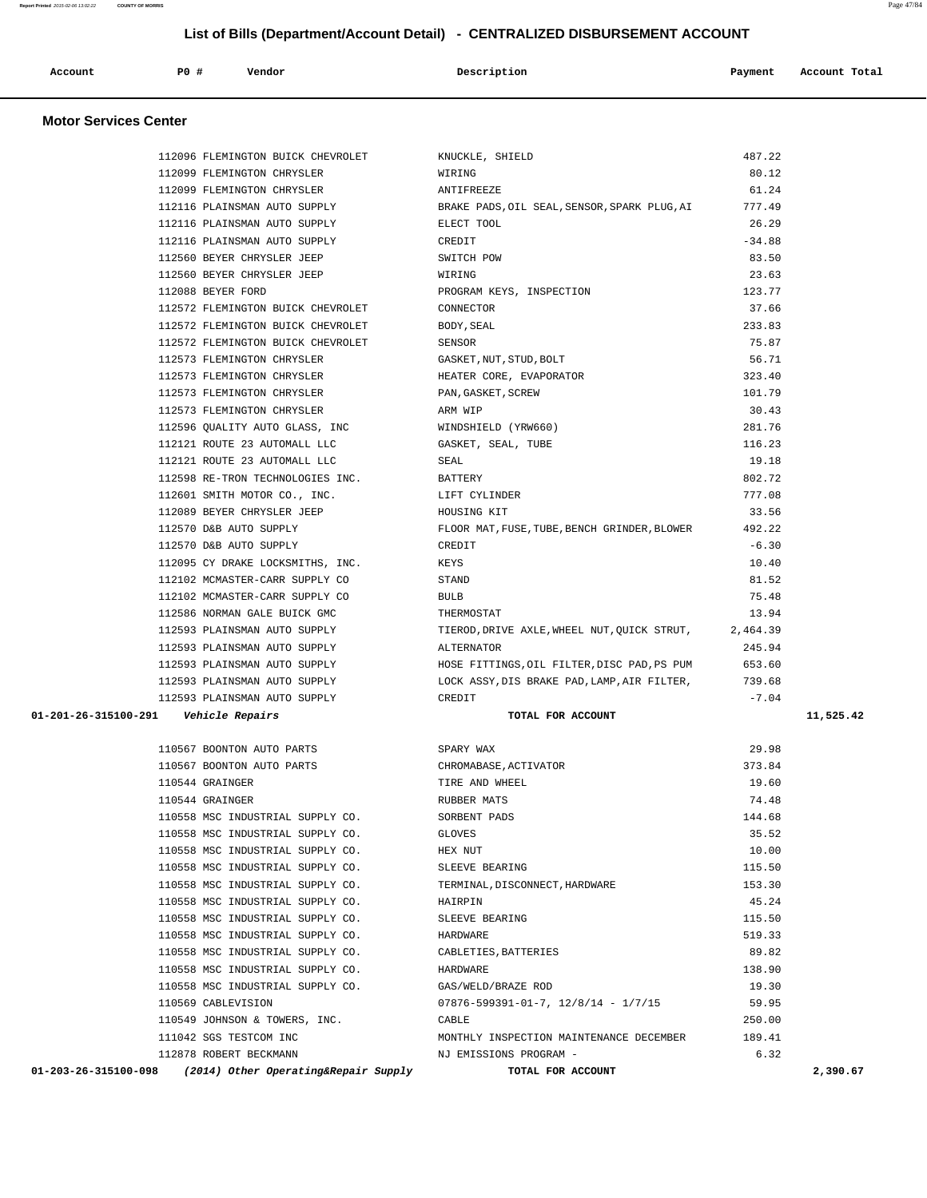## List of Bills (Department/Account Detail) - CENTRALIZED DISBURSEMENT ACCOUNT

| Account | PO # | Vendor | Description | Payment | Account Total |
|---|---|---|---|---|---|

### Motor Services Center

| Account | PO # | Vendor | Description | Payment | Account Total |
|---|---|---|---|---|---|
| | 112096 | FLEMINGTON BUICK CHEVROLET | KNUCKLE, SHIELD | 487.22 | |
| | 112099 | FLEMINGTON CHRYSLER | WIRING | 80.12 | |
| | 112099 | FLEMINGTON CHRYSLER | ANTIFREEZE | 61.24 | |
| | 112116 | PLAINSMAN AUTO SUPPLY | BRAKE PADS,OIL SEAL,SENSOR,SPARK PLUG,AI | 777.49 | |
| | 112116 | PLAINSMAN AUTO SUPPLY | ELECT TOOL | 26.29 | |
| | 112116 | PLAINSMAN AUTO SUPPLY | CREDIT | -34.88 | |
| | 112560 | BEYER CHRYSLER JEEP | SWITCH POW | 83.50 | |
| | 112560 | BEYER CHRYSLER JEEP | WIRING | 23.63 | |
| | 112088 | BEYER FORD | PROGRAM KEYS, INSPECTION | 123.77 | |
| | 112572 | FLEMINGTON BUICK CHEVROLET | CONNECTOR | 37.66 | |
| | 112572 | FLEMINGTON BUICK CHEVROLET | BODY,SEAL | 233.83 | |
| | 112572 | FLEMINGTON BUICK CHEVROLET | SENSOR | 75.87 | |
| | 112573 | FLEMINGTON CHRYSLER | GASKET,NUT,STUD,BOLT | 56.71 | |
| | 112573 | FLEMINGTON CHRYSLER | HEATER CORE, EVAPORATOR | 323.40 | |
| | 112573 | FLEMINGTON CHRYSLER | PAN,GASKET,SCREW | 101.79 | |
| | 112573 | FLEMINGTON CHRYSLER | ARM WIP | 30.43 | |
| | 112596 | QUALITY AUTO GLASS, INC | WINDSHIELD (YRW660) | 281.76 | |
| | 112121 | ROUTE 23 AUTOMALL LLC | GASKET, SEAL, TUBE | 116.23 | |
| | 112121 | ROUTE 23 AUTOMALL LLC | SEAL | 19.18 | |
| | 112598 | RE-TRON TECHNOLOGIES INC. | BATTERY | 802.72 | |
| | 112601 | SMITH MOTOR CO., INC. | LIFT CYLINDER | 777.08 | |
| | 112089 | BEYER CHRYSLER JEEP | HOUSING KIT | 33.56 | |
| | 112570 | D&B AUTO SUPPLY | FLOOR MAT,FUSE,TUBE,BENCH GRINDER,BLOWER | 492.22 | |
| | 112570 | D&B AUTO SUPPLY | CREDIT | -6.30 | |
| | 112095 | CY DRAKE LOCKSMITHS, INC. | KEYS | 10.40 | |
| | 112102 | MCMASTER-CARR SUPPLY CO | STAND | 81.52 | |
| | 112102 | MCMASTER-CARR SUPPLY CO | BULB | 75.48 | |
| | 112586 | NORMAN GALE BUICK GMC | THERMOSTAT | 13.94 | |
| | 112593 | PLAINSMAN AUTO SUPPLY | TIEROD,DRIVE AXLE,WHEEL NUT,QUICK STRUT, | 2,464.39 | |
| | 112593 | PLAINSMAN AUTO SUPPLY | ALTERNATOR | 245.94 | |
| | 112593 | PLAINSMAN AUTO SUPPLY | HOSE FITTINGS,OIL FILTER,DISC PAD,PS PUM | 653.60 | |
| | 112593 | PLAINSMAN AUTO SUPPLY | LOCK ASSY,DIS BRAKE PAD,LAMP,AIR FILTER, | 739.68 | |
| | 112593 | PLAINSMAN AUTO SUPPLY | CREDIT | -7.04 | |
| **01-201-26-315100-291** | | ***Vehicle Repairs*** | **TOTAL FOR ACCOUNT** | | **11,525.42** |
| | 110567 | BOONTON AUTO PARTS | SPARY WAX | 29.98 | |
| | 110567 | BOONTON AUTO PARTS | CHROMABASE,ACTIVATOR | 373.84 | |
| | 110544 | GRAINGER | TIRE AND WHEEL | 19.60 | |
| | 110544 | GRAINGER | RUBBER MATS | 74.48 | |
| | 110558 | MSC INDUSTRIAL SUPPLY CO. | SORBENT PADS | 144.68 | |
| | 110558 | MSC INDUSTRIAL SUPPLY CO. | GLOVES | 35.52 | |
| | 110558 | MSC INDUSTRIAL SUPPLY CO. | HEX NUT | 10.00 | |
| | 110558 | MSC INDUSTRIAL SUPPLY CO. | SLEEVE BEARING | 115.50 | |
| | 110558 | MSC INDUSTRIAL SUPPLY CO. | TERMINAL,DISCONNECT,HARDWARE | 153.30 | |
| | 110558 | MSC INDUSTRIAL SUPPLY CO. | HAIRPIN | 45.24 | |
| | 110558 | MSC INDUSTRIAL SUPPLY CO. | SLEEVE BEARING | 115.50 | |
| | 110558 | MSC INDUSTRIAL SUPPLY CO. | HARDWARE | 519.33 | |
| | 110558 | MSC INDUSTRIAL SUPPLY CO. | CABLETIES,BATTERIES | 89.82 | |
| | 110558 | MSC INDUSTRIAL SUPPLY CO. | HARDWARE | 138.90 | |
| | 110558 | MSC INDUSTRIAL SUPPLY CO. | GAS/WELD/BRAZE ROD | 19.30 | |
| | 110569 | CABLEVISION | 07876-599391-01-7, 12/8/14 - 1/7/15 | 59.95 | |
| | 110549 | JOHNSON & TOWERS, INC. | CABLE | 250.00 | |
| | 111042 | SGS TESTCOM INC | MONTHLY INSPECTION MAINTENANCE DECEMBER | 189.41 | |
| | 112878 | ROBERT BECKMANN | NJ EMISSIONS PROGRAM - | 6.32 | |
| **01-203-26-315100-098** | | ***(2014) Other Operating&Repair Supply*** | **TOTAL FOR ACCOUNT** | | **2,390.67** |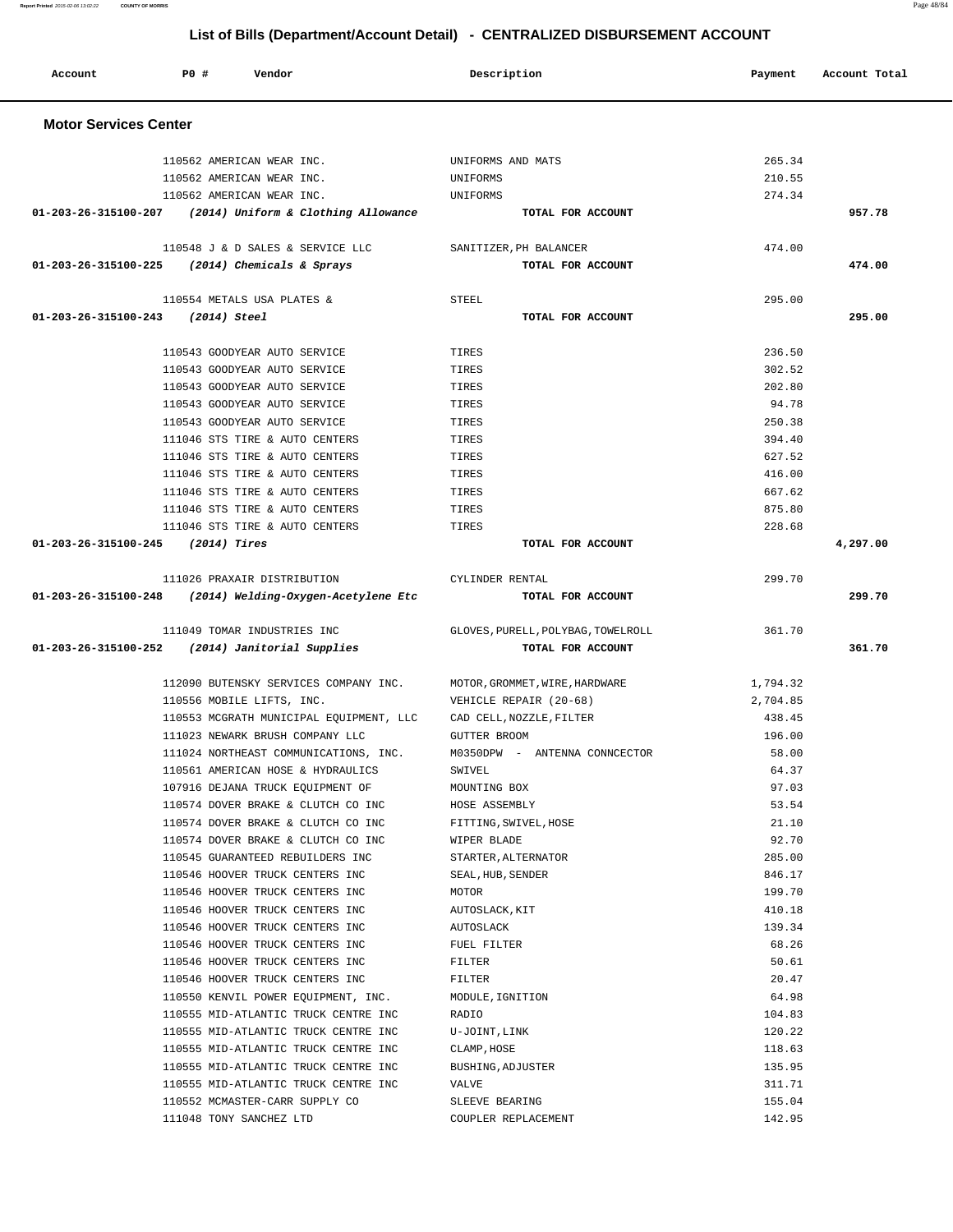## List of Bills (Department/Account Detail) - CENTRALIZED DISBURSEMENT ACCOUNT

| Account | PO # | Vendor | Description | Payment | Account Total |
|---|---|---|---|---|---|

### Motor Services Center

| Account | PO # | Vendor | Description | Payment | Account Total |
|---|---|---|---|---|---|
| | 110562 | AMERICAN WEAR INC. | UNIFORMS AND MATS | 265.34 | |
| | 110562 | AMERICAN WEAR INC. | UNIFORMS | 210.55 | |
| | 110562 | AMERICAN WEAR INC. | UNIFORMS | 274.34 | |
| **01-203-26-315100-207** | | ***(2014) Uniform & Clothing Allowance*** | **TOTAL FOR ACCOUNT** | | **957.78** |
| | 110548 | J & D SALES & SERVICE LLC | SANITIZER,PH BALANCER | 474.00 | |
| **01-203-26-315100-225** | | ***(2014) Chemicals & Sprays*** | **TOTAL FOR ACCOUNT** | | **474.00** |
| | 110554 | METALS USA PLATES & | STEEL | 295.00 | |
| **01-203-26-315100-243** | | ***(2014) Steel*** | **TOTAL FOR ACCOUNT** | | **295.00** |
| | 110543 | GOODYEAR AUTO SERVICE | TIRES | 236.50 | |
| | 110543 | GOODYEAR AUTO SERVICE | TIRES | 302.52 | |
| | 110543 | GOODYEAR AUTO SERVICE | TIRES | 202.80 | |
| | 110543 | GOODYEAR AUTO SERVICE | TIRES | 94.78 | |
| | 110543 | GOODYEAR AUTO SERVICE | TIRES | 250.38 | |
| | 111046 | STS TIRE & AUTO CENTERS | TIRES | 394.40 | |
| | 111046 | STS TIRE & AUTO CENTERS | TIRES | 627.52 | |
| | 111046 | STS TIRE & AUTO CENTERS | TIRES | 416.00 | |
| | 111046 | STS TIRE & AUTO CENTERS | TIRES | 667.62 | |
| | 111046 | STS TIRE & AUTO CENTERS | TIRES | 875.80 | |
| | 111046 | STS TIRE & AUTO CENTERS | TIRES | 228.68 | |
| **01-203-26-315100-245** | | ***(2014) Tires*** | **TOTAL FOR ACCOUNT** | | **4,297.00** |
| | 111026 | PRAXAIR DISTRIBUTION | CYLINDER RENTAL | 299.70 | |
| **01-203-26-315100-248** | | ***(2014) Welding-Oxygen-Acetylene Etc*** | **TOTAL FOR ACCOUNT** | | **299.70** |
| | 111049 | TOMAR INDUSTRIES INC | GLOVES,PURELL,POLYBAG,TOWELROLL | 361.70 | |
| **01-203-26-315100-252** | | ***(2014) Janitorial Supplies*** | **TOTAL FOR ACCOUNT** | | **361.70** |
| | 112090 | BUTENSKY SERVICES COMPANY INC. | MOTOR,GROMMET,WIRE,HARDWARE | 1,794.32 | |
| | 110556 | MOBILE LIFTS, INC. | VEHICLE REPAIR (20-68) | 2,704.85 | |
| | 110553 | MCGRATH MUNICIPAL EQUIPMENT, LLC | CAD CELL,NOZZLE,FILTER | 438.45 | |
| | 111023 | NEWARK BRUSH COMPANY LLC | GUTTER BROOM | 196.00 | |
| | 111024 | NORTHEAST COMMUNICATIONS, INC. | M0350DPW - ANTENNA CONNCECTOR | 58.00 | |
| | 110561 | AMERICAN HOSE & HYDRAULICS | SWIVEL | 64.37 | |
| | 107916 | DEJANA TRUCK EQUIPMENT OF | MOUNTING BOX | 97.03 | |
| | 110574 | DOVER BRAKE & CLUTCH CO INC | HOSE ASSEMBLY | 53.54 | |
| | 110574 | DOVER BRAKE & CLUTCH CO INC | FITTING,SWIVEL,HOSE | 21.10 | |
| | 110574 | DOVER BRAKE & CLUTCH CO INC | WIPER BLADE | 92.70 | |
| | 110545 | GUARANTEED REBUILDERS INC | STARTER,ALTERNATOR | 285.00 | |
| | 110546 | HOOVER TRUCK CENTERS INC | SEAL,HUB,SENDER | 846.17 | |
| | 110546 | HOOVER TRUCK CENTERS INC | MOTOR | 199.70 | |
| | 110546 | HOOVER TRUCK CENTERS INC | AUTOSLACK,KIT | 410.18 | |
| | 110546 | HOOVER TRUCK CENTERS INC | AUTOSLACK | 139.34 | |
| | 110546 | HOOVER TRUCK CENTERS INC | FUEL FILTER | 68.26 | |
| | 110546 | HOOVER TRUCK CENTERS INC | FILTER | 50.61 | |
| | 110546 | HOOVER TRUCK CENTERS INC | FILTER | 20.47 | |
| | 110550 | KENVIL POWER EQUIPMENT, INC. | MODULE,IGNITION | 64.98 | |
| | 110555 | MID-ATLANTIC TRUCK CENTRE INC | RADIO | 104.83 | |
| | 110555 | MID-ATLANTIC TRUCK CENTRE INC | U-JOINT,LINK | 120.22 | |
| | 110555 | MID-ATLANTIC TRUCK CENTRE INC | CLAMP,HOSE | 118.63 | |
| | 110555 | MID-ATLANTIC TRUCK CENTRE INC | BUSHING,ADJUSTER | 135.95 | |
| | 110555 | MID-ATLANTIC TRUCK CENTRE INC | VALVE | 311.71 | |
| | 110552 | MCMASTER-CARR SUPPLY CO | SLEEVE BEARING | 155.04 | |
| | 111048 | TONY SANCHEZ LTD | COUPLER REPLACEMENT | 142.95 | |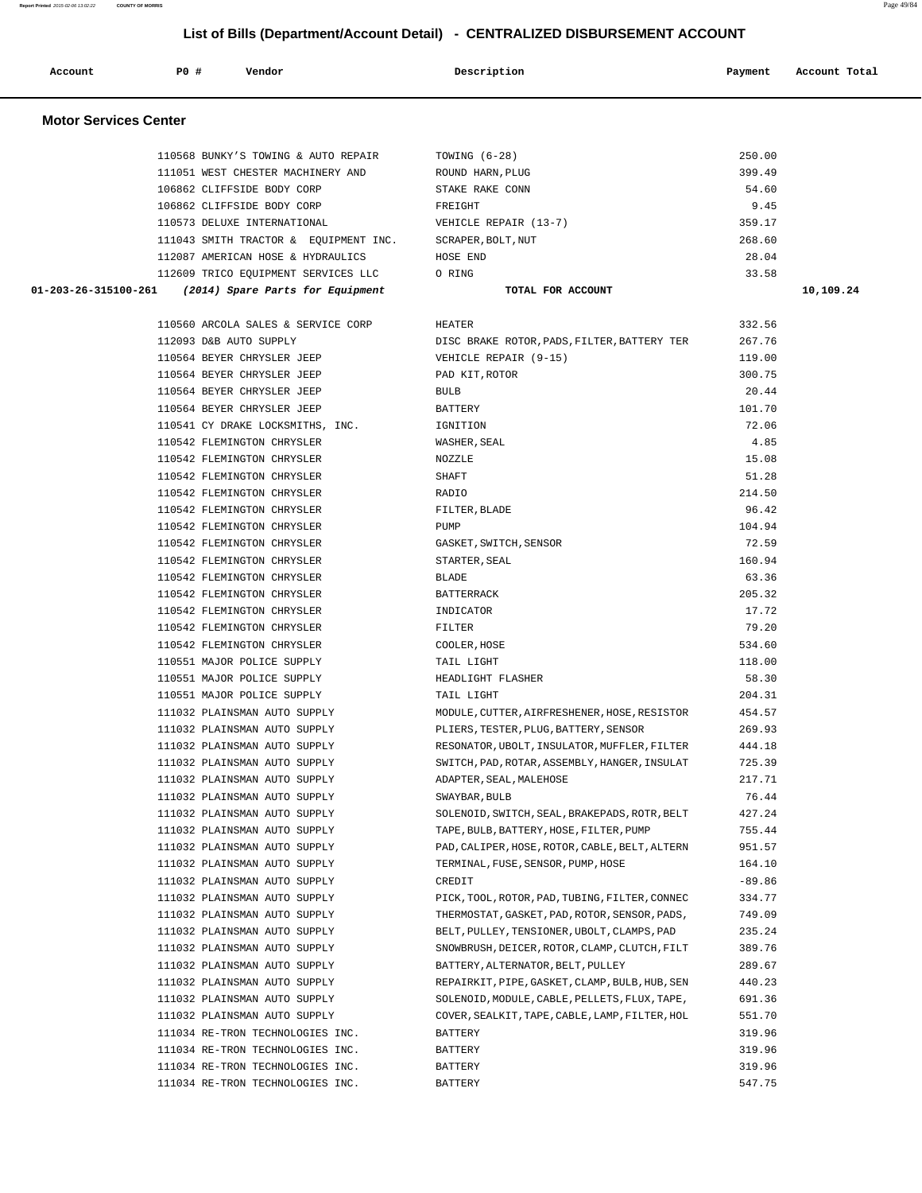## List of Bills (Department/Account Detail) - CENTRALIZED DISBURSEMENT ACCOUNT

| Account | PO # | Vendor | Description | Payment | Account Total |
|---|---|---|---|---|---|

### Motor Services Center

| Account | PO # | Vendor | Description | Payment | Account Total |
|---|---|---|---|---|---|
| | 110568 | BUNKY'S TOWING & AUTO REPAIR | TOWING (6-28) | 250.00 | |
| | 111051 | WEST CHESTER MACHINERY AND | ROUND HARN, PLUG | 399.49 | |
| | 106862 | CLIFFSIDE BODY CORP | STAKE RAKE CONN | 54.60 | |
| | 106862 | CLIFFSIDE BODY CORP | FREIGHT | 9.45 | |
| | 110573 | DELUXE INTERNATIONAL | VEHICLE REPAIR (13-7) | 359.17 | |
| | 111043 | SMITH TRACTOR & EQUIPMENT INC. | SCRAPER, BOLT, NUT | 268.60 | |
| | 112087 | AMERICAN HOSE & HYDRAULICS | HOSE END | 28.04 | |
| | 112609 | TRICO EQUIPMENT SERVICES LLC | O RING | 33.58 | |
| **01-203-26-315100-261** | | ***(2014) Spare Parts for Equipment*** | **TOTAL FOR ACCOUNT** | | **10,109.24** |
| | 110560 | ARCOLA SALES & SERVICE CORP | HEATER | 332.56 | |
| | 112093 | D&B AUTO SUPPLY | DISC BRAKE ROTOR, PADS, FILTER, BATTERY TER | 267.76 | |
| | 110564 | BEYER CHRYSLER JEEP | VEHICLE REPAIR (9-15) | 119.00 | |
| | 110564 | BEYER CHRYSLER JEEP | PAD KIT, ROTOR | 300.75 | |
| | 110564 | BEYER CHRYSLER JEEP | BULB | 20.44 | |
| | 110564 | BEYER CHRYSLER JEEP | BATTERY | 101.70 | |
| | 110541 | CY DRAKE LOCKSMITHS, INC. | IGNITION | 72.06 | |
| | 110542 | FLEMINGTON CHRYSLER | WASHER, SEAL | 4.85 | |
| | 110542 | FLEMINGTON CHRYSLER | NOZZLE | 15.08 | |
| | 110542 | FLEMINGTON CHRYSLER | SHAFT | 51.28 | |
| | 110542 | FLEMINGTON CHRYSLER | RADIO | 214.50 | |
| | 110542 | FLEMINGTON CHRYSLER | FILTER, BLADE | 96.42 | |
| | 110542 | FLEMINGTON CHRYSLER | PUMP | 104.94 | |
| | 110542 | FLEMINGTON CHRYSLER | GASKET, SWITCH, SENSOR | 72.59 | |
| | 110542 | FLEMINGTON CHRYSLER | STARTER, SEAL | 160.94 | |
| | 110542 | FLEMINGTON CHRYSLER | BLADE | 63.36 | |
| | 110542 | FLEMINGTON CHRYSLER | BATTERRACK | 205.32 | |
| | 110542 | FLEMINGTON CHRYSLER | INDICATOR | 17.72 | |
| | 110542 | FLEMINGTON CHRYSLER | FILTER | 79.20 | |
| | 110542 | FLEMINGTON CHRYSLER | COOLER, HOSE | 534.60 | |
| | 110551 | MAJOR POLICE SUPPLY | TAIL LIGHT | 118.00 | |
| | 110551 | MAJOR POLICE SUPPLY | HEADLIGHT FLASHER | 58.30 | |
| | 110551 | MAJOR POLICE SUPPLY | TAIL LIGHT | 204.31 | |
| | 111032 | PLAINSMAN AUTO SUPPLY | MODULE, CUTTER, AIRFRESHENER, HOSE, RESISTOR | 454.57 | |
| | 111032 | PLAINSMAN AUTO SUPPLY | PLIERS, TESTER, PLUG, BATTERY, SENSOR | 269.93 | |
| | 111032 | PLAINSMAN AUTO SUPPLY | RESONATOR, UBOLT, INSULATOR, MUFFLER, FILTER | 444.18 | |
| | 111032 | PLAINSMAN AUTO SUPPLY | SWITCH, PAD, ROTAR, ASSEMBLY, HANGER, INSULAT | 725.39 | |
| | 111032 | PLAINSMAN AUTO SUPPLY | ADAPTER, SEAL, MALEHOSE | 217.71 | |
| | 111032 | PLAINSMAN AUTO SUPPLY | SWAYBAR, BULB | 76.44 | |
| | 111032 | PLAINSMAN AUTO SUPPLY | SOLENOID, SWITCH, SEAL, BRAKEPADS, ROTR, BELT | 427.24 | |
| | 111032 | PLAINSMAN AUTO SUPPLY | TAPE, BULB, BATTERY, HOSE, FILTER, PUMP | 755.44 | |
| | 111032 | PLAINSMAN AUTO SUPPLY | PAD, CALIPER, HOSE, ROTOR, CABLE, BELT, ALTERN | 951.57 | |
| | 111032 | PLAINSMAN AUTO SUPPLY | TERMINAL, FUSE, SENSOR, PUMP, HOSE | 164.10 | |
| | 111032 | PLAINSMAN AUTO SUPPLY | CREDIT | -89.86 | |
| | 111032 | PLAINSMAN AUTO SUPPLY | PICK, TOOL, ROTOR, PAD, TUBING, FILTER, CONNEC | 334.77 | |
| | 111032 | PLAINSMAN AUTO SUPPLY | THERMOSTAT, GASKET, PAD, ROTOR, SENSOR, PADS, | 749.09 | |
| | 111032 | PLAINSMAN AUTO SUPPLY | BELT, PULLEY, TENSIONER, UBOLT, CLAMPS, PAD | 235.24 | |
| | 111032 | PLAINSMAN AUTO SUPPLY | SNOWBRUSH, DEICER, ROTOR, CLAMP, CLUTCH, FILT | 389.76 | |
| | 111032 | PLAINSMAN AUTO SUPPLY | BATTERY, ALTERNATOR, BELT, PULLEY | 289.67 | |
| | 111032 | PLAINSMAN AUTO SUPPLY | REPAIRKIT, PIPE, GASKET, CLAMP, BULB, HUB, SEN | 440.23 | |
| | 111032 | PLAINSMAN AUTO SUPPLY | SOLENOID, MODULE, CABLE, PELLETS, FLUX, TAPE, | 691.36 | |
| | 111032 | PLAINSMAN AUTO SUPPLY | COVER, SEALKIT, TAPE, CABLE, LAMP, FILTER, HOL | 551.70 | |
| | 111034 | RE-TRON TECHNOLOGIES INC. | BATTERY | 319.96 | |
| | 111034 | RE-TRON TECHNOLOGIES INC. | BATTERY | 319.96 | |
| | 111034 | RE-TRON TECHNOLOGIES INC. | BATTERY | 319.96 | |
| | 111034 | RE-TRON TECHNOLOGIES INC. | BATTERY | 547.75 | |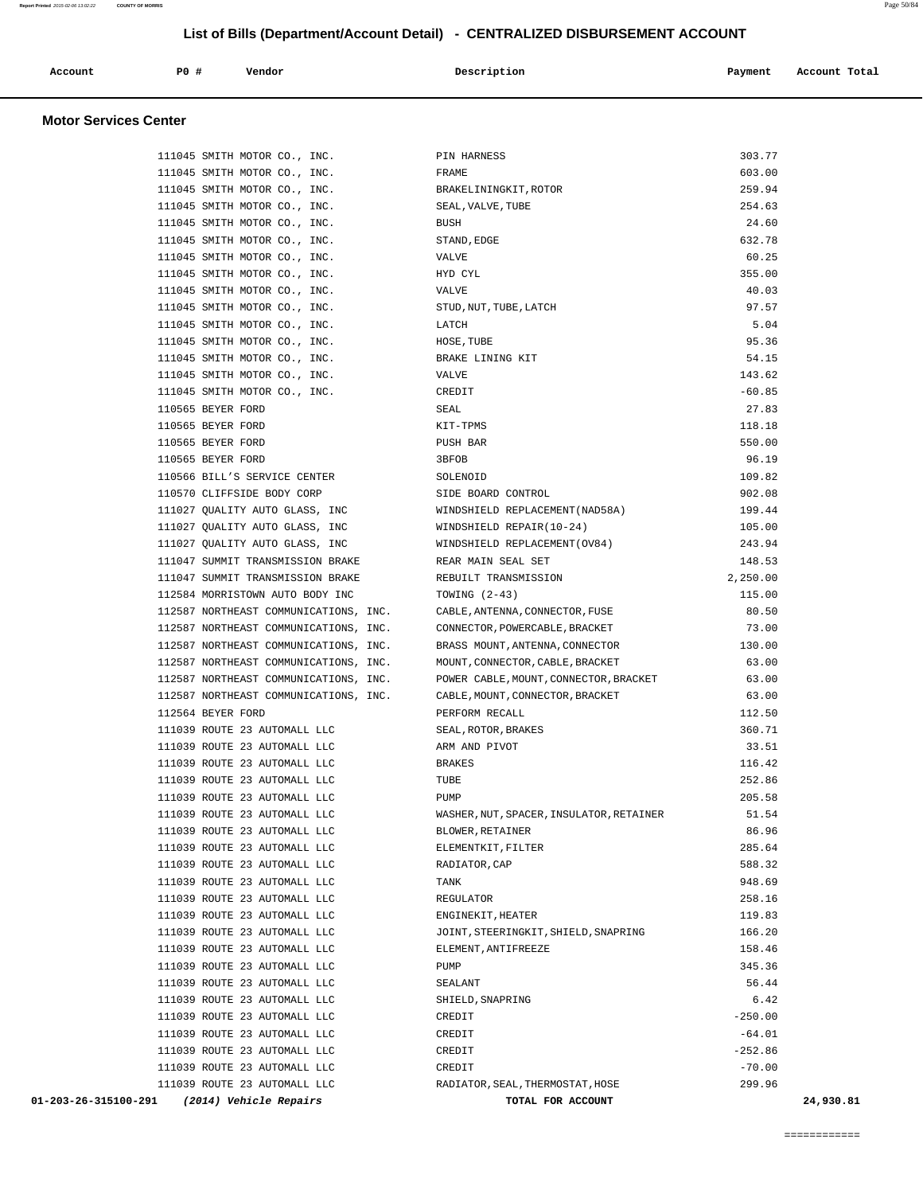## List of Bills (Department/Account Detail) - CENTRALIZED DISBURSEMENT ACCOUNT

| Account | PO # | Vendor | Description | Payment | Account Total |
|---|---|---|---|---|---|

### Motor Services Center

| Account | PO # | Vendor | Description | Payment | Account Total |
|---|---|---|---|---|---|
| | 111045 | SMITH MOTOR CO., INC. | PIN HARNESS | 303.77 | |
| | 111045 | SMITH MOTOR CO., INC. | FRAME | 603.00 | |
| | 111045 | SMITH MOTOR CO., INC. | BRAKELININGKIT,ROTOR | 259.94 | |
| | 111045 | SMITH MOTOR CO., INC. | SEAL,VALVE,TUBE | 254.63 | |
| | 111045 | SMITH MOTOR CO., INC. | BUSH | 24.60 | |
| | 111045 | SMITH MOTOR CO., INC. | STAND,EDGE | 632.78 | |
| | 111045 | SMITH MOTOR CO., INC. | VALVE | 60.25 | |
| | 111045 | SMITH MOTOR CO., INC. | HYD CYL | 355.00 | |
| | 111045 | SMITH MOTOR CO., INC. | VALVE | 40.03 | |
| | 111045 | SMITH MOTOR CO., INC. | STUD,NUT,TUBE,LATCH | 97.57 | |
| | 111045 | SMITH MOTOR CO., INC. | LATCH | 5.04 | |
| | 111045 | SMITH MOTOR CO., INC. | HOSE,TUBE | 95.36 | |
| | 111045 | SMITH MOTOR CO., INC. | BRAKE LINING KIT | 54.15 | |
| | 111045 | SMITH MOTOR CO., INC. | VALVE | 143.62 | |
| | 111045 | SMITH MOTOR CO., INC. | CREDIT | -60.85 | |
| | 110565 | BEYER FORD | SEAL | 27.83 | |
| | 110565 | BEYER FORD | KIT-TPMS | 118.18 | |
| | 110565 | BEYER FORD | PUSH BAR | 550.00 | |
| | 110565 | BEYER FORD | 3BFOB | 96.19 | |
| | 110566 | BILL'S SERVICE CENTER | SOLENOID | 109.82 | |
| | 110570 | CLIFFSIDE BODY CORP | SIDE BOARD CONTROL | 902.08 | |
| | 111027 | QUALITY AUTO GLASS, INC | WINDSHIELD REPLACEMENT(NAD58A) | 199.44 | |
| | 111027 | QUALITY AUTO GLASS, INC | WINDSHIELD REPAIR(10-24) | 105.00 | |
| | 111027 | QUALITY AUTO GLASS, INC | WINDSHIELD REPLACEMENT(OV84) | 243.94 | |
| | 111047 | SUMMIT TRANSMISSION BRAKE | REAR MAIN SEAL SET | 148.53 | |
| | 111047 | SUMMIT TRANSMISSION BRAKE | REBUILT TRANSMISSION | 2,250.00 | |
| | 112584 | MORRISTOWN AUTO BODY INC | TOWING (2-43) | 115.00 | |
| | 112587 | NORTHEAST COMMUNICATIONS, INC. | CABLE,ANTENNA,CONNECTOR,FUSE | 80.50 | |
| | 112587 | NORTHEAST COMMUNICATIONS, INC. | CONNECTOR,POWERCABLE,BRACKET | 73.00 | |
| | 112587 | NORTHEAST COMMUNICATIONS, INC. | BRASS MOUNT,ANTENNA,CONNECTOR | 130.00 | |
| | 112587 | NORTHEAST COMMUNICATIONS, INC. | MOUNT,CONNECTOR,CABLE,BRACKET | 63.00 | |
| | 112587 | NORTHEAST COMMUNICATIONS, INC. | POWER CABLE,MOUNT,CONNECTOR,BRACKET | 63.00 | |
| | 112587 | NORTHEAST COMMUNICATIONS, INC. | CABLE,MOUNT,CONNECTOR,BRACKET | 63.00 | |
| | 112564 | BEYER FORD | PERFORM RECALL | 112.50 | |
| | 111039 | ROUTE 23 AUTOMALL LLC | SEAL,ROTOR,BRAKES | 360.71 | |
| | 111039 | ROUTE 23 AUTOMALL LLC | ARM AND PIVOT | 33.51 | |
| | 111039 | ROUTE 23 AUTOMALL LLC | BRAKES | 116.42 | |
| | 111039 | ROUTE 23 AUTOMALL LLC | TUBE | 252.86 | |
| | 111039 | ROUTE 23 AUTOMALL LLC | PUMP | 205.58 | |
| | 111039 | ROUTE 23 AUTOMALL LLC | WASHER,NUT,SPACER,INSULATOR,RETAINER | 51.54 | |
| | 111039 | ROUTE 23 AUTOMALL LLC | BLOWER,RETAINER | 86.96 | |
| | 111039 | ROUTE 23 AUTOMALL LLC | ELEMENTKIT,FILTER | 285.64 | |
| | 111039 | ROUTE 23 AUTOMALL LLC | RADIATOR,CAP | 588.32 | |
| | 111039 | ROUTE 23 AUTOMALL LLC | TANK | 948.69 | |
| | 111039 | ROUTE 23 AUTOMALL LLC | REGULATOR | 258.16 | |
| | 111039 | ROUTE 23 AUTOMALL LLC | ENGINEKIT,HEATER | 119.83 | |
| | 111039 | ROUTE 23 AUTOMALL LLC | JOINT,STEERINGKIT,SHIELD,SNAPRING | 166.20 | |
| | 111039 | ROUTE 23 AUTOMALL LLC | ELEMENT,ANTIFREEZE | 158.46 | |
| | 111039 | ROUTE 23 AUTOMALL LLC | PUMP | 345.36 | |
| | 111039 | ROUTE 23 AUTOMALL LLC | SEALANT | 56.44 | |
| | 111039 | ROUTE 23 AUTOMALL LLC | SHIELD,SNAPRING | 6.42 | |
| | 111039 | ROUTE 23 AUTOMALL LLC | CREDIT | -250.00 | |
| | 111039 | ROUTE 23 AUTOMALL LLC | CREDIT | -64.01 | |
| | 111039 | ROUTE 23 AUTOMALL LLC | CREDIT | -252.86 | |
| | 111039 | ROUTE 23 AUTOMALL LLC | CREDIT | -70.00 | |
| | 111039 | ROUTE 23 AUTOMALL LLC | RADIATOR,SEAL,THERMOSTAT,HOSE | 299.96 | |
| **01-203-26-315100-291** | | ***(2014) Vehicle Repairs*** | **TOTAL FOR ACCOUNT** | | **24,930.81** |

============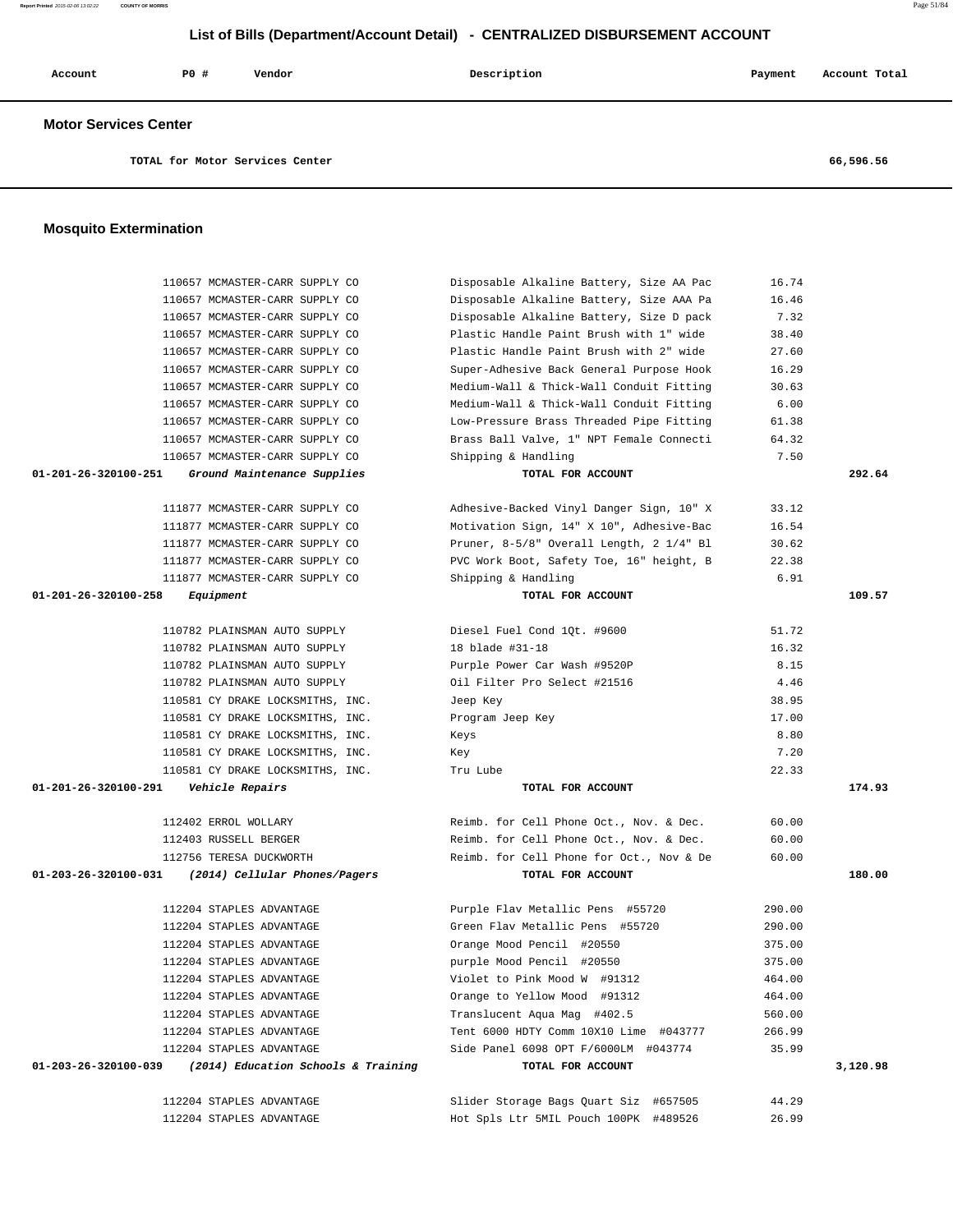## List of Bills (Department/Account Detail) - CENTRALIZED DISBURSEMENT ACCOUNT

| Account | PO # | Vendor | Description | Payment | Account Total |
|---|---|---|---|---|---|

### Motor Services Center

| | | | | | |
|---|---|---|---|---|---|
| | | TOTAL for Motor Services Center | | | 66,596.56 |

### Mosquito Extermination

| Account | PO # | Vendor | Description | Payment | Account Total |
|---|---|---|---|---|---|
| | 110657 | MCMASTER-CARR SUPPLY CO | Disposable Alkaline Battery, Size AA Pac | 16.74 | |
| | 110657 | MCMASTER-CARR SUPPLY CO | Disposable Alkaline Battery, Size AAA Pa | 16.46 | |
| | 110657 | MCMASTER-CARR SUPPLY CO | Disposable Alkaline Battery, Size D pack | 7.32 | |
| | 110657 | MCMASTER-CARR SUPPLY CO | Plastic Handle Paint Brush with 1" wide | 38.40 | |
| | 110657 | MCMASTER-CARR SUPPLY CO | Plastic Handle Paint Brush with 2" wide | 27.60 | |
| | 110657 | MCMASTER-CARR SUPPLY CO | Super-Adhesive Back General Purpose Hook | 16.29 | |
| | 110657 | MCMASTER-CARR SUPPLY CO | Medium-Wall & Thick-Wall Conduit Fitting | 30.63 | |
| | 110657 | MCMASTER-CARR SUPPLY CO | Medium-Wall & Thick-Wall Conduit Fitting | 6.00 | |
| | 110657 | MCMASTER-CARR SUPPLY CO | Low-Pressure Brass Threaded Pipe Fitting | 61.38 | |
| | 110657 | MCMASTER-CARR SUPPLY CO | Brass Ball Valve, 1" NPT Female Connecti | 64.32 | |
| | 110657 | MCMASTER-CARR SUPPLY CO | Shipping & Handling | 7.50 | |
| **01-201-26-320100-251** | | ***Ground Maintenance Supplies*** | **TOTAL FOR ACCOUNT** | | **292.64** |
| | 111877 | MCMASTER-CARR SUPPLY CO | Adhesive-Backed Vinyl Danger Sign, 10" X | 33.12 | |
| | 111877 | MCMASTER-CARR SUPPLY CO | Motivation Sign, 14" X 10", Adhesive-Bac | 16.54 | |
| | 111877 | MCMASTER-CARR SUPPLY CO | Pruner, 8-5/8" Overall Length, 2 1/4" Bl | 30.62 | |
| | 111877 | MCMASTER-CARR SUPPLY CO | PVC Work Boot, Safety Toe, 16" height, B | 22.38 | |
| | 111877 | MCMASTER-CARR SUPPLY CO | Shipping & Handling | 6.91 | |
| **01-201-26-320100-258** | | ***Equipment*** | **TOTAL FOR ACCOUNT** | | **109.57** |
| | 110782 | PLAINSMAN AUTO SUPPLY | Diesel Fuel Cond 1Qt. #9600 | 51.72 | |
| | 110782 | PLAINSMAN AUTO SUPPLY | 18 blade #31-18 | 16.32 | |
| | 110782 | PLAINSMAN AUTO SUPPLY | Purple Power Car Wash #9520P | 8.15 | |
| | 110782 | PLAINSMAN AUTO SUPPLY | Oil Filter Pro Select #21516 | 4.46 | |
| | 110581 | CY DRAKE LOCKSMITHS, INC. | Jeep Key | 38.95 | |
| | 110581 | CY DRAKE LOCKSMITHS, INC. | Program Jeep Key | 17.00 | |
| | 110581 | CY DRAKE LOCKSMITHS, INC. | Keys | 8.80 | |
| | 110581 | CY DRAKE LOCKSMITHS, INC. | Key | 7.20 | |
| | 110581 | CY DRAKE LOCKSMITHS, INC. | Tru Lube | 22.33 | |
| **01-201-26-320100-291** | | ***Vehicle Repairs*** | **TOTAL FOR ACCOUNT** | | **174.93** |
| | 112402 | ERROL WOLLARY | Reimb. for Cell Phone Oct., Nov. & Dec. | 60.00 | |
| | 112403 | RUSSELL BERGER | Reimb. for Cell Phone Oct., Nov. & Dec. | 60.00 | |
| | 112756 | TERESA DUCKWORTH | Reimb. for Cell Phone for Oct., Nov & De | 60.00 | |
| **01-203-26-320100-031** | | ***(2014) Cellular Phones/Pagers*** | **TOTAL FOR ACCOUNT** | | **180.00** |
| | 112204 | STAPLES ADVANTAGE | Purple Flav Metallic Pens #55720 | 290.00 | |
| | 112204 | STAPLES ADVANTAGE | Green Flav Metallic Pens #55720 | 290.00 | |
| | 112204 | STAPLES ADVANTAGE | Orange Mood Pencil #20550 | 375.00 | |
| | 112204 | STAPLES ADVANTAGE | purple Mood Pencil #20550 | 375.00 | |
| | 112204 | STAPLES ADVANTAGE | Violet to Pink Mood W #91312 | 464.00 | |
| | 112204 | STAPLES ADVANTAGE | Orange to Yellow Mood #91312 | 464.00 | |
| | 112204 | STAPLES ADVANTAGE | Translucent Aqua Mag #402.5 | 560.00 | |
| | 112204 | STAPLES ADVANTAGE | Tent 6000 HDTY Comm 10X10 Lime #043777 | 266.99 | |
| | 112204 | STAPLES ADVANTAGE | Side Panel 6098 OPT F/6000LM #043774 | 35.99 | |
| **01-203-26-320100-039** | | ***(2014) Education Schools & Training*** | **TOTAL FOR ACCOUNT** | | **3,120.98** |
| | 112204 | STAPLES ADVANTAGE | Slider Storage Bags Quart Siz #657505 | 44.29 | |
| | 112204 | STAPLES ADVANTAGE | Hot Spls Ltr 5MIL Pouch 100PK #489526 | 26.99 | |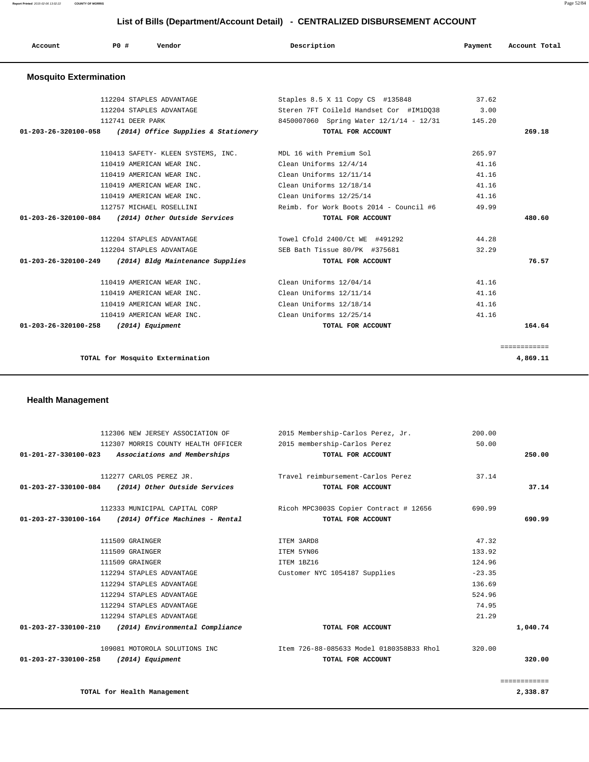## List of Bills (Department/Account Detail) - CENTRALIZED DISBURSEMENT ACCOUNT

| Account | PO # | Vendor | Description | Payment | Account Total |
|---|---|---|---|---|---|

### Mosquito Extermination

| Account | PO # | Vendor | Description | Payment | Account Total |
|---|---|---|---|---|---|
| | 112204 | STAPLES ADVANTAGE | Staples 8.5 X 11 Copy CS #135848 | 37.62 | |
| | 112204 | STAPLES ADVANTAGE | Steren 7FT Coileld Handset Cor #IM1DQ38 | 3.00 | |
| | 112741 | DEER PARK | 8450007060 Spring Water 12/1/14 - 12/31 | 145.20 | |
| 01-203-26-320100-058 | | *(2014) Office Supplies & Stationery* | TOTAL FOR ACCOUNT | | 269.18 |
| | 110413 | SAFETY- KLEEN SYSTEMS, INC. | MDL 16 with Premium Sol | 265.97 | |
| | 110419 | AMERICAN WEAR INC. | Clean Uniforms 12/4/14 | 41.16 | |
| | 110419 | AMERICAN WEAR INC. | Clean Uniforms 12/11/14 | 41.16 | |
| | 110419 | AMERICAN WEAR INC. | Clean Uniforms 12/18/14 | 41.16 | |
| | 110419 | AMERICAN WEAR INC. | Clean Uniforms 12/25/14 | 41.16 | |
| | 112757 | MICHAEL ROSELLINI | Reimb. for Work Boots 2014 - Council #6 | 49.99 | |
| 01-203-26-320100-084 | | *(2014) Other Outside Services* | TOTAL FOR ACCOUNT | | 480.60 |
| | 112204 | STAPLES ADVANTAGE | Towel Cfold 2400/Ct WE #491292 | 44.28 | |
| | 112204 | STAPLES ADVANTAGE | SEB Bath Tissue 80/PK #375681 | 32.29 | |
| 01-203-26-320100-249 | | *(2014) Bldg Maintenance Supplies* | TOTAL FOR ACCOUNT | | 76.57 |
| | 110419 | AMERICAN WEAR INC. | Clean Uniforms 12/04/14 | 41.16 | |
| | 110419 | AMERICAN WEAR INC. | Clean Uniforms 12/11/14 | 41.16 | |
| | 110419 | AMERICAN WEAR INC. | Clean Uniforms 12/18/14 | 41.16 | |
| | 110419 | AMERICAN WEAR INC. | Clean Uniforms 12/25/14 | 41.16 | |
| 01-203-26-320100-258 | | *(2014) Equipment* | TOTAL FOR ACCOUNT | | 164.64 |

**TOTAL for Mosquito Extermination** ============ **4,869.11**

### Health Management

| Account | PO # | Vendor | Description | Payment | Account Total |
|---|---|---|---|---|---|
| | 112306 | NEW JERSEY ASSOCIATION OF | 2015 Membership-Carlos Perez, Jr. | 200.00 | |
| | 112307 | MORRIS COUNTY HEALTH OFFICER | 2015 membership-Carlos Perez | 50.00 | |
| 01-201-27-330100-023 | | *Associations and Memberships* | TOTAL FOR ACCOUNT | | 250.00 |
| | 112277 | CARLOS PEREZ JR. | Travel reimbursement-Carlos Perez | 37.14 | |
| 01-203-27-330100-084 | | *(2014) Other Outside Services* | TOTAL FOR ACCOUNT | | 37.14 |
| | 112333 | MUNICIPAL CAPITAL CORP | Ricoh MPC3003S Copier Contract # 12656 | 690.99 | |
| 01-203-27-330100-164 | | *(2014) Office Machines - Rental* | TOTAL FOR ACCOUNT | | 690.99 |
| | 111509 | GRAINGER | ITEM 3ARD8 | 47.32 | |
| | 111509 | GRAINGER | ITEM 5YN06 | 133.92 | |
| | 111509 | GRAINGER | ITEM 1BZ16 | 124.96 | |
| | 112294 | STAPLES ADVANTAGE | Customer NYC 1054187 Supplies | -23.35 | |
| | 112294 | STAPLES ADVANTAGE | | 136.69 | |
| | 112294 | STAPLES ADVANTAGE | | 524.96 | |
| | 112294 | STAPLES ADVANTAGE | | 74.95 | |
| | 112294 | STAPLES ADVANTAGE | | 21.29 | |
| 01-203-27-330100-210 | | *(2014) Environmental Compliance* | TOTAL FOR ACCOUNT | | 1,040.74 |
| | 109081 | MOTOROLA SOLUTIONS INC | Item 726-88-085633 Model 0180358B33 Rhol | 320.00 | |
| 01-203-27-330100-258 | | *(2014) Equipment* | TOTAL FOR ACCOUNT | | 320.00 |

**TOTAL for Health Management** ============ **2,338.87**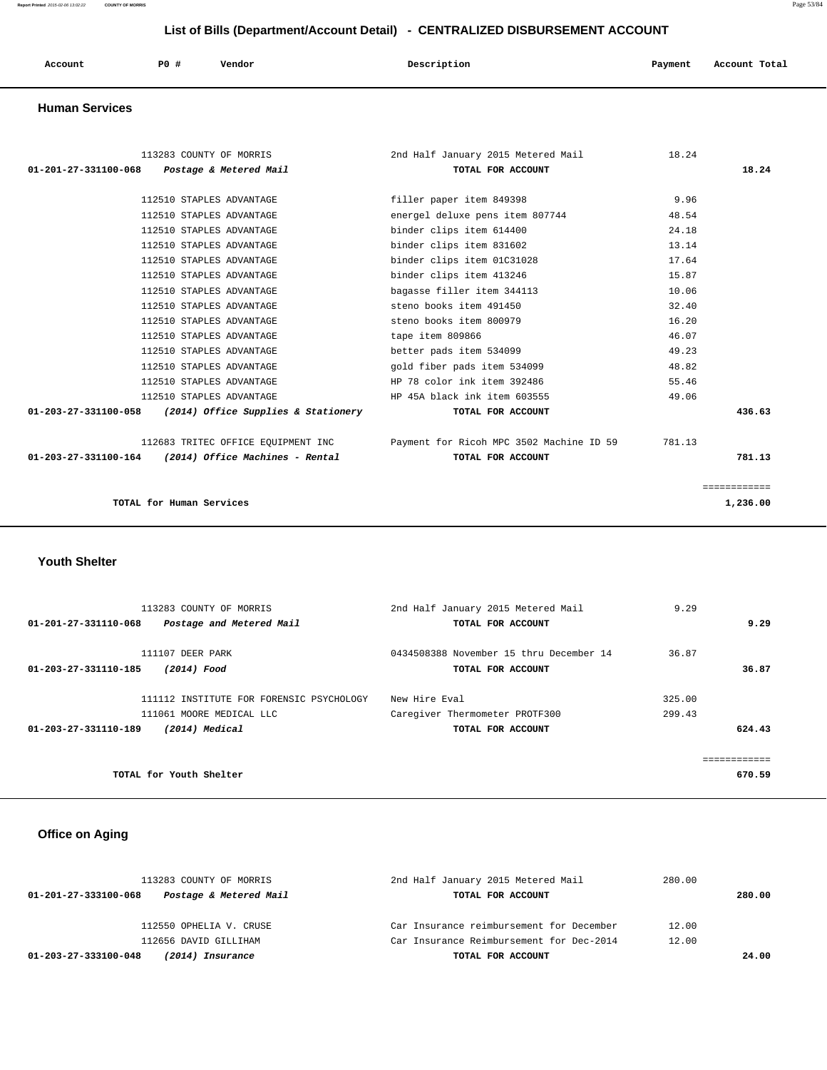## List of Bills (Department/Account Detail) - CENTRALIZED DISBURSEMENT ACCOUNT

| Account | PO # | Vendor | Description | Payment | Account Total |
|---|---|---|---|---|---|

### Human Services

| Account | PO # | Vendor | Description | Payment | Account Total |
|---|---|---|---|---|---|
| | 113283 | COUNTY OF MORRIS | 2nd Half January 2015 Metered Mail | 18.24 | |
| **01-201-27-331100-068** | | ***Postage & Metered Mail*** | **TOTAL FOR ACCOUNT** | | **18.24** |
| | 112510 | STAPLES ADVANTAGE | filler paper item 849398 | 9.96 | |
| | 112510 | STAPLES ADVANTAGE | energel deluxe pens item 807744 | 48.54 | |
| | 112510 | STAPLES ADVANTAGE | binder clips item 614400 | 24.18 | |
| | 112510 | STAPLES ADVANTAGE | binder clips item 831602 | 13.14 | |
| | 112510 | STAPLES ADVANTAGE | binder clips item 01C31028 | 17.64 | |
| | 112510 | STAPLES ADVANTAGE | binder clips item 413246 | 15.87 | |
| | 112510 | STAPLES ADVANTAGE | bagasse filler item 344113 | 10.06 | |
| | 112510 | STAPLES ADVANTAGE | steno books item 491450 | 32.40 | |
| | 112510 | STAPLES ADVANTAGE | steno books item 800979 | 16.20 | |
| | 112510 | STAPLES ADVANTAGE | tape item 809866 | 46.07 | |
| | 112510 | STAPLES ADVANTAGE | better pads item 534099 | 49.23 | |
| | 112510 | STAPLES ADVANTAGE | gold fiber pads item 534099 | 48.82 | |
| | 112510 | STAPLES ADVANTAGE | HP 78 color ink item 392486 | 55.46 | |
| | 112510 | STAPLES ADVANTAGE | HP 45A black ink item 603555 | 49.06 | |
| **01-203-27-331100-058** | | ***(2014) Office Supplies & Stationery*** | **TOTAL FOR ACCOUNT** | | **436.63** |
| | 112683 | TRITEC OFFICE EQUIPMENT INC | Payment for Ricoh MPC 3502 Machine ID 59 | 781.13 | |
| **01-203-27-331100-164** | | ***(2014) Office Machines - Rental*** | **TOTAL FOR ACCOUNT** | | **781.13** |
| | | | | | ============ |
| | | **TOTAL for Human Services** | | | **1,236.00** |

### Youth Shelter

| Account | PO # | Vendor | Description | Payment | Account Total |
|---|---|---|---|---|---|
| | 113283 | COUNTY OF MORRIS | 2nd Half January 2015 Metered Mail | 9.29 | |
| **01-201-27-331110-068** | | ***Postage and Metered Mail*** | **TOTAL FOR ACCOUNT** | | **9.29** |
| | 111107 | DEER PARK | 0434508388 November 15 thru December 14 | 36.87 | |
| **01-203-27-331110-185** | | ***(2014) Food*** | **TOTAL FOR ACCOUNT** | | **36.87** |
| | 111112 | INSTITUTE FOR FORENSIC PSYCHOLOGY | New Hire Eval | 325.00 | |
| | 111061 | MOORE MEDICAL LLC | Caregiver Thermometer PROTF300 | 299.43 | |
| **01-203-27-331110-189** | | ***(2014) Medical*** | **TOTAL FOR ACCOUNT** | | **624.43** |
| | | | | | ============ |
| | | **TOTAL for Youth Shelter** | | | **670.59** |

### Office on Aging

| Account | PO # | Vendor | Description | Payment | Account Total |
|---|---|---|---|---|---|
| | 113283 | COUNTY OF MORRIS | 2nd Half January 2015 Metered Mail | 280.00 | |
| **01-201-27-333100-068** | | ***Postage & Metered Mail*** | **TOTAL FOR ACCOUNT** | | **280.00** |
| | 112550 | OPHELIA V. CRUSE | Car Insurance reimbursement for December | 12.00 | |
| | 112656 | DAVID GILLIHAM | Car Insurance Reimbursement for Dec-2014 | 12.00 | |
| **01-203-27-333100-048** | | ***(2014) Insurance*** | **TOTAL FOR ACCOUNT** | | **24.00** |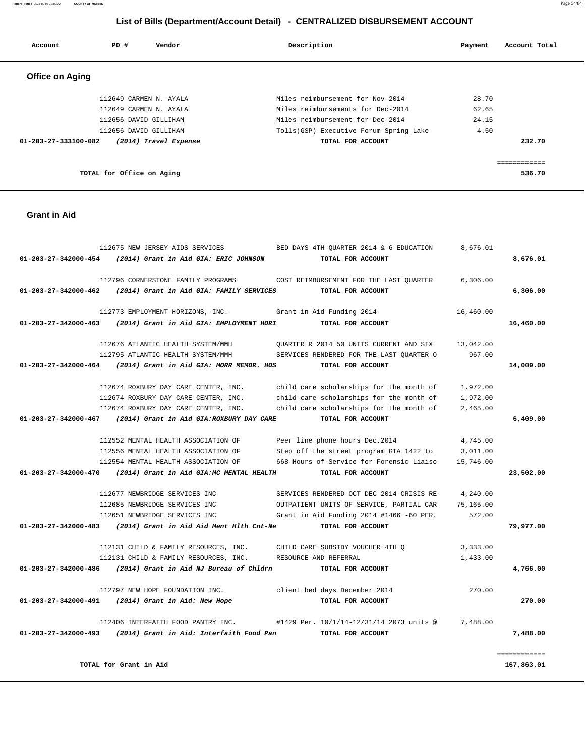# List of Bills (Department/Account Detail) - CENTRALIZED DISBURSEMENT ACCOUNT

| Account | PO # | Vendor | Description | Payment | Account Total |
|---|---|---|---|---|---|

## Office on Aging

| Account | PO # | Vendor | Description | Payment | Account Total |
|---|---|---|---|---|---|
| | 112649 | CARMEN N. AYALA | Miles reimbursement for Nov-2014 | 28.70 | |
| | 112649 | CARMEN N. AYALA | Miles reimbursements for Dec-2014 | 62.65 | |
| | 112656 | DAVID GILLIHAM | Miles reimbursement for Dec-2014 | 24.15 | |
| | 112656 | DAVID GILLIHAM | Tolls(GSP) Executive Forum Spring Lake | 4.50 | |
| **01-203-27-333100-082** | | ***(2014) Travel Expense*** | **TOTAL FOR ACCOUNT** | | **232.70** |
| | | | | | ============ |
| | | **TOTAL for Office on Aging** | | | **536.70** |

## Grant in Aid

| Account | PO # | Vendor | Description | Payment | Account Total |
|---|---|---|---|---|---|
| | 112675 | NEW JERSEY AIDS SERVICES | BED DAYS 4TH QUARTER 2014 & 6 EDUCATION | 8,676.01 | |
| **01-203-27-342000-454** | | ***(2014) Grant in Aid GIA: ERIC JOHNSON*** | **TOTAL FOR ACCOUNT** | | **8,676.01** |
| | 112796 | CORNERSTONE FAMILY PROGRAMS | COST REIMBURSEMENT FOR THE LAST QUARTER | 6,306.00 | |
| **01-203-27-342000-462** | | ***(2014) Grant in Aid GIA: FAMILY SERVICES*** | **TOTAL FOR ACCOUNT** | | **6,306.00** |
| | 112773 | EMPLOYMENT HORIZONS, INC. | Grant in Aid Funding 2014 | 16,460.00 | |
| **01-203-27-342000-463** | | ***(2014) Grant in Aid GIA: EMPLOYMENT HORI*** | **TOTAL FOR ACCOUNT** | | **16,460.00** |
| | 112676 | ATLANTIC HEALTH SYSTEM/MMH | QUARTER R 2014 50 UNITS CURRENT AND SIX | 13,042.00 | |
| | 112795 | ATLANTIC HEALTH SYSTEM/MMH | SERVICES RENDERED FOR THE LAST QUARTER O | 967.00 | |
| **01-203-27-342000-464** | | ***(2014) Grant in Aid GIA: MORR MEMOR. HOS*** | **TOTAL FOR ACCOUNT** | | **14,009.00** |
| | 112674 | ROXBURY DAY CARE CENTER, INC. | child care scholarships for the month of | 1,972.00 | |
| | 112674 | ROXBURY DAY CARE CENTER, INC. | child care scholarships for the month of | 1,972.00 | |
| | 112674 | ROXBURY DAY CARE CENTER, INC. | child care scholarships for the month of | 2,465.00 | |
| **01-203-27-342000-467** | | ***(2014) Grant in Aid GIA:ROXBURY DAY CARE*** | **TOTAL FOR ACCOUNT** | | **6,409.00** |
| | 112552 | MENTAL HEALTH ASSOCIATION OF | Peer line phone hours Dec.2014 | 4,745.00 | |
| | 112556 | MENTAL HEALTH ASSOCIATION OF | Step off the street program GIA 1422 to | 3,011.00 | |
| | 112554 | MENTAL HEALTH ASSOCIATION OF | 668 Hours of Service for Forensic Liaiso | 15,746.00 | |
| **01-203-27-342000-470** | | ***(2014) Grant in Aid GIA:MC MENTAL HEALTH*** | **TOTAL FOR ACCOUNT** | | **23,502.00** |
| | 112677 | NEWBRIDGE SERVICES INC | SERVICES RENDERED OCT-DEC 2014 CRISIS RE | 4,240.00 | |
| | 112685 | NEWBRIDGE SERVICES INC | OUTPATIENT UNITS OF SERVICE, PARTIAL CAR | 75,165.00 | |
| | 112651 | NEWBRIDGE SERVICES INC | Grant in Aid Funding 2014 #1466 -60 PER. | 572.00 | |
| **01-203-27-342000-483** | | ***(2014) Grant in Aid Aid Ment Hlth Cnt-Ne*** | **TOTAL FOR ACCOUNT** | | **79,977.00** |
| | 112131 | CHILD & FAMILY RESOURCES, INC. | CHILD CARE SUBSIDY VOUCHER 4TH Q | 3,333.00 | |
| | 112131 | CHILD & FAMILY RESOURCES, INC. | RESOURCE AND REFERRAL | 1,433.00 | |
| **01-203-27-342000-486** | | ***(2014) Grant in Aid NJ Bureau of Chldrn*** | **TOTAL FOR ACCOUNT** | | **4,766.00** |
| | 112797 | NEW HOPE FOUNDATION INC. | client bed days December 2014 | 270.00 | |
| **01-203-27-342000-491** | | ***(2014) Grant in Aid: New Hope*** | **TOTAL FOR ACCOUNT** | | **270.00** |
| | 112406 | INTERFAITH FOOD PANTRY INC. | #1429 Per. 10/1/14-12/31/14 2073 units @ | 7,488.00 | |
| **01-203-27-342000-493** | | ***(2014) Grant in Aid: Interfaith Food Pan*** | **TOTAL FOR ACCOUNT** | | **7,488.00** |
| | | | | | ============ |
| | | **TOTAL for Grant in Aid** | | | **167,863.01** |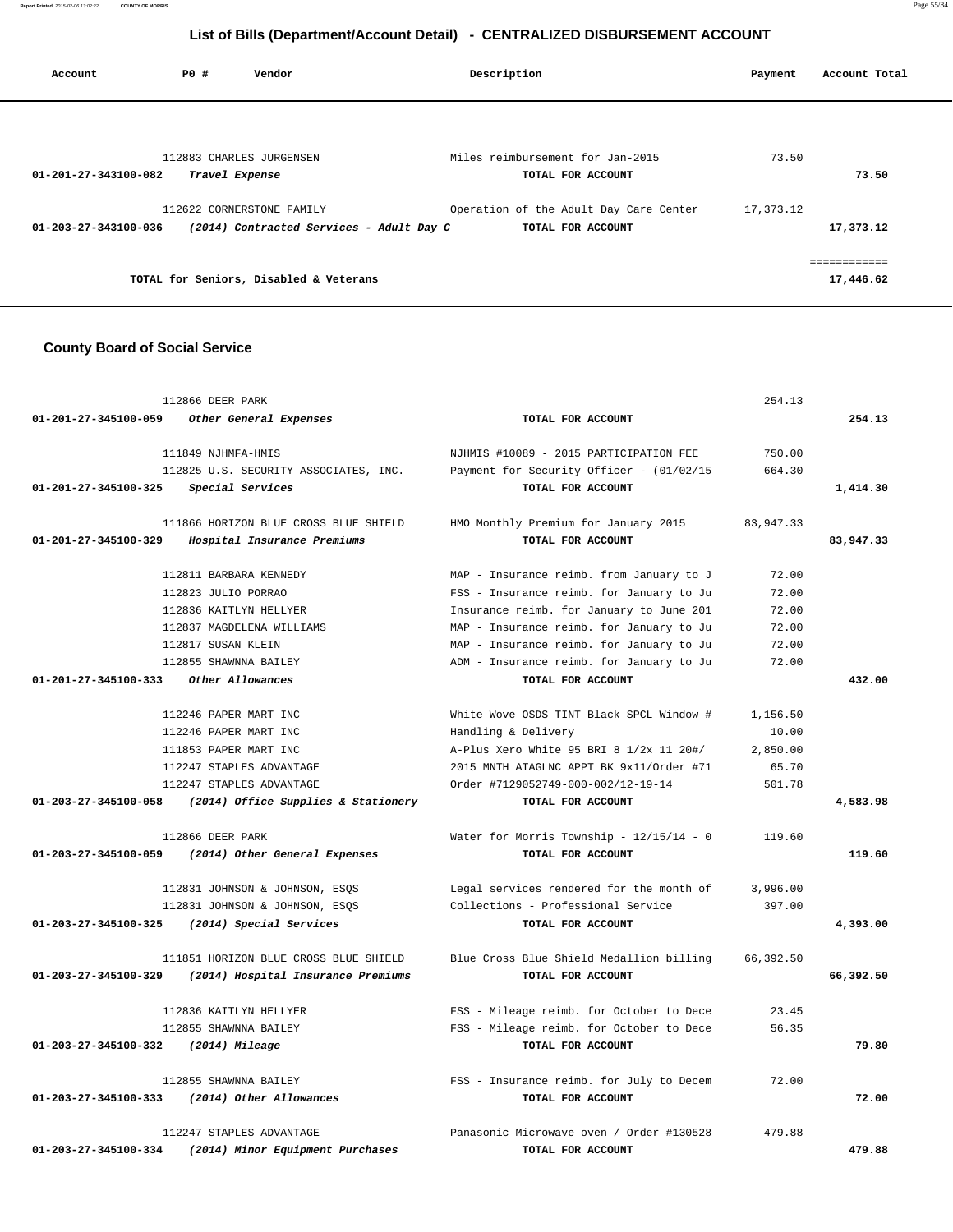## List of Bills (Department/Account Detail) - CENTRALIZED DISBURSEMENT ACCOUNT

| Account | PO # | Vendor | Description | Payment | Account Total |
|---|---|---|---|---|---|
| | 112883 | CHARLES JURGENSEN | Miles reimbursement for Jan-2015 | 73.50 | |
| 01-201-27-343100-082 | | *Travel Expense* | TOTAL FOR ACCOUNT | | 73.50 |
| | 112622 | CORNERSTONE FAMILY | Operation of the Adult Day Care Center | 17,373.12 | |
| 01-203-27-343100-036 | | *(2014) Contracted Services - Adult Day C* | TOTAL FOR ACCOUNT | | 17,373.12 |
| | | TOTAL for Seniors, Disabled & Veterans | | | 17,446.62 |

### County Board of Social Service

| Account | PO # | Vendor | Description | Payment | Account Total |
|---|---|---|---|---|---|
| | 112866 | DEER PARK | | 254.13 | |
| 01-201-27-345100-059 | | *Other General Expenses* | TOTAL FOR ACCOUNT | | 254.13 |
| | 111849 | NJHMFA-HMIS | NJHMIS #10089 - 2015 PARTICIPATION FEE | 750.00 | |
| | 112825 | U.S. SECURITY ASSOCIATES, INC. | Payment for Security Officer - (01/02/15 | 664.30 | |
| 01-201-27-345100-325 | | *Special Services* | TOTAL FOR ACCOUNT | | 1,414.30 |
| | 111866 | HORIZON BLUE CROSS BLUE SHIELD | HMO Monthly Premium for January 2015 | 83,947.33 | |
| 01-201-27-345100-329 | | *Hospital Insurance Premiums* | TOTAL FOR ACCOUNT | | 83,947.33 |
| | 112811 | BARBARA KENNEDY | MAP - Insurance reimb. from January to J | 72.00 | |
| | 112823 | JULIO PORRAO | FSS - Insurance reimb. for January to Ju | 72.00 | |
| | 112836 | KAITLYN HELLYER | Insurance reimb. for January to June 201 | 72.00 | |
| | 112837 | MAGDELENA WILLIAMS | MAP - Insurance reimb. for January to Ju | 72.00 | |
| | 112817 | SUSAN KLEIN | MAP - Insurance reimb. for January to Ju | 72.00 | |
| | 112855 | SHAWNNA BAILEY | ADM - Insurance reimb. for January to Ju | 72.00 | |
| 01-201-27-345100-333 | | *Other Allowances* | TOTAL FOR ACCOUNT | | 432.00 |
| | 112246 | PAPER MART INC | White Wove OSDS TINT Black SPCL Window # | 1,156.50 | |
| | 112246 | PAPER MART INC | Handling & Delivery | 10.00 | |
| | 111853 | PAPER MART INC | A-Plus Xero White 95 BRI 8 1/2x 11 20#/ | 2,850.00 | |
| | 112247 | STAPLES ADVANTAGE | 2015 MNTH ATAGLNC APPT BK 9x11/Order #71 | 65.70 | |
| | 112247 | STAPLES ADVANTAGE | Order #7129052749-000-002/12-19-14 | 501.78 | |
| 01-203-27-345100-058 | | *(2014) Office Supplies & Stationery* | TOTAL FOR ACCOUNT | | 4,583.98 |
| | 112866 | DEER PARK | Water for Morris Township - 12/15/14 - 0 | 119.60 | |
| 01-203-27-345100-059 | | *(2014) Other General Expenses* | TOTAL FOR ACCOUNT | | 119.60 |
| | 112831 | JOHNSON & JOHNSON, ESQS | Legal services rendered for the month of | 3,996.00 | |
| | 112831 | JOHNSON & JOHNSON, ESQS | Collections - Professional Service | 397.00 | |
| 01-203-27-345100-325 | | *(2014) Special Services* | TOTAL FOR ACCOUNT | | 4,393.00 |
| | 111851 | HORIZON BLUE CROSS BLUE SHIELD | Blue Cross Blue Shield Medallion billing | 66,392.50 | |
| 01-203-27-345100-329 | | *(2014) Hospital Insurance Premiums* | TOTAL FOR ACCOUNT | | 66,392.50 |
| | 112836 | KAITLYN HELLYER | FSS - Mileage reimb. for October to Dece | 23.45 | |
| | 112855 | SHAWNNA BAILEY | FSS - Mileage reimb. for October to Dece | 56.35 | |
| 01-203-27-345100-332 | | *(2014) Mileage* | TOTAL FOR ACCOUNT | | 79.80 |
| | 112855 | SHAWNNA BAILEY | FSS - Insurance reimb. for July to Decem | 72.00 | |
| 01-203-27-345100-333 | | *(2014) Other Allowances* | TOTAL FOR ACCOUNT | | 72.00 |
| | 112247 | STAPLES ADVANTAGE | Panasonic Microwave oven / Order #130528 | 479.88 | |
| 01-203-27-345100-334 | | *(2014) Minor Equipment Purchases* | TOTAL FOR ACCOUNT | | 479.88 |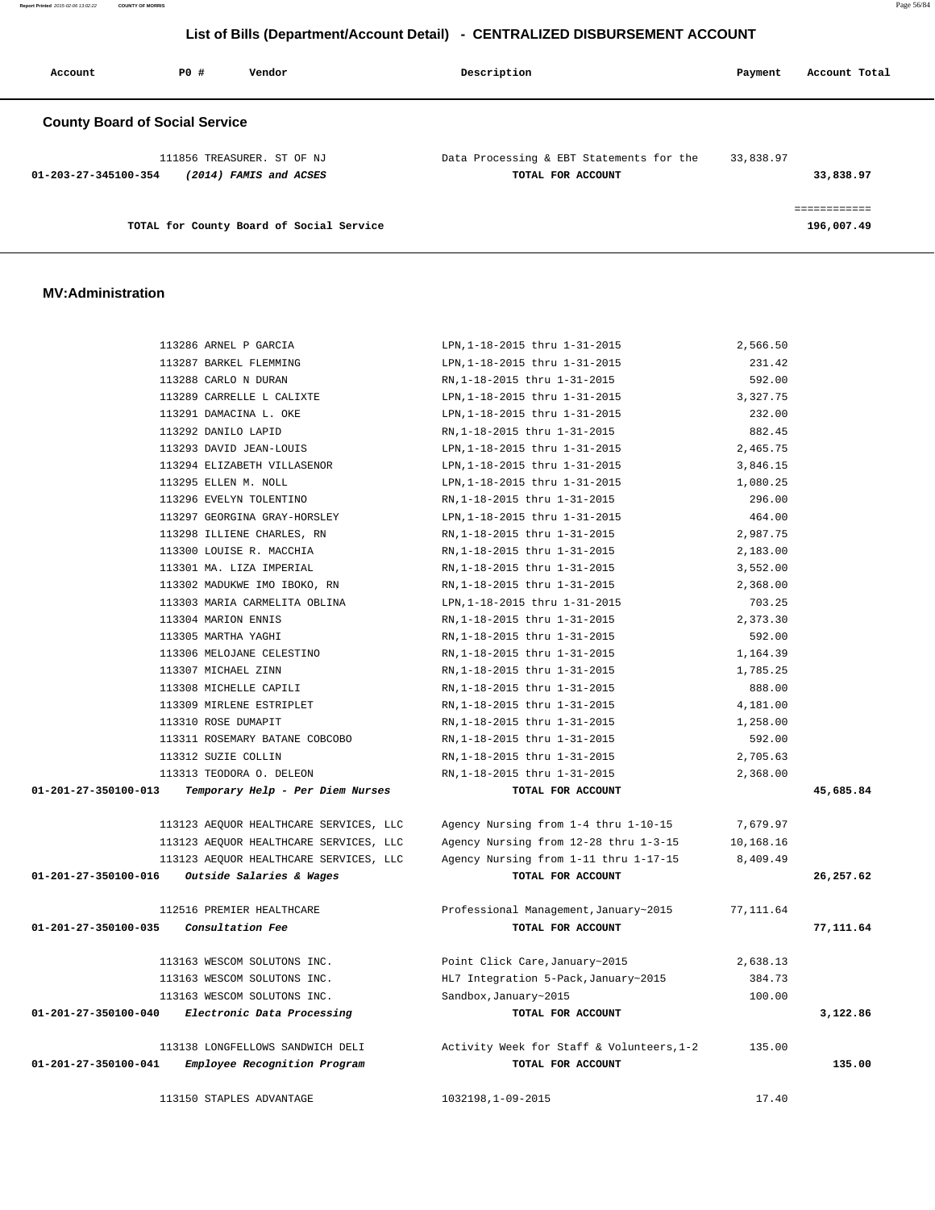## List of Bills (Department/Account Detail) - CENTRALIZED DISBURSEMENT ACCOUNT

| Account | PO # | Vendor | Description | Payment | Account Total |
|---|---|---|---|---|---|

### County Board of Social Service

| Account | PO # | Vendor | Description | Payment | Account Total |
|---|---|---|---|---|---|
| | 111856 | TREASURER. ST OF NJ | Data Processing & EBT Statements for the | 33,838.97 | |
| 01-203-27-345100-354 | | *(2014) FAMIS and ACSES* | TOTAL FOR ACCOUNT | | 33,838.97 |
| | | TOTAL for County Board of Social Service | | | 196,007.49 |

### MV:Administration

| Account | PO # | Vendor | Description | Payment | Account Total |
|---|---|---|---|---|---|
| | 113286 | ARNEL P GARCIA | LPN,1-18-2015 thru 1-31-2015 | 2,566.50 | |
| | 113287 | BARKEL FLEMMING | LPN,1-18-2015 thru 1-31-2015 | 231.42 | |
| | 113288 | CARLO N DURAN | RN,1-18-2015 thru 1-31-2015 | 592.00 | |
| | 113289 | CARRELLE L CALIXTE | LPN,1-18-2015 thru 1-31-2015 | 3,327.75 | |
| | 113291 | DAMACINA L. OKE | LPN,1-18-2015 thru 1-31-2015 | 232.00 | |
| | 113292 | DANILO LAPID | RN,1-18-2015 thru 1-31-2015 | 882.45 | |
| | 113293 | DAVID JEAN-LOUIS | LPN,1-18-2015 thru 1-31-2015 | 2,465.75 | |
| | 113294 | ELIZABETH VILLASENOR | LPN,1-18-2015 thru 1-31-2015 | 3,846.15 | |
| | 113295 | ELLEN M. NOLL | LPN,1-18-2015 thru 1-31-2015 | 1,080.25 | |
| | 113296 | EVELYN TOLENTINO | RN,1-18-2015 thru 1-31-2015 | 296.00 | |
| | 113297 | GEORGINA GRAY-HORSLEY | LPN,1-18-2015 thru 1-31-2015 | 464.00 | |
| | 113298 | ILLIENE CHARLES, RN | RN,1-18-2015 thru 1-31-2015 | 2,987.75 | |
| | 113300 | LOUISE R. MACCHIA | RN,1-18-2015 thru 1-31-2015 | 2,183.00 | |
| | 113301 | MA. LIZA IMPERIAL | RN,1-18-2015 thru 1-31-2015 | 3,552.00 | |
| | 113302 | MADUKWE IMO IBOKO, RN | RN,1-18-2015 thru 1-31-2015 | 2,368.00 | |
| | 113303 | MARIA CARMELITA OBLINA | LPN,1-18-2015 thru 1-31-2015 | 703.25 | |
| | 113304 | MARION ENNIS | RN,1-18-2015 thru 1-31-2015 | 2,373.30 | |
| | 113305 | MARTHA YAGHI | RN,1-18-2015 thru 1-31-2015 | 592.00 | |
| | 113306 | MELOJANE CELESTINO | RN,1-18-2015 thru 1-31-2015 | 1,164.39 | |
| | 113307 | MICHAEL ZINN | RN,1-18-2015 thru 1-31-2015 | 1,785.25 | |
| | 113308 | MICHELLE CAPILI | RN,1-18-2015 thru 1-31-2015 | 888.00 | |
| | 113309 | MIRLENE ESTRIPLET | RN,1-18-2015 thru 1-31-2015 | 4,181.00 | |
| | 113310 | ROSE DUMAPIT | RN,1-18-2015 thru 1-31-2015 | 1,258.00 | |
| | 113311 | ROSEMARY BATANE COBCOBO | RN,1-18-2015 thru 1-31-2015 | 592.00 | |
| | 113312 | SUZIE COLLIN | RN,1-18-2015 thru 1-31-2015 | 2,705.63 | |
| | 113313 | TEODORA O. DELEON | RN,1-18-2015 thru 1-31-2015 | 2,368.00 | |
| 01-201-27-350100-013 | | *Temporary Help - Per Diem Nurses* | TOTAL FOR ACCOUNT | | 45,685.84 |
| | 113123 | AEQUOR HEALTHCARE SERVICES, LLC | Agency Nursing from 1-4 thru 1-10-15 | 7,679.97 | |
| | 113123 | AEQUOR HEALTHCARE SERVICES, LLC | Agency Nursing from 12-28 thru 1-3-15 | 10,168.16 | |
| | 113123 | AEQUOR HEALTHCARE SERVICES, LLC | Agency Nursing from 1-11 thru 1-17-15 | 8,409.49 | |
| 01-201-27-350100-016 | | *Outside Salaries & Wages* | TOTAL FOR ACCOUNT | | 26,257.62 |
| | 112516 | PREMIER HEALTHCARE | Professional Management,January~2015 | 77,111.64 | |
| 01-201-27-350100-035 | | *Consultation Fee* | TOTAL FOR ACCOUNT | | 77,111.64 |
| | 113163 | WESCOM SOLUTONS INC. | Point Click Care,January~2015 | 2,638.13 | |
| | 113163 | WESCOM SOLUTONS INC. | HL7 Integration 5-Pack,January~2015 | 384.73 | |
| | 113163 | WESCOM SOLUTONS INC. | Sandbox,January~2015 | 100.00 | |
| 01-201-27-350100-040 | | *Electronic Data Processing* | TOTAL FOR ACCOUNT | | 3,122.86 |
| | 113138 | LONGFELLOWS SANDWICH DELI | Activity Week for Staff & Volunteers,1-2 | 135.00 | |
| 01-201-27-350100-041 | | *Employee Recognition Program* | TOTAL FOR ACCOUNT | | 135.00 |
| | 113150 | STAPLES ADVANTAGE | 1032198,1-09-2015 | 17.40 | |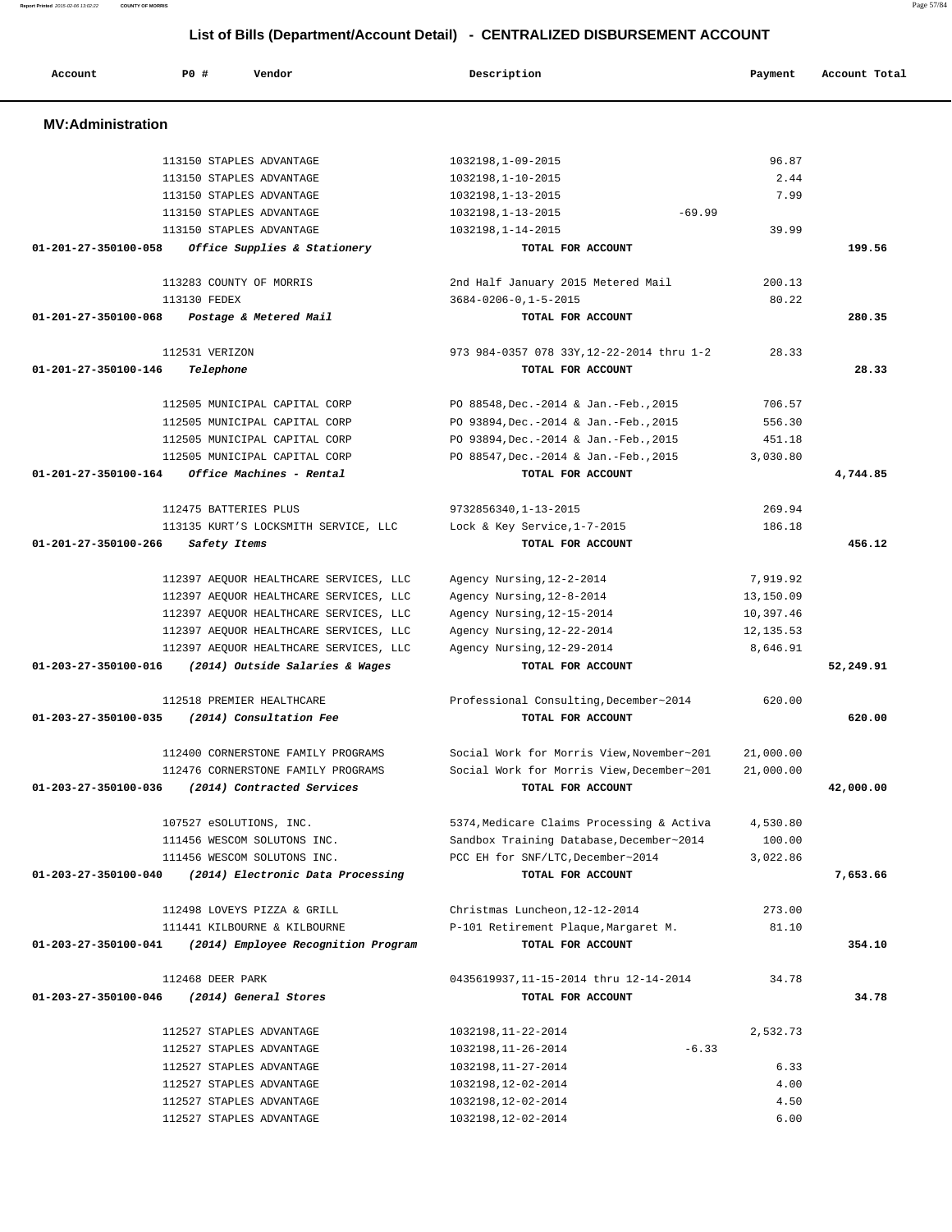# List of Bills (Department/Account Detail) - CENTRALIZED DISBURSEMENT ACCOUNT

| Account | PO # | Vendor | Description | Payment | Account Total |
|---|---|---|---|---|---|

## MV:Administration

| Account | PO # | Vendor | Description | Payment | Account Total |
|---|---|---|---|---|---|
| | 113150 | STAPLES ADVANTAGE | 1032198,1-09-2015 | 96.87 | |
| | 113150 | STAPLES ADVANTAGE | 1032198,1-10-2015 | 2.44 | |
| | 113150 | STAPLES ADVANTAGE | 1032198,1-13-2015 | 7.99 | |
| | 113150 | STAPLES ADVANTAGE | 1032198,1-13-2015 | -69.99 | |
| | 113150 | STAPLES ADVANTAGE | 1032198,1-14-2015 | 39.99 | |
| 01-201-27-350100-058 | | *Office Supplies & Stationery* | TOTAL FOR ACCOUNT | | 199.56 |
| | 113283 | COUNTY OF MORRIS | 2nd Half January 2015 Metered Mail | 200.13 | |
| | 113130 | FEDEX | 3684-0206-0,1-5-2015 | 80.22 | |
| 01-201-27-350100-068 | | *Postage & Metered Mail* | TOTAL FOR ACCOUNT | | 280.35 |
| | 112531 | VERIZON | 973 984-0357 078 33Y,12-22-2014 thru 1-2 | 28.33 | |
| 01-201-27-350100-146 | | *Telephone* | TOTAL FOR ACCOUNT | | 28.33 |
| | 112505 | MUNICIPAL CAPITAL CORP | PO 88548,Dec.-2014 & Jan.-Feb.,2015 | 706.57 | |
| | 112505 | MUNICIPAL CAPITAL CORP | PO 93894,Dec.-2014 & Jan.-Feb.,2015 | 556.30 | |
| | 112505 | MUNICIPAL CAPITAL CORP | PO 93894,Dec.-2014 & Jan.-Feb.,2015 | 451.18 | |
| | 112505 | MUNICIPAL CAPITAL CORP | PO 88547,Dec.-2014 & Jan.-Feb.,2015 | 3,030.80 | |
| 01-201-27-350100-164 | | *Office Machines - Rental* | TOTAL FOR ACCOUNT | | 4,744.85 |
| | 112475 | BATTERIES PLUS | 9732856340,1-13-2015 | 269.94 | |
| | 113135 | KURT'S LOCKSMITH SERVICE, LLC | Lock & Key Service,1-7-2015 | 186.18 | |
| 01-201-27-350100-266 | | *Safety Items* | TOTAL FOR ACCOUNT | | 456.12 |
| | 112397 | AEQUOR HEALTHCARE SERVICES, LLC | Agency Nursing,12-2-2014 | 7,919.92 | |
| | 112397 | AEQUOR HEALTHCARE SERVICES, LLC | Agency Nursing,12-8-2014 | 13,150.09 | |
| | 112397 | AEQUOR HEALTHCARE SERVICES, LLC | Agency Nursing,12-15-2014 | 10,397.46 | |
| | 112397 | AEQUOR HEALTHCARE SERVICES, LLC | Agency Nursing,12-22-2014 | 12,135.53 | |
| | 112397 | AEQUOR HEALTHCARE SERVICES, LLC | Agency Nursing,12-29-2014 | 8,646.91 | |
| 01-203-27-350100-016 | | *(2014) Outside Salaries & Wages* | TOTAL FOR ACCOUNT | | 52,249.91 |
| | 112518 | PREMIER HEALTHCARE | Professional Consulting,December~2014 | 620.00 | |
| 01-203-27-350100-035 | | *(2014) Consultation Fee* | TOTAL FOR ACCOUNT | | 620.00 |
| | 112400 | CORNERSTONE FAMILY PROGRAMS | Social Work for Morris View,November~201 | 21,000.00 | |
| | 112476 | CORNERSTONE FAMILY PROGRAMS | Social Work for Morris View,December~201 | 21,000.00 | |
| 01-203-27-350100-036 | | *(2014) Contracted Services* | TOTAL FOR ACCOUNT | | 42,000.00 |
| | 107527 | eSOLUTIONS, INC. | 5374,Medicare Claims Processing & Activa | 4,530.80 | |
| | 111456 | WESCOM SOLUTONS INC. | Sandbox Training Database,December~2014 | 100.00 | |
| | 111456 | WESCOM SOLUTONS INC. | PCC EH for SNF/LTC,December~2014 | 3,022.86 | |
| 01-203-27-350100-040 | | *(2014) Electronic Data Processing* | TOTAL FOR ACCOUNT | | 7,653.66 |
| | 112498 | LOVEYS PIZZA & GRILL | Christmas Luncheon,12-12-2014 | 273.00 | |
| | 111441 | KILBOURNE & KILBOURNE | P-101 Retirement Plaque,Margaret M. | 81.10 | |
| 01-203-27-350100-041 | | *(2014) Employee Recognition Program* | TOTAL FOR ACCOUNT | | 354.10 |
| | 112468 | DEER PARK | 0435619937,11-15-2014 thru 12-14-2014 | 34.78 | |
| 01-203-27-350100-046 | | *(2014) General Stores* | TOTAL FOR ACCOUNT | | 34.78 |
| | 112527 | STAPLES ADVANTAGE | 1032198,11-22-2014 | 2,532.73 | |
| | 112527 | STAPLES ADVANTAGE | 1032198,11-26-2014 | -6.33 | |
| | 112527 | STAPLES ADVANTAGE | 1032198,11-27-2014 | 6.33 | |
| | 112527 | STAPLES ADVANTAGE | 1032198,12-02-2014 | 4.00 | |
| | 112527 | STAPLES ADVANTAGE | 1032198,12-02-2014 | 4.50 | |
| | 112527 | STAPLES ADVANTAGE | 1032198,12-02-2014 | 6.00 | |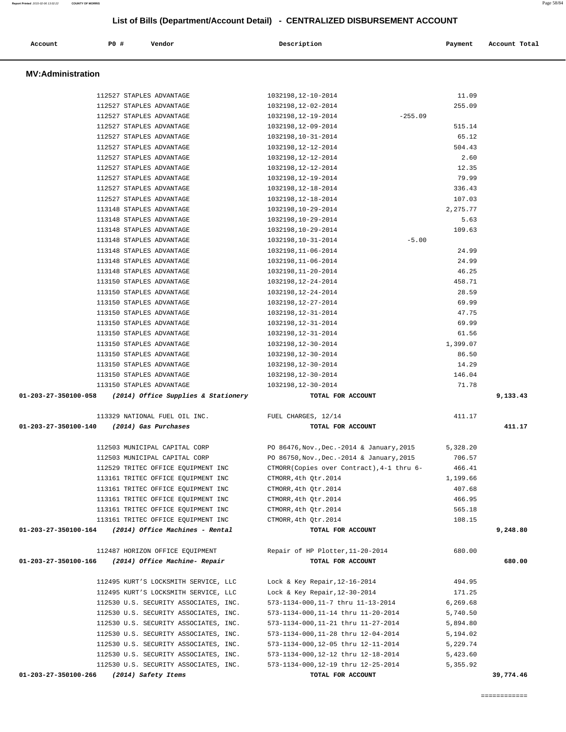## List of Bills (Department/Account Detail) - CENTRALIZED DISBURSEMENT ACCOUNT

| Account | PO # | Vendor | Description | Payment | Account Total |
|---|---|---|---|---|---|

### MV:Administration

| Account | PO # | Vendor | Description | Payment | Account Total |
|---|---|---|---|---|---|
| | 112527 | STAPLES ADVANTAGE | 1032198,12-10-2014 | 11.09 | |
| | 112527 | STAPLES ADVANTAGE | 1032198,12-02-2014 | 255.09 | |
| | 112527 | STAPLES ADVANTAGE | 1032198,12-19-2014 | -255.09 | |
| | 112527 | STAPLES ADVANTAGE | 1032198,12-09-2014 | 515.14 | |
| | 112527 | STAPLES ADVANTAGE | 1032198,10-31-2014 | 65.12 | |
| | 112527 | STAPLES ADVANTAGE | 1032198,12-12-2014 | 504.43 | |
| | 112527 | STAPLES ADVANTAGE | 1032198,12-12-2014 | 2.60 | |
| | 112527 | STAPLES ADVANTAGE | 1032198,12-12-2014 | 12.35 | |
| | 112527 | STAPLES ADVANTAGE | 1032198,12-19-2014 | 79.99 | |
| | 112527 | STAPLES ADVANTAGE | 1032198,12-18-2014 | 336.43 | |
| | 112527 | STAPLES ADVANTAGE | 1032198,12-18-2014 | 107.03 | |
| | 113148 | STAPLES ADVANTAGE | 1032198,10-29-2014 | 2,275.77 | |
| | 113148 | STAPLES ADVANTAGE | 1032198,10-29-2014 | 5.63 | |
| | 113148 | STAPLES ADVANTAGE | 1032198,10-29-2014 | 109.63 | |
| | 113148 | STAPLES ADVANTAGE | 1032198,10-31-2014 | -5.00 | |
| | 113148 | STAPLES ADVANTAGE | 1032198,11-06-2014 | 24.99 | |
| | 113148 | STAPLES ADVANTAGE | 1032198,11-06-2014 | 24.99 | |
| | 113148 | STAPLES ADVANTAGE | 1032198,11-20-2014 | 46.25 | |
| | 113150 | STAPLES ADVANTAGE | 1032198,12-24-2014 | 458.71 | |
| | 113150 | STAPLES ADVANTAGE | 1032198,12-24-2014 | 28.59 | |
| | 113150 | STAPLES ADVANTAGE | 1032198,12-27-2014 | 69.99 | |
| | 113150 | STAPLES ADVANTAGE | 1032198,12-31-2014 | 47.75 | |
| | 113150 | STAPLES ADVANTAGE | 1032198,12-31-2014 | 69.99 | |
| | 113150 | STAPLES ADVANTAGE | 1032198,12-31-2014 | 61.56 | |
| | 113150 | STAPLES ADVANTAGE | 1032198,12-30-2014 | 1,399.07 | |
| | 113150 | STAPLES ADVANTAGE | 1032198,12-30-2014 | 86.50 | |
| | 113150 | STAPLES ADVANTAGE | 1032198,12-30-2014 | 14.29 | |
| | 113150 | STAPLES ADVANTAGE | 1032198,12-30-2014 | 146.04 | |
| | 113150 | STAPLES ADVANTAGE | 1032198,12-30-2014 | 71.78 | |
| **01-203-27-350100-058** | | ***(2014) Office Supplies & Stationery*** | **TOTAL FOR ACCOUNT** | | **9,133.43** |
| | 113329 | NATIONAL FUEL OIL INC. | FUEL CHARGES, 12/14 | 411.17 | |
| **01-203-27-350100-140** | | ***(2014) Gas Purchases*** | **TOTAL FOR ACCOUNT** | | **411.17** |
| | 112503 | MUNICIPAL CAPITAL CORP | PO 86476,Nov.,Dec.-2014 & January,2015 | 5,328.20 | |
| | 112503 | MUNICIPAL CAPITAL CORP | PO 86750,Nov.,Dec.-2014 & January,2015 | 706.57 | |
| | 112529 | TRITEC OFFICE EQUIPMENT INC | CTMORR(Copies over Contract),4-1 thru 6- | 466.41 | |
| | 113161 | TRITEC OFFICE EQUIPMENT INC | CTMORR,4th Qtr.2014 | 1,199.66 | |
| | 113161 | TRITEC OFFICE EQUIPMENT INC | CTMORR,4th Qtr.2014 | 407.68 | |
| | 113161 | TRITEC OFFICE EQUIPMENT INC | CTMORR,4th Qtr.2014 | 466.95 | |
| | 113161 | TRITEC OFFICE EQUIPMENT INC | CTMORR,4th Qtr.2014 | 565.18 | |
| | 113161 | TRITEC OFFICE EQUIPMENT INC | CTMORR,4th Qtr.2014 | 108.15 | |
| **01-203-27-350100-164** | | ***(2014) Office Machines - Rental*** | **TOTAL FOR ACCOUNT** | | **9,248.80** |
| | 112487 | HORIZON OFFICE EQUIPMENT | Repair of HP Plotter,11-20-2014 | 680.00 | |
| **01-203-27-350100-166** | | ***(2014) Office Machine- Repair*** | **TOTAL FOR ACCOUNT** | | **680.00** |
| | 112495 | KURT'S LOCKSMITH SERVICE, LLC | Lock & Key Repair,12-16-2014 | 494.95 | |
| | 112495 | KURT'S LOCKSMITH SERVICE, LLC | Lock & Key Repair,12-30-2014 | 171.25 | |
| | 112530 | U.S. SECURITY ASSOCIATES, INC. | 573-1134-000,11-7 thru 11-13-2014 | 6,269.68 | |
| | 112530 | U.S. SECURITY ASSOCIATES, INC. | 573-1134-000,11-14 thru 11-20-2014 | 5,740.50 | |
| | 112530 | U.S. SECURITY ASSOCIATES, INC. | 573-1134-000,11-21 thru 11-27-2014 | 5,894.80 | |
| | 112530 | U.S. SECURITY ASSOCIATES, INC. | 573-1134-000,11-28 thru 12-04-2014 | 5,194.02 | |
| | 112530 | U.S. SECURITY ASSOCIATES, INC. | 573-1134-000,12-05 thru 12-11-2014 | 5,229.74 | |
| | 112530 | U.S. SECURITY ASSOCIATES, INC. | 573-1134-000,12-12 thru 12-18-2014 | 5,423.60 | |
| | 112530 | U.S. SECURITY ASSOCIATES, INC. | 573-1134-000,12-19 thru 12-25-2014 | 5,355.92 | |
| **01-203-27-350100-266** | | ***(2014) Safety Items*** | **TOTAL FOR ACCOUNT** | | **39,774.46** |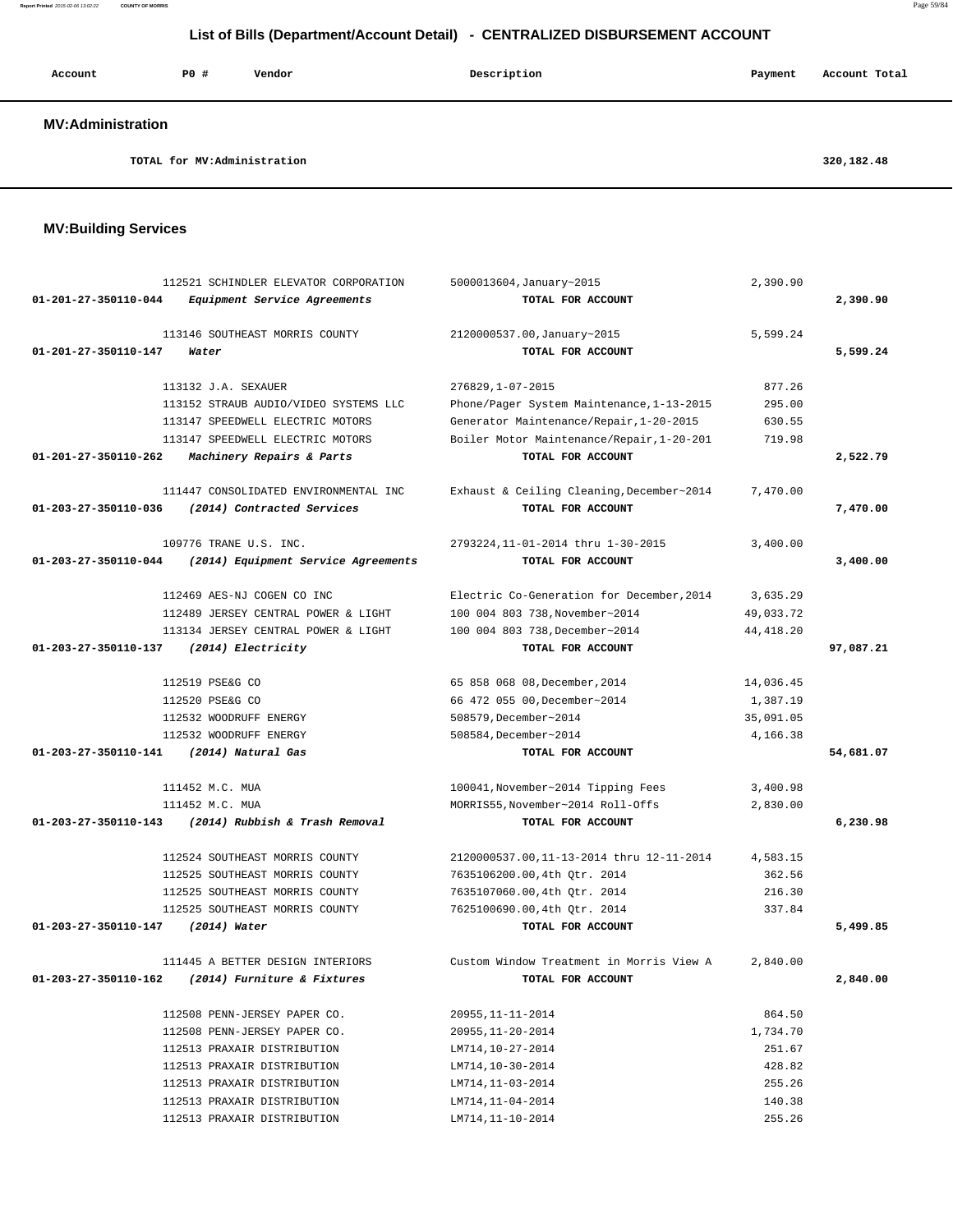## List of Bills (Department/Account Detail) - CENTRALIZED DISBURSEMENT ACCOUNT

| Account | PO # | Vendor | Description | Payment | Account Total |
|---|---|---|---|---|---|

### MV:Administration

| | | | | | |
|---|---|---|---|---|---|
| TOTAL for MV:Administration | | | | | 320,182.48 |

### MV:Building Services

| Account | PO # | Vendor | Description | Payment | Account Total |
|---|---|---|---|---|---|
| | 112521 | SCHINDLER ELEVATOR CORPORATION | 5000013604,January~2015 | 2,390.90 | |
| 01-201-27-350110-044 | | *Equipment Service Agreements* | TOTAL FOR ACCOUNT | | 2,390.90 |
| | 113146 | SOUTHEAST MORRIS COUNTY | 2120000537.00,January~2015 | 5,599.24 | |
| 01-201-27-350110-147 | | *Water* | TOTAL FOR ACCOUNT | | 5,599.24 |
| | 113132 | J.A. SEXAUER | 276829,1-07-2015 | 877.26 | |
| | 113152 | STRAUB AUDIO/VIDEO SYSTEMS LLC | Phone/Pager System Maintenance,1-13-2015 | 295.00 | |
| | 113147 | SPEEDWELL ELECTRIC MOTORS | Generator Maintenance/Repair,1-20-2015 | 630.55 | |
| | 113147 | SPEEDWELL ELECTRIC MOTORS | Boiler Motor Maintenance/Repair,1-20-201 | 719.98 | |
| 01-201-27-350110-262 | | *Machinery Repairs & Parts* | TOTAL FOR ACCOUNT | | 2,522.79 |
| | 111447 | CONSOLIDATED ENVIRONMENTAL INC | Exhaust & Ceiling Cleaning,December~2014 | 7,470.00 | |
| 01-203-27-350110-036 | | *(2014) Contracted Services* | TOTAL FOR ACCOUNT | | 7,470.00 |
| | 109776 | TRANE U.S. INC. | 2793224,11-01-2014 thru 1-30-2015 | 3,400.00 | |
| 01-203-27-350110-044 | | *(2014) Equipment Service Agreements* | TOTAL FOR ACCOUNT | | 3,400.00 |
| | 112469 | AES-NJ COGEN CO INC | Electric Co-Generation for December,2014 | 3,635.29 | |
| | 112489 | JERSEY CENTRAL POWER & LIGHT | 100 004 803 738,November~2014 | 49,033.72 | |
| | 113134 | JERSEY CENTRAL POWER & LIGHT | 100 004 803 738,December~2014 | 44,418.20 | |
| 01-203-27-350110-137 | | *(2014) Electricity* | TOTAL FOR ACCOUNT | | 97,087.21 |
| | 112519 | PSE&G CO | 65 858 068 08,December,2014 | 14,036.45 | |
| | 112520 | PSE&G CO | 66 472 055 00,December~2014 | 1,387.19 | |
| | 112532 | WOODRUFF ENERGY | 508579,December~2014 | 35,091.05 | |
| | 112532 | WOODRUFF ENERGY | 508584,December~2014 | 4,166.38 | |
| 01-203-27-350110-141 | | *(2014) Natural Gas* | TOTAL FOR ACCOUNT | | 54,681.07 |
| | 111452 | M.C. MUA | 100041,November~2014 Tipping Fees | 3,400.98 | |
| | 111452 | M.C. MUA | MORRIS55,November~2014 Roll-Offs | 2,830.00 | |
| 01-203-27-350110-143 | | *(2014) Rubbish & Trash Removal* | TOTAL FOR ACCOUNT | | 6,230.98 |
| | 112524 | SOUTHEAST MORRIS COUNTY | 2120000537.00,11-13-2014 thru 12-11-2014 | 4,583.15 | |
| | 112525 | SOUTHEAST MORRIS COUNTY | 7635106200.00,4th Qtr. 2014 | 362.56 | |
| | 112525 | SOUTHEAST MORRIS COUNTY | 7635107060.00,4th Qtr. 2014 | 216.30 | |
| | 112525 | SOUTHEAST MORRIS COUNTY | 7625100690.00,4th Qtr. 2014 | 337.84 | |
| 01-203-27-350110-147 | | *(2014) Water* | TOTAL FOR ACCOUNT | | 5,499.85 |
| | 111445 | A BETTER DESIGN INTERIORS | Custom Window Treatment in Morris View A | 2,840.00 | |
| 01-203-27-350110-162 | | *(2014) Furniture & Fixtures* | TOTAL FOR ACCOUNT | | 2,840.00 |
| | 112508 | PENN-JERSEY PAPER CO. | 20955,11-11-2014 | 864.50 | |
| | 112508 | PENN-JERSEY PAPER CO. | 20955,11-20-2014 | 1,734.70 | |
| | 112513 | PRAXAIR DISTRIBUTION | LM714,10-27-2014 | 251.67 | |
| | 112513 | PRAXAIR DISTRIBUTION | LM714,10-30-2014 | 428.82 | |
| | 112513 | PRAXAIR DISTRIBUTION | LM714,11-03-2014 | 255.26 | |
| | 112513 | PRAXAIR DISTRIBUTION | LM714,11-04-2014 | 140.38 | |
| | 112513 | PRAXAIR DISTRIBUTION | LM714,11-10-2014 | 255.26 | |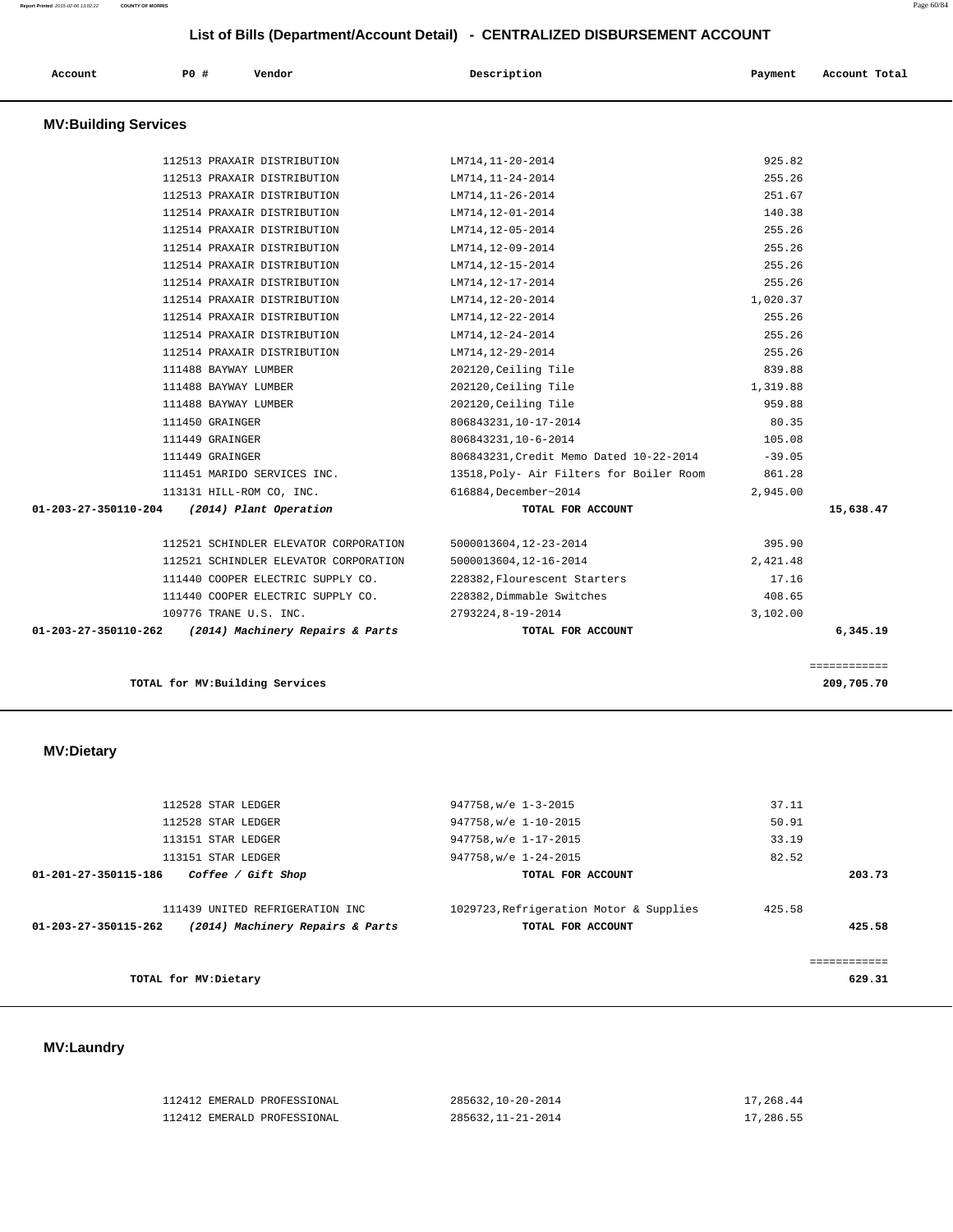## List of Bills (Department/Account Detail) - CENTRALIZED DISBURSEMENT ACCOUNT

| Account | PO # | Vendor | Description | Payment | Account Total |
|---|---|---|---|---|---|

### MV:Building Services

| Account | PO # | Vendor | Description | Payment | Account Total |
|---|---|---|---|---|---|
| | 112513 | PRAXAIR DISTRIBUTION | LM714,11-20-2014 | 925.82 | |
| | 112513 | PRAXAIR DISTRIBUTION | LM714,11-24-2014 | 255.26 | |
| | 112513 | PRAXAIR DISTRIBUTION | LM714,11-26-2014 | 251.67 | |
| | 112514 | PRAXAIR DISTRIBUTION | LM714,12-01-2014 | 140.38 | |
| | 112514 | PRAXAIR DISTRIBUTION | LM714,12-05-2014 | 255.26 | |
| | 112514 | PRAXAIR DISTRIBUTION | LM714,12-09-2014 | 255.26 | |
| | 112514 | PRAXAIR DISTRIBUTION | LM714,12-15-2014 | 255.26 | |
| | 112514 | PRAXAIR DISTRIBUTION | LM714,12-17-2014 | 255.26 | |
| | 112514 | PRAXAIR DISTRIBUTION | LM714,12-20-2014 | 1,020.37 | |
| | 112514 | PRAXAIR DISTRIBUTION | LM714,12-22-2014 | 255.26 | |
| | 112514 | PRAXAIR DISTRIBUTION | LM714,12-24-2014 | 255.26 | |
| | 112514 | PRAXAIR DISTRIBUTION | LM714,12-29-2014 | 255.26 | |
| | 111488 | BAYWAY LUMBER | 202120,Ceiling Tile | 839.88 | |
| | 111488 | BAYWAY LUMBER | 202120,Ceiling Tile | 1,319.88 | |
| | 111488 | BAYWAY LUMBER | 202120,Ceiling Tile | 959.88 | |
| | 111450 | GRAINGER | 806843231,10-17-2014 | 80.35 | |
| | 111449 | GRAINGER | 806843231,10-6-2014 | 105.08 | |
| | 111449 | GRAINGER | 806843231,Credit Memo Dated 10-22-2014 | -39.05 | |
| | 111451 | MARIDO SERVICES INC. | 13518,Poly- Air Filters for Boiler Room | 861.28 | |
| | 113131 | HILL-ROM CO, INC. | 616884,December~2014 | 2,945.00 | |
| **01-203-27-350110-204** | ***(2014) Plant Operation*** | | **TOTAL FOR ACCOUNT** | | **15,638.47** |
| | 112521 | SCHINDLER ELEVATOR CORPORATION | 5000013604,12-23-2014 | 395.90 | |
| | 112521 | SCHINDLER ELEVATOR CORPORATION | 5000013604,12-16-2014 | 2,421.48 | |
| | 111440 | COOPER ELECTRIC SUPPLY CO. | 228382,Flourescent Starters | 17.16 | |
| | 111440 | COOPER ELECTRIC SUPPLY CO. | 228382,Dimmable Switches | 408.65 | |
| | 109776 | TRANE U.S. INC. | 2793224,8-19-2014 | 3,102.00 | |
| **01-203-27-350110-262** | ***(2014) Machinery Repairs & Parts*** | | **TOTAL FOR ACCOUNT** | | **6,345.19** |
| | | | | | ============ |
| | **TOTAL for MV:Building Services** | | | | **209,705.70** |

### MV:Dietary

| Account | PO # | Vendor | Description | Payment | Account Total |
|---|---|---|---|---|---|
| | 112528 | STAR LEDGER | 947758,w/e 1-3-2015 | 37.11 | |
| | 112528 | STAR LEDGER | 947758,w/e 1-10-2015 | 50.91 | |
| | 113151 | STAR LEDGER | 947758,w/e 1-17-2015 | 33.19 | |
| | 113151 | STAR LEDGER | 947758,w/e 1-24-2015 | 82.52 | |
| **01-201-27-350115-186** | ***Coffee / Gift Shop*** | | **TOTAL FOR ACCOUNT** | | **203.73** |
| | 111439 | UNITED REFRIGERATION INC | 1029723,Refrigeration Motor & Supplies | 425.58 | |
| **01-203-27-350115-262** | ***(2014) Machinery Repairs & Parts*** | | **TOTAL FOR ACCOUNT** | | **425.58** |
| | | | | | ============ |
| | **TOTAL for MV:Dietary** | | | | **629.31** |

### MV:Laundry

| Account | PO # | Vendor | Description | Payment | Account Total |
|---|---|---|---|---|---|
| | 112412 | EMERALD PROFESSIONAL | 285632,10-20-2014 | 17,268.44 | |
| | 112412 | EMERALD PROFESSIONAL | 285632,11-21-2014 | 17,286.55 | |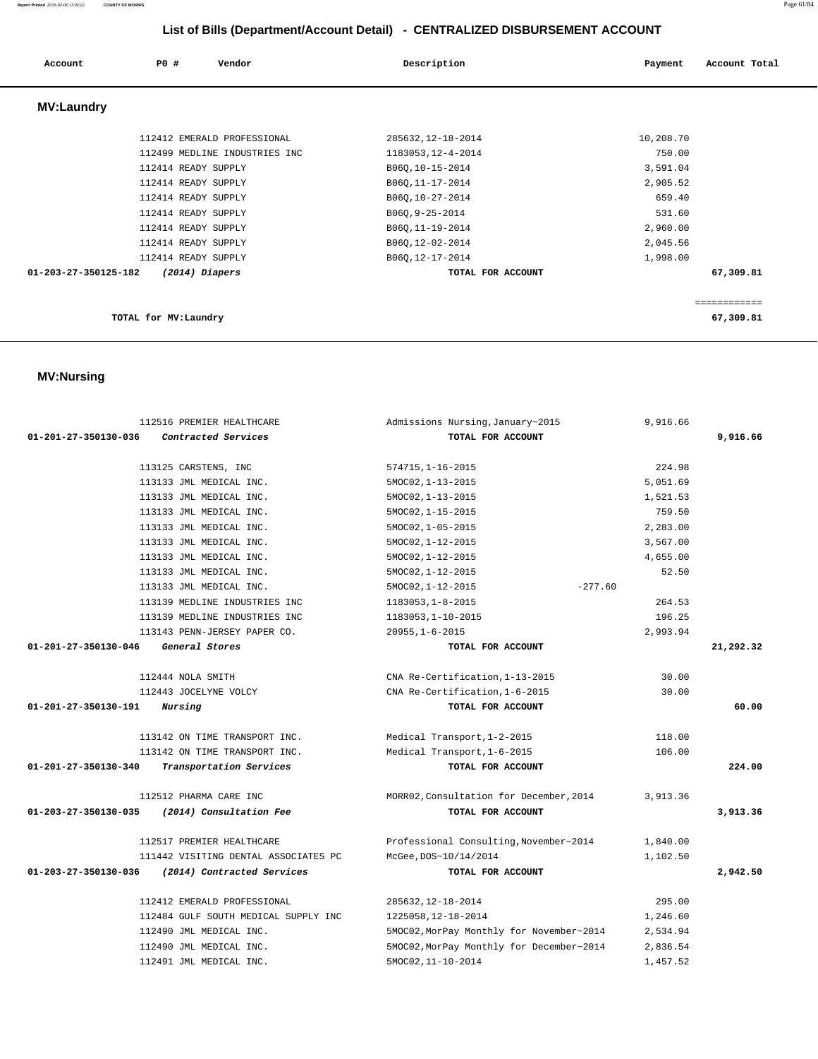# List of Bills (Department/Account Detail) - CENTRALIZED DISBURSEMENT ACCOUNT

| Account | PO # | Vendor | Description | Payment | Account Total |
|---|---|---|---|---|---|

## MV:Laundry

| Account | PO # | Vendor | Description | Payment | Account Total |
|---|---|---|---|---|---|
| | 112412 | EMERALD PROFESSIONAL | 285632,12-18-2014 | 10,208.70 | |
| | 112499 | MEDLINE INDUSTRIES INC | 1183053,12-4-2014 | 750.00 | |
| | 112414 | READY SUPPLY | B06Q,10-15-2014 | 3,591.04 | |
| | 112414 | READY SUPPLY | B06Q,11-17-2014 | 2,905.52 | |
| | 112414 | READY SUPPLY | B06Q,10-27-2014 | 659.40 | |
| | 112414 | READY SUPPLY | B06Q,9-25-2014 | 531.60 | |
| | 112414 | READY SUPPLY | B06Q,11-19-2014 | 2,960.00 | |
| | 112414 | READY SUPPLY | B06Q,12-02-2014 | 2,045.56 | |
| | 112414 | READY SUPPLY | B06Q,12-17-2014 | 1,998.00 | |
| **01-203-27-350125-182** | | ***(2014) Diapers*** | **TOTAL FOR ACCOUNT** | | **67,309.81** |

| | |
|---|---|
| **TOTAL for MV:Laundry** | ============ **67,309.81** |

## MV:Nursing

| Account | PO # | Vendor | Description | Payment | Account Total |
|---|---|---|---|---|---|
| | 112516 | PREMIER HEALTHCARE | Admissions Nursing,January~2015 | 9,916.66 | |
| **01-201-27-350130-036** | | ***Contracted Services*** | **TOTAL FOR ACCOUNT** | | **9,916.66** |
| | 113125 | CARSTENS, INC | 574715,1-16-2015 | 224.98 | |
| | 113133 | JML MEDICAL INC. | 5MOC02,1-13-2015 | 5,051.69 | |
| | 113133 | JML MEDICAL INC. | 5MOC02,1-13-2015 | 1,521.53 | |
| | 113133 | JML MEDICAL INC. | 5MOC02,1-15-2015 | 759.50 | |
| | 113133 | JML MEDICAL INC. | 5MOC02,1-05-2015 | 2,283.00 | |
| | 113133 | JML MEDICAL INC. | 5MOC02,1-12-2015 | 3,567.00 | |
| | 113133 | JML MEDICAL INC. | 5MOC02,1-12-2015 | 4,655.00 | |
| | 113133 | JML MEDICAL INC. | 5MOC02,1-12-2015 | 52.50 | |
| | 113133 | JML MEDICAL INC. | 5MOC02,1-12-2015 -277.60 | | |
| | 113139 | MEDLINE INDUSTRIES INC | 1183053,1-8-2015 | 264.53 | |
| | 113139 | MEDLINE INDUSTRIES INC | 1183053,1-10-2015 | 196.25 | |
| | 113143 | PENN-JERSEY PAPER CO. | 20955,1-6-2015 | 2,993.94 | |
| **01-201-27-350130-046** | | ***General Stores*** | **TOTAL FOR ACCOUNT** | | **21,292.32** |
| | 112444 | NOLA SMITH | CNA Re-Certification,1-13-2015 | 30.00 | |
| | 112443 | JOCELYNE VOLCY | CNA Re-Certification,1-6-2015 | 30.00 | |
| **01-201-27-350130-191** | | ***Nursing*** | **TOTAL FOR ACCOUNT** | | **60.00** |
| | 113142 | ON TIME TRANSPORT INC. | Medical Transport,1-2-2015 | 118.00 | |
| | 113142 | ON TIME TRANSPORT INC. | Medical Transport,1-6-2015 | 106.00 | |
| **01-201-27-350130-340** | | ***Transportation Services*** | **TOTAL FOR ACCOUNT** | | **224.00** |
| | 112512 | PHARMA CARE INC | MORR02,Consultation for December,2014 | 3,913.36 | |
| **01-203-27-350130-035** | | ***(2014) Consultation Fee*** | **TOTAL FOR ACCOUNT** | | **3,913.36** |
| | 112517 | PREMIER HEALTHCARE | Professional Consulting,November~2014 | 1,840.00 | |
| | 111442 | VISITING DENTAL ASSOCIATES PC | McGee,DOS~10/14/2014 | 1,102.50 | |
| **01-203-27-350130-036** | | ***(2014) Contracted Services*** | **TOTAL FOR ACCOUNT** | | **2,942.50** |
| | 112412 | EMERALD PROFESSIONAL | 285632,12-18-2014 | 295.00 | |
| | 112484 | GULF SOUTH MEDICAL SUPPLY INC | 1225058,12-18-2014 | 1,246.60 | |
| | 112490 | JML MEDICAL INC. | 5MOC02,MorPay Monthly for November~2014 | 2,534.94 | |
| | 112490 | JML MEDICAL INC. | 5MOC02,MorPay Monthly for December~2014 | 2,836.54 | |
| | 112491 | JML MEDICAL INC. | 5MOC02,11-10-2014 | 1,457.52 | |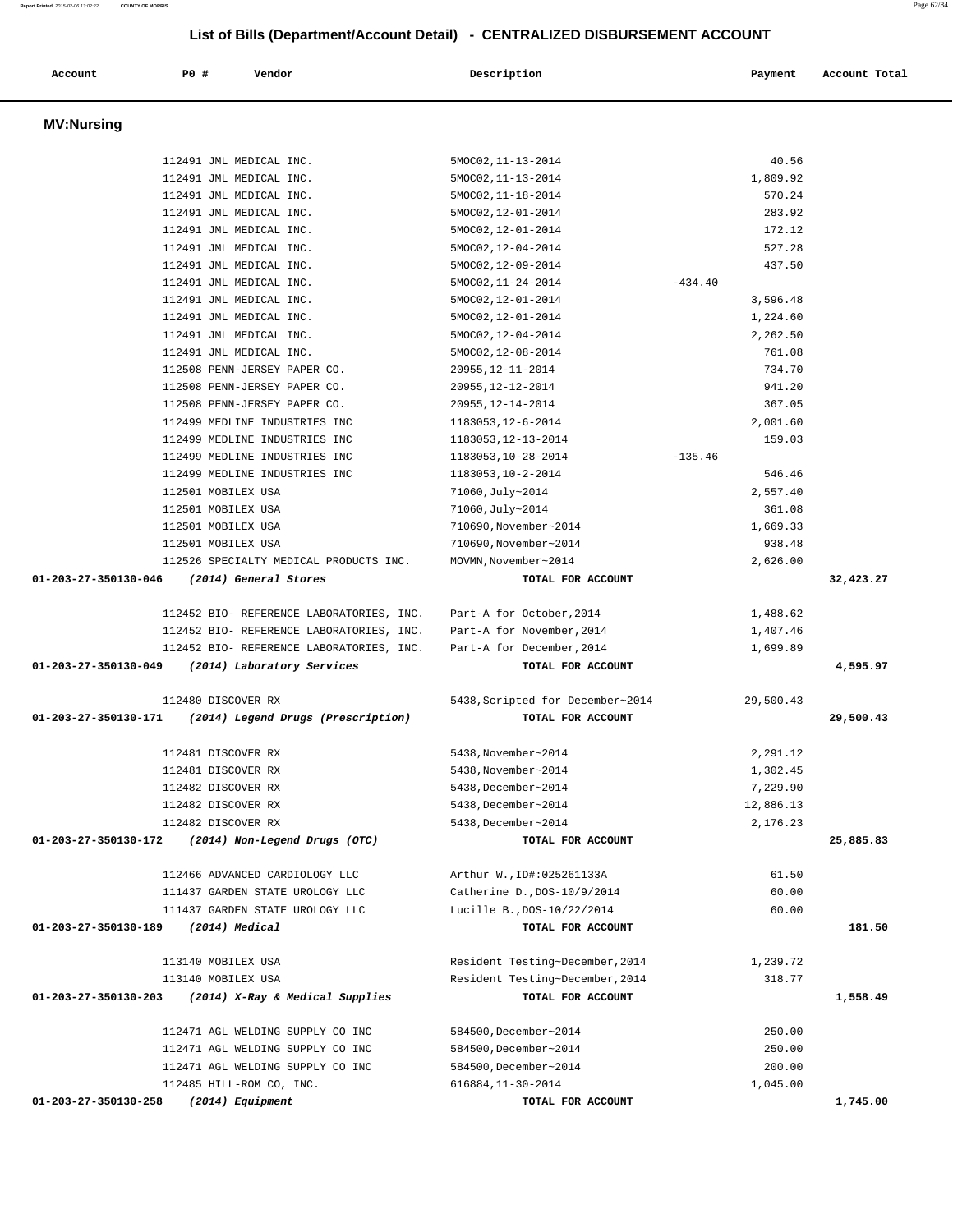## List of Bills (Department/Account Detail) - CENTRALIZED DISBURSEMENT ACCOUNT

| Account | PO # | Vendor | Description | Payment | Account Total |
|---|---|---|---|---|---|

### MV:Nursing

| Account | PO # | Vendor | Description | Payment | Account Total |
|---|---|---|---|---|---|
| | 112491 | JML MEDICAL INC. | 5MOC02,11-13-2014 | 40.56 | |
| | 112491 | JML MEDICAL INC. | 5MOC02,11-13-2014 | 1,809.92 | |
| | 112491 | JML MEDICAL INC. | 5MOC02,11-18-2014 | 570.24 | |
| | 112491 | JML MEDICAL INC. | 5MOC02,12-01-2014 | 283.92 | |
| | 112491 | JML MEDICAL INC. | 5MOC02,12-01-2014 | 172.12 | |
| | 112491 | JML MEDICAL INC. | 5MOC02,12-04-2014 | 527.28 | |
| | 112491 | JML MEDICAL INC. | 5MOC02,12-09-2014 | 437.50 | |
| | 112491 | JML MEDICAL INC. | 5MOC02,11-24-2014 | -434.40 | |
| | 112491 | JML MEDICAL INC. | 5MOC02,12-01-2014 | 3,596.48 | |
| | 112491 | JML MEDICAL INC. | 5MOC02,12-01-2014 | 1,224.60 | |
| | 112491 | JML MEDICAL INC. | 5MOC02,12-04-2014 | 2,262.50 | |
| | 112491 | JML MEDICAL INC. | 5MOC02,12-08-2014 | 761.08 | |
| | 112508 | PENN-JERSEY PAPER CO. | 20955,12-11-2014 | 734.70 | |
| | 112508 | PENN-JERSEY PAPER CO. | 20955,12-12-2014 | 941.20 | |
| | 112508 | PENN-JERSEY PAPER CO. | 20955,12-14-2014 | 367.05 | |
| | 112499 | MEDLINE INDUSTRIES INC | 1183053,12-6-2014 | 2,001.60 | |
| | 112499 | MEDLINE INDUSTRIES INC | 1183053,12-13-2014 | 159.03 | |
| | 112499 | MEDLINE INDUSTRIES INC | 1183053,10-28-2014 | -135.46 | |
| | 112499 | MEDLINE INDUSTRIES INC | 1183053,10-2-2014 | 546.46 | |
| | 112501 | MOBILEX USA | 71060,July~2014 | 2,557.40 | |
| | 112501 | MOBILEX USA | 71060,July~2014 | 361.08 | |
| | 112501 | MOBILEX USA | 710690,November~2014 | 1,669.33 | |
| | 112501 | MOBILEX USA | 710690,November~2014 | 938.48 | |
| | 112526 | SPECIALTY MEDICAL PRODUCTS INC. | MOVMN,November~2014 | 2,626.00 | |
| **01-203-27-350130-046** | | ***(2014) General Stores*** | **TOTAL FOR ACCOUNT** | | **32,423.27** |
| | 112452 | BIO- REFERENCE LABORATORIES, INC. | Part-A for October,2014 | 1,488.62 | |
| | 112452 | BIO- REFERENCE LABORATORIES, INC. | Part-A for November,2014 | 1,407.46 | |
| | 112452 | BIO- REFERENCE LABORATORIES, INC. | Part-A for December,2014 | 1,699.89 | |
| **01-203-27-350130-049** | | ***(2014) Laboratory Services*** | **TOTAL FOR ACCOUNT** | | **4,595.97** |
| | 112480 | DISCOVER RX | 5438,Scripted for December~2014 | 29,500.43 | |
| **01-203-27-350130-171** | | ***(2014) Legend Drugs (Prescription)*** | **TOTAL FOR ACCOUNT** | | **29,500.43** |
| | 112481 | DISCOVER RX | 5438,November~2014 | 2,291.12 | |
| | 112481 | DISCOVER RX | 5438,November~2014 | 1,302.45 | |
| | 112482 | DISCOVER RX | 5438,December~2014 | 7,229.90 | |
| | 112482 | DISCOVER RX | 5438,December~2014 | 12,886.13 | |
| | 112482 | DISCOVER RX | 5438,December~2014 | 2,176.23 | |
| **01-203-27-350130-172** | | ***(2014) Non-Legend Drugs (OTC)*** | **TOTAL FOR ACCOUNT** | | **25,885.83** |
| | 112466 | ADVANCED CARDIOLOGY LLC | Arthur W.,ID#:025261133A | 61.50 | |
| | 111437 | GARDEN STATE UROLOGY LLC | Catherine D.,DOS-10/9/2014 | 60.00 | |
| | 111437 | GARDEN STATE UROLOGY LLC | Lucille B.,DOS-10/22/2014 | 60.00 | |
| **01-203-27-350130-189** | | ***(2014) Medical*** | **TOTAL FOR ACCOUNT** | | **181.50** |
| | 113140 | MOBILEX USA | Resident Testing~December,2014 | 1,239.72 | |
| | 113140 | MOBILEX USA | Resident Testing~December,2014 | 318.77 | |
| **01-203-27-350130-203** | | ***(2014) X-Ray & Medical Supplies*** | **TOTAL FOR ACCOUNT** | | **1,558.49** |
| | 112471 | AGL WELDING SUPPLY CO INC | 584500,December~2014 | 250.00 | |
| | 112471 | AGL WELDING SUPPLY CO INC | 584500,December~2014 | 250.00 | |
| | 112471 | AGL WELDING SUPPLY CO INC | 584500,December~2014 | 200.00 | |
| | 112485 | HILL-ROM CO, INC. | 616884,11-30-2014 | 1,045.00 | |
| **01-203-27-350130-258** | | ***(2014) Equipment*** | **TOTAL FOR ACCOUNT** | | **1,745.00** |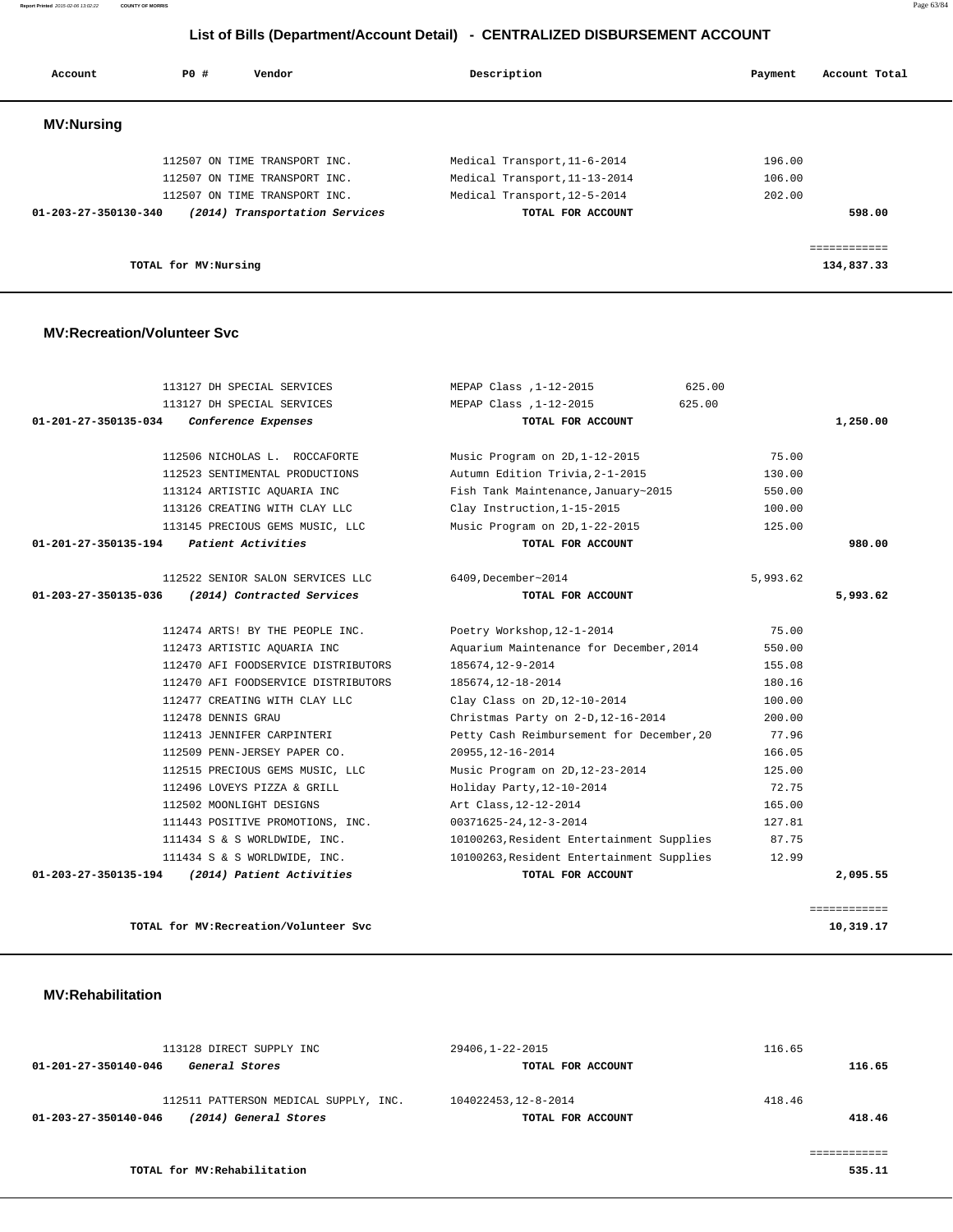## List of Bills (Department/Account Detail) - CENTRALIZED DISBURSEMENT ACCOUNT

| Account | PO # | Vendor | Description | Payment | Account Total |
|---|---|---|---|---|---|

### MV:Nursing

| Account | PO # | Vendor | Description | Payment | Account Total |
|---|---|---|---|---|---|
| | 112507 | ON TIME TRANSPORT INC. | Medical Transport,11-6-2014 | 196.00 | |
| | 112507 | ON TIME TRANSPORT INC. | Medical Transport,11-13-2014 | 106.00 | |
| | 112507 | ON TIME TRANSPORT INC. | Medical Transport,12-5-2014 | 202.00 | |
| **01-203-27-350130-340** | | ***(2014) Transportation Services*** | **TOTAL FOR ACCOUNT** | | **598.00** |
| | | | | | ============ |
| | | **TOTAL for MV:Nursing** | | | **134,837.33** |

### MV:Recreation/Volunteer Svc

| Account | PO # | Vendor | Description | Payment | Account Total |
|---|---|---|---|---|---|
| | 113127 | DH SPECIAL SERVICES | MEPAP Class ,1-12-2015 625.00 | | |
| | 113127 | DH SPECIAL SERVICES | MEPAP Class ,1-12-2015 625.00 | | |
| **01-201-27-350135-034** | | ***Conference Expenses*** | **TOTAL FOR ACCOUNT** | | **1,250.00** |
| | 112506 | NICHOLAS L. ROCCAFORTE | Music Program on 2D,1-12-2015 | 75.00 | |
| | 112523 | SENTIMENTAL PRODUCTIONS | Autumn Edition Trivia,2-1-2015 | 130.00 | |
| | 113124 | ARTISTIC AQUARIA INC | Fish Tank Maintenance,January~2015 | 550.00 | |
| | 113126 | CREATING WITH CLAY LLC | Clay Instruction,1-15-2015 | 100.00 | |
| | 113145 | PRECIOUS GEMS MUSIC, LLC | Music Program on 2D,1-22-2015 | 125.00 | |
| **01-201-27-350135-194** | | ***Patient Activities*** | **TOTAL FOR ACCOUNT** | | **980.00** |
| | 112522 | SENIOR SALON SERVICES LLC | 6409,December~2014 | 5,993.62 | |
| **01-203-27-350135-036** | | ***(2014) Contracted Services*** | **TOTAL FOR ACCOUNT** | | **5,993.62** |
| | 112474 | ARTS! BY THE PEOPLE INC. | Poetry Workshop,12-1-2014 | 75.00 | |
| | 112473 | ARTISTIC AQUARIA INC | Aquarium Maintenance for December,2014 | 550.00 | |
| | 112470 | AFI FOODSERVICE DISTRIBUTORS | 185674,12-9-2014 | 155.08 | |
| | 112470 | AFI FOODSERVICE DISTRIBUTORS | 185674,12-18-2014 | 180.16 | |
| | 112477 | CREATING WITH CLAY LLC | Clay Class on 2D,12-10-2014 | 100.00 | |
| | 112478 | DENNIS GRAU | Christmas Party on 2-D,12-16-2014 | 200.00 | |
| | 112413 | JENNIFER CARPINTERI | Petty Cash Reimbursement for December,20 | 77.96 | |
| | 112509 | PENN-JERSEY PAPER CO. | 20955,12-16-2014 | 166.05 | |
| | 112515 | PRECIOUS GEMS MUSIC, LLC | Music Program on 2D,12-23-2014 | 125.00 | |
| | 112496 | LOVEYS PIZZA & GRILL | Holiday Party,12-10-2014 | 72.75 | |
| | 112502 | MOONLIGHT DESIGNS | Art Class,12-12-2014 | 165.00 | |
| | 111443 | POSITIVE PROMOTIONS, INC. | 00371625-24,12-3-2014 | 127.81 | |
| | 111434 | S & S WORLDWIDE, INC. | 10100263,Resident Entertainment Supplies | 87.75 | |
| | 111434 | S & S WORLDWIDE, INC. | 10100263,Resident Entertainment Supplies | 12.99 | |
| **01-203-27-350135-194** | | ***(2014) Patient Activities*** | **TOTAL FOR ACCOUNT** | | **2,095.55** |
| | | | | | ============ |
| | | **TOTAL for MV:Recreation/Volunteer Svc** | | | **10,319.17** |

### MV:Rehabilitation

| Account | PO # | Vendor | Description | Payment | Account Total |
|---|---|---|---|---|---|
| | 113128 | DIRECT SUPPLY INC | 29406,1-22-2015 | 116.65 | |
| **01-201-27-350140-046** | | ***General Stores*** | **TOTAL FOR ACCOUNT** | | **116.65** |
| | 112511 | PATTERSON MEDICAL SUPPLY, INC. | 104022453,12-8-2014 | 418.46 | |
| **01-203-27-350140-046** | | ***(2014) General Stores*** | **TOTAL FOR ACCOUNT** | | **418.46** |
| | | | | | ============ |
| | | **TOTAL for MV:Rehabilitation** | | | **535.11** |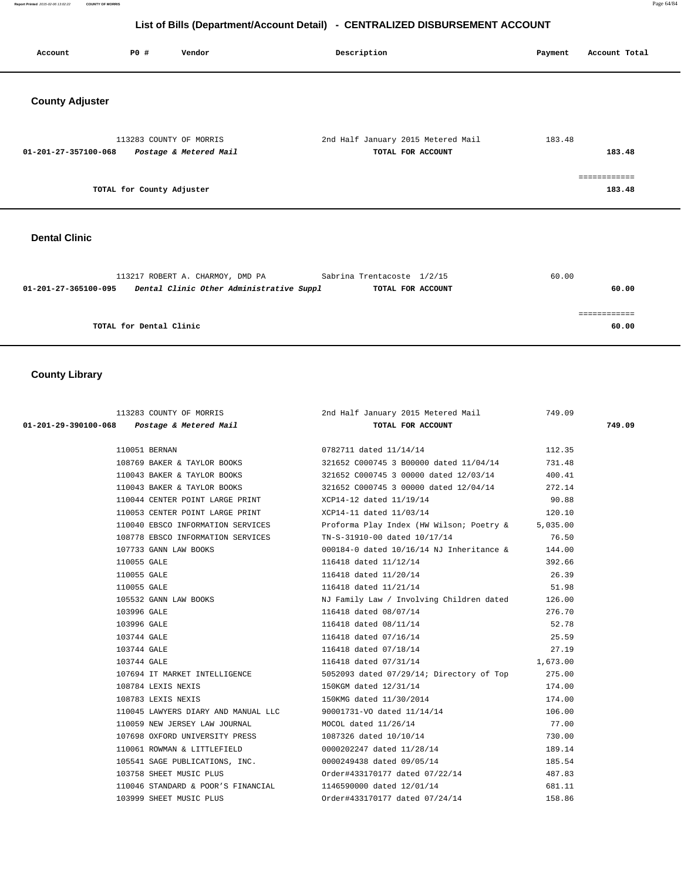# List of Bills (Department/Account Detail) - CENTRALIZED DISBURSEMENT ACCOUNT

| Account | PO # | Vendor | Description | Payment | Account Total |
|---|---|---|---|---|---|

## County Adjuster

| Account | PO # | Vendor | Description | Payment | Account Total |
|---|---|---|---|---|---|
| | 113283 | COUNTY OF MORRIS | 2nd Half January 2015 Metered Mail | 183.48 | |
| **01-201-27-357100-068** | | *Postage & Metered Mail* | **TOTAL FOR ACCOUNT** | | **183.48** |
| | | | | | ============ |
| | | **TOTAL for County Adjuster** | | | **183.48** |

## Dental Clinic

| Account | PO # | Vendor | Description | Payment | Account Total |
|---|---|---|---|---|---|
| | 113217 | ROBERT A. CHARMOY, DMD PA | Sabrina Trentacoste 1/2/15 | 60.00 | |
| **01-201-27-365100-095** | | *Dental Clinic Other Administrative Suppl* | **TOTAL FOR ACCOUNT** | | **60.00** |
| | | | | | ============ |
| | | **TOTAL for Dental Clinic** | | | **60.00** |

## County Library

| Account | PO # | Vendor | Description | Payment | Account Total |
|---|---|---|---|---|---|
| | 113283 | COUNTY OF MORRIS | 2nd Half January 2015 Metered Mail | 749.09 | |
| **01-201-29-390100-068** | | *Postage & Metered Mail* | **TOTAL FOR ACCOUNT** | | **749.09** |
| | 110051 | BERNAN | 0782711 dated 11/14/14 | 112.35 | |
| | 108769 | BAKER & TAYLOR BOOKS | 321652 C000745 3 B00000 dated 11/04/14 | 731.48 | |
| | 110043 | BAKER & TAYLOR BOOKS | 321652 C000745 3 00000 dated 12/03/14 | 400.41 | |
| | 110043 | BAKER & TAYLOR BOOKS | 321652 C000745 3 00000 dated 12/04/14 | 272.14 | |
| | 110044 | CENTER POINT LARGE PRINT | XCP14-12 dated 11/19/14 | 90.88 | |
| | 110053 | CENTER POINT LARGE PRINT | XCP14-11 dated 11/03/14 | 120.10 | |
| | 110040 | EBSCO INFORMATION SERVICES | Proforma Play Index (HW Wilson; Poetry & | 5,035.00 | |
| | 108778 | EBSCO INFORMATION SERVICES | TN-S-31910-00 dated 10/17/14 | 76.50 | |
| | 107733 | GANN LAW BOOKS | 000184-0 dated 10/16/14 NJ Inheritance & | 144.00 | |
| | 110055 | GALE | 116418 dated 11/12/14 | 392.66 | |
| | 110055 | GALE | 116418 dated 11/20/14 | 26.39 | |
| | 110055 | GALE | 116418 dated 11/21/14 | 51.98 | |
| | 105532 | GANN LAW BOOKS | NJ Family Law / Involving Children dated | 126.00 | |
| | 103996 | GALE | 116418 dated 08/07/14 | 276.70 | |
| | 103996 | GALE | 116418 dated 08/11/14 | 52.78 | |
| | 103744 | GALE | 116418 dated 07/16/14 | 25.59 | |
| | 103744 | GALE | 116418 dated 07/18/14 | 27.19 | |
| | 103744 | GALE | 116418 dated 07/31/14 | 1,673.00 | |
| | 107694 | IT MARKET INTELLIGENCE | 5052093 dated 07/29/14; Directory of Top | 275.00 | |
| | 108784 | LEXIS NEXIS | 150KGM dated 12/31/14 | 174.00 | |
| | 108783 | LEXIS NEXIS | 150KMG dated 11/30/2014 | 174.00 | |
| | 110045 | LAWYERS DIARY AND MANUAL LLC | 90001731-VO dated 11/14/14 | 106.00 | |
| | 110059 | NEW JERSEY LAW JOURNAL | MOCOL dated 11/26/14 | 77.00 | |
| | 107698 | OXFORD UNIVERSITY PRESS | 1087326 dated 10/10/14 | 730.00 | |
| | 110061 | ROWMAN & LITTLEFIELD | 0000202247 dated 11/28/14 | 189.14 | |
| | 105541 | SAGE PUBLICATIONS, INC. | 0000249438 dated 09/05/14 | 185.54 | |
| | 103758 | SHEET MUSIC PLUS | Order#433170177 dated 07/22/14 | 487.83 | |
| | 110046 | STANDARD & POOR'S FINANCIAL | 1146590000 dated 12/01/14 | 681.11 | |
| | 103999 | SHEET MUSIC PLUS | Order#433170177 dated 07/24/14 | 158.86 | |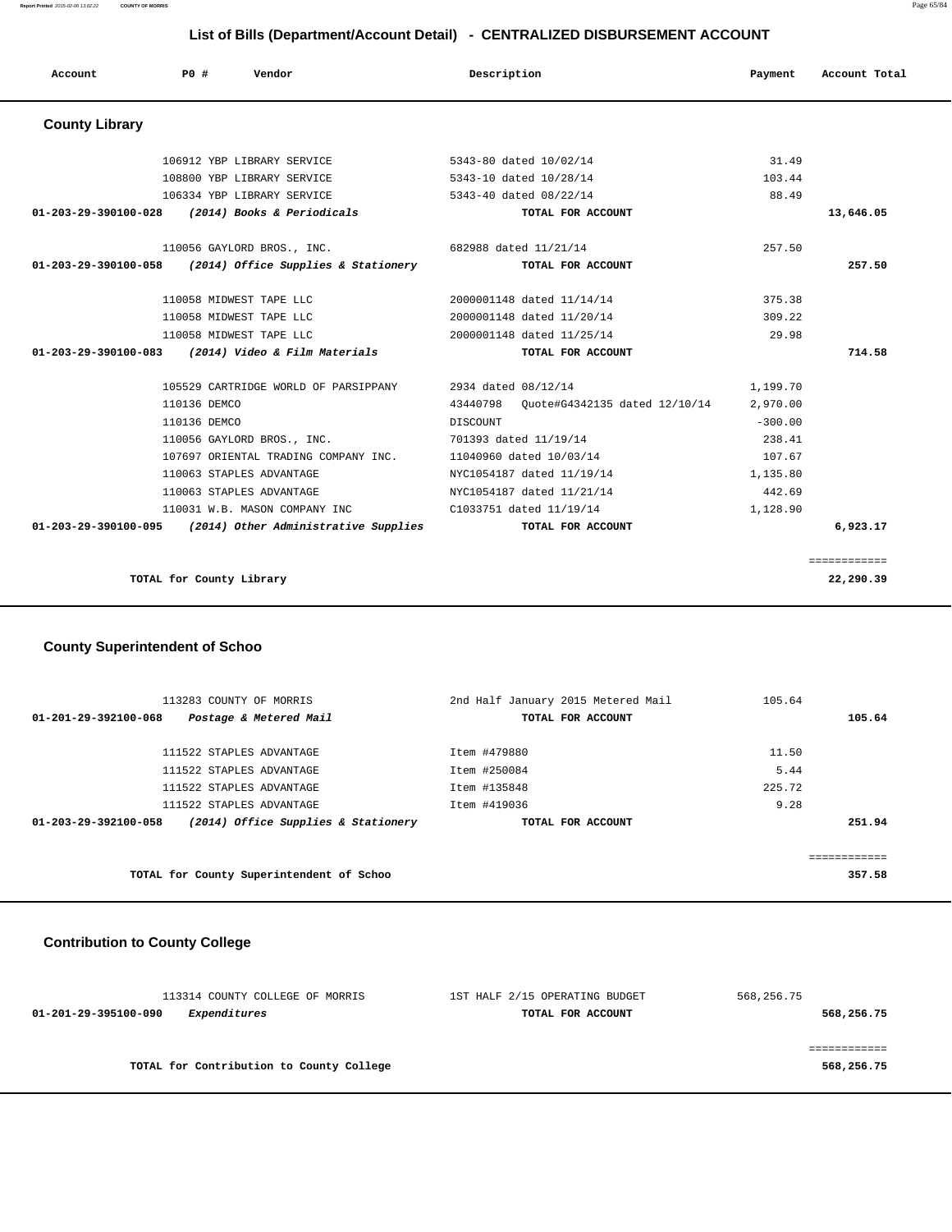# List of Bills (Department/Account Detail) - CENTRALIZED DISBURSEMENT ACCOUNT

| Account | PO # | Vendor | Description | Payment | Account Total |
|---|---|---|---|---|---|

## County Library

| Account | PO # | Vendor | Description | Payment | Account Total |
|---|---|---|---|---|---|
| | 106912 | YBP LIBRARY SERVICE | 5343-80 dated 10/02/14 | 31.49 | |
| | 108800 | YBP LIBRARY SERVICE | 5343-10 dated 10/28/14 | 103.44 | |
| | 106334 | YBP LIBRARY SERVICE | 5343-40 dated 08/22/14 | 88.49 | |
| **01-203-29-390100-028** | | ***(2014) Books & Periodicals*** | **TOTAL FOR ACCOUNT** | | **13,646.05** |
| | 110056 | GAYLORD BROS., INC. | 682988 dated 11/21/14 | 257.50 | |
| **01-203-29-390100-058** | | ***(2014) Office Supplies & Stationery*** | **TOTAL FOR ACCOUNT** | | **257.50** |
| | 110058 | MIDWEST TAPE LLC | 2000001148 dated 11/14/14 | 375.38 | |
| | 110058 | MIDWEST TAPE LLC | 2000001148 dated 11/20/14 | 309.22 | |
| | 110058 | MIDWEST TAPE LLC | 2000001148 dated 11/25/14 | 29.98 | |
| **01-203-29-390100-083** | | ***(2014) Video & Film Materials*** | **TOTAL FOR ACCOUNT** | | **714.58** |
| | 105529 | CARTRIDGE WORLD OF PARSIPPANY | 2934 dated 08/12/14 | 1,199.70 | |
| | 110136 | DEMCO | 43440798 Quote#G4342135 dated 12/10/14 | 2,970.00 | |
| | 110136 | DEMCO | DISCOUNT | -300.00 | |
| | 110056 | GAYLORD BROS., INC. | 701393 dated 11/19/14 | 238.41 | |
| | 107697 | ORIENTAL TRADING COMPANY INC. | 11040960 dated 10/03/14 | 107.67 | |
| | 110063 | STAPLES ADVANTAGE | NYC1054187 dated 11/19/14 | 1,135.80 | |
| | 110063 | STAPLES ADVANTAGE | NYC1054187 dated 11/21/14 | 442.69 | |
| | 110031 | W.B. MASON COMPANY INC | C1033751 dated 11/19/14 | 1,128.90 | |
| **01-203-29-390100-095** | | ***(2014) Other Administrative Supplies*** | **TOTAL FOR ACCOUNT** | | **6,923.17** |
| | | **TOTAL for County Library** | | | **22,290.39** |

## County Superintendent of Schoo

| Account | PO # | Vendor | Description | Payment | Account Total |
|---|---|---|---|---|---|
| | 113283 | COUNTY OF MORRIS | 2nd Half January 2015 Metered Mail | 105.64 | |
| **01-201-29-392100-068** | | ***Postage & Metered Mail*** | **TOTAL FOR ACCOUNT** | | **105.64** |
| | 111522 | STAPLES ADVANTAGE | Item #479880 | 11.50 | |
| | 111522 | STAPLES ADVANTAGE | Item #250084 | 5.44 | |
| | 111522 | STAPLES ADVANTAGE | Item #135848 | 225.72 | |
| | 111522 | STAPLES ADVANTAGE | Item #419036 | 9.28 | |
| **01-203-29-392100-058** | | ***(2014) Office Supplies & Stationery*** | **TOTAL FOR ACCOUNT** | | **251.94** |
| | | **TOTAL for County Superintendent of Schoo** | | | **357.58** |

## Contribution to County College

| Account | PO # | Vendor | Description | Payment | Account Total |
|---|---|---|---|---|---|
| | 113314 | COUNTY COLLEGE OF MORRIS | 1ST HALF 2/15 OPERATING BUDGET | 568,256.75 | |
| **01-201-29-395100-090** | | ***Expenditures*** | **TOTAL FOR ACCOUNT** | | **568,256.75** |
| | | **TOTAL for Contribution to County College** | | | **568,256.75** |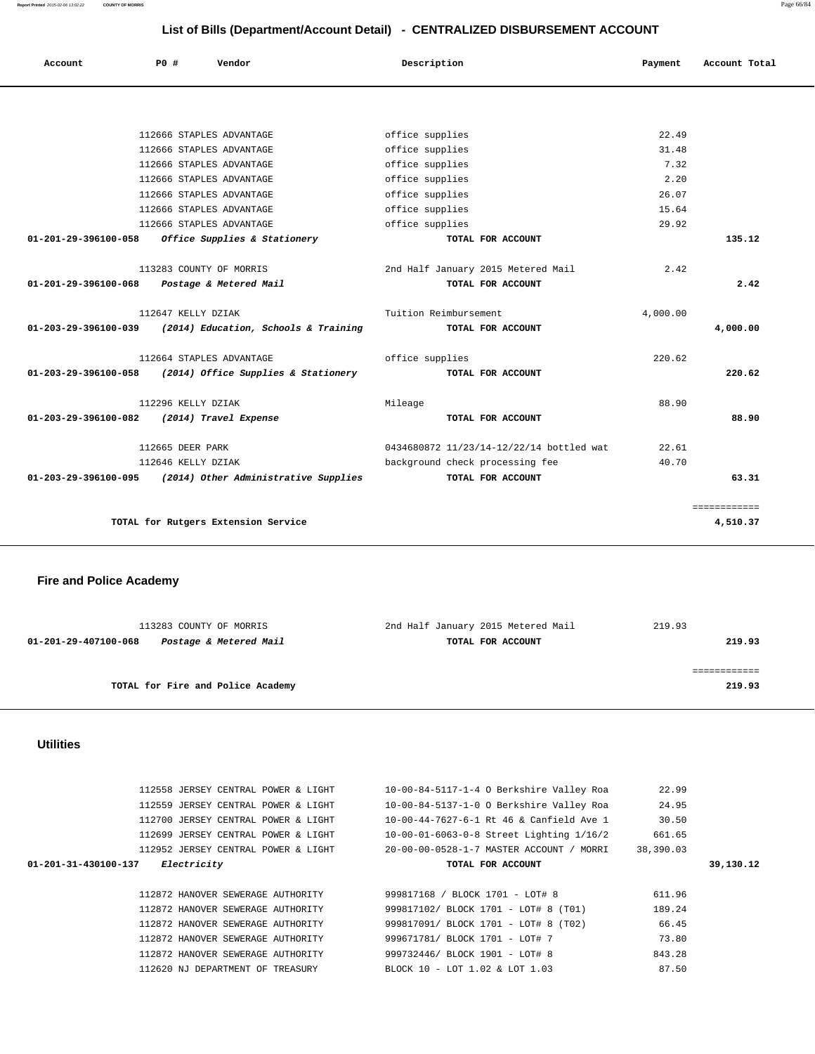# List of Bills (Department/Account Detail) - CENTRALIZED DISBURSEMENT ACCOUNT

| Account | PO # | Vendor | Description | Payment | Account Total |
|---|---|---|---|---|---|
| | 112666 | STAPLES ADVANTAGE | office supplies | 22.49 | |
| | 112666 | STAPLES ADVANTAGE | office supplies | 31.48 | |
| | 112666 | STAPLES ADVANTAGE | office supplies | 7.32 | |
| | 112666 | STAPLES ADVANTAGE | office supplies | 2.20 | |
| | 112666 | STAPLES ADVANTAGE | office supplies | 26.07 | |
| | 112666 | STAPLES ADVANTAGE | office supplies | 15.64 | |
| | 112666 | STAPLES ADVANTAGE | office supplies | 29.92 | |
| **01-201-29-396100-058** | | *Office Supplies & Stationery* | **TOTAL FOR ACCOUNT** | | **135.12** |
| | 113283 | COUNTY OF MORRIS | 2nd Half January 2015 Metered Mail | 2.42 | |
| **01-201-29-396100-068** | | *Postage & Metered Mail* | **TOTAL FOR ACCOUNT** | | **2.42** |
| | 112647 | KELLY DZIAK | Tuition Reimbursement | 4,000.00 | |
| **01-203-29-396100-039** | | *(2014) Education, Schools & Training* | **TOTAL FOR ACCOUNT** | | **4,000.00** |
| | 112664 | STAPLES ADVANTAGE | office supplies | 220.62 | |
| **01-203-29-396100-058** | | *(2014) Office Supplies & Stationery* | **TOTAL FOR ACCOUNT** | | **220.62** |
| | 112296 | KELLY DZIAK | Mileage | 88.90 | |
| **01-203-29-396100-082** | | *(2014) Travel Expense* | **TOTAL FOR ACCOUNT** | | **88.90** |
| | 112665 | DEER PARK | 0434680872 11/23/14-12/22/14 bottled wat | 22.61 | |
| | 112646 | KELLY DZIAK | background check processing fee | 40.70 | |
| **01-203-29-396100-095** | | *(2014) Other Administrative Supplies* | **TOTAL FOR ACCOUNT** | | **63.31** |
| | | | | | ============ |
| | | **TOTAL for Rutgers Extension Service** | | | **4,510.37** |

## Fire and Police Academy

| Account | PO # | Vendor | Description | Payment | Account Total |
|---|---|---|---|---|---|
| | 113283 | COUNTY OF MORRIS | 2nd Half January 2015 Metered Mail | 219.93 | |
| **01-201-29-407100-068** | | *Postage & Metered Mail* | **TOTAL FOR ACCOUNT** | | **219.93** |
| | | | | | ============ |
| | | **TOTAL for Fire and Police Academy** | | | **219.93** |

## Utilities

| Account | PO # | Vendor | Description | Payment | Account Total |
|---|---|---|---|---|---|
| | 112558 | JERSEY CENTRAL POWER & LIGHT | 10-00-84-5117-1-4 O Berkshire Valley Roa | 22.99 | |
| | 112559 | JERSEY CENTRAL POWER & LIGHT | 10-00-84-5137-1-0 O Berkshire Valley Roa | 24.95 | |
| | 112700 | JERSEY CENTRAL POWER & LIGHT | 10-00-44-7627-6-1 Rt 46 & Canfield Ave 1 | 30.50 | |
| | 112699 | JERSEY CENTRAL POWER & LIGHT | 10-00-01-6063-0-8 Street Lighting 1/16/2 | 661.65 | |
| | 112952 | JERSEY CENTRAL POWER & LIGHT | 20-00-00-0528-1-7 MASTER ACCOUNT / MORRI | 38,390.03 | |
| **01-201-31-430100-137** | | *Electricity* | **TOTAL FOR ACCOUNT** | | **39,130.12** |
| | 112872 | HANOVER SEWERAGE AUTHORITY | 999817168 / BLOCK 1701 - LOT# 8 | 611.96 | |
| | 112872 | HANOVER SEWERAGE AUTHORITY | 999817102/ BLOCK 1701 - LOT# 8 (T01) | 189.24 | |
| | 112872 | HANOVER SEWERAGE AUTHORITY | 999817091/ BLOCK 1701 - LOT# 8 (T02) | 66.45 | |
| | 112872 | HANOVER SEWERAGE AUTHORITY | 999671781/ BLOCK 1701 - LOT# 7 | 73.80 | |
| | 112872 | HANOVER SEWERAGE AUTHORITY | 999732446/ BLOCK 1901 - LOT# 8 | 843.28 | |
| | 112620 | NJ DEPARTMENT OF TREASURY | BLOCK 10 - LOT 1.02 & LOT 1.03 | 87.50 | |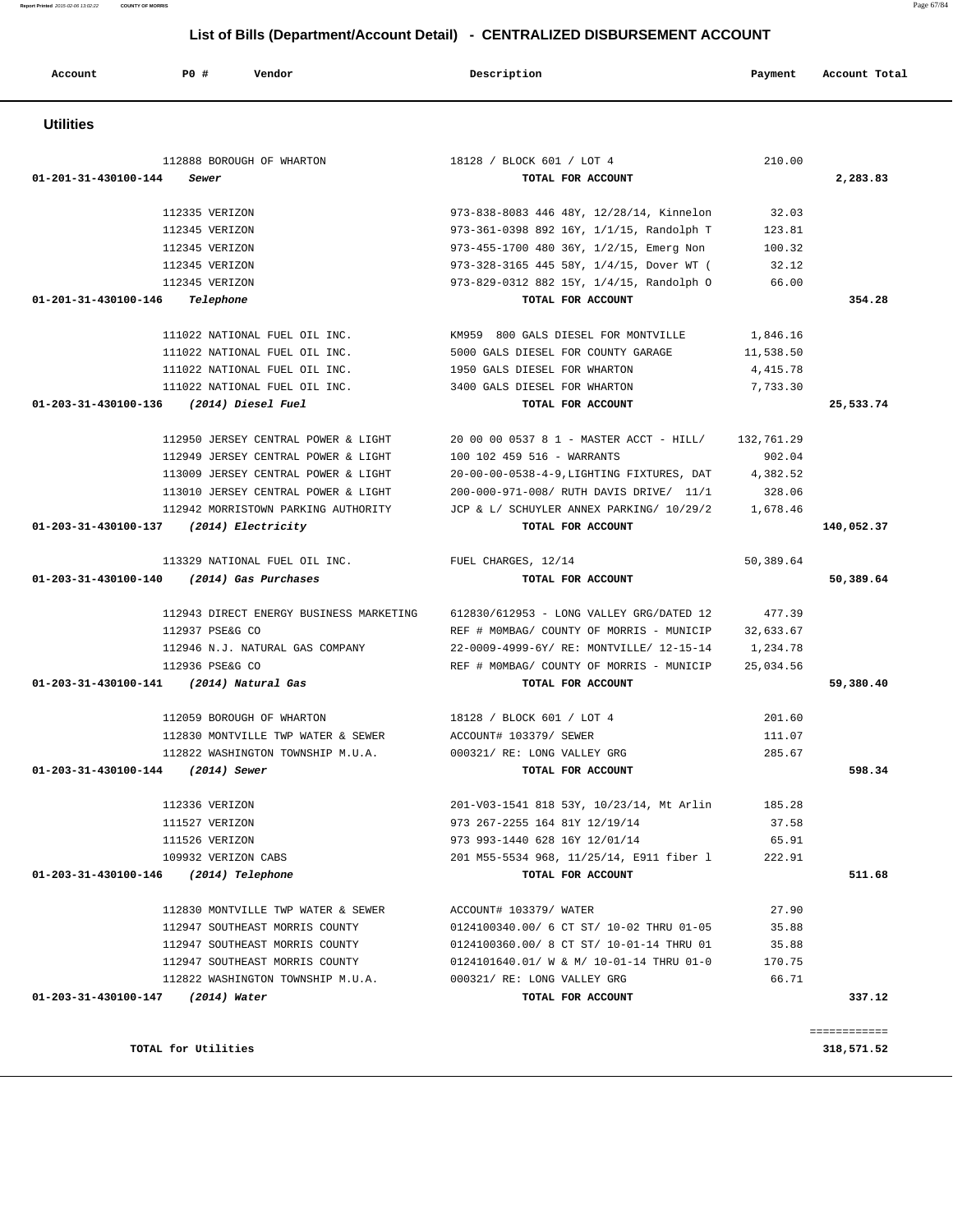# List of Bills (Department/Account Detail) - CENTRALIZED DISBURSEMENT ACCOUNT

| Account | PO # | Vendor | Description | Payment | Account Total |
|---|---|---|---|---|---|

## Utilities

| Account | PO # | Vendor | Description | Payment | Account Total |
|---|---|---|---|---|---|
| | 112888 | BOROUGH OF WHARTON | 18128 / BLOCK 601 / LOT 4 | 210.00 | |
| 01-201-31-430100-144 | | *Sewer* | TOTAL FOR ACCOUNT | | 2,283.83 |
| | 112335 | VERIZON | 973-838-8083 446 48Y, 12/28/14, Kinnelon | 32.03 | |
| | 112345 | VERIZON | 973-361-0398 892 16Y, 1/1/15, Randolph T | 123.81 | |
| | 112345 | VERIZON | 973-455-1700 480 36Y, 1/2/15, Emerg Non | 100.32 | |
| | 112345 | VERIZON | 973-328-3165 445 58Y, 1/4/15, Dover WT ( | 32.12 | |
| | 112345 | VERIZON | 973-829-0312 882 15Y, 1/4/15, Randolph O | 66.00 | |
| 01-201-31-430100-146 | | *Telephone* | TOTAL FOR ACCOUNT | | 354.28 |
| | 111022 | NATIONAL FUEL OIL INC. | KM959 800 GALS DIESEL FOR MONTVILLE | 1,846.16 | |
| | 111022 | NATIONAL FUEL OIL INC. | 5000 GALS DIESEL FOR COUNTY GARAGE | 11,538.50 | |
| | 111022 | NATIONAL FUEL OIL INC. | 1950 GALS DIESEL FOR WHARTON | 4,415.78 | |
| | 111022 | NATIONAL FUEL OIL INC. | 3400 GALS DIESEL FOR WHARTON | 7,733.30 | |
| 01-203-31-430100-136 | | *(2014) Diesel Fuel* | TOTAL FOR ACCOUNT | | 25,533.74 |
| | 112950 | JERSEY CENTRAL POWER & LIGHT | 20 00 00 0537 8 1 - MASTER ACCT - HILL/ | 132,761.29 | |
| | 112949 | JERSEY CENTRAL POWER & LIGHT | 100 102 459 516 - WARRANTS | 902.04 | |
| | 113009 | JERSEY CENTRAL POWER & LIGHT | 20-00-00-0538-4-9,LIGHTING FIXTURES, DAT | 4,382.52 | |
| | 113010 | JERSEY CENTRAL POWER & LIGHT | 200-000-971-008/ RUTH DAVIS DRIVE/ 11/1 | 328.06 | |
| | 112942 | MORRISTOWN PARKING AUTHORITY | JCP & L/ SCHUYLER ANNEX PARKING/ 10/29/2 | 1,678.46 | |
| 01-203-31-430100-137 | | *(2014) Electricity* | TOTAL FOR ACCOUNT | | 140,052.37 |
| | 113329 | NATIONAL FUEL OIL INC. | FUEL CHARGES, 12/14 | 50,389.64 | |
| 01-203-31-430100-140 | | *(2014) Gas Purchases* | TOTAL FOR ACCOUNT | | 50,389.64 |
| | 112943 | DIRECT ENERGY BUSINESS MARKETING | 612830/612953 - LONG VALLEY GRG/DATED 12 | 477.39 | |
| | 112937 | PSE&G CO | REF # M0MBAG/ COUNTY OF MORRIS - MUNICIP | 32,633.67 | |
| | 112946 | N.J. NATURAL GAS COMPANY | 22-0009-4999-6Y/ RE: MONTVILLE/ 12-15-14 | 1,234.78 | |
| | 112936 | PSE&G CO | REF # M0MBAG/ COUNTY OF MORRIS - MUNICIP | 25,034.56 | |
| 01-203-31-430100-141 | | *(2014) Natural Gas* | TOTAL FOR ACCOUNT | | 59,380.40 |
| | 112059 | BOROUGH OF WHARTON | 18128 / BLOCK 601 / LOT 4 | 201.60 | |
| | 112830 | MONTVILLE TWP WATER & SEWER | ACCOUNT# 103379/ SEWER | 111.07 | |
| | 112822 | WASHINGTON TOWNSHIP M.U.A. | 000321/ RE: LONG VALLEY GRG | 285.67 | |
| 01-203-31-430100-144 | | *(2014) Sewer* | TOTAL FOR ACCOUNT | | 598.34 |
| | 112336 | VERIZON | 201-V03-1541 818 53Y, 10/23/14, Mt Arlin | 185.28 | |
| | 111527 | VERIZON | 973 267-2255 164 81Y 12/19/14 | 37.58 | |
| | 111526 | VERIZON | 973 993-1440 628 16Y 12/01/14 | 65.91 | |
| | 109932 | VERIZON CABS | 201 M55-5534 968, 11/25/14, E911 fiber l | 222.91 | |
| 01-203-31-430100-146 | | *(2014) Telephone* | TOTAL FOR ACCOUNT | | 511.68 |
| | 112830 | MONTVILLE TWP WATER & SEWER | ACCOUNT# 103379/ WATER | 27.90 | |
| | 112947 | SOUTHEAST MORRIS COUNTY | 0124100340.00/ 6 CT ST/ 10-02 THRU 01-05 | 35.88 | |
| | 112947 | SOUTHEAST MORRIS COUNTY | 0124100360.00/ 8 CT ST/ 10-01-14 THRU 01 | 35.88 | |
| | 112947 | SOUTHEAST MORRIS COUNTY | 0124101640.01/ W & M/ 10-01-14 THRU 01-0 | 170.75 | |
| | 112822 | WASHINGTON TOWNSHIP M.U.A. | 000321/ RE: LONG VALLEY GRG | 66.71 | |
| 01-203-31-430100-147 | | *(2014) Water* | TOTAL FOR ACCOUNT | | 337.12 |

**TOTAL for Utilities** 318,571.52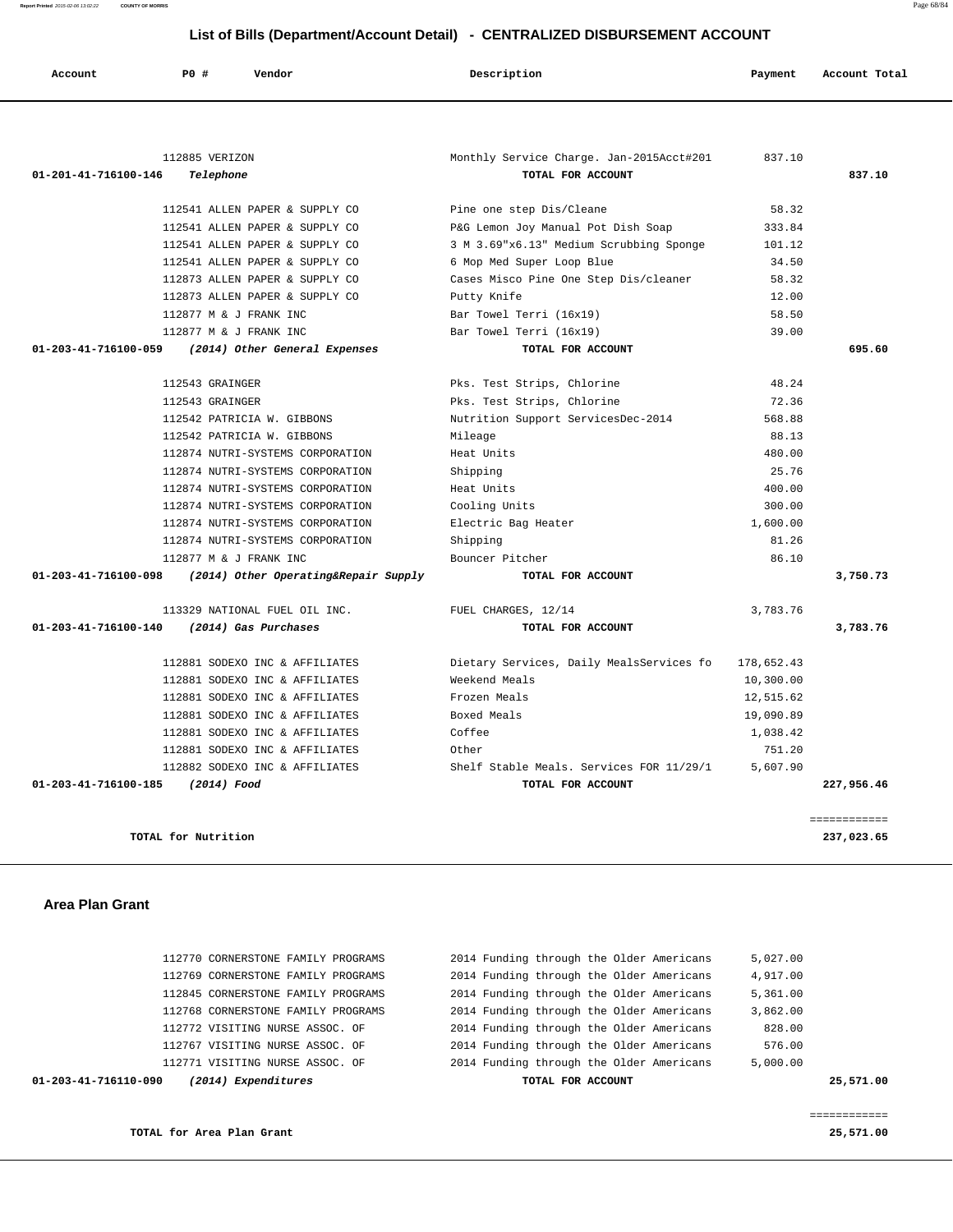## List of Bills (Department/Account Detail) - CENTRALIZED DISBURSEMENT ACCOUNT

| Account | PO # | Vendor | Description | Payment | Account Total |
|---|---|---|---|---|---|
| | 112885 | VERIZON | Monthly Service Charge. Jan-2015Acct#201 | 837.10 | |
| **01-201-41-716100-146** | | ***Telephone*** | **TOTAL FOR ACCOUNT** | | **837.10** |
| | 112541 | ALLEN PAPER & SUPPLY CO | Pine one step Dis/Cleane | 58.32 | |
| | 112541 | ALLEN PAPER & SUPPLY CO | P&G Lemon Joy Manual Pot Dish Soap | 333.84 | |
| | 112541 | ALLEN PAPER & SUPPLY CO | 3 M 3.69"x6.13" Medium Scrubbing Sponge | 101.12 | |
| | 112541 | ALLEN PAPER & SUPPLY CO | 6 Mop Med Super Loop Blue | 34.50 | |
| | 112873 | ALLEN PAPER & SUPPLY CO | Cases Misco Pine One Step Dis/cleaner | 58.32 | |
| | 112873 | ALLEN PAPER & SUPPLY CO | Putty Knife | 12.00 | |
| | 112877 | M & J FRANK INC | Bar Towel Terri (16x19) | 58.50 | |
| | 112877 | M & J FRANK INC | Bar Towel Terri (16x19) | 39.00 | |
| **01-203-41-716100-059** | | ***(2014) Other General Expenses*** | **TOTAL FOR ACCOUNT** | | **695.60** |
| | 112543 | GRAINGER | Pks. Test Strips, Chlorine | 48.24 | |
| | 112543 | GRAINGER | Pks. Test Strips, Chlorine | 72.36 | |
| | 112542 | PATRICIA W. GIBBONS | Nutrition Support ServicesDec-2014 | 568.88 | |
| | 112542 | PATRICIA W. GIBBONS | Mileage | 88.13 | |
| | 112874 | NUTRI-SYSTEMS CORPORATION | Heat Units | 480.00 | |
| | 112874 | NUTRI-SYSTEMS CORPORATION | Shipping | 25.76 | |
| | 112874 | NUTRI-SYSTEMS CORPORATION | Heat Units | 400.00 | |
| | 112874 | NUTRI-SYSTEMS CORPORATION | Cooling Units | 300.00 | |
| | 112874 | NUTRI-SYSTEMS CORPORATION | Electric Bag Heater | 1,600.00 | |
| | 112874 | NUTRI-SYSTEMS CORPORATION | Shipping | 81.26 | |
| | 112877 | M & J FRANK INC | Bouncer Pitcher | 86.10 | |
| **01-203-41-716100-098** | | ***(2014) Other Operating&Repair Supply*** | **TOTAL FOR ACCOUNT** | | **3,750.73** |
| | 113329 | NATIONAL FUEL OIL INC. | FUEL CHARGES, 12/14 | 3,783.76 | |
| **01-203-41-716100-140** | | ***(2014) Gas Purchases*** | **TOTAL FOR ACCOUNT** | | **3,783.76** |
| | 112881 | SODEXO INC & AFFILIATES | Dietary Services, Daily MealsServices fo | 178,652.43 | |
| | 112881 | SODEXO INC & AFFILIATES | Weekend Meals | 10,300.00 | |
| | 112881 | SODEXO INC & AFFILIATES | Frozen Meals | 12,515.62 | |
| | 112881 | SODEXO INC & AFFILIATES | Boxed Meals | 19,090.89 | |
| | 112881 | SODEXO INC & AFFILIATES | Coffee | 1,038.42 | |
| | 112881 | SODEXO INC & AFFILIATES | Other | 751.20 | |
| | 112882 | SODEXO INC & AFFILIATES | Shelf Stable Meals. Services FOR 11/29/1 | 5,607.90 | |
| **01-203-41-716100-185** | | ***(2014) Food*** | **TOTAL FOR ACCOUNT** | | **227,956.46** |

**TOTAL for Nutrition** **237,023.65**

### Area Plan Grant

| Account | PO # | Vendor | Description | Payment | Account Total |
|---|---|---|---|---|---|
| | 112770 | CORNERSTONE FAMILY PROGRAMS | 2014 Funding through the Older Americans | 5,027.00 | |
| | 112769 | CORNERSTONE FAMILY PROGRAMS | 2014 Funding through the Older Americans | 4,917.00 | |
| | 112845 | CORNERSTONE FAMILY PROGRAMS | 2014 Funding through the Older Americans | 5,361.00 | |
| | 112768 | CORNERSTONE FAMILY PROGRAMS | 2014 Funding through the Older Americans | 3,862.00 | |
| | 112772 | VISITING NURSE ASSOC. OF | 2014 Funding through the Older Americans | 828.00 | |
| | 112767 | VISITING NURSE ASSOC. OF | 2014 Funding through the Older Americans | 576.00 | |
| | 112771 | VISITING NURSE ASSOC. OF | 2014 Funding through the Older Americans | 5,000.00 | |
| **01-203-41-716110-090** | | ***(2014) Expenditures*** | **TOTAL FOR ACCOUNT** | | **25,571.00** |

**TOTAL for Area Plan Grant** **25,571.00**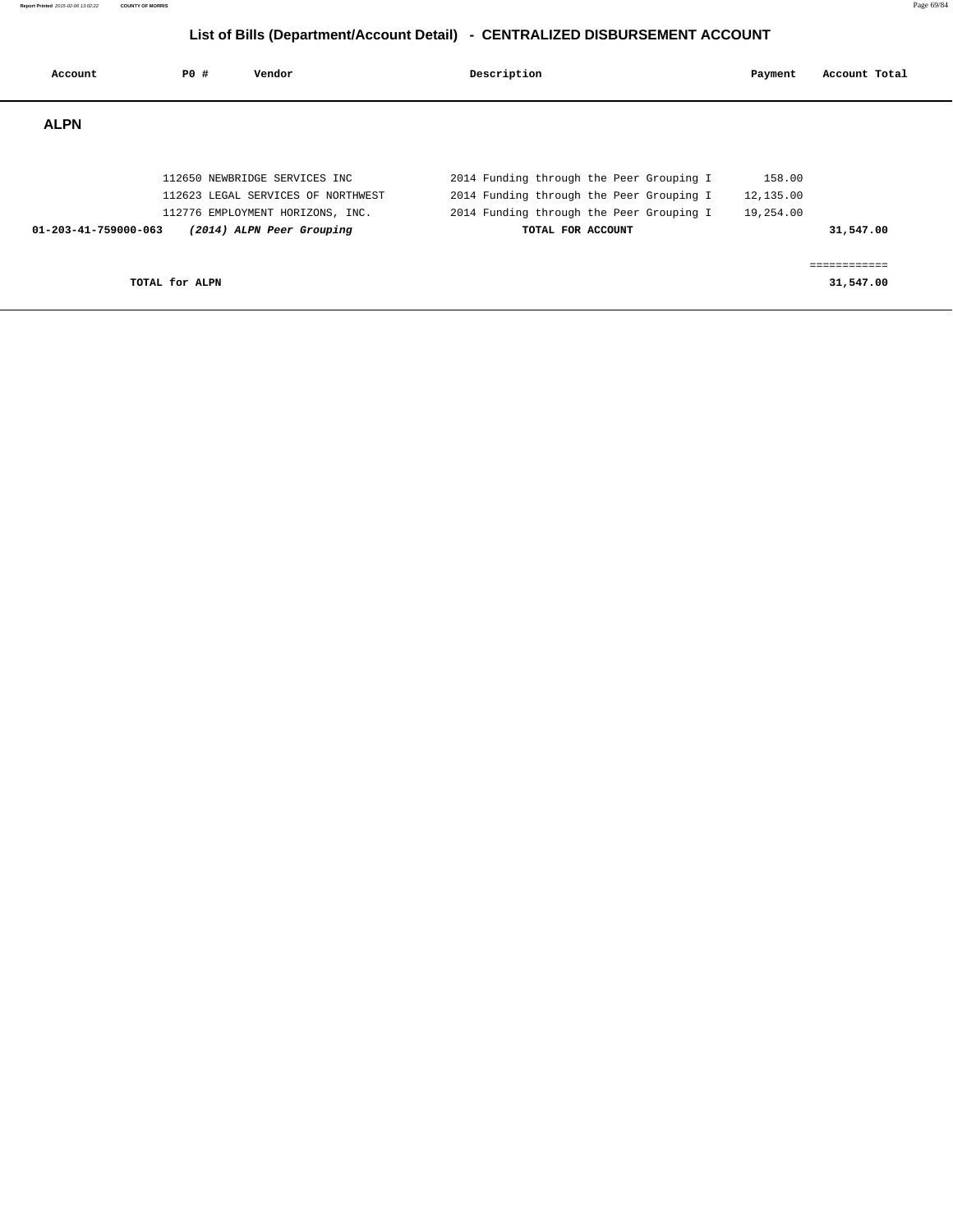# List of Bills (Department/Account Detail) - CENTRALIZED DISBURSEMENT ACCOUNT

| Account | PO # | Vendor | Description | Payment | Account Total |
|---|---|---|---|---|---|
| **ALPN** | | | | | |
| | 112650 | NEWBRIDGE SERVICES INC | 2014 Funding through the Peer Grouping I | 158.00 | |
| | 112623 | LEGAL SERVICES OF NORTHWEST | 2014 Funding through the Peer Grouping I | 12,135.00 | |
| | 112776 | EMPLOYMENT HORIZONS, INC. | 2014 Funding through the Peer Grouping I | 19,254.00 | |
| **01-203-41-759000-063** | ***(2014) ALPN Peer Grouping*** | | **TOTAL FOR ACCOUNT** | | **31,547.00** |
| | | | | | ============ |
| **TOTAL for ALPN** | | | | | **31,547.00** |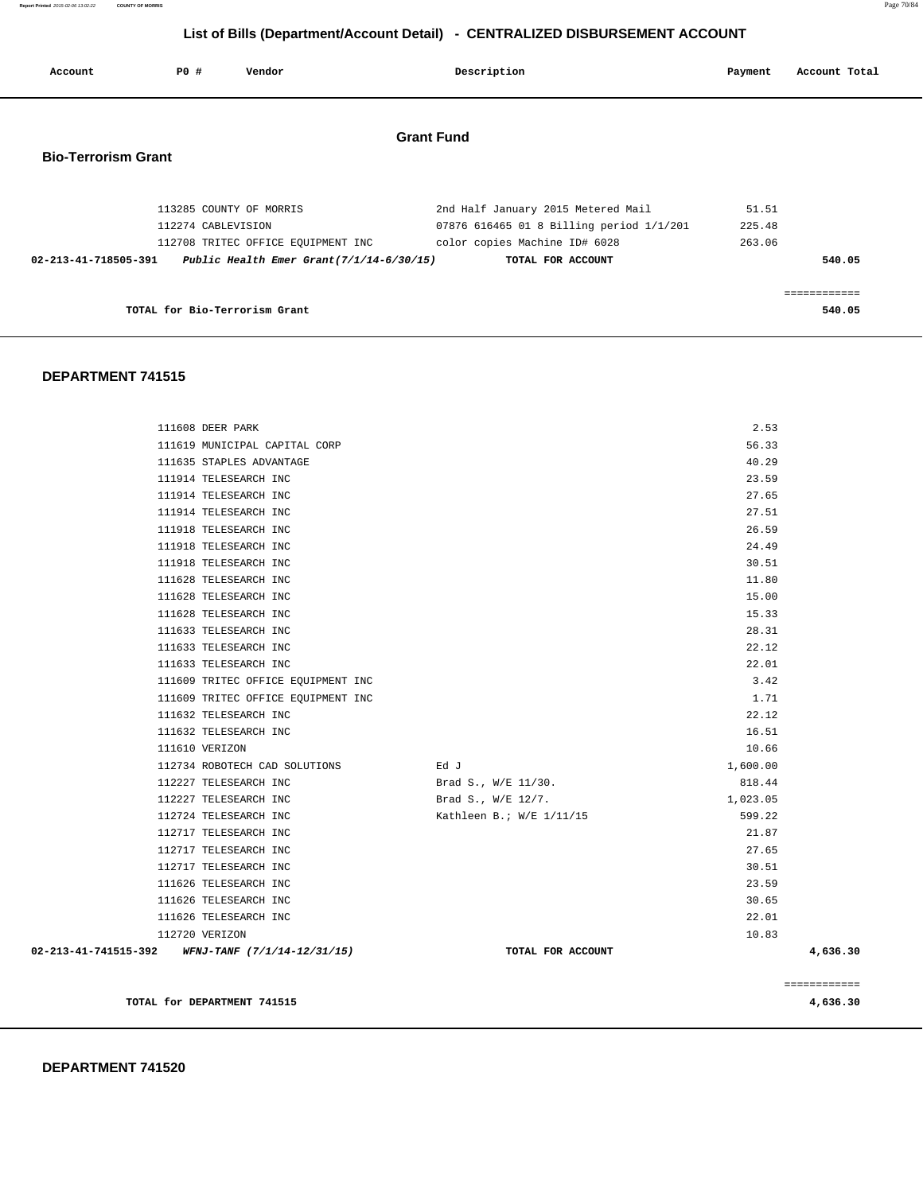# List of Bills (Department/Account Detail) - CENTRALIZED DISBURSEMENT ACCOUNT

## Grant Fund

### Bio-Terrorism Grant

| Account | PO # | Vendor | Description | Payment | Account Total |
|---|---|---|---|---|---|
| | 113285 | COUNTY OF MORRIS | 2nd Half January 2015 Metered Mail | 51.51 | |
| | 112274 | CABLEVISION | 07876 616465 01 8 Billing period 1/1/201 | 225.48 | |
| | 112708 | TRITEC OFFICE EQUIPMENT INC | color copies Machine ID# 6028 | 263.06 | |
| 02-213-41-718505-391 | | *Public Health Emer Grant(7/1/14-6/30/15)* | TOTAL FOR ACCOUNT | | 540.05 |
| | | | | | ============ |
| | | TOTAL for Bio-Terrorism Grant | | | 540.05 |

### DEPARTMENT 741515

| Account | PO # | Vendor | Description | Payment | Account Total |
|---|---|---|---|---|---|
| | 111608 | DEER PARK | | 2.53 | |
| | 111619 | MUNICIPAL CAPITAL CORP | | 56.33 | |
| | 111635 | STAPLES ADVANTAGE | | 40.29 | |
| | 111914 | TELESEARCH INC | | 23.59 | |
| | 111914 | TELESEARCH INC | | 27.65 | |
| | 111914 | TELESEARCH INC | | 27.51 | |
| | 111918 | TELESEARCH INC | | 26.59 | |
| | 111918 | TELESEARCH INC | | 24.49 | |
| | 111918 | TELESEARCH INC | | 30.51 | |
| | 111628 | TELESEARCH INC | | 11.80 | |
| | 111628 | TELESEARCH INC | | 15.00 | |
| | 111628 | TELESEARCH INC | | 15.33 | |
| | 111633 | TELESEARCH INC | | 28.31 | |
| | 111633 | TELESEARCH INC | | 22.12 | |
| | 111633 | TELESEARCH INC | | 22.01 | |
| | 111609 | TRITEC OFFICE EQUIPMENT INC | | 3.42 | |
| | 111609 | TRITEC OFFICE EQUIPMENT INC | | 1.71 | |
| | 111632 | TELESEARCH INC | | 22.12 | |
| | 111632 | TELESEARCH INC | | 16.51 | |
| | 111610 | VERIZON | | 10.66 | |
| | 112734 | ROBOTECH CAD SOLUTIONS | Ed J | 1,600.00 | |
| | 112227 | TELESEARCH INC | Brad S., W/E 11/30. | 818.44 | |
| | 112227 | TELESEARCH INC | Brad S., W/E 12/7. | 1,023.05 | |
| | 112724 | TELESEARCH INC | Kathleen B.; W/E 1/11/15 | 599.22 | |
| | 112717 | TELESEARCH INC | | 21.87 | |
| | 112717 | TELESEARCH INC | | 27.65 | |
| | 112717 | TELESEARCH INC | | 30.51 | |
| | 111626 | TELESEARCH INC | | 23.59 | |
| | 111626 | TELESEARCH INC | | 30.65 | |
| | 111626 | TELESEARCH INC | | 22.01 | |
| | 112720 | VERIZON | | 10.83 | |
| 02-213-41-741515-392 | | *WFNJ-TANF (7/1/14-12/31/15)* | TOTAL FOR ACCOUNT | | 4,636.30 |
| | | | | | ============ |
| | | TOTAL for DEPARTMENT 741515 | | | 4,636.30 |

### DEPARTMENT 741520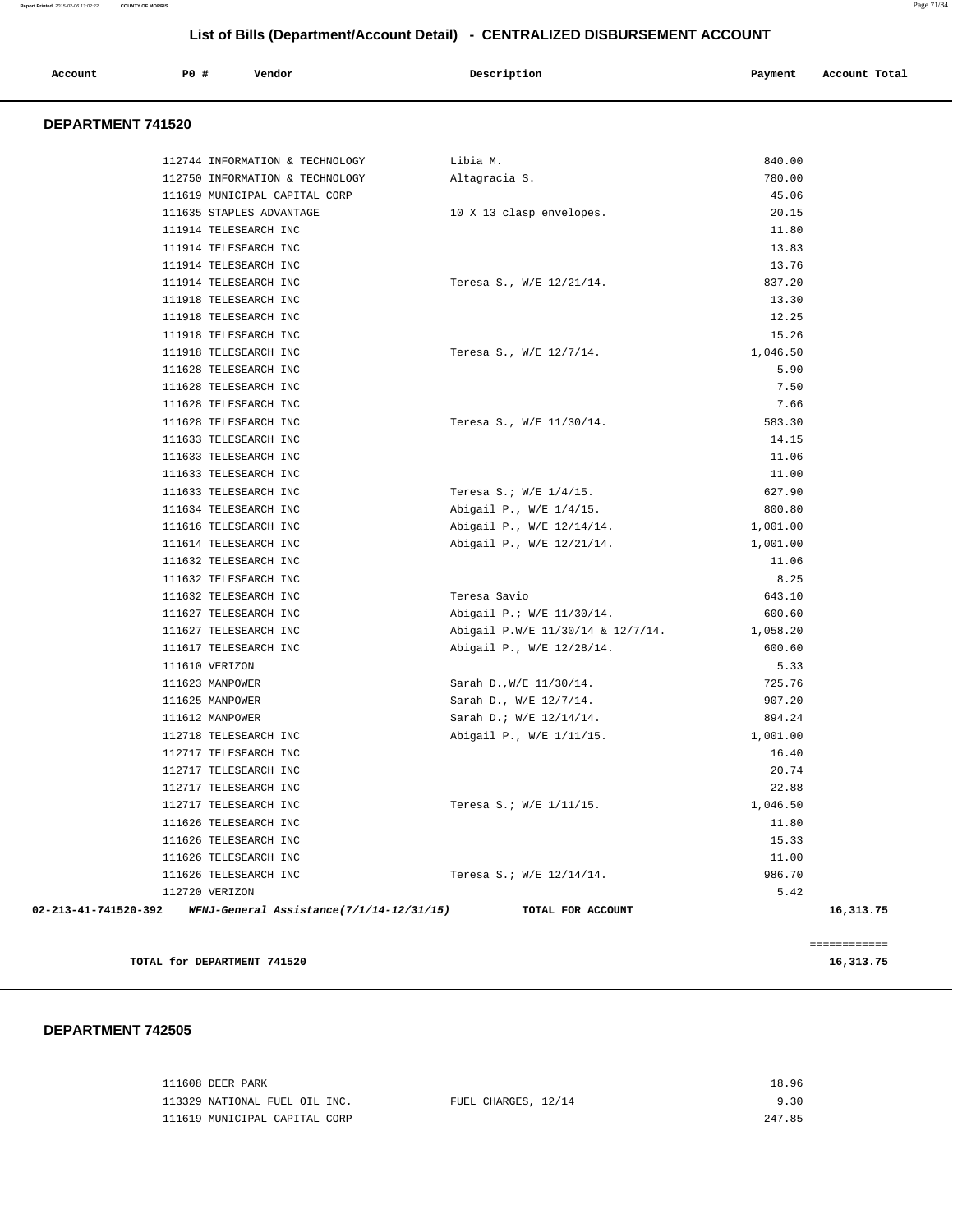## List of Bills (Department/Account Detail) - CENTRALIZED DISBURSEMENT ACCOUNT

| Account | PO # | Vendor | Description | Payment | Account Total |
|---|---|---|---|---|---|

### DEPARTMENT 741520

| Account | PO # | Vendor | Description | Payment | Account Total |
|---|---|---|---|---|---|
| | 112744 | INFORMATION & TECHNOLOGY | Libia M. | 840.00 | |
| | 112750 | INFORMATION & TECHNOLOGY | Altagracia S. | 780.00 | |
| | 111619 | MUNICIPAL CAPITAL CORP | | 45.06 | |
| | 111635 | STAPLES ADVANTAGE | 10 X 13 clasp envelopes. | 20.15 | |
| | 111914 | TELESEARCH INC | | 11.80 | |
| | 111914 | TELESEARCH INC | | 13.83 | |
| | 111914 | TELESEARCH INC | | 13.76 | |
| | 111914 | TELESEARCH INC | Teresa S., W/E 12/21/14. | 837.20 | |
| | 111918 | TELESEARCH INC | | 13.30 | |
| | 111918 | TELESEARCH INC | | 12.25 | |
| | 111918 | TELESEARCH INC | | 15.26 | |
| | 111918 | TELESEARCH INC | Teresa S., W/E 12/7/14. | 1,046.50 | |
| | 111628 | TELESEARCH INC | | 5.90 | |
| | 111628 | TELESEARCH INC | | 7.50 | |
| | 111628 | TELESEARCH INC | | 7.66 | |
| | 111628 | TELESEARCH INC | Teresa S., W/E 11/30/14. | 583.30 | |
| | 111633 | TELESEARCH INC | | 14.15 | |
| | 111633 | TELESEARCH INC | | 11.06 | |
| | 111633 | TELESEARCH INC | | 11.00 | |
| | 111633 | TELESEARCH INC | Teresa S.; W/E 1/4/15. | 627.90 | |
| | 111634 | TELESEARCH INC | Abigail P., W/E 1/4/15. | 800.80 | |
| | 111616 | TELESEARCH INC | Abigail P., W/E 12/14/14. | 1,001.00 | |
| | 111614 | TELESEARCH INC | Abigail P., W/E 12/21/14. | 1,001.00 | |
| | 111632 | TELESEARCH INC | | 11.06 | |
| | 111632 | TELESEARCH INC | | 8.25 | |
| | 111632 | TELESEARCH INC | Teresa Savio | 643.10 | |
| | 111627 | TELESEARCH INC | Abigail P.; W/E 11/30/14. | 600.60 | |
| | 111627 | TELESEARCH INC | Abigail P.W/E 11/30/14 & 12/7/14. | 1,058.20 | |
| | 111617 | TELESEARCH INC | Abigail P., W/E 12/28/14. | 600.60 | |
| | 111610 | VERIZON | | 5.33 | |
| | 111623 | MANPOWER | Sarah D.,W/E 11/30/14. | 725.76 | |
| | 111625 | MANPOWER | Sarah D., W/E 12/7/14. | 907.20 | |
| | 111612 | MANPOWER | Sarah D.; W/E 12/14/14. | 894.24 | |
| | 112718 | TELESEARCH INC | Abigail P., W/E 1/11/15. | 1,001.00 | |
| | 112717 | TELESEARCH INC | | 16.40 | |
| | 112717 | TELESEARCH INC | | 20.74 | |
| | 112717 | TELESEARCH INC | | 22.88 | |
| | 112717 | TELESEARCH INC | Teresa S.; W/E 1/11/15. | 1,046.50 | |
| | 111626 | TELESEARCH INC | | 11.80 | |
| | 111626 | TELESEARCH INC | | 15.33 | |
| | 111626 | TELESEARCH INC | | 11.00 | |
| | 111626 | TELESEARCH INC | Teresa S.; W/E 12/14/14. | 986.70 | |
| | 112720 | VERIZON | | 5.42 | |
| **02-213-41-741520-392** | | ***WFNJ-General Assistance(7/1/14-12/31/15)*** | **TOTAL FOR ACCOUNT** | | **16,313.75** |

**TOTAL for DEPARTMENT 741520** — ============ **16,313.75**

### DEPARTMENT 742505

| Account | PO # | Vendor | Description | Payment | Account Total |
|---|---|---|---|---|---|
| | 111608 | DEER PARK | | 18.96 | |
| | 113329 | NATIONAL FUEL OIL INC. | FUEL CHARGES, 12/14 | 9.30 | |
| | 111619 | MUNICIPAL CAPITAL CORP | | 247.85 | |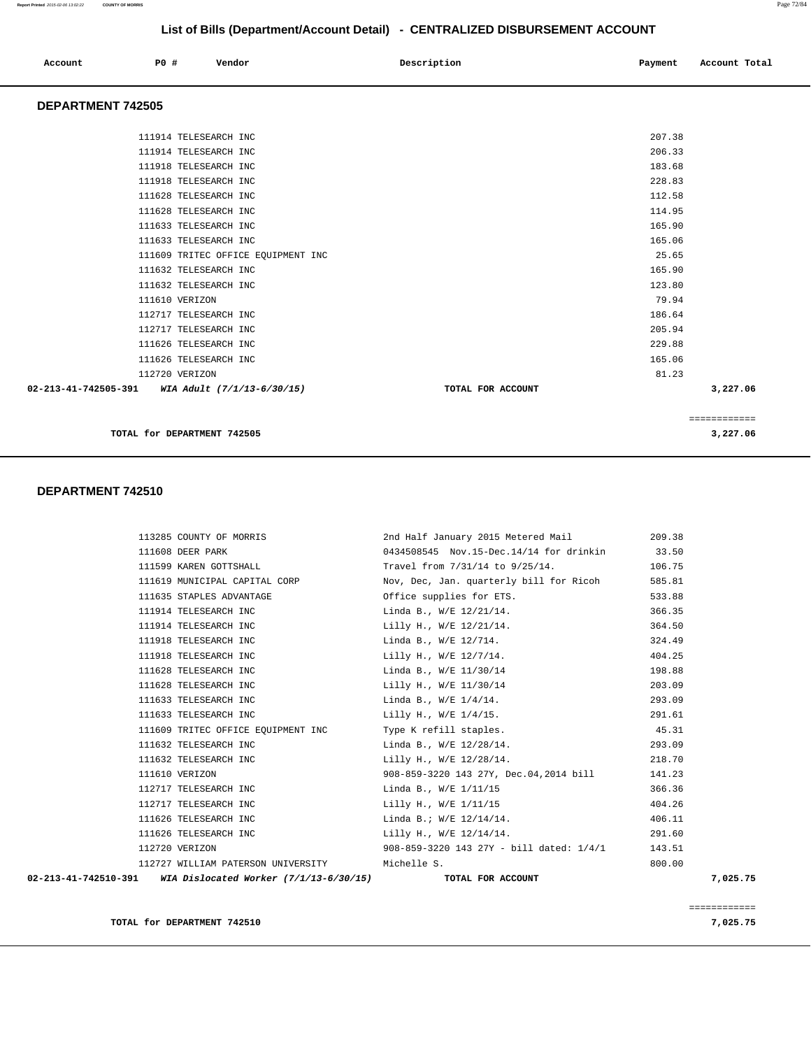## List of Bills (Department/Account Detail) - CENTRALIZED DISBURSEMENT ACCOUNT

| Account | PO # | Vendor | Description | Payment | Account Total |
|---|---|---|---|---|---|

### DEPARTMENT 742505

| Account | PO # | Vendor | Description | Payment | Account Total |
|---|---|---|---|---|---|
| | 111914 | TELESEARCH INC | | 207.38 | |
| | 111914 | TELESEARCH INC | | 206.33 | |
| | 111918 | TELESEARCH INC | | 183.68 | |
| | 111918 | TELESEARCH INC | | 228.83 | |
| | 111628 | TELESEARCH INC | | 112.58 | |
| | 111628 | TELESEARCH INC | | 114.95 | |
| | 111633 | TELESEARCH INC | | 165.90 | |
| | 111633 | TELESEARCH INC | | 165.06 | |
| | 111609 | TRITEC OFFICE EQUIPMENT INC | | 25.65 | |
| | 111632 | TELESEARCH INC | | 165.90 | |
| | 111632 | TELESEARCH INC | | 123.80 | |
| | 111610 | VERIZON | | 79.94 | |
| | 112717 | TELESEARCH INC | | 186.64 | |
| | 112717 | TELESEARCH INC | | 205.94 | |
| | 111626 | TELESEARCH INC | | 229.88 | |
| | 111626 | TELESEARCH INC | | 165.06 | |
| | 112720 | VERIZON | | 81.23 | |
| 02-213-41-742505-391 | | *WIA Adult (7/1/13-6/30/15)* | TOTAL FOR ACCOUNT | | 3,227.06 |

**TOTAL for DEPARTMENT 742505** 3,227.06

### DEPARTMENT 742510

| Account | PO # | Vendor | Description | Payment | Account Total |
|---|---|---|---|---|---|
| | 113285 | COUNTY OF MORRIS | 2nd Half January 2015 Metered Mail | 209.38 | |
| | 111608 | DEER PARK | 0434508545 Nov.15-Dec.14/14 for drinkin | 33.50 | |
| | 111599 | KAREN GOTTSHALL | Travel from 7/31/14 to 9/25/14. | 106.75 | |
| | 111619 | MUNICIPAL CAPITAL CORP | Nov, Dec, Jan. quarterly bill for Ricoh | 585.81 | |
| | 111635 | STAPLES ADVANTAGE | Office supplies for ETS. | 533.88 | |
| | 111914 | TELESEARCH INC | Linda B., W/E 12/21/14. | 366.35 | |
| | 111914 | TELESEARCH INC | Lilly H., W/E 12/21/14. | 364.50 | |
| | 111918 | TELESEARCH INC | Linda B., W/E 12/714. | 324.49 | |
| | 111918 | TELESEARCH INC | Lilly H., W/E 12/7/14. | 404.25 | |
| | 111628 | TELESEARCH INC | Linda B., W/E 11/30/14 | 198.88 | |
| | 111628 | TELESEARCH INC | Lilly H., W/E 11/30/14 | 203.09 | |
| | 111633 | TELESEARCH INC | Linda B., W/E 1/4/14. | 293.09 | |
| | 111633 | TELESEARCH INC | Lilly H., W/E 1/4/15. | 291.61 | |
| | 111609 | TRITEC OFFICE EQUIPMENT INC | Type K refill staples. | 45.31 | |
| | 111632 | TELESEARCH INC | Linda B., W/E 12/28/14. | 293.09 | |
| | 111632 | TELESEARCH INC | Lilly H., W/E 12/28/14. | 218.70 | |
| | 111610 | VERIZON | 908-859-3220 143 27Y, Dec.04,2014 bill | 141.23 | |
| | 112717 | TELESEARCH INC | Linda B., W/E 1/11/15 | 366.36 | |
| | 112717 | TELESEARCH INC | Lilly H., W/E 1/11/15 | 404.26 | |
| | 111626 | TELESEARCH INC | Linda B.; W/E 12/14/14. | 406.11 | |
| | 111626 | TELESEARCH INC | Lilly H., W/E 12/14/14. | 291.60 | |
| | 112720 | VERIZON | 908-859-3220 143 27Y - bill dated: 1/4/1 | 143.51 | |
| | 112727 | WILLIAM PATERSON UNIVERSITY | Michelle S. | 800.00 | |
| 02-213-41-742510-391 | | *WIA Dislocated Worker (7/1/13-6/30/15)* | TOTAL FOR ACCOUNT | | 7,025.75 |

**TOTAL for DEPARTMENT 742510** 7,025.75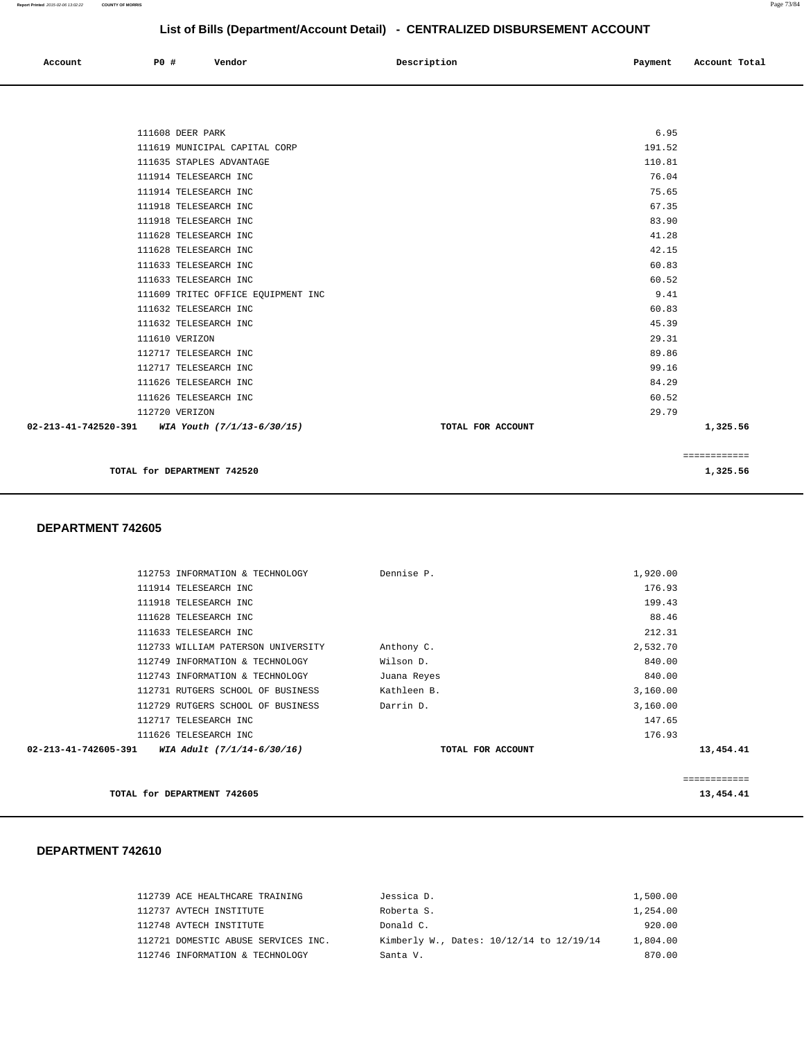## List of Bills (Department/Account Detail) - CENTRALIZED DISBURSEMENT ACCOUNT

| Account | PO # | Vendor | Description | Payment | Account Total |
|---|---|---|---|---|---|
| | 111608 | DEER PARK | | 6.95 | |
| | 111619 | MUNICIPAL CAPITAL CORP | | 191.52 | |
| | 111635 | STAPLES ADVANTAGE | | 110.81 | |
| | 111914 | TELESEARCH INC | | 76.04 | |
| | 111914 | TELESEARCH INC | | 75.65 | |
| | 111918 | TELESEARCH INC | | 67.35 | |
| | 111918 | TELESEARCH INC | | 83.90 | |
| | 111628 | TELESEARCH INC | | 41.28 | |
| | 111628 | TELESEARCH INC | | 42.15 | |
| | 111633 | TELESEARCH INC | | 60.83 | |
| | 111633 | TELESEARCH INC | | 60.52 | |
| | 111609 | TRITEC OFFICE EQUIPMENT INC | | 9.41 | |
| | 111632 | TELESEARCH INC | | 60.83 | |
| | 111632 | TELESEARCH INC | | 45.39 | |
| | 111610 | VERIZON | | 29.31 | |
| | 112717 | TELESEARCH INC | | 89.86 | |
| | 112717 | TELESEARCH INC | | 99.16 | |
| | 111626 | TELESEARCH INC | | 84.29 | |
| | 111626 | TELESEARCH INC | | 60.52 | |
| | 112720 | VERIZON | | 29.79 | |
| **02-213-41-742520-391** | | ***WIA Youth (7/1/13-6/30/15)*** | **TOTAL FOR ACCOUNT** | | **1,325.56** |

**TOTAL for DEPARTMENT 742520** ============ **1,325.56**

### DEPARTMENT 742605

| Account | PO # | Vendor | Description | Payment | Account Total |
|---|---|---|---|---|---|
| | 112753 | INFORMATION & TECHNOLOGY | Dennise P. | 1,920.00 | |
| | 111914 | TELESEARCH INC | | 176.93 | |
| | 111918 | TELESEARCH INC | | 199.43 | |
| | 111628 | TELESEARCH INC | | 88.46 | |
| | 111633 | TELESEARCH INC | | 212.31 | |
| | 112733 | WILLIAM PATERSON UNIVERSITY | Anthony C. | 2,532.70 | |
| | 112749 | INFORMATION & TECHNOLOGY | Wilson D. | 840.00 | |
| | 112743 | INFORMATION & TECHNOLOGY | Juana Reyes | 840.00 | |
| | 112731 | RUTGERS SCHOOL OF BUSINESS | Kathleen B. | 3,160.00 | |
| | 112729 | RUTGERS SCHOOL OF BUSINESS | Darrin D. | 3,160.00 | |
| | 112717 | TELESEARCH INC | | 147.65 | |
| | 111626 | TELESEARCH INC | | 176.93 | |
| **02-213-41-742605-391** | | ***WIA Adult (7/1/14-6/30/16)*** | **TOTAL FOR ACCOUNT** | | **13,454.41** |

**TOTAL for DEPARTMENT 742605** ============ **13,454.41**

### DEPARTMENT 742610

| Account | PO # | Vendor | Description | Payment | Account Total |
|---|---|---|---|---|---|
| | 112739 | ACE HEALTHCARE TRAINING | Jessica D. | 1,500.00 | |
| | 112737 | AVTECH INSTITUTE | Roberta S. | 1,254.00 | |
| | 112748 | AVTECH INSTITUTE | Donald C. | 920.00 | |
| | 112721 | DOMESTIC ABUSE SERVICES INC. | Kimberly W., Dates: 10/12/14 to 12/19/14 | 1,804.00 | |
| | 112746 | INFORMATION & TECHNOLOGY | Santa V. | 870.00 | |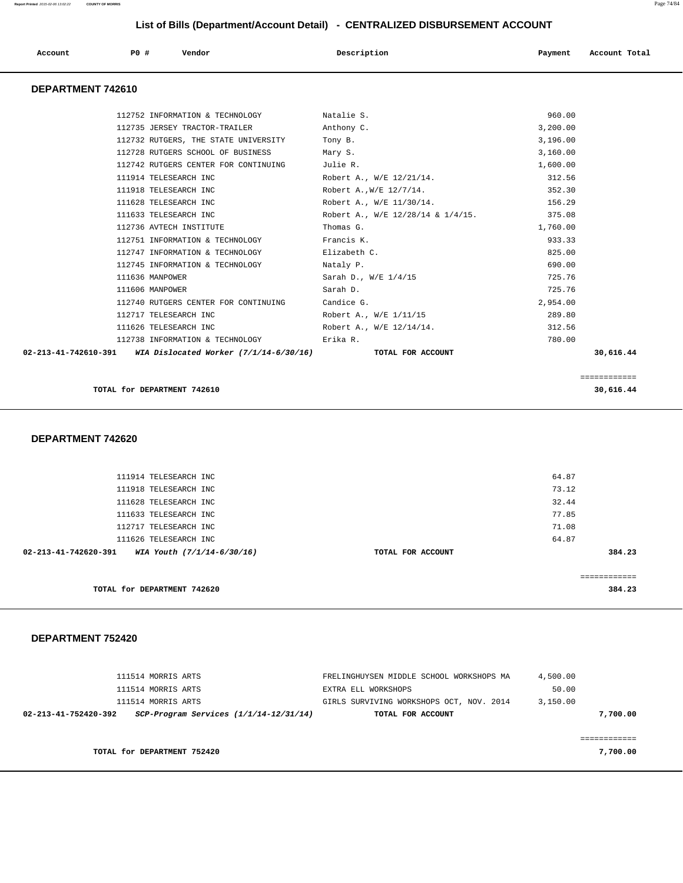## List of Bills (Department/Account Detail) - CENTRALIZED DISBURSEMENT ACCOUNT

| Account | PO # | Vendor | Description | Payment | Account Total |
|---|---|---|---|---|---|

### DEPARTMENT 742610

| Account | PO # | Vendor | Description | Payment | Account Total |
|---|---|---|---|---|---|
| | 112752 | INFORMATION & TECHNOLOGY | Natalie S. | 960.00 | |
| | 112735 | JERSEY TRACTOR-TRAILER | Anthony C. | 3,200.00 | |
| | 112732 | RUTGERS, THE STATE UNIVERSITY | Tony B. | 3,196.00 | |
| | 112728 | RUTGERS SCHOOL OF BUSINESS | Mary S. | 3,160.00 | |
| | 112742 | RUTGERS CENTER FOR CONTINUING | Julie R. | 1,600.00 | |
| | 111914 | TELESEARCH INC | Robert A., W/E 12/21/14. | 312.56 | |
| | 111918 | TELESEARCH INC | Robert A.,W/E 12/7/14. | 352.30 | |
| | 111628 | TELESEARCH INC | Robert A., W/E 11/30/14. | 156.29 | |
| | 111633 | TELESEARCH INC | Robert A., W/E 12/28/14 & 1/4/15. | 375.08 | |
| | 112736 | AVTECH INSTITUTE | Thomas G. | 1,760.00 | |
| | 112751 | INFORMATION & TECHNOLOGY | Francis K. | 933.33 | |
| | 112747 | INFORMATION & TECHNOLOGY | Elizabeth C. | 825.00 | |
| | 112745 | INFORMATION & TECHNOLOGY | Nataly P. | 690.00 | |
| | 111636 | MANPOWER | Sarah D., W/E 1/4/15 | 725.76 | |
| | 111606 | MANPOWER | Sarah D. | 725.76 | |
| | 112740 | RUTGERS CENTER FOR CONTINUING | Candice G. | 2,954.00 | |
| | 112717 | TELESEARCH INC | Robert A., W/E 1/11/15 | 289.80 | |
| | 111626 | TELESEARCH INC | Robert A., W/E 12/14/14. | 312.56 | |
| | 112738 | INFORMATION & TECHNOLOGY | Erika R. | 780.00 | |
| **02-213-41-742610-391** | | ***WIA Dislocated Worker (7/1/14-6/30/16)*** | **TOTAL FOR ACCOUNT** | | **30,616.44** |

**TOTAL for DEPARTMENT 742610** — **30,616.44**

### DEPARTMENT 742620

| Account | PO # | Vendor | Description | Payment | Account Total |
|---|---|---|---|---|---|
| | 111914 | TELESEARCH INC | | 64.87 | |
| | 111918 | TELESEARCH INC | | 73.12 | |
| | 111628 | TELESEARCH INC | | 32.44 | |
| | 111633 | TELESEARCH INC | | 77.85 | |
| | 112717 | TELESEARCH INC | | 71.08 | |
| | 111626 | TELESEARCH INC | | 64.87 | |
| **02-213-41-742620-391** | | ***WIA Youth (7/1/14-6/30/16)*** | **TOTAL FOR ACCOUNT** | | **384.23** |

**TOTAL for DEPARTMENT 742620** — **384.23**

### DEPARTMENT 752420

| Account | PO # | Vendor | Description | Payment | Account Total |
|---|---|---|---|---|---|
| | 111514 | MORRIS ARTS | FRELINGHUYSEN MIDDLE SCHOOL WORKSHOPS MA | 4,500.00 | |
| | 111514 | MORRIS ARTS | EXTRA ELL WORKSHOPS | 50.00 | |
| | 111514 | MORRIS ARTS | GIRLS SURVIVING WORKSHOPS OCT, NOV. 2014 | 3,150.00 | |
| **02-213-41-752420-392** | | ***SCP-Program Services (1/1/14-12/31/14)*** | **TOTAL FOR ACCOUNT** | | **7,700.00** |

**TOTAL for DEPARTMENT 752420** — **7,700.00**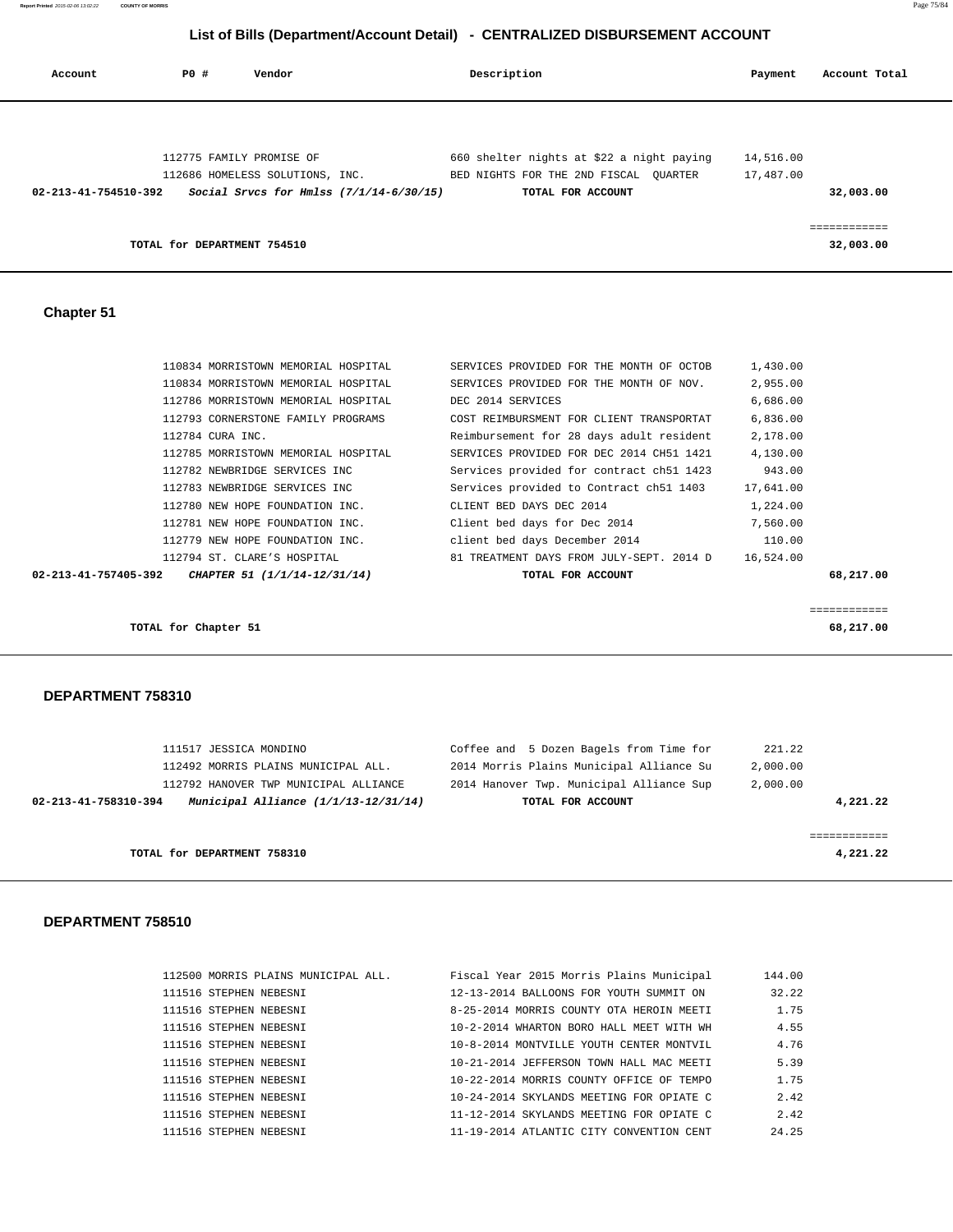## List of Bills (Department/Account Detail) - CENTRALIZED DISBURSEMENT ACCOUNT

| Account | PO # | Vendor | Description | Payment | Account Total |
|---|---|---|---|---|---|
| | 112775 | FAMILY PROMISE OF | 660 shelter nights at $22 a night paying | 14,516.00 | |
| | 112686 | HOMELESS SOLUTIONS, INC. | BED NIGHTS FOR THE 2ND FISCAL QUARTER | 17,487.00 | |
| **02-213-41-754510-392** | | ***Social Srvcs for Hmlss (7/1/14-6/30/15)*** | **TOTAL FOR ACCOUNT** | | **32,003.00** |

| | |
|---|---|
| **TOTAL for DEPARTMENT 754510** | ============ **32,003.00** |

### Chapter 51

| Account | PO # | Vendor | Description | Payment | Account Total |
|---|---|---|---|---|---|
| | 110834 | MORRISTOWN MEMORIAL HOSPITAL | SERVICES PROVIDED FOR THE MONTH OF OCTOB | 1,430.00 | |
| | 110834 | MORRISTOWN MEMORIAL HOSPITAL | SERVICES PROVIDED FOR THE MONTH OF NOV. | 2,955.00 | |
| | 112786 | MORRISTOWN MEMORIAL HOSPITAL | DEC 2014 SERVICES | 6,686.00 | |
| | 112793 | CORNERSTONE FAMILY PROGRAMS | COST REIMBURSMENT FOR CLIENT TRANSPORTAT | 6,836.00 | |
| | 112784 | CURA INC. | Reimbursement for 28 days adult resident | 2,178.00 | |
| | 112785 | MORRISTOWN MEMORIAL HOSPITAL | SERVICES PROVIDED FOR DEC 2014 CH51 1421 | 4,130.00 | |
| | 112782 | NEWBRIDGE SERVICES INC | Services provided for contract ch51 1423 | 943.00 | |
| | 112783 | NEWBRIDGE SERVICES INC | Services provided to Contract ch51 1403 | 17,641.00 | |
| | 112780 | NEW HOPE FOUNDATION INC. | CLIENT BED DAYS DEC 2014 | 1,224.00 | |
| | 112781 | NEW HOPE FOUNDATION INC. | Client bed days for Dec 2014 | 7,560.00 | |
| | 112779 | NEW HOPE FOUNDATION INC. | client bed days December 2014 | 110.00 | |
| | 112794 | ST. CLARE'S HOSPITAL | 81 TREATMENT DAYS FROM JULY-SEPT. 2014 D | 16,524.00 | |
| **02-213-41-757405-392** | | ***CHAPTER 51 (1/1/14-12/31/14)*** | **TOTAL FOR ACCOUNT** | | **68,217.00** |

| | |
|---|---|
| **TOTAL for Chapter 51** | ============ **68,217.00** |

### DEPARTMENT 758310

| Account | PO # | Vendor | Description | Payment | Account Total |
|---|---|---|---|---|---|
| | 111517 | JESSICA MONDINO | Coffee and 5 Dozen Bagels from Time for | 221.22 | |
| | 112492 | MORRIS PLAINS MUNICIPAL ALL. | 2014 Morris Plains Municipal Alliance Su | 2,000.00 | |
| | 112792 | HANOVER TWP MUNICIPAL ALLIANCE | 2014 Hanover Twp. Municipal Alliance Sup | 2,000.00 | |
| **02-213-41-758310-394** | | ***Municipal Alliance (1/1/13-12/31/14)*** | **TOTAL FOR ACCOUNT** | | **4,221.22** |

| | |
|---|---|
| **TOTAL for DEPARTMENT 758310** | ============ **4,221.22** |

### DEPARTMENT 758510

| Account | PO # | Vendor | Description | Payment | Account Total |
|---|---|---|---|---|---|
| | 112500 | MORRIS PLAINS MUNICIPAL ALL. | Fiscal Year 2015 Morris Plains Municipal | 144.00 | |
| | 111516 | STEPHEN NEBESNI | 12-13-2014 BALLOONS FOR YOUTH SUMMIT ON | 32.22 | |
| | 111516 | STEPHEN NEBESNI | 8-25-2014 MORRIS COUNTY OTA HEROIN MEETI | 1.75 | |
| | 111516 | STEPHEN NEBESNI | 10-2-2014 WHARTON BORO HALL MEET WITH WH | 4.55 | |
| | 111516 | STEPHEN NEBESNI | 10-8-2014 MONTVILLE YOUTH CENTER MONTVIL | 4.76 | |
| | 111516 | STEPHEN NEBESNI | 10-21-2014 JEFFERSON TOWN HALL MAC MEETI | 5.39 | |
| | 111516 | STEPHEN NEBESNI | 10-22-2014 MORRIS COUNTY OFFICE OF TEMPO | 1.75 | |
| | 111516 | STEPHEN NEBESNI | 10-24-2014 SKYLANDS MEETING FOR OPIATE C | 2.42 | |
| | 111516 | STEPHEN NEBESNI | 11-12-2014 SKYLANDS MEETING FOR OPIATE C | 2.42 | |
| | 111516 | STEPHEN NEBESNI | 11-19-2014 ATLANTIC CITY CONVENTION CENT | 24.25 | |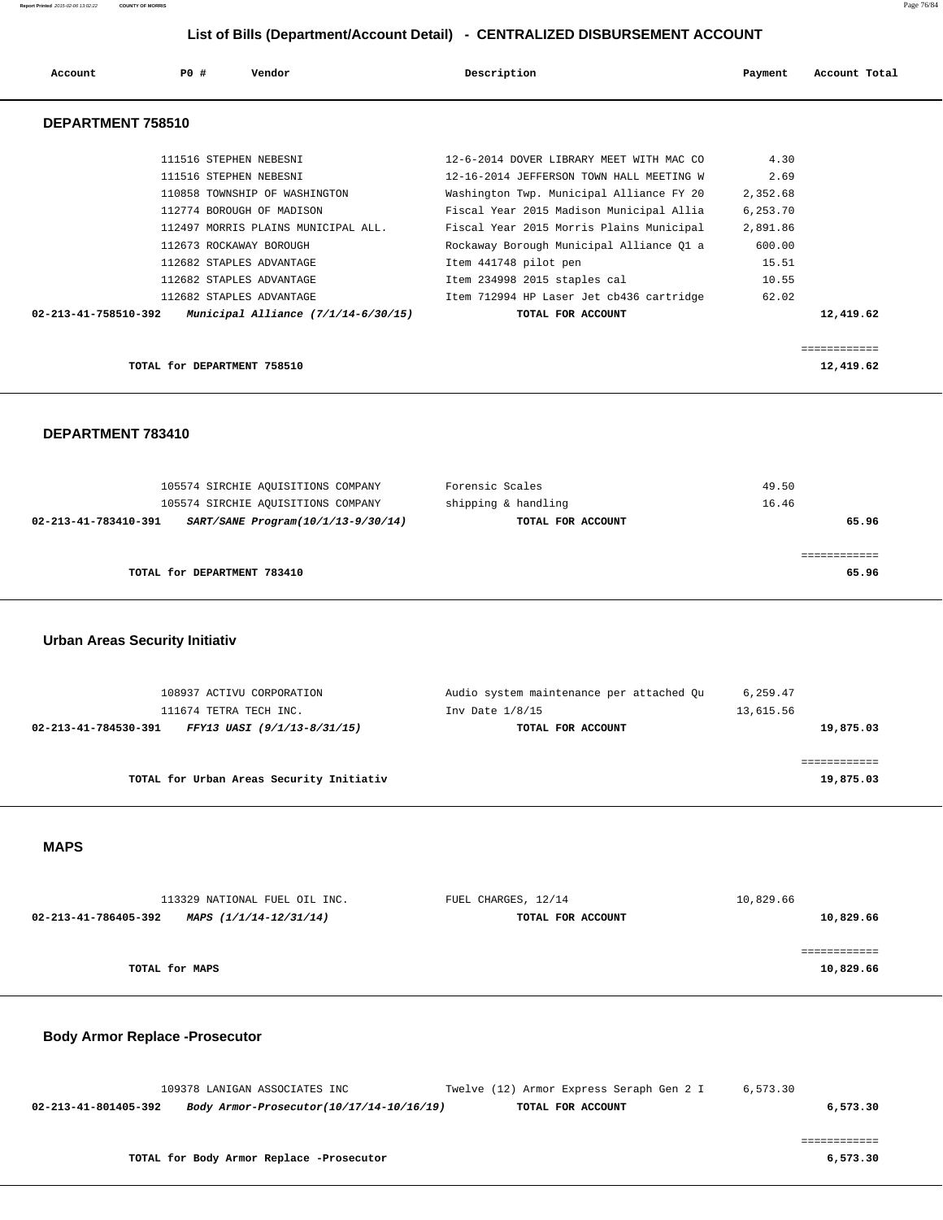## List of Bills (Department/Account Detail) - CENTRALIZED DISBURSEMENT ACCOUNT

| Account | PO # | Vendor | Description | Payment | Account Total |
|---|---|---|---|---|---|

### DEPARTMENT 758510

| Account | PO # | Vendor | Description | Payment | Account Total |
|---|---|---|---|---|---|
| | 111516 | STEPHEN NEBESNI | 12-6-2014 DOVER LIBRARY MEET WITH MAC CO | 4.30 | |
| | 111516 | STEPHEN NEBESNI | 12-16-2014 JEFFERSON TOWN HALL MEETING W | 2.69 | |
| | 110858 | TOWNSHIP OF WASHINGTON | Washington Twp. Municipal Alliance FY 20 | 2,352.68 | |
| | 112774 | BOROUGH OF MADISON | Fiscal Year 2015 Madison Municipal Allia | 6,253.70 | |
| | 112497 | MORRIS PLAINS MUNICIPAL ALL. | Fiscal Year 2015 Morris Plains Municipal | 2,891.86 | |
| | 112673 | ROCKAWAY BOROUGH | Rockaway Borough Municipal Alliance Q1 a | 600.00 | |
| | 112682 | STAPLES ADVANTAGE | Item 441748 pilot pen | 15.51 | |
| | 112682 | STAPLES ADVANTAGE | Item 234998 2015 staples cal | 10.55 | |
| | 112682 | STAPLES ADVANTAGE | Item 712994 HP Laser Jet cb436 cartridge | 62.02 | |
| **02-213-41-758510-392** | | ***Municipal Alliance (7/1/14-6/30/15)*** | **TOTAL FOR ACCOUNT** | | **12,419.62** |

**TOTAL for DEPARTMENT 758510** **12,419.62**

### DEPARTMENT 783410

| Account | PO # | Vendor | Description | Payment | Account Total |
|---|---|---|---|---|---|
| | 105574 | SIRCHIE AQUISITIONS COMPANY | Forensic Scales | 49.50 | |
| | 105574 | SIRCHIE AQUISITIONS COMPANY | shipping & handling | 16.46 | |
| **02-213-41-783410-391** | | ***SART/SANE Program(10/1/13-9/30/14)*** | **TOTAL FOR ACCOUNT** | | **65.96** |

**TOTAL for DEPARTMENT 783410** **65.96**

### Urban Areas Security Initiativ

| Account | PO # | Vendor | Description | Payment | Account Total |
|---|---|---|---|---|---|
| | 108937 | ACTIVU CORPORATION | Audio system maintenance per attached Qu | 6,259.47 | |
| | 111674 | TETRA TECH INC. | Inv Date 1/8/15 | 13,615.56 | |
| **02-213-41-784530-391** | | ***FFY13 UASI (9/1/13-8/31/15)*** | **TOTAL FOR ACCOUNT** | | **19,875.03** |

**TOTAL for Urban Areas Security Initiativ** **19,875.03**

### MAPS

| Account | PO # | Vendor | Description | Payment | Account Total |
|---|---|---|---|---|---|
| | 113329 | NATIONAL FUEL OIL INC. | FUEL CHARGES, 12/14 | 10,829.66 | |
| **02-213-41-786405-392** | | ***MAPS (1/1/14-12/31/14)*** | **TOTAL FOR ACCOUNT** | | **10,829.66** |

**TOTAL for MAPS** **10,829.66**

### Body Armor Replace -Prosecutor

| Account | PO # | Vendor | Description | Payment | Account Total |
|---|---|---|---|---|---|
| | 109378 | LANIGAN ASSOCIATES INC | Twelve (12) Armor Express Seraph Gen 2 I | 6,573.30 | |
| **02-213-41-801405-392** | | ***Body Armor-Prosecutor(10/17/14-10/16/19)*** | **TOTAL FOR ACCOUNT** | | **6,573.30** |

**TOTAL for Body Armor Replace -Prosecutor** **6,573.30**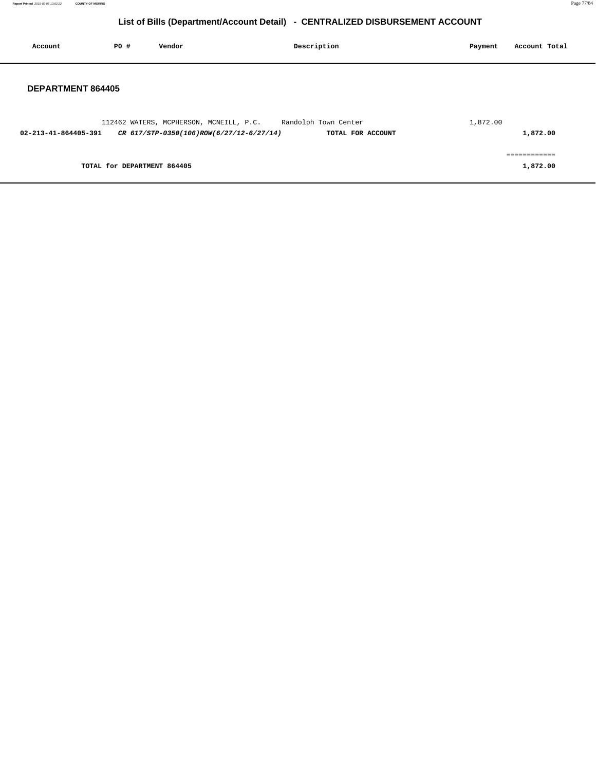# List of Bills (Department/Account Detail) - CENTRALIZED DISBURSEMENT ACCOUNT

| Account | PO # | Vendor | Description | Payment | Account Total |
|---|---|---|---|---|---|

## DEPARTMENT 864405

| Account | PO # | Vendor | Description | Payment | Account Total |
|---|---|---|---|---|---|
| | 112462 | WATERS, MCPHERSON, MCNEILL, P.C. | Randolph Town Center | 1,872.00 | |
| **02-213-41-864405-391** | | ***CR 617/STP-0350(106)ROW(6/27/12-6/27/14)*** | **TOTAL FOR ACCOUNT** | | **1,872.00** |
| | | | | | ============ |
| **TOTAL for DEPARTMENT 864405** | | | | | **1,872.00** |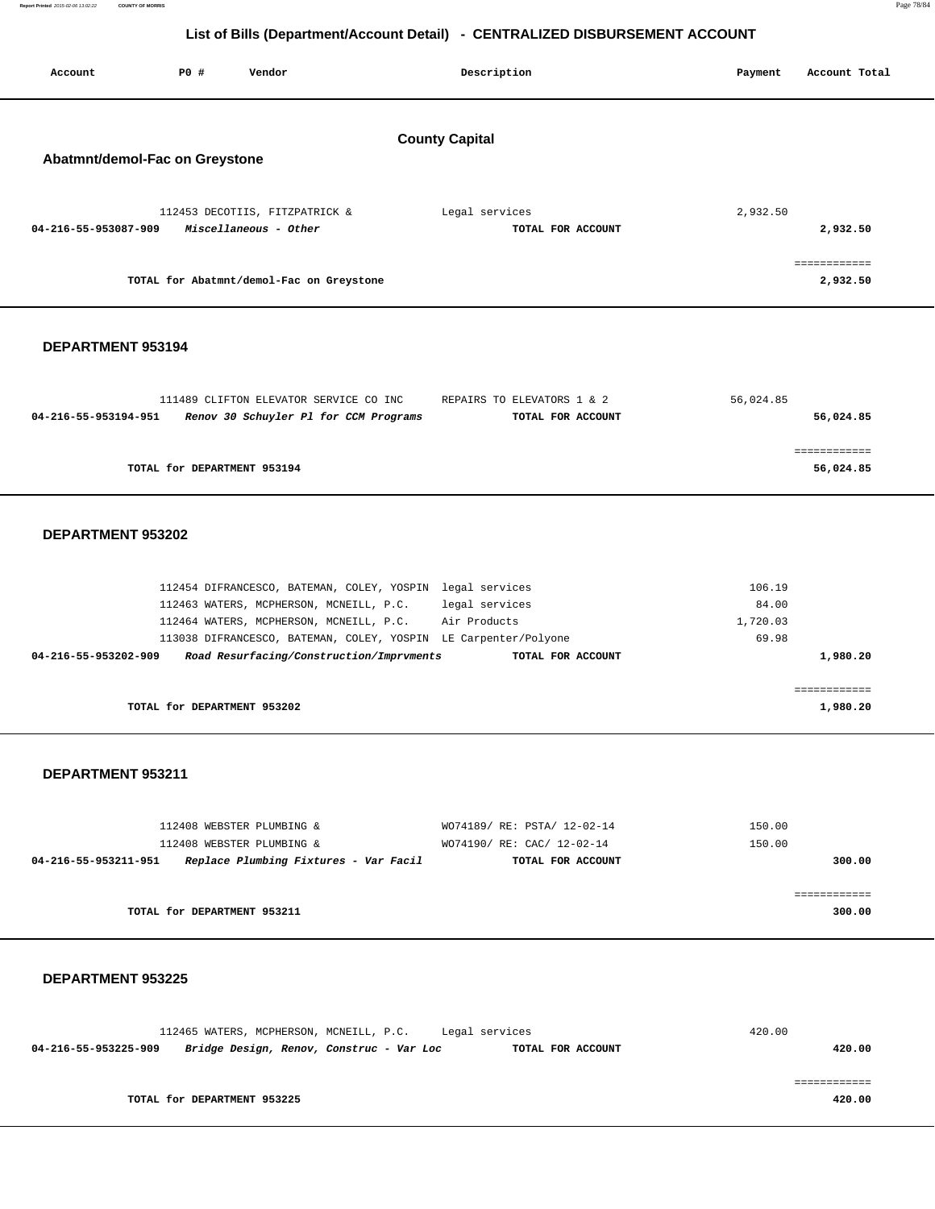## List of Bills (Department/Account Detail) - CENTRALIZED DISBURSEMENT ACCOUNT

| Account | PO # | Vendor | Description | Payment | Account Total |
|---|---|---|---|---|---|

### County Capital

#### Abatmnt/demol-Fac on Greystone

| Account | PO # | Vendor | Description | Payment | Account Total |
|---|---|---|---|---|---|
| | 112453 | DECOTIIS, FITZPATRICK & | Legal services | 2,932.50 | |
| **04-216-55-953087-909** | | ***Miscellaneous - Other*** | **TOTAL FOR ACCOUNT** | | **2,932.50** |
| | | **TOTAL for Abatmnt/demol-Fac on Greystone** | | | **2,932.50** |

#### DEPARTMENT 953194

| Account | PO # | Vendor | Description | Payment | Account Total |
|---|---|---|---|---|---|
| | 111489 | CLIFTON ELEVATOR SERVICE CO INC | REPAIRS TO ELEVATORS 1 & 2 | 56,024.85 | |
| **04-216-55-953194-951** | | ***Renov 30 Schuyler Pl for CCM Programs*** | **TOTAL FOR ACCOUNT** | | **56,024.85** |
| | | **TOTAL for DEPARTMENT 953194** | | | **56,024.85** |

#### DEPARTMENT 953202

| Account | PO # | Vendor | Description | Payment | Account Total |
|---|---|---|---|---|---|
| | 112454 | DIFRANCESCO, BATEMAN, COLEY, YOSPIN | legal services | 106.19 | |
| | 112463 | WATERS, MCPHERSON, MCNEILL, P.C. | legal services | 84.00 | |
| | 112464 | WATERS, MCPHERSON, MCNEILL, P.C. | Air Products | 1,720.03 | |
| | 113038 | DIFRANCESCO, BATEMAN, COLEY, YOSPIN | LE Carpenter/Polyone | 69.98 | |
| **04-216-55-953202-909** | | ***Road Resurfacing/Construction/Imprvments*** | **TOTAL FOR ACCOUNT** | | **1,980.20** |
| | | **TOTAL for DEPARTMENT 953202** | | | **1,980.20** |

#### DEPARTMENT 953211

| Account | PO # | Vendor | Description | Payment | Account Total |
|---|---|---|---|---|---|
| | 112408 | WEBSTER PLUMBING & | WO74189/ RE: PSTA/ 12-02-14 | 150.00 | |
| | 112408 | WEBSTER PLUMBING & | WO74190/ RE: CAC/ 12-02-14 | 150.00 | |
| **04-216-55-953211-951** | | ***Replace Plumbing Fixtures - Var Facil*** | **TOTAL FOR ACCOUNT** | | **300.00** |
| | | **TOTAL for DEPARTMENT 953211** | | | **300.00** |

#### DEPARTMENT 953225

| Account | PO # | Vendor | Description | Payment | Account Total |
|---|---|---|---|---|---|
| | 112465 | WATERS, MCPHERSON, MCNEILL, P.C. | Legal services | 420.00 | |
| **04-216-55-953225-909** | | ***Bridge Design, Renov, Construc - Var Loc*** | **TOTAL FOR ACCOUNT** | | **420.00** |
| | | **TOTAL for DEPARTMENT 953225** | | | **420.00** |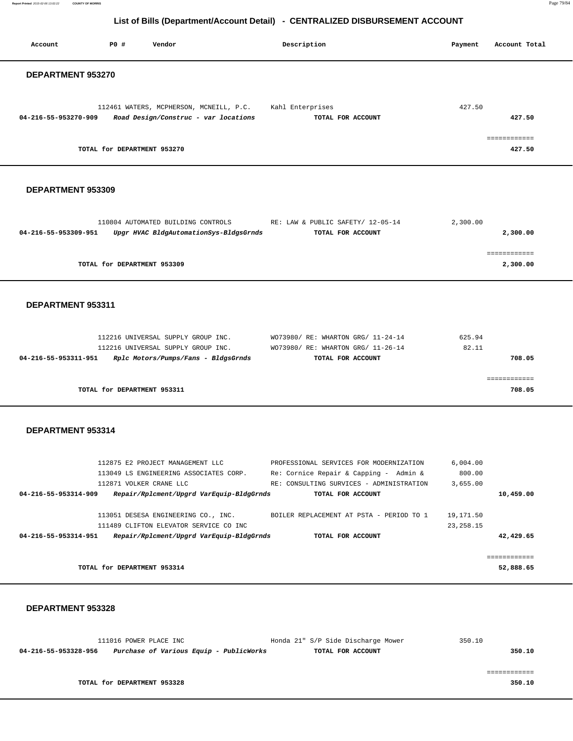## List of Bills (Department/Account Detail) - CENTRALIZED DISBURSEMENT ACCOUNT

| Account | PO # | Vendor | Description | Payment | Account Total |
|---|---|---|---|---|---|

### DEPARTMENT 953270

| Account | PO # | Vendor | Description | Payment | Account Total |
|---|---|---|---|---|---|
| | 112461 | WATERS, MCPHERSON, MCNEILL, P.C. | Kahl Enterprises | 427.50 | |
| **04-216-55-953270-909** | | ***Road Design/Construc - var locations*** | **TOTAL FOR ACCOUNT** | | **427.50** |
| | | | | | ============ |
| | | **TOTAL for DEPARTMENT 953270** | | | **427.50** |

### DEPARTMENT 953309

| Account | PO # | Vendor | Description | Payment | Account Total |
|---|---|---|---|---|---|
| | 110804 | AUTOMATED BUILDING CONTROLS | RE: LAW & PUBLIC SAFETY/ 12-05-14 | 2,300.00 | |
| **04-216-55-953309-951** | | ***Upgr HVAC BldgAutomationSys-BldgsGrnds*** | **TOTAL FOR ACCOUNT** | | **2,300.00** |
| | | | | | ============ |
| | | **TOTAL for DEPARTMENT 953309** | | | **2,300.00** |

### DEPARTMENT 953311

| Account | PO # | Vendor | Description | Payment | Account Total |
|---|---|---|---|---|---|
| | 112216 | UNIVERSAL SUPPLY GROUP INC. | WO73980/ RE: WHARTON GRG/ 11-24-14 | 625.94 | |
| | 112216 | UNIVERSAL SUPPLY GROUP INC. | WO73980/ RE: WHARTON GRG/ 11-26-14 | 82.11 | |
| **04-216-55-953311-951** | | ***Rplc Motors/Pumps/Fans - BldgsGrnds*** | **TOTAL FOR ACCOUNT** | | **708.05** |
| | | | | | ============ |
| | | **TOTAL for DEPARTMENT 953311** | | | **708.05** |

### DEPARTMENT 953314

| Account | PO # | Vendor | Description | Payment | Account Total |
|---|---|---|---|---|---|
| | 112875 | E2 PROJECT MANAGEMENT LLC | PROFESSIONAL SERVICES FOR MODERNIZATION | 6,004.00 | |
| | 113049 | LS ENGINEERING ASSOCIATES CORP. | Re: Cornice Repair & Capping - Admin & | 800.00 | |
| | 112871 | VOLKER CRANE LLC | RE: CONSULTING SURVICES - ADMINISTRATION | 3,655.00 | |
| **04-216-55-953314-909** | | ***Repair/Rplcment/Upgrd VarEquip-BldgGrnds*** | **TOTAL FOR ACCOUNT** | | **10,459.00** |
| | 113051 | DESESA ENGINEERING CO., INC. | BOILER REPLACEMENT AT PSTA - PERIOD TO 1 | 19,171.50 | |
| | 111489 | CLIFTON ELEVATOR SERVICE CO INC | | 23,258.15 | |
| **04-216-55-953314-951** | | ***Repair/Rplcment/Upgrd VarEquip-BldgGrnds*** | **TOTAL FOR ACCOUNT** | | **42,429.65** |
| | | | | | ============ |
| | | **TOTAL for DEPARTMENT 953314** | | | **52,888.65** |

### DEPARTMENT 953328

| Account | PO # | Vendor | Description | Payment | Account Total |
|---|---|---|---|---|---|
| | 111016 | POWER PLACE INC | Honda 21" S/P Side Discharge Mower | 350.10 | |
| **04-216-55-953328-956** | | ***Purchase of Various Equip - PublicWorks*** | **TOTAL FOR ACCOUNT** | | **350.10** |
| | | | | | ============ |
| | | **TOTAL for DEPARTMENT 953328** | | | **350.10** |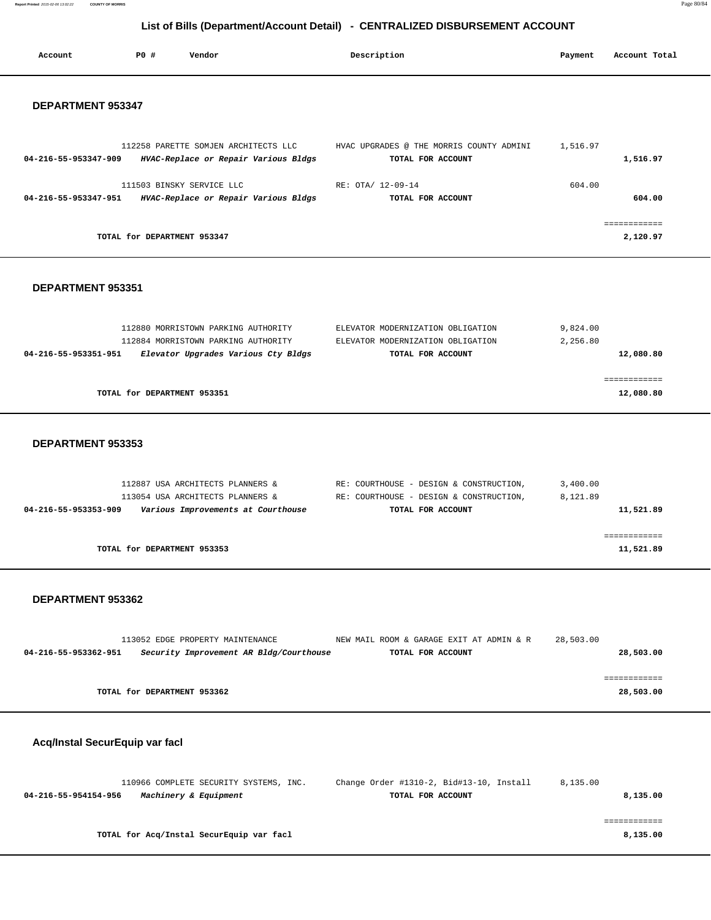# List of Bills (Department/Account Detail) - CENTRALIZED DISBURSEMENT ACCOUNT

| Account | PO # | Vendor | Description | Payment | Account Total |
|---|---|---|---|---|---|

## DEPARTMENT 953347

| Account | PO # | Vendor | Description | Payment | Account Total |
|---|---|---|---|---|---|
| | 112258 | PARETTE SOMJEN ARCHITECTS LLC | HVAC UPGRADES @ THE MORRIS COUNTY ADMINI | 1,516.97 | |
| **04-216-55-953347-909** | | ***HVAC-Replace or Repair Various Bldgs*** | **TOTAL FOR ACCOUNT** | | **1,516.97** |
| | 111503 | BINSKY SERVICE LLC | RE: OTA/ 12-09-14 | 604.00 | |
| **04-216-55-953347-951** | | ***HVAC-Replace or Repair Various Bldgs*** | **TOTAL FOR ACCOUNT** | | **604.00** |

**TOTAL for DEPARTMENT 953347** — **2,120.97**

## DEPARTMENT 953351

| Account | PO # | Vendor | Description | Payment | Account Total |
|---|---|---|---|---|---|
| | 112880 | MORRISTOWN PARKING AUTHORITY | ELEVATOR MODERNIZATION OBLIGATION | 9,824.00 | |
| | 112884 | MORRISTOWN PARKING AUTHORITY | ELEVATOR MODERNIZATION OBLIGATION | 2,256.80 | |
| **04-216-55-953351-951** | | ***Elevator Upgrades Various Cty Bldgs*** | **TOTAL FOR ACCOUNT** | | **12,080.80** |

**TOTAL for DEPARTMENT 953351** — **12,080.80**

## DEPARTMENT 953353

| Account | PO # | Vendor | Description | Payment | Account Total |
|---|---|---|---|---|---|
| | 112887 | USA ARCHITECTS PLANNERS & | RE: COURTHOUSE - DESIGN & CONSTRUCTION, | 3,400.00 | |
| | 113054 | USA ARCHITECTS PLANNERS & | RE: COURTHOUSE - DESIGN & CONSTRUCTION, | 8,121.89 | |
| **04-216-55-953353-909** | | ***Various Improvements at Courthouse*** | **TOTAL FOR ACCOUNT** | | **11,521.89** |

**TOTAL for DEPARTMENT 953353** — **11,521.89**

## DEPARTMENT 953362

| Account | PO # | Vendor | Description | Payment | Account Total |
|---|---|---|---|---|---|
| | 113052 | EDGE PROPERTY MAINTENANCE | NEW MAIL ROOM & GARAGE EXIT AT ADMIN & R | 28,503.00 | |
| **04-216-55-953362-951** | | ***Security Improvement AR Bldg/Courthouse*** | **TOTAL FOR ACCOUNT** | | **28,503.00** |

**TOTAL for DEPARTMENT 953362** — **28,503.00**

## Acq/Instal SecurEquip var facl

| Account | PO # | Vendor | Description | Payment | Account Total |
|---|---|---|---|---|---|
| | 110966 | COMPLETE SECURITY SYSTEMS, INC. | Change Order #1310-2, Bid#13-10, Install | 8,135.00 | |
| **04-216-55-954154-956** | | ***Machinery & Equipment*** | **TOTAL FOR ACCOUNT** | | **8,135.00** |

**TOTAL for Acq/Instal SecurEquip var facl** — **8,135.00**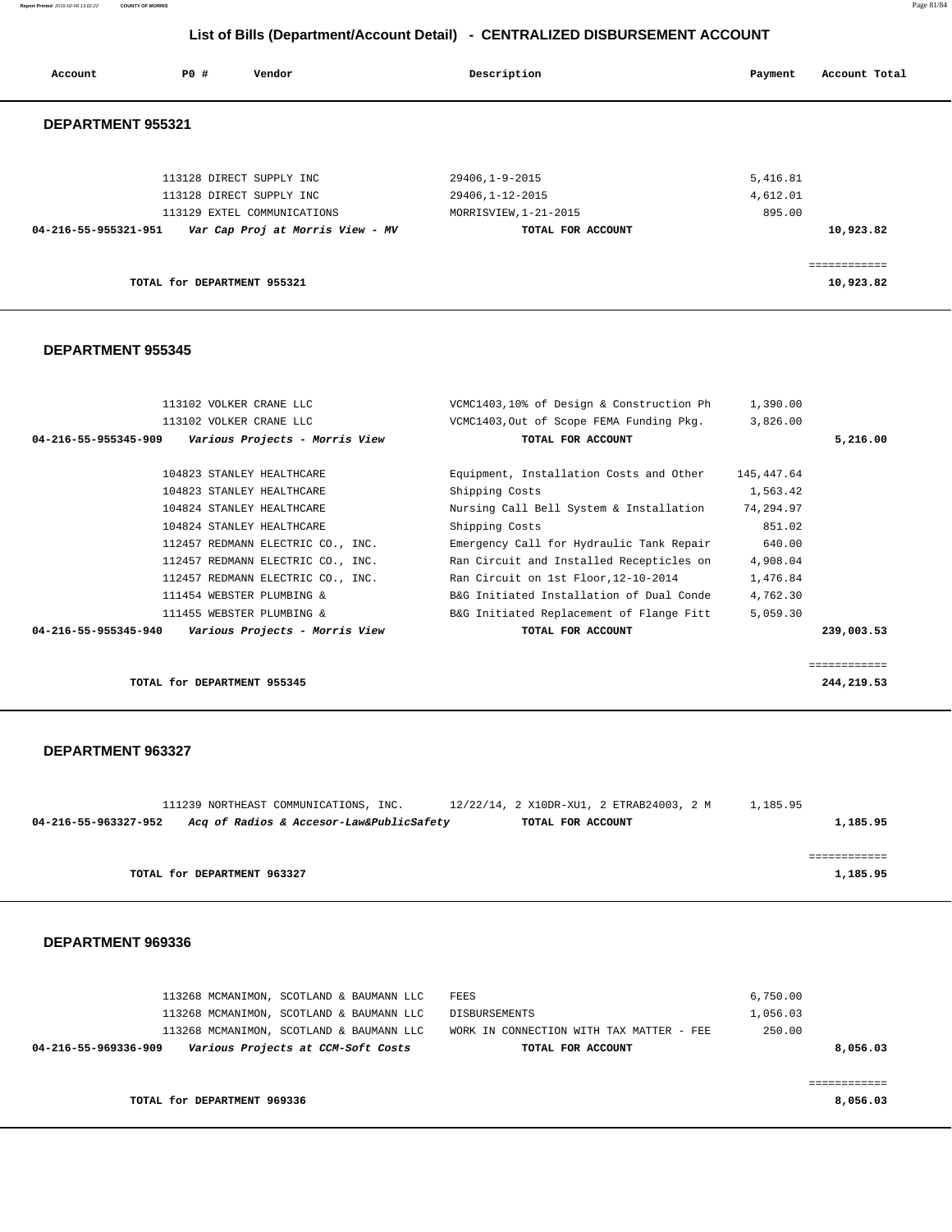## List of Bills (Department/Account Detail) - CENTRALIZED DISBURSEMENT ACCOUNT

| Account | PO # | Vendor | Description | Payment | Account Total |
|---|---|---|---|---|---|

### DEPARTMENT 955321

| Account | PO # | Vendor | Description | Payment | Account Total |
|---|---|---|---|---|---|
| | 113128 | DIRECT SUPPLY INC | 29406,1-9-2015 | 5,416.81 | |
| | 113128 | DIRECT SUPPLY INC | 29406,1-12-2015 | 4,612.01 | |
| | 113129 | EXTEL COMMUNICATIONS | MORRISVIEW,1-21-2015 | 895.00 | |
| **04-216-55-955321-951** | | ***Var Cap Proj at Morris View - MV*** | **TOTAL FOR ACCOUNT** | | **10,923.82** |

**TOTAL for DEPARTMENT 955321** ============ **10,923.82**

### DEPARTMENT 955345

| Account | PO # | Vendor | Description | Payment | Account Total |
|---|---|---|---|---|---|
| | 113102 | VOLKER CRANE LLC | VCMC1403,10% of Design & Construction Ph | 1,390.00 | |
| | 113102 | VOLKER CRANE LLC | VCMC1403,Out of Scope FEMA Funding Pkg. | 3,826.00 | |
| **04-216-55-955345-909** | | ***Various Projects - Morris View*** | **TOTAL FOR ACCOUNT** | | **5,216.00** |
| | 104823 | STANLEY HEALTHCARE | Equipment, Installation Costs and Other | 145,447.64 | |
| | 104823 | STANLEY HEALTHCARE | Shipping Costs | 1,563.42 | |
| | 104824 | STANLEY HEALTHCARE | Nursing Call Bell System & Installation | 74,294.97 | |
| | 104824 | STANLEY HEALTHCARE | Shipping Costs | 851.02 | |
| | 112457 | REDMANN ELECTRIC CO., INC. | Emergency Call for Hydraulic Tank Repair | 640.00 | |
| | 112457 | REDMANN ELECTRIC CO., INC. | Ran Circuit and Installed Recepticles on | 4,908.04 | |
| | 112457 | REDMANN ELECTRIC CO., INC. | Ran Circuit on 1st Floor,12-10-2014 | 1,476.84 | |
| | 111454 | WEBSTER PLUMBING & | B&G Initiated Installation of Dual Conde | 4,762.30 | |
| | 111455 | WEBSTER PLUMBING & | B&G Initiated Replacement of Flange Fitt | 5,059.30 | |
| **04-216-55-955345-940** | | ***Various Projects - Morris View*** | **TOTAL FOR ACCOUNT** | | **239,003.53** |

**TOTAL for DEPARTMENT 955345** ============ **244,219.53**

### DEPARTMENT 963327

| Account | PO # | Vendor | Description | Payment | Account Total |
|---|---|---|---|---|---|
| | 111239 | NORTHEAST COMMUNICATIONS, INC. | 12/22/14, 2 X10DR-XU1, 2 ETRAB24003, 2 M | 1,185.95 | |
| **04-216-55-963327-952** | | ***Acq of Radios & Accesor-Law&PublicSafety*** | **TOTAL FOR ACCOUNT** | | **1,185.95** |

**TOTAL for DEPARTMENT 963327** ============ **1,185.95**

### DEPARTMENT 969336

| Account | PO # | Vendor | Description | Payment | Account Total |
|---|---|---|---|---|---|
| | 113268 | MCMANIMON, SCOTLAND & BAUMANN LLC | FEES | 6,750.00 | |
| | 113268 | MCMANIMON, SCOTLAND & BAUMANN LLC | DISBURSEMENTS | 1,056.03 | |
| | 113268 | MCMANIMON, SCOTLAND & BAUMANN LLC | WORK IN CONNECTION WITH TAX MATTER - FEE | 250.00 | |
| **04-216-55-969336-909** | | ***Various Projects at CCM-Soft Costs*** | **TOTAL FOR ACCOUNT** | | **8,056.03** |

**TOTAL for DEPARTMENT 969336** ============ **8,056.03**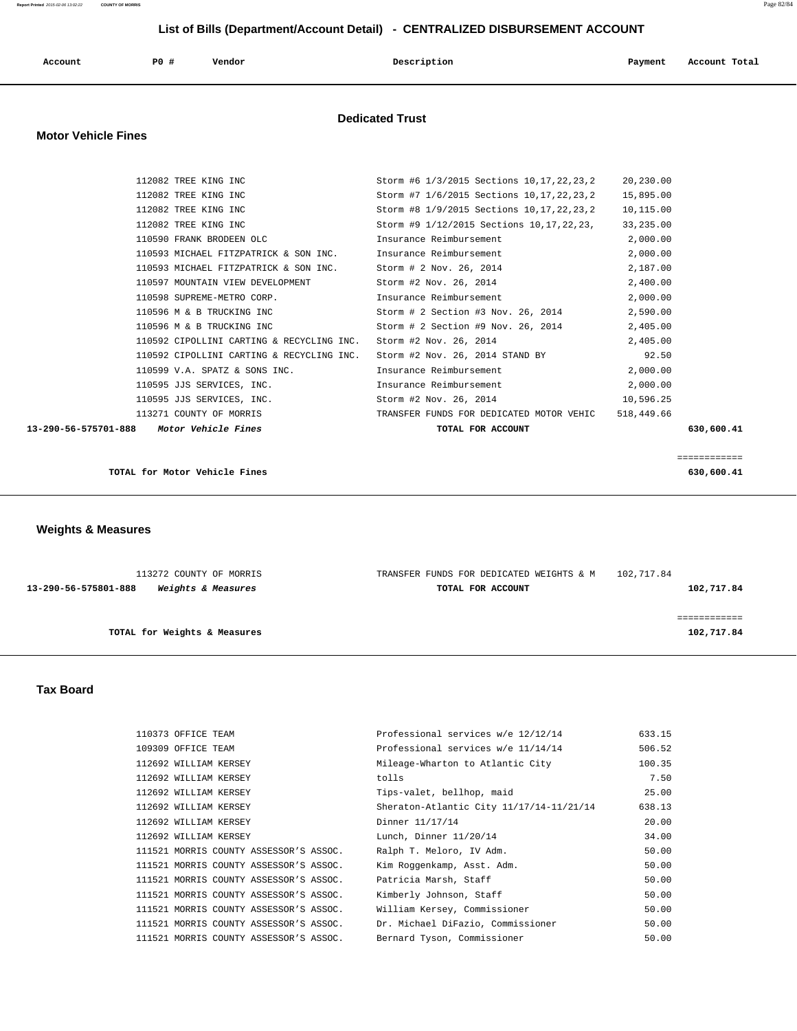# List of Bills (Department/Account Detail) - CENTRALIZED DISBURSEMENT ACCOUNT

| Account | PO # | Vendor | Description | Payment | Account Total |
|---|---|---|---|---|---|

## Dedicated Trust

### Motor Vehicle Fines

| Account | PO # | Vendor | Description | Payment | Account Total |
|---|---|---|---|---|---|
| | 112082 | TREE KING INC | Storm #6 1/3/2015 Sections 10,17,22,23,2 | 20,230.00 | |
| | 112082 | TREE KING INC | Storm #7 1/6/2015 Sections 10,17,22,23,2 | 15,895.00 | |
| | 112082 | TREE KING INC | Storm #8 1/9/2015 Sections 10,17,22,23,2 | 10,115.00 | |
| | 112082 | TREE KING INC | Storm #9 1/12/2015 Sections 10,17,22,23, | 33,235.00 | |
| | 110590 | FRANK BRODEEN OLC | Insurance Reimbursement | 2,000.00 | |
| | 110593 | MICHAEL FITZPATRICK & SON INC. | Insurance Reimbursement | 2,000.00 | |
| | 110593 | MICHAEL FITZPATRICK & SON INC. | Storm # 2 Nov. 26, 2014 | 2,187.00 | |
| | 110597 | MOUNTAIN VIEW DEVELOPMENT | Storm #2 Nov. 26, 2014 | 2,400.00 | |
| | 110598 | SUPREME-METRO CORP. | Insurance Reimbursement | 2,000.00 | |
| | 110596 | M & B TRUCKING INC | Storm # 2 Section #3 Nov. 26, 2014 | 2,590.00 | |
| | 110596 | M & B TRUCKING INC | Storm # 2 Section #9 Nov. 26, 2014 | 2,405.00 | |
| | 110592 | CIPOLLINI CARTING & RECYCLING INC. | Storm #2 Nov. 26, 2014 | 2,405.00 | |
| | 110592 | CIPOLLINI CARTING & RECYCLING INC. | Storm #2 Nov. 26, 2014 STAND BY | 92.50 | |
| | 110599 | V.A. SPATZ & SONS INC. | Insurance Reimbursement | 2,000.00 | |
| | 110595 | JJS SERVICES, INC. | Insurance Reimbursement | 2,000.00 | |
| | 110595 | JJS SERVICES, INC. | Storm #2 Nov. 26, 2014 | 10,596.25 | |
| | 113271 | COUNTY OF MORRIS | TRANSFER FUNDS FOR DEDICATED MOTOR VEHIC | 518,449.66 | |
| **13-290-56-575701-888** | | ***Motor Vehicle Fines*** | **TOTAL FOR ACCOUNT** | | **630,600.41** |

**TOTAL for Motor Vehicle Fines** — **630,600.41**

### Weights & Measures

| Account | PO # | Vendor | Description | Payment | Account Total |
|---|---|---|---|---|---|
| | 113272 | COUNTY OF MORRIS | TRANSFER FUNDS FOR DEDICATED WEIGHTS & M | 102,717.84 | |
| **13-290-56-575801-888** | | ***Weights & Measures*** | **TOTAL FOR ACCOUNT** | | **102,717.84** |

**TOTAL for Weights & Measures** — **102,717.84**

### Tax Board

| Account | PO # | Vendor | Description | Payment | Account Total |
|---|---|---|---|---|---|
| | 110373 | OFFICE TEAM | Professional services w/e 12/12/14 | 633.15 | |
| | 109309 | OFFICE TEAM | Professional services w/e 11/14/14 | 506.52 | |
| | 112692 | WILLIAM KERSEY | Mileage-Wharton to Atlantic City | 100.35 | |
| | 112692 | WILLIAM KERSEY | tolls | 7.50 | |
| | 112692 | WILLIAM KERSEY | Tips-valet, bellhop, maid | 25.00 | |
| | 112692 | WILLIAM KERSEY | Sheraton-Atlantic City 11/17/14-11/21/14 | 638.13 | |
| | 112692 | WILLIAM KERSEY | Dinner 11/17/14 | 20.00 | |
| | 112692 | WILLIAM KERSEY | Lunch, Dinner 11/20/14 | 34.00 | |
| | 111521 | MORRIS COUNTY ASSESSOR'S ASSOC. | Ralph T. Meloro, IV Adm. | 50.00 | |
| | 111521 | MORRIS COUNTY ASSESSOR'S ASSOC. | Kim Roggenkamp, Asst. Adm. | 50.00 | |
| | 111521 | MORRIS COUNTY ASSESSOR'S ASSOC. | Patricia Marsh, Staff | 50.00 | |
| | 111521 | MORRIS COUNTY ASSESSOR'S ASSOC. | Kimberly Johnson, Staff | 50.00 | |
| | 111521 | MORRIS COUNTY ASSESSOR'S ASSOC. | William Kersey, Commissioner | 50.00 | |
| | 111521 | MORRIS COUNTY ASSESSOR'S ASSOC. | Dr. Michael DiFazio, Commissioner | 50.00 | |
| | 111521 | MORRIS COUNTY ASSESSOR'S ASSOC. | Bernard Tyson, Commissioner | 50.00 | |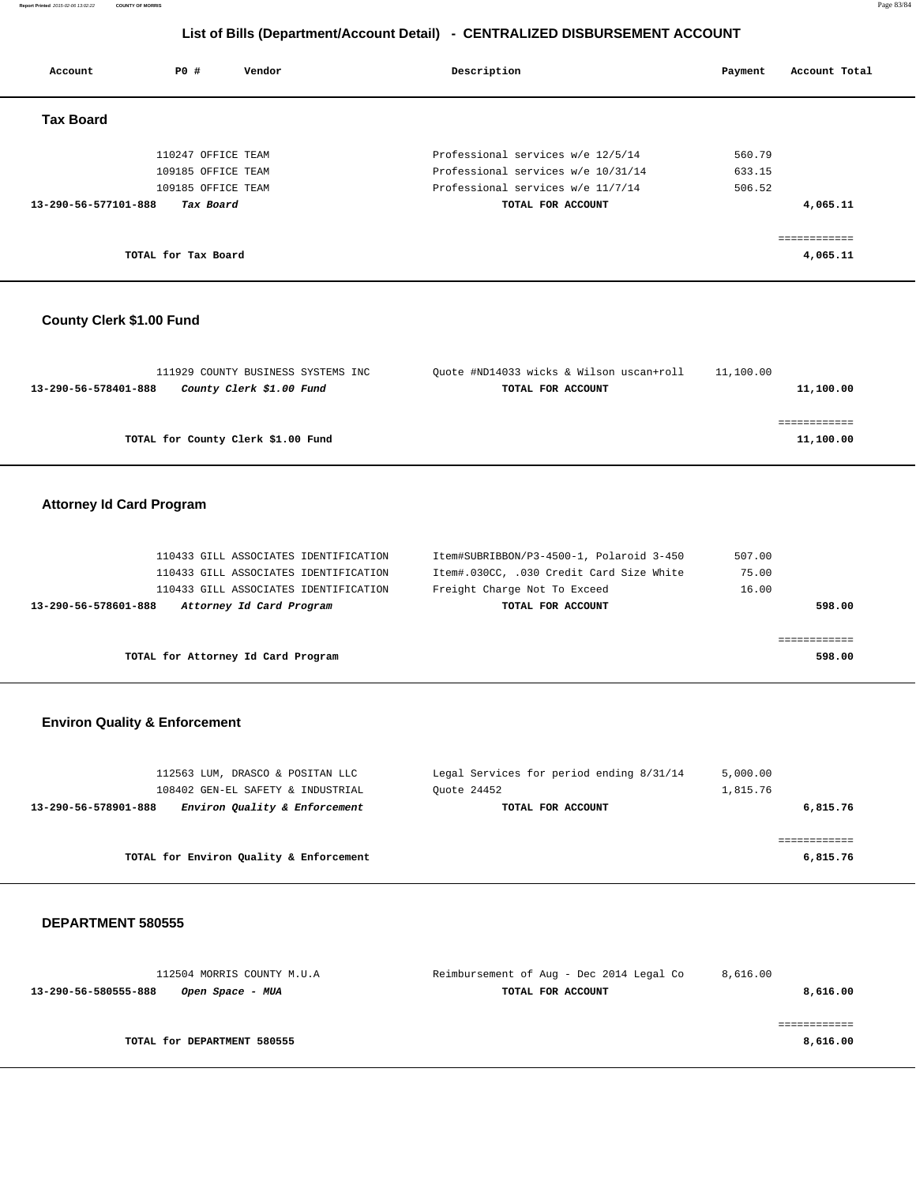# List of Bills (Department/Account Detail) - CENTRALIZED DISBURSEMENT ACCOUNT

| Account | PO # | Vendor | Description | Payment | Account Total |
|---|---|---|---|---|---|

## Tax Board

| Account | PO # | Vendor | Description | Payment | Account Total |
|---|---|---|---|---|---|
| | 110247 | OFFICE TEAM | Professional services w/e 12/5/14 | 560.79 | |
| | 109185 | OFFICE TEAM | Professional services w/e 10/31/14 | 633.15 | |
| | 109185 | OFFICE TEAM | Professional services w/e 11/7/14 | 506.52 | |
| **13-290-56-577101-888** | | ***Tax Board*** | **TOTAL FOR ACCOUNT** | | **4,065.11** |

**TOTAL for Tax Board** ============ **4,065.11**

## County Clerk $1.00 Fund

| Account | PO # | Vendor | Description | Payment | Account Total |
|---|---|---|---|---|---|
| | 111929 | COUNTY BUSINESS SYSTEMS INC | Quote #ND14033 wicks & Wilson uscan+roll | 11,100.00 | |
| **13-290-56-578401-888** | | ***County Clerk $1.00 Fund*** | **TOTAL FOR ACCOUNT** | | **11,100.00** |

**TOTAL for County Clerk $1.00 Fund** ============ **11,100.00**

## Attorney Id Card Program

| Account | PO # | Vendor | Description | Payment | Account Total |
|---|---|---|---|---|---|
| | 110433 | GILL ASSOCIATES IDENTIFICATION | Item#SUBRIBBON/P3-4500-1, Polaroid 3-450 | 507.00 | |
| | 110433 | GILL ASSOCIATES IDENTIFICATION | Item#.030CC, .030 Credit Card Size White | 75.00 | |
| | 110433 | GILL ASSOCIATES IDENTIFICATION | Freight Charge Not To Exceed | 16.00 | |
| **13-290-56-578601-888** | | ***Attorney Id Card Program*** | **TOTAL FOR ACCOUNT** | | **598.00** |

**TOTAL for Attorney Id Card Program** ============ **598.00**

## Environ Quality & Enforcement

| Account | PO # | Vendor | Description | Payment | Account Total |
|---|---|---|---|---|---|
| | 112563 | LUM, DRASCO & POSITAN LLC | Legal Services for period ending 8/31/14 | 5,000.00 | |
| | 108402 | GEN-EL SAFETY & INDUSTRIAL | Quote 24452 | 1,815.76 | |
| **13-290-56-578901-888** | | ***Environ Quality & Enforcement*** | **TOTAL FOR ACCOUNT** | | **6,815.76** |

**TOTAL for Environ Quality & Enforcement** ============ **6,815.76**

## DEPARTMENT 580555

| Account | PO # | Vendor | Description | Payment | Account Total |
|---|---|---|---|---|---|
| | 112504 | MORRIS COUNTY M.U.A | Reimbursement of Aug - Dec 2014 Legal Co | 8,616.00 | |
| **13-290-56-580555-888** | | ***Open Space - MUA*** | **TOTAL FOR ACCOUNT** | | **8,616.00** |

**TOTAL for DEPARTMENT 580555** ============ **8,616.00**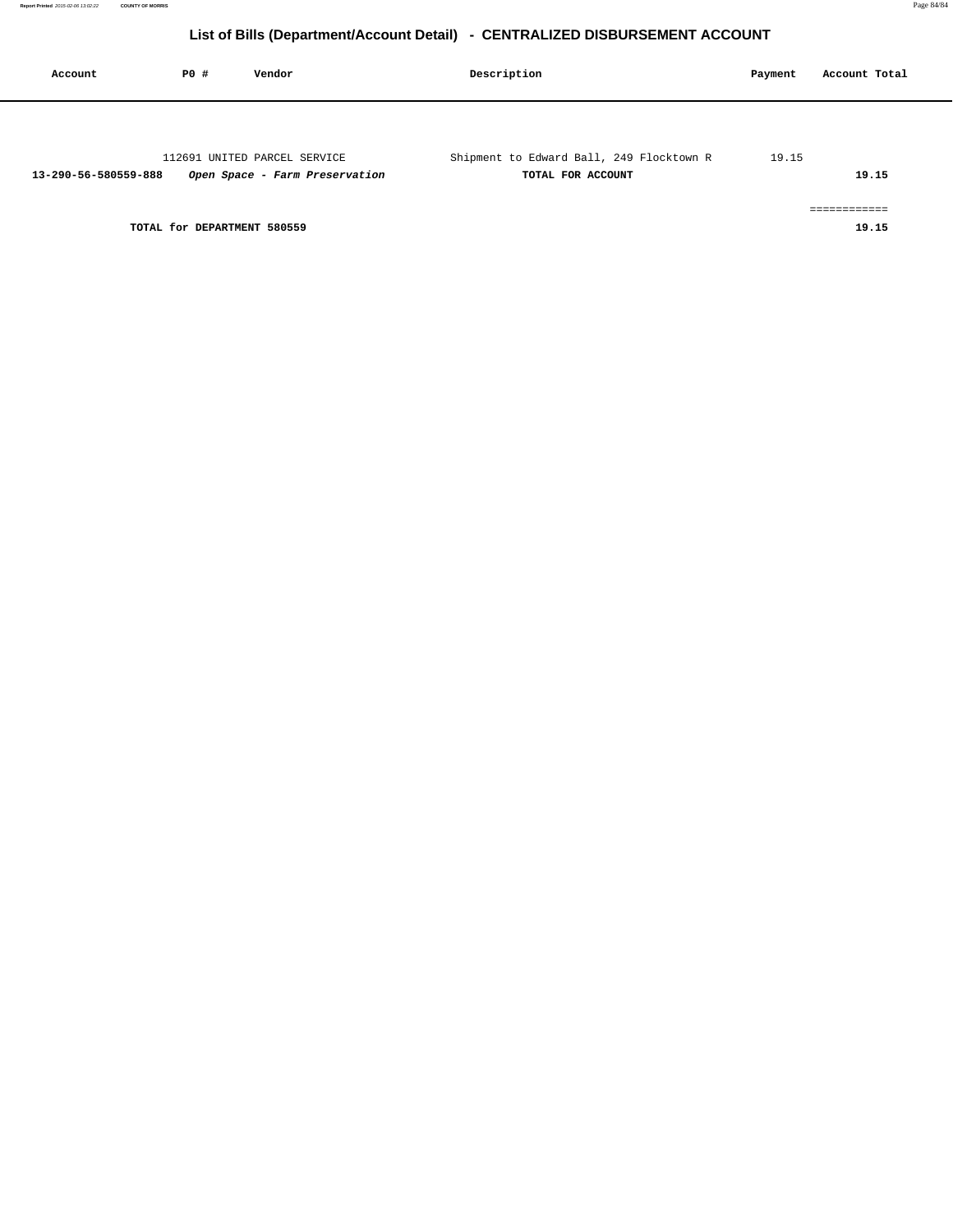# List of Bills (Department/Account Detail) - CENTRALIZED DISBURSEMENT ACCOUNT

| Account | PO # | Vendor | Description | Payment | Account Total |
|---|---|---|---|---|---|
| | 112691 | UNITED PARCEL SERVICE | Shipment to Edward Ball, 249 Flocktown R | 19.15 | |
| **13-290-56-580559-888** | | ***Open Space - Farm Preservation*** | **TOTAL FOR ACCOUNT** | | **19.15** |
| | | | | | ============ |
| | **TOTAL for DEPARTMENT 580559** | | | | **19.15** |